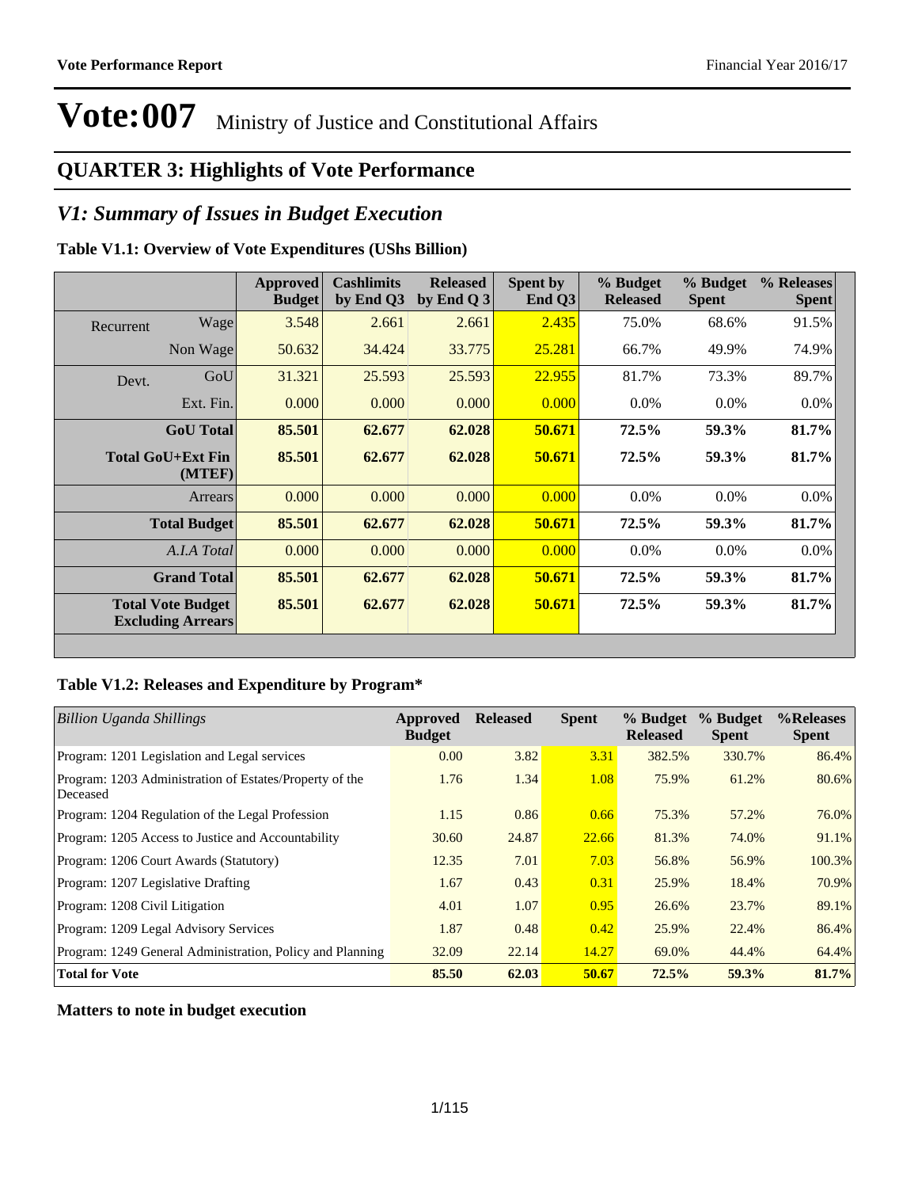# Vote:007 Ministry of Justice and Constitutional Affairs

## QUARTER 3: Highlights of Vote Performance

## *V1: Summary of Issues in Budget Execution*

**Table V1.1: Overview of Vote Expenditures (UShs Billion)**

| | | Approved Budget | Cashlimits by End Q3 | Released by End Q 3 | Spent by End Q3 | % Budget Released | % Budget Spent | % Releases Spent |
|---|---|---|---|---|---|---|---|---|
| Recurrent | Wage | 3.548 | 2.661 | 2.661 | 2.435 | 75.0% | 68.6% | 91.5% |
| | Non Wage | 50.632 | 34.424 | 33.775 | 25.281 | 66.7% | 49.9% | 74.9% |
| Devt. | GoU | 31.321 | 25.593 | 25.593 | 22.955 | 81.7% | 73.3% | 89.7% |
| | Ext. Fin. | 0.000 | 0.000 | 0.000 | 0.000 | 0.0% | 0.0% | 0.0% |
| | **GoU Total** | **85.501** | **62.677** | **62.028** | **50.671** | **72.5%** | **59.3%** | **81.7%** |
| | **Total GoU+Ext Fin (MTEF)** | **85.501** | **62.677** | **62.028** | **50.671** | **72.5%** | **59.3%** | **81.7%** |
| | Arrears | 0.000 | 0.000 | 0.000 | 0.000 | 0.0% | 0.0% | 0.0% |
| | **Total Budget** | **85.501** | **62.677** | **62.028** | **50.671** | **72.5%** | **59.3%** | **81.7%** |
| | *A.I.A Total* | 0.000 | 0.000 | 0.000 | 0.000 | 0.0% | 0.0% | 0.0% |
| | **Grand Total** | **85.501** | **62.677** | **62.028** | **50.671** | **72.5%** | **59.3%** | **81.7%** |
| | **Total Vote Budget Excluding Arrears** | **85.501** | **62.677** | **62.028** | **50.671** | **72.5%** | **59.3%** | **81.7%** |

**Table V1.2: Releases and Expenditure by Program***

| *Billion Uganda Shillings* | Approved Budget | Released | Spent | % Budget Released | % Budget Spent | %Releases Spent |
|---|---|---|---|---|---|---|
| Program: 1201 Legislation and Legal services | 0.00 | 3.82 | 3.31 | 382.5% | 330.7% | 86.4% |
| Program: 1203 Administration of Estates/Property of the Deceased | 1.76 | 1.34 | 1.08 | 75.9% | 61.2% | 80.6% |
| Program: 1204 Regulation of the Legal Profession | 1.15 | 0.86 | 0.66 | 75.3% | 57.2% | 76.0% |
| Program: 1205 Access to Justice and Accountability | 30.60 | 24.87 | 22.66 | 81.3% | 74.0% | 91.1% |
| Program: 1206 Court Awards (Statutory) | 12.35 | 7.01 | 7.03 | 56.8% | 56.9% | 100.3% |
| Program: 1207 Legislative Drafting | 1.67 | 0.43 | 0.31 | 25.9% | 18.4% | 70.9% |
| Program: 1208 Civil Litigation | 4.01 | 1.07 | 0.95 | 26.6% | 23.7% | 89.1% |
| Program: 1209 Legal Advisory Services | 1.87 | 0.48 | 0.42 | 25.9% | 22.4% | 86.4% |
| Program: 1249 General Administration, Policy and Planning | 32.09 | 22.14 | 14.27 | 69.0% | 44.4% | 64.4% |
| **Total for Vote** | **85.50** | **62.03** | **50.67** | **72.5%** | **59.3%** | **81.7%** |

**Matters to note in budget execution**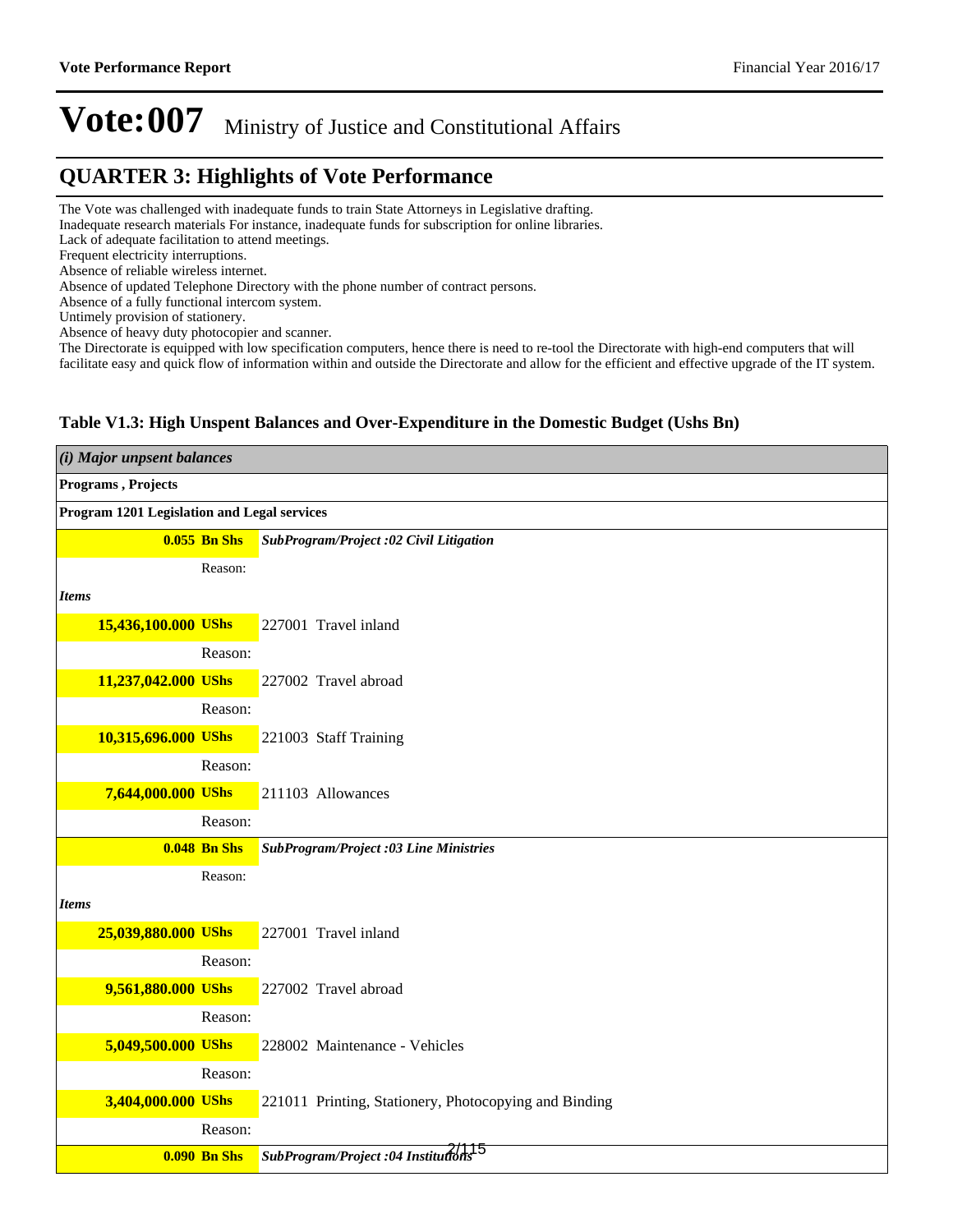# Vote:007 Ministry of Justice and Constitutional Affairs

## QUARTER 3: Highlights of Vote Performance

The Vote was challenged with inadequate funds to train State Attorneys in Legislative drafting.
Inadequate research materials For instance, inadequate funds for subscription for online libraries.
Lack of adequate facilitation to attend meetings.
Frequent electricity interruptions.
Absence of reliable wireless internet.
Absence of updated Telephone Directory with the phone number of contract persons.
Absence of a fully functional intercom system.
Untimely provision of stationery.
Absence of heavy duty photocopier and scanner.
The Directorate is equipped with low specification computers, hence there is need to re-tool the Directorate with high-end computers that will facilitate easy and quick flow of information within and outside the Directorate and allow for the efficient and effective upgrade of the IT system.

### Table V1.3: High Unspent Balances and Over-Expenditure in the Domestic Budget (Ushs Bn)

| *(i) Major unpsent balances* | |
|---|---|
| **Programs , Projects** | |
| **Program 1201 Legislation and Legal services** | |
| **0.055 Bn Shs** | ***SubProgram/Project :02 Civil Litigation*** |
| Reason: | |
| ***Items*** | |
| **15,436,100.000 UShs** | 227001 Travel inland |
| Reason: | |
| **11,237,042.000 UShs** | 227002 Travel abroad |
| Reason: | |
| **10,315,696.000 UShs** | 221003 Staff Training |
| Reason: | |
| **7,644,000.000 UShs** | 211103 Allowances |
| Reason: | |
| **0.048 Bn Shs** | ***SubProgram/Project :03 Line Ministries*** |
| Reason: | |
| ***Items*** | |
| **25,039,880.000 UShs** | 227001 Travel inland |
| Reason: | |
| **9,561,880.000 UShs** | 227002 Travel abroad |
| Reason: | |
| **5,049,500.000 UShs** | 228002 Maintenance - Vehicles |
| Reason: | |
| **3,404,000.000 UShs** | 221011 Printing, Stationery, Photocopying and Binding |
| Reason: | |
| **0.090 Bn Shs** | ***SubProgram/Project :04 Institutions*** |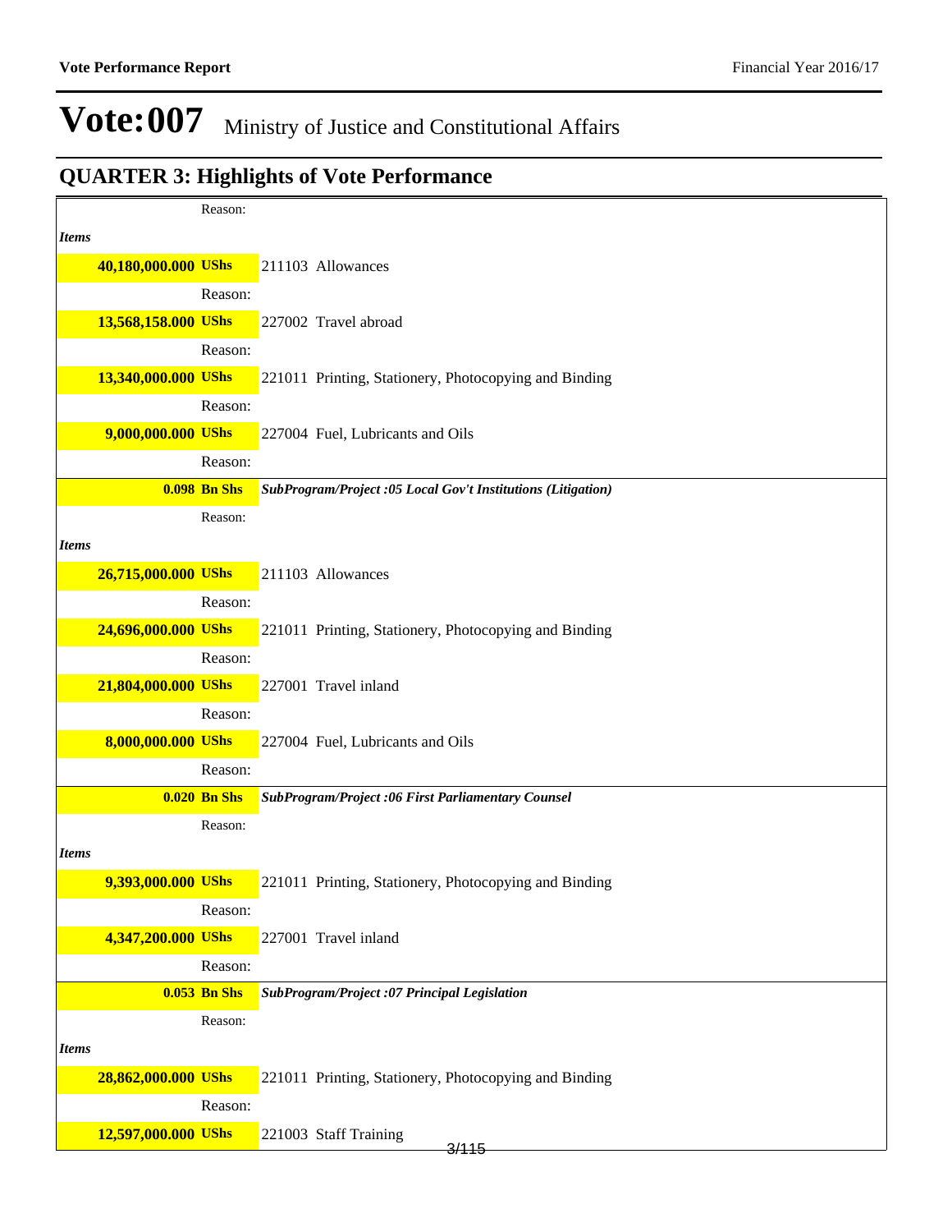# Vote:007 Ministry of Justice and Constitutional Affairs

## QUARTER 3: Highlights of Vote Performance

Reason:

*Items*

**40,180,000.000 UShs** 211103 Allowances

Reason:

**13,568,158.000 UShs** 227002 Travel abroad

Reason:

**13,340,000.000 UShs** 221011 Printing, Stationery, Photocopying and Binding

Reason:

**9,000,000.000 UShs** 227004 Fuel, Lubricants and Oils

Reason:

**0.098 Bn Shs** ***SubProgram/Project :05 Local Gov't Institutions (Litigation)***

Reason:

*Items*

**26,715,000.000 UShs** 211103 Allowances

Reason:

**24,696,000.000 UShs** 221011 Printing, Stationery, Photocopying and Binding

Reason:

**21,804,000.000 UShs** 227001 Travel inland

Reason:

**8,000,000.000 UShs** 227004 Fuel, Lubricants and Oils

Reason:

**0.020 Bn Shs** ***SubProgram/Project :06 First Parliamentary Counsel***

Reason:

*Items*

**9,393,000.000 UShs** 221011 Printing, Stationery, Photocopying and Binding

Reason:

**4,347,200.000 UShs** 227001 Travel inland

Reason:

**0.053 Bn Shs** ***SubProgram/Project :07 Principal Legislation***

Reason:

*Items*

**28,862,000.000 UShs** 221011 Printing, Stationery, Photocopying and Binding

Reason:

**12,597,000.000 UShs** 221003 Staff Training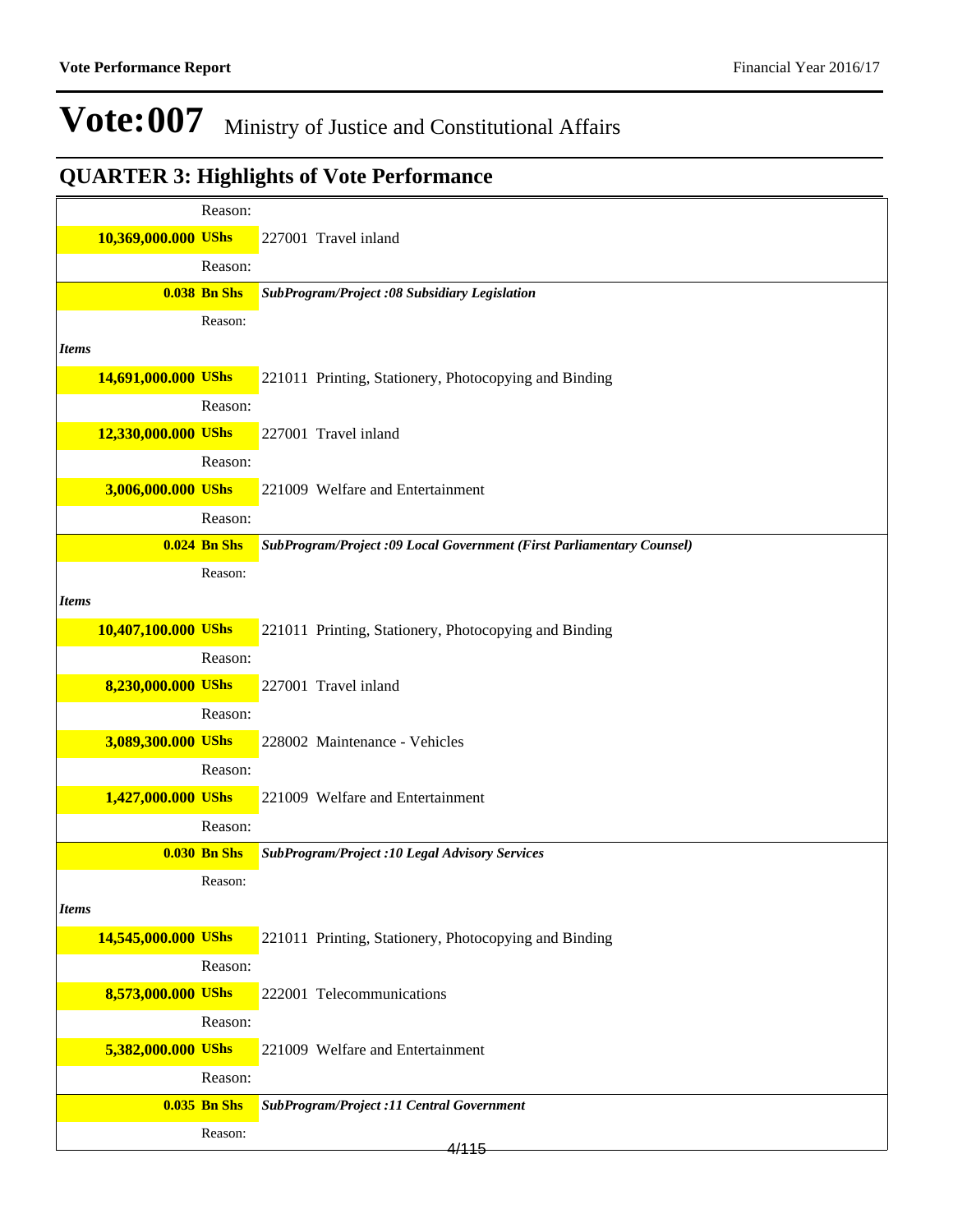# Vote:007 Ministry of Justice and Constitutional Affairs

## QUARTER 3: Highlights of Vote Performance

| | |
|---|---|
| Reason: | |
| **10,369,000.000 UShs** | 227001 Travel inland |
| Reason: | |
| **0.038 Bn Shs** | ***SubProgram/Project :08 Subsidiary Legislation*** |
| Reason: | |
| ***Items*** | |
| **14,691,000.000 UShs** | 221011 Printing, Stationery, Photocopying and Binding |
| Reason: | |
| **12,330,000.000 UShs** | 227001 Travel inland |
| Reason: | |
| **3,006,000.000 UShs** | 221009 Welfare and Entertainment |
| Reason: | |
| **0.024 Bn Shs** | ***SubProgram/Project :09 Local Government (First Parliamentary Counsel)*** |
| Reason: | |
| ***Items*** | |
| **10,407,100.000 UShs** | 221011 Printing, Stationery, Photocopying and Binding |
| Reason: | |
| **8,230,000.000 UShs** | 227001 Travel inland |
| Reason: | |
| **3,089,300.000 UShs** | 228002 Maintenance - Vehicles |
| Reason: | |
| **1,427,000.000 UShs** | 221009 Welfare and Entertainment |
| Reason: | |
| **0.030 Bn Shs** | ***SubProgram/Project :10 Legal Advisory Services*** |
| Reason: | |
| ***Items*** | |
| **14,545,000.000 UShs** | 221011 Printing, Stationery, Photocopying and Binding |
| Reason: | |
| **8,573,000.000 UShs** | 222001 Telecommunications |
| Reason: | |
| **5,382,000.000 UShs** | 221009 Welfare and Entertainment |
| Reason: | |
| **0.035 Bn Shs** | ***SubProgram/Project :11 Central Government*** |
| Reason: | |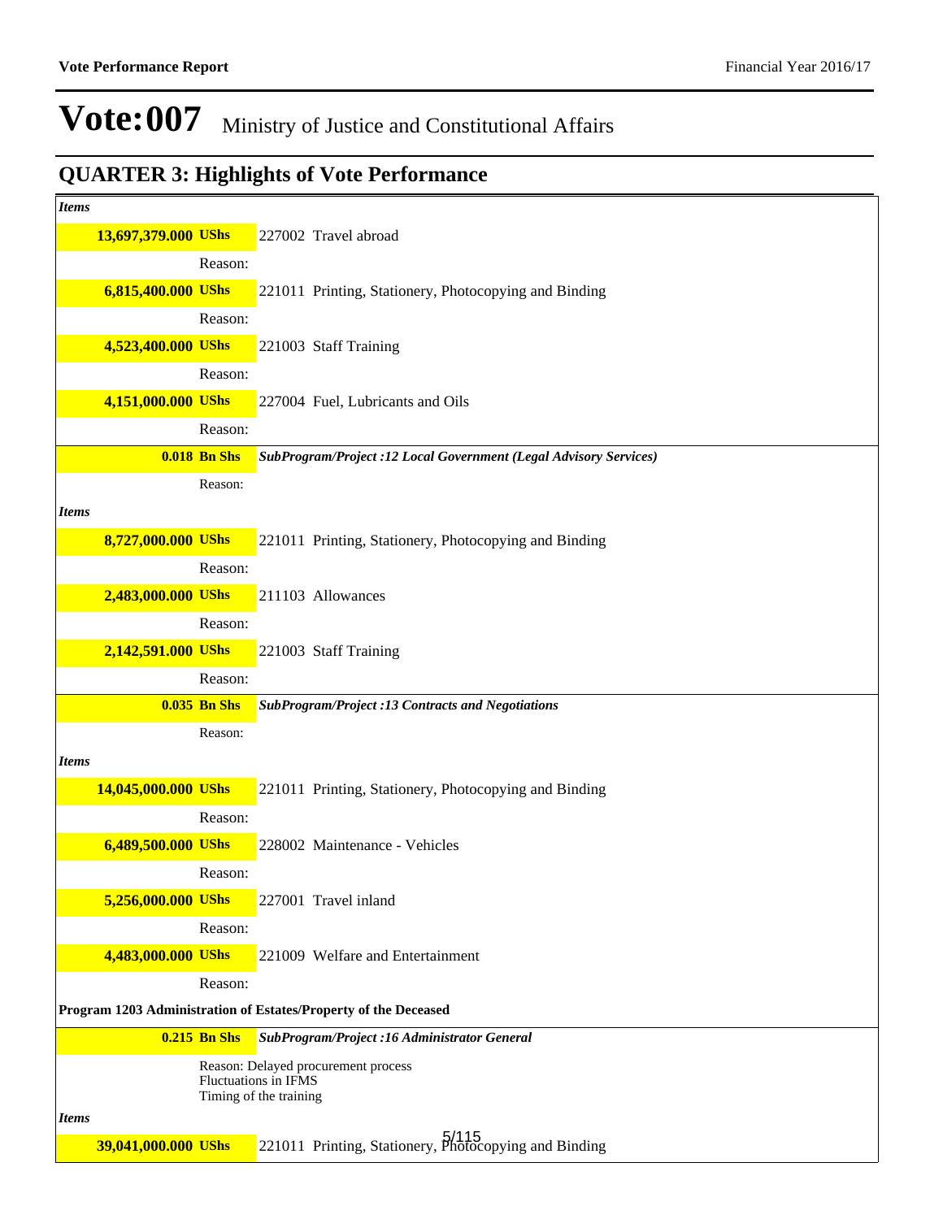# Vote:007 Ministry of Justice and Constitutional Affairs

## QUARTER 3: Highlights of Vote Performance

*Items*

| | |
|---|---|
| **13,697,379.000 UShs** | 227002 Travel abroad |
| Reason: | |
| **6,815,400.000 UShs** | 221011 Printing, Stationery, Photocopying and Binding |
| Reason: | |
| **4,523,400.000 UShs** | 221003 Staff Training |
| Reason: | |
| **4,151,000.000 UShs** | 227004 Fuel, Lubricants and Oils |
| Reason: | |
| **0.018 Bn Shs** | ***SubProgram/Project :12 Local Government (Legal Advisory Services)*** |
| Reason: | |

*Items*

| | |
|---|---|
| **8,727,000.000 UShs** | 221011 Printing, Stationery, Photocopying and Binding |
| Reason: | |
| **2,483,000.000 UShs** | 211103 Allowances |
| Reason: | |
| **2,142,591.000 UShs** | 221003 Staff Training |
| Reason: | |
| **0.035 Bn Shs** | ***SubProgram/Project :13 Contracts and Negotiations*** |
| Reason: | |

*Items*

| | |
|---|---|
| **14,045,000.000 UShs** | 221011 Printing, Stationery, Photocopying and Binding |
| Reason: | |
| **6,489,500.000 UShs** | 228002 Maintenance - Vehicles |
| Reason: | |
| **5,256,000.000 UShs** | 227001 Travel inland |
| Reason: | |
| **4,483,000.000 UShs** | 221009 Welfare and Entertainment |
| Reason: | |

**Program 1203 Administration of Estates/Property of the Deceased**

| | |
|---|---|
| **0.215 Bn Shs** | ***SubProgram/Project :16 Administrator General*** |
| Reason: Delayed procurement process<br>Fluctuations in IFMS<br>Timing of the training | |

*Items*

| | |
|---|---|
| **39,041,000.000 UShs** | 221011 Printing, Stationery, Photocopying and Binding |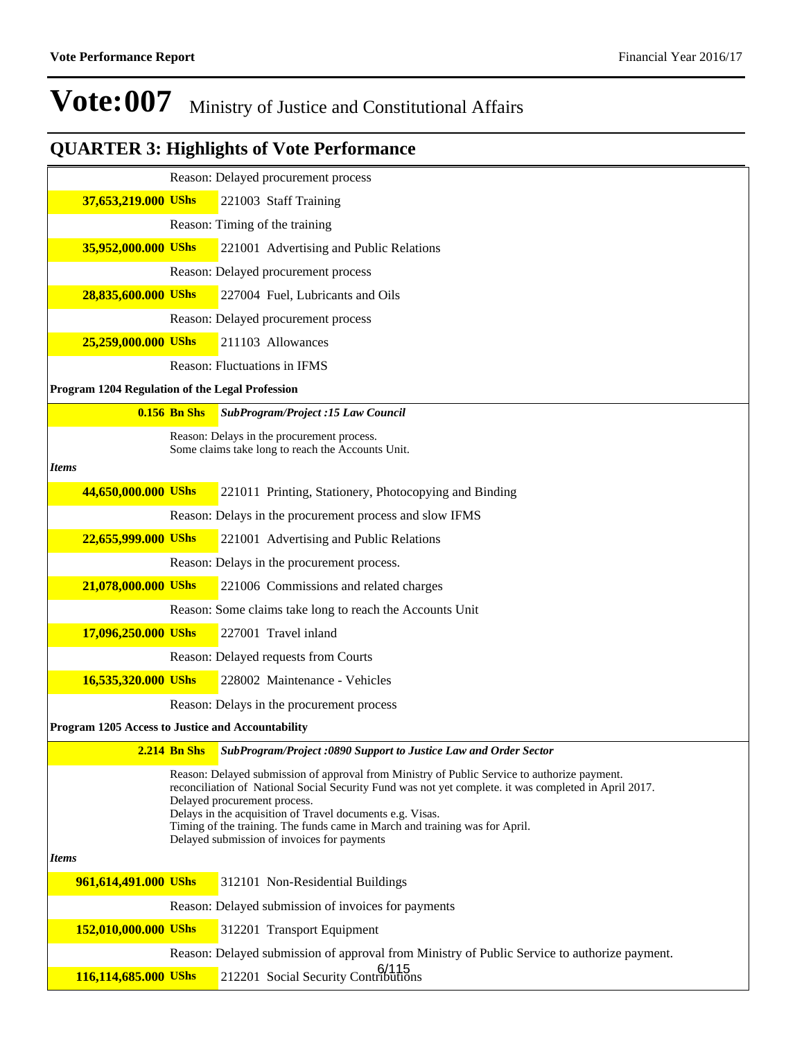# Vote:007 Ministry of Justice and Constitutional Affairs

## QUARTER 3: Highlights of Vote Performance

Reason: Delayed procurement process

**37,653,219.000 UShs** 221003 Staff Training

Reason: Timing of the training

**35,952,000.000 UShs** 221001 Advertising and Public Relations

Reason: Delayed procurement process

**28,835,600.000 UShs** 227004 Fuel, Lubricants and Oils

Reason: Delayed procurement process

**25,259,000.000 UShs** 211103 Allowances

Reason: Fluctuations in IFMS

**Program 1204 Regulation of the Legal Profession**

**0.156 Bn Shs** ***SubProgram/Project :15 Law Council***

Reason: Delays in the procurement process.
Some claims take long to reach the Accounts Unit.

*Items*

**44,650,000.000 UShs** 221011 Printing, Stationery, Photocopying and Binding

Reason: Delays in the procurement process and slow IFMS

**22,655,999.000 UShs** 221001 Advertising and Public Relations

Reason: Delays in the procurement process.

**21,078,000.000 UShs** 221006 Commissions and related charges

Reason: Some claims take long to reach the Accounts Unit

**17,096,250.000 UShs** 227001 Travel inland

Reason: Delayed requests from Courts

**16,535,320.000 UShs** 228002 Maintenance - Vehicles

Reason: Delays in the procurement process

**Program 1205 Access to Justice and Accountability**

**2.214 Bn Shs** ***SubProgram/Project :0890 Support to Justice Law and Order Sector***

Reason: Delayed submission of approval from Ministry of Public Service to authorize payment.
reconciliation of National Social Security Fund was not yet complete. it was completed in April 2017.
Delayed procurement process.
Delays in the acquisition of Travel documents e.g. Visas.
Timing of the training. The funds came in March and training was for April.
Delayed submission of invoices for payments

*Items*

**961,614,491.000 UShs** 312101 Non-Residential Buildings

Reason: Delayed submission of invoices for payments

**152,010,000.000 UShs** 312201 Transport Equipment

Reason: Delayed submission of approval from Ministry of Public Service to authorize payment.

**116,114,685.000 UShs** 212201 Social Security Contributions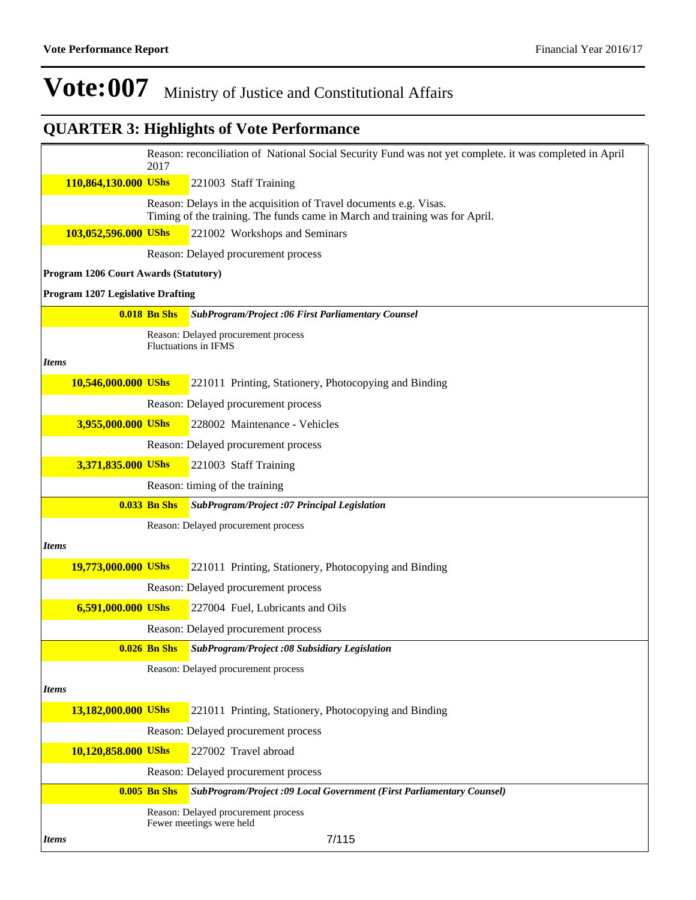# Vote:007 Ministry of Justice and Constitutional Affairs

## QUARTER 3: Highlights of Vote Performance

Reason: reconciliation of National Social Security Fund was not yet complete. it was completed in April 2017

**110,864,130.000 UShs** 221003 Staff Training

Reason: Delays in the acquisition of Travel documents e.g. Visas.
Timing of the training. The funds came in March and training was for April.

**103,052,596.000 UShs** 221002 Workshops and Seminars

Reason: Delayed procurement process

**Program 1206 Court Awards (Statutory)**

**Program 1207 Legislative Drafting**

**0.018 Bn Shs** ***SubProgram/Project :06 First Parliamentary Counsel***

Reason: Delayed procurement process
Fluctuations in IFMS

***Items***

**10,546,000.000 UShs** 221011 Printing, Stationery, Photocopying and Binding

Reason: Delayed procurement process

**3,955,000.000 UShs** 228002 Maintenance - Vehicles

Reason: Delayed procurement process

**3,371,835.000 UShs** 221003 Staff Training

Reason: timing of the training

**0.033 Bn Shs** ***SubProgram/Project :07 Principal Legislation***

Reason: Delayed procurement process

***Items***

**19,773,000.000 UShs** 221011 Printing, Stationery, Photocopying and Binding

Reason: Delayed procurement process

**6,591,000.000 UShs** 227004 Fuel, Lubricants and Oils

Reason: Delayed procurement process

**0.026 Bn Shs** ***SubProgram/Project :08 Subsidiary Legislation***

Reason: Delayed procurement process

***Items***

**13,182,000.000 UShs** 221011 Printing, Stationery, Photocopying and Binding

Reason: Delayed procurement process

**10,120,858.000 UShs** 227002 Travel abroad

Reason: Delayed procurement process

**0.005 Bn Shs** ***SubProgram/Project :09 Local Government (First Parliamentary Counsel)***

Reason: Delayed procurement process
Fewer meetings were held

***Items***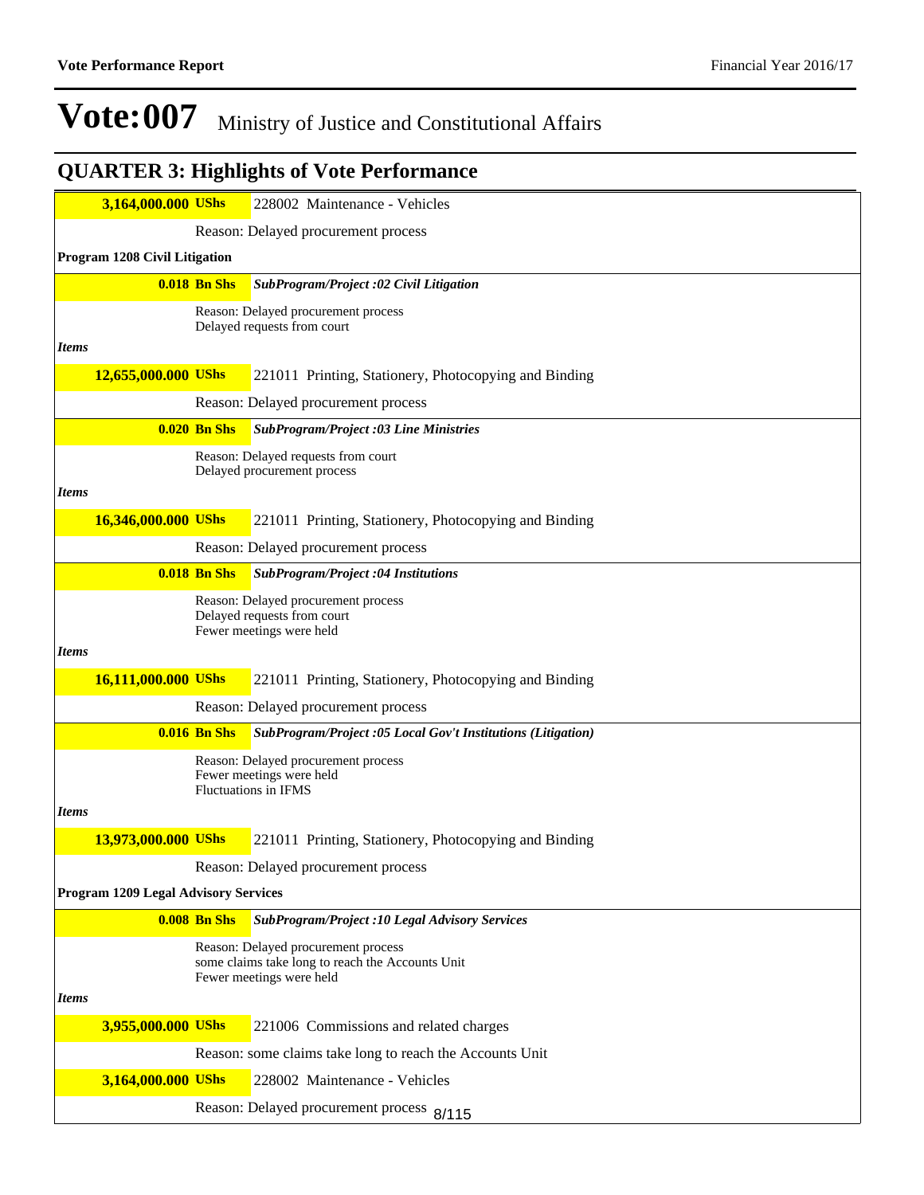# Vote:007 Ministry of Justice and Constitutional Affairs

## QUARTER 3: Highlights of Vote Performance

| | |
|---|---|
| **3,164,000.000 UShs** | 228002 Maintenance - Vehicles |
| | Reason: Delayed procurement process |
| **Program 1208 Civil Litigation** | |
| **0.018 Bn Shs** | ***SubProgram/Project :02 Civil Litigation*** |
| | Reason: Delayed procurement process<br>Delayed requests from court |
| ***Items*** | |
| **12,655,000.000 UShs** | 221011 Printing, Stationery, Photocopying and Binding |
| | Reason: Delayed procurement process |
| **0.020 Bn Shs** | ***SubProgram/Project :03 Line Ministries*** |
| | Reason: Delayed requests from court<br>Delayed procurement process |
| ***Items*** | |
| **16,346,000.000 UShs** | 221011 Printing, Stationery, Photocopying and Binding |
| | Reason: Delayed procurement process |
| **0.018 Bn Shs** | ***SubProgram/Project :04 Institutions*** |
| | Reason: Delayed procurement process<br>Delayed requests from court<br>Fewer meetings were held |
| ***Items*** | |
| **16,111,000.000 UShs** | 221011 Printing, Stationery, Photocopying and Binding |
| | Reason: Delayed procurement process |
| **0.016 Bn Shs** | ***SubProgram/Project :05 Local Gov't Institutions (Litigation)*** |
| | Reason: Delayed procurement process<br>Fewer meetings were held<br>Fluctuations in IFMS |
| ***Items*** | |
| **13,973,000.000 UShs** | 221011 Printing, Stationery, Photocopying and Binding |
| | Reason: Delayed procurement process |
| **Program 1209 Legal Advisory Services** | |
| **0.008 Bn Shs** | ***SubProgram/Project :10 Legal Advisory Services*** |
| | Reason: Delayed procurement process<br>some claims take long to reach the Accounts Unit<br>Fewer meetings were held |
| ***Items*** | |
| **3,955,000.000 UShs** | 221006 Commissions and related charges |
| | Reason: some claims take long to reach the Accounts Unit |
| **3,164,000.000 UShs** | 228002 Maintenance - Vehicles |
| | Reason: Delayed procurement process |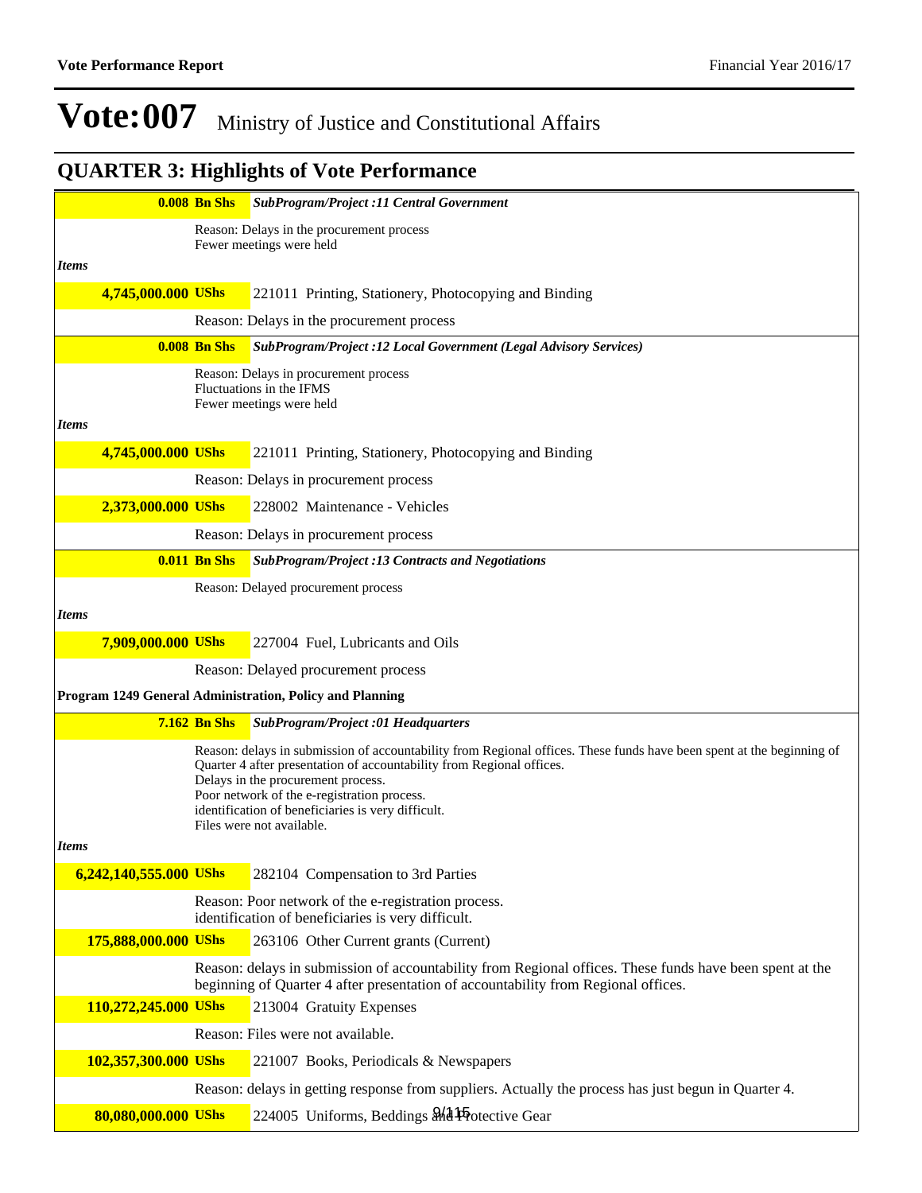# Vote:007 Ministry of Justice and Constitutional Affairs

## QUARTER 3: Highlights of Vote Performance

**0.008 Bn Shs** ***SubProgram/Project :11 Central Government***

Reason: Delays in the procurement process
Fewer meetings were held

*Items*

**4,745,000.000 UShs** 221011 Printing, Stationery, Photocopying and Binding

Reason: Delays in the procurement process

**0.008 Bn Shs** ***SubProgram/Project :12 Local Government (Legal Advisory Services)***

Reason: Delays in procurement process
Fluctuations in the IFMS
Fewer meetings were held

*Items*

**4,745,000.000 UShs** 221011 Printing, Stationery, Photocopying and Binding

Reason: Delays in procurement process

**2,373,000.000 UShs** 228002 Maintenance - Vehicles

Reason: Delays in procurement process

**0.011 Bn Shs** ***SubProgram/Project :13 Contracts and Negotiations***

Reason: Delayed procurement process

*Items*

**7,909,000.000 UShs** 227004 Fuel, Lubricants and Oils

Reason: Delayed procurement process

**Program 1249 General Administration, Policy and Planning**

**7.162 Bn Shs** ***SubProgram/Project :01 Headquarters***

Reason: delays in submission of accountability from Regional offices. These funds have been spent at the beginning of Quarter 4 after presentation of accountability from Regional offices.
Delays in the procurement process.
Poor network of the e-registration process.
identification of beneficiaries is very difficult.
Files were not available.

*Items*

**6,242,140,555.000 UShs** 282104 Compensation to 3rd Parties

Reason: Poor network of the e-registration process.
identification of beneficiaries is very difficult.

**175,888,000.000 UShs** 263106 Other Current grants (Current)

Reason: delays in submission of accountability from Regional offices. These funds have been spent at the beginning of Quarter 4 after presentation of accountability from Regional offices.

**110,272,245.000 UShs** 213004 Gratuity Expenses

Reason: Files were not available.

**102,357,300.000 UShs** 221007 Books, Periodicals & Newspapers

Reason: delays in getting response from suppliers. Actually the process has just begun in Quarter 4.

**80,080,000.000 UShs** 224005 Uniforms, Beddings and Protective Gear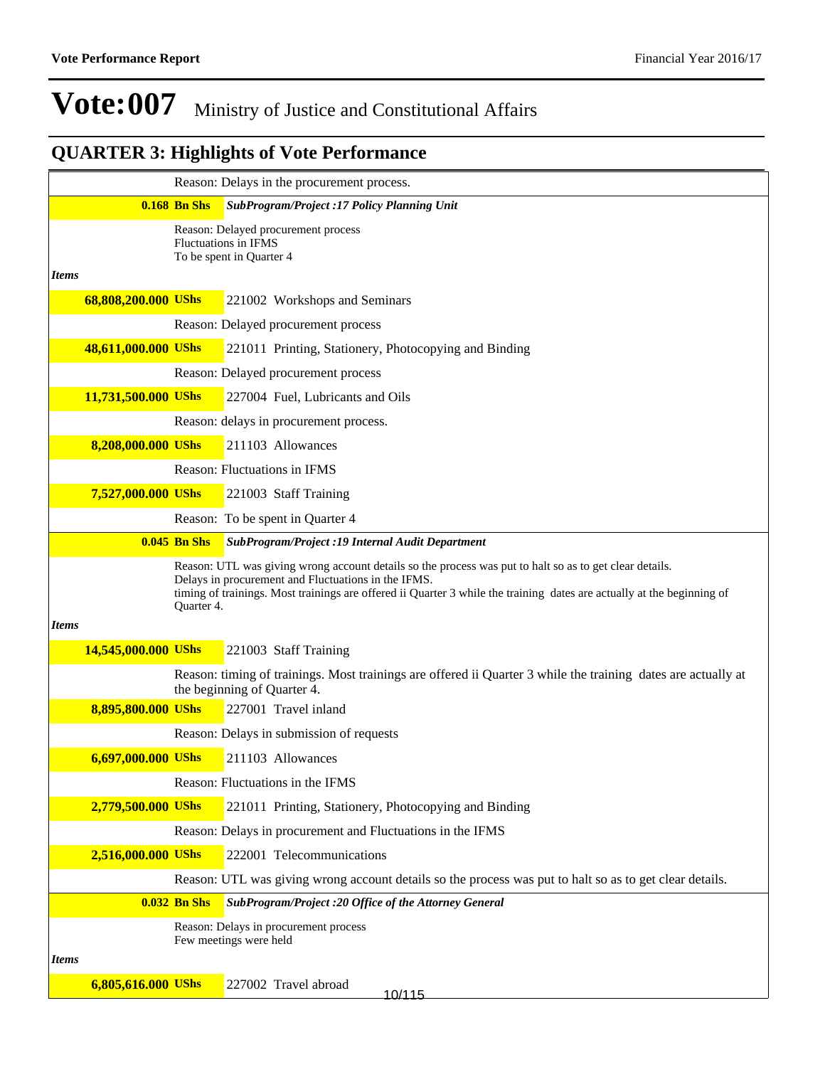# Vote:007 Ministry of Justice and Constitutional Affairs

## QUARTER 3: Highlights of Vote Performance

Reason: Delays in the procurement process.

**0.168 Bn Shs** ***SubProgram/Project :17 Policy Planning Unit***

Reason: Delayed procurement process
Fluctuations in IFMS
To be spent in Quarter 4

***Items***

**68,808,200.000 UShs** 221002 Workshops and Seminars

Reason: Delayed procurement process

**48,611,000.000 UShs** 221011 Printing, Stationery, Photocopying and Binding

Reason: Delayed procurement process

**11,731,500.000 UShs** 227004 Fuel, Lubricants and Oils

Reason: delays in procurement process.

**8,208,000.000 UShs** 211103 Allowances

Reason: Fluctuations in IFMS

**7,527,000.000 UShs** 221003 Staff Training

Reason: To be spent in Quarter 4

**0.045 Bn Shs** ***SubProgram/Project :19 Internal Audit Department***

Reason: UTL was giving wrong account details so the process was put to halt so as to get clear details.
Delays in procurement and Fluctuations in the IFMS.
timing of trainings. Most trainings are offered ii Quarter 3 while the training dates are actually at the beginning of Quarter 4.

***Items***

**14,545,000.000 UShs** 221003 Staff Training

Reason: timing of trainings. Most trainings are offered ii Quarter 3 while the training dates are actually at the beginning of Quarter 4.

**8,895,800.000 UShs** 227001 Travel inland

Reason: Delays in submission of requests

**6,697,000.000 UShs** 211103 Allowances

Reason: Fluctuations in the IFMS

**2,779,500.000 UShs** 221011 Printing, Stationery, Photocopying and Binding

Reason: Delays in procurement and Fluctuations in the IFMS

**2,516,000.000 UShs** 222001 Telecommunications

Reason: UTL was giving wrong account details so the process was put to halt so as to get clear details.

**0.032 Bn Shs** ***SubProgram/Project :20 Office of the Attorney General***

Reason: Delays in procurement process
Few meetings were held

***Items***

**6,805,616.000 UShs** 227002 Travel abroad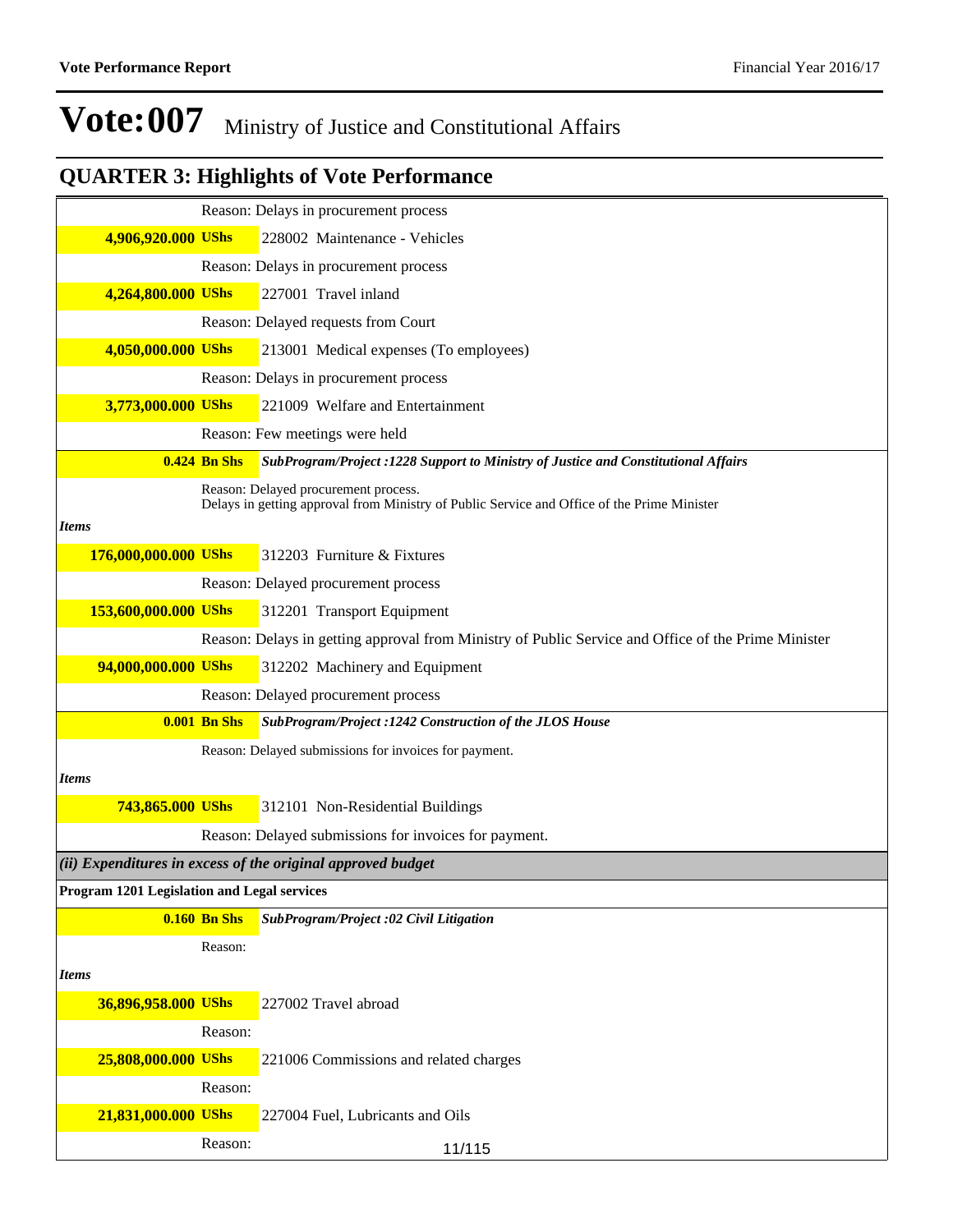# Vote:007 Ministry of Justice and Constitutional Affairs

## QUARTER 3: Highlights of Vote Performance

Reason: Delays in procurement process

**4,906,920.000 UShs** 228002 Maintenance - Vehicles

Reason: Delays in procurement process

**4,264,800.000 UShs** 227001 Travel inland

Reason: Delayed requests from Court

**4,050,000.000 UShs** 213001 Medical expenses (To employees)

Reason: Delays in procurement process

**3,773,000.000 UShs** 221009 Welfare and Entertainment

Reason: Few meetings were held

**0.424 Bn Shs** ***SubProgram/Project :1228 Support to Ministry of Justice and Constitutional Affairs***

Reason: Delayed procurement process.
Delays in getting approval from Ministry of Public Service and Office of the Prime Minister

***Items***

**176,000,000.000 UShs** 312203 Furniture & Fixtures

Reason: Delayed procurement process

**153,600,000.000 UShs** 312201 Transport Equipment

Reason: Delays in getting approval from Ministry of Public Service and Office of the Prime Minister

**94,000,000.000 UShs** 312202 Machinery and Equipment

Reason: Delayed procurement process

**0.001 Bn Shs** ***SubProgram/Project :1242 Construction of the JLOS House***

Reason: Delayed submissions for invoices for payment.

***Items***

**743,865.000 UShs** 312101 Non-Residential Buildings

Reason: Delayed submissions for invoices for payment.

***(ii) Expenditures in excess of the original approved budget***

**Program 1201 Legislation and Legal services**

**0.160 Bn Shs** ***SubProgram/Project :02 Civil Litigation***

Reason:

***Items***

**36,896,958.000 UShs** 227002 Travel abroad

Reason:

**25,808,000.000 UShs** 221006 Commissions and related charges

Reason:

**21,831,000.000 UShs** 227004 Fuel, Lubricants and Oils

Reason: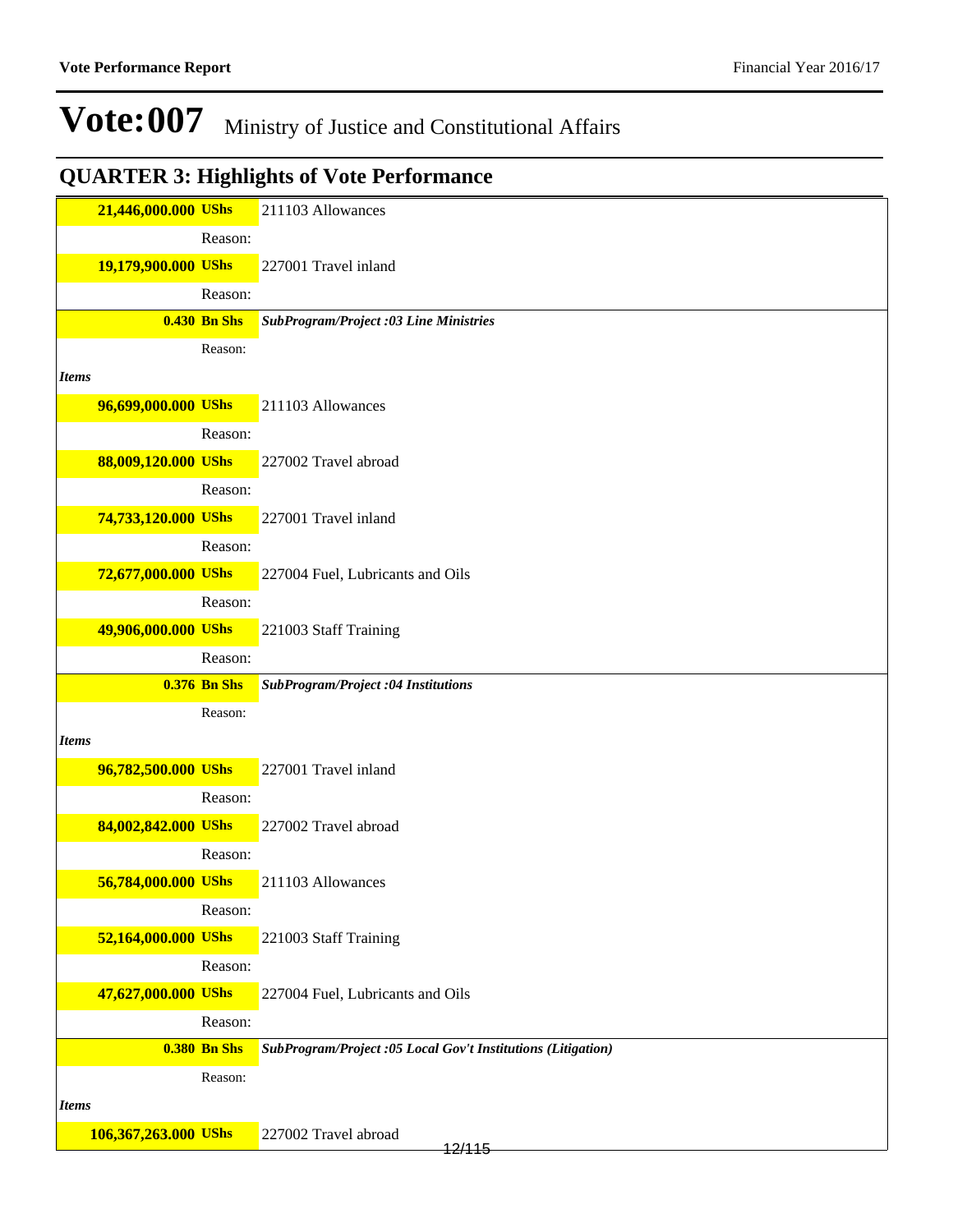# Vote:007 Ministry of Justice and Constitutional Affairs

## QUARTER 3: Highlights of Vote Performance

| | |
|---|---|
| **21,446,000.000 UShs** | 211103 Allowances |
| Reason: | |
| **19,179,900.000 UShs** | 227001 Travel inland |
| Reason: | |
| **0.430 Bn Shs** | ***SubProgram/Project :03 Line Ministries*** |
| Reason: | |
| ***Items*** | |
| **96,699,000.000 UShs** | 211103 Allowances |
| Reason: | |
| **88,009,120.000 UShs** | 227002 Travel abroad |
| Reason: | |
| **74,733,120.000 UShs** | 227001 Travel inland |
| Reason: | |
| **72,677,000.000 UShs** | 227004 Fuel, Lubricants and Oils |
| Reason: | |
| **49,906,000.000 UShs** | 221003 Staff Training |
| Reason: | |
| **0.376 Bn Shs** | ***SubProgram/Project :04 Institutions*** |
| Reason: | |
| ***Items*** | |
| **96,782,500.000 UShs** | 227001 Travel inland |
| Reason: | |
| **84,002,842.000 UShs** | 227002 Travel abroad |
| Reason: | |
| **56,784,000.000 UShs** | 211103 Allowances |
| Reason: | |
| **52,164,000.000 UShs** | 221003 Staff Training |
| Reason: | |
| **47,627,000.000 UShs** | 227004 Fuel, Lubricants and Oils |
| Reason: | |
| **0.380 Bn Shs** | ***SubProgram/Project :05 Local Gov't Institutions (Litigation)*** |
| Reason: | |
| ***Items*** | |
| **106,367,263.000 UShs** | 227002 Travel abroad |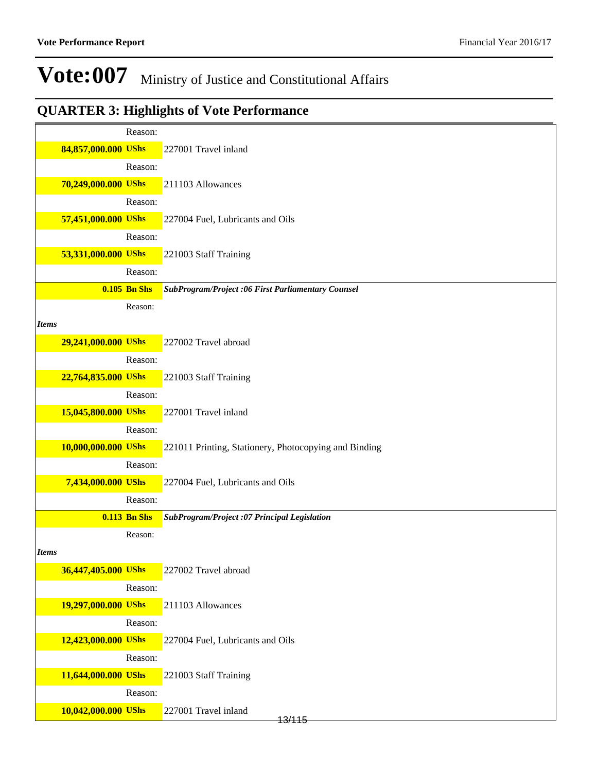# Vote:007 Ministry of Justice and Constitutional Affairs

## QUARTER 3: Highlights of Vote Performance

| | | |
|---|---|---|
| | Reason: | |
| **84,857,000.000** | **UShs** | 227001 Travel inland |
| | Reason: | |
| **70,249,000.000** | **UShs** | 211103 Allowances |
| | Reason: | |
| **57,451,000.000** | **UShs** | 227004 Fuel, Lubricants and Oils |
| | Reason: | |
| **53,331,000.000** | **UShs** | 221003 Staff Training |
| | Reason: | |
| **0.105** | **Bn Shs** | ***SubProgram/Project :06 First Parliamentary Counsel*** |
| | Reason: | |
| ***Items*** | | |
| **29,241,000.000** | **UShs** | 227002 Travel abroad |
| | Reason: | |
| **22,764,835.000** | **UShs** | 221003 Staff Training |
| | Reason: | |
| **15,045,800.000** | **UShs** | 227001 Travel inland |
| | Reason: | |
| **10,000,000.000** | **UShs** | 221011 Printing, Stationery, Photocopying and Binding |
| | Reason: | |
| **7,434,000.000** | **UShs** | 227004 Fuel, Lubricants and Oils |
| | Reason: | |
| **0.113** | **Bn Shs** | ***SubProgram/Project :07 Principal Legislation*** |
| | Reason: | |
| ***Items*** | | |
| **36,447,405.000** | **UShs** | 227002 Travel abroad |
| | Reason: | |
| **19,297,000.000** | **UShs** | 211103 Allowances |
| | Reason: | |
| **12,423,000.000** | **UShs** | 227004 Fuel, Lubricants and Oils |
| | Reason: | |
| **11,644,000.000** | **UShs** | 221003 Staff Training |
| | Reason: | |
| **10,042,000.000** | **UShs** | 227001 Travel inland |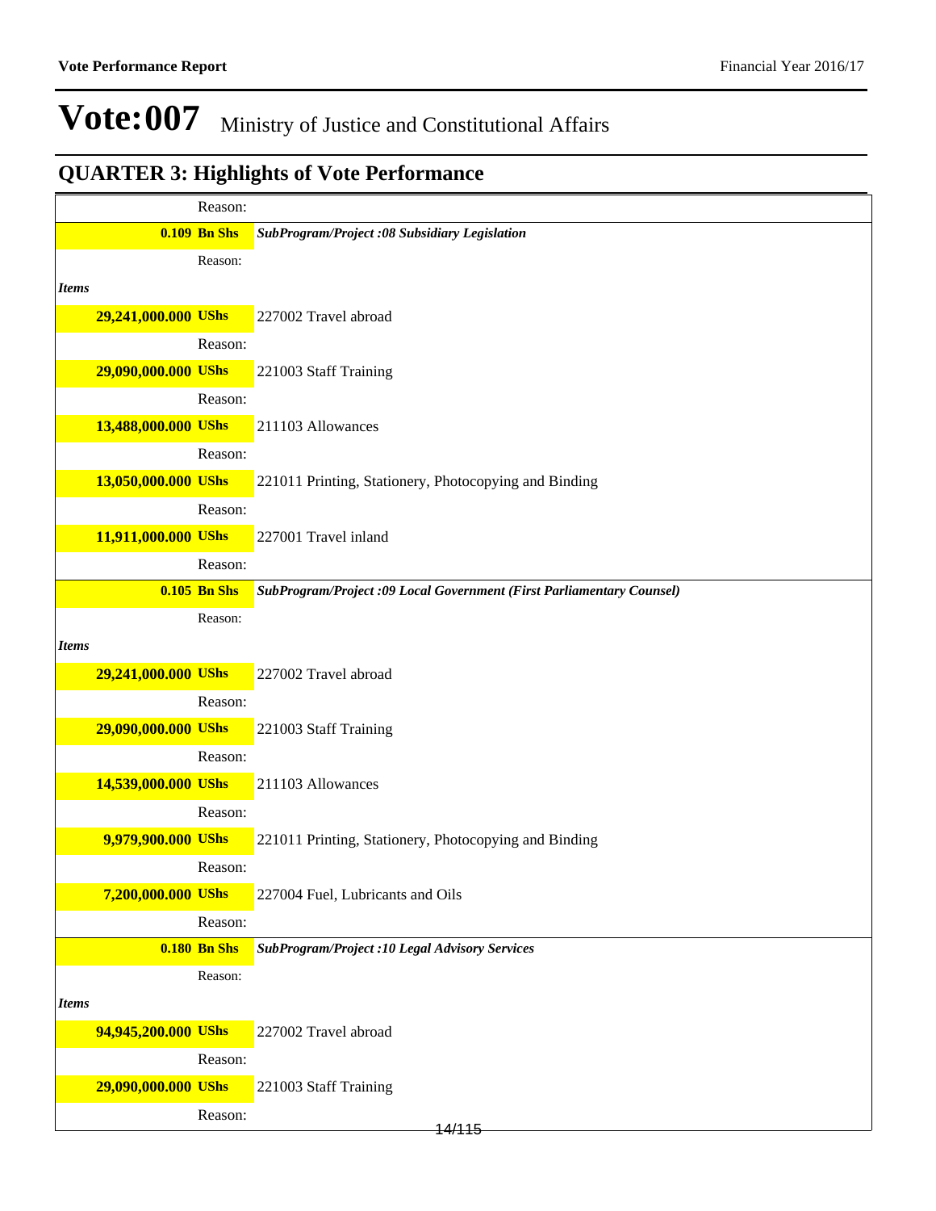# Vote:007 Ministry of Justice and Constitutional Affairs

## QUARTER 3: Highlights of Vote Performance

| | |
|---|---|
| Reason: | |
| **0.109 Bn Shs** | ***SubProgram/Project :08 Subsidiary Legislation*** |
| Reason: | |
| ***Items*** | |
| **29,241,000.000 UShs** | 227002 Travel abroad |
| Reason: | |
| **29,090,000.000 UShs** | 221003 Staff Training |
| Reason: | |
| **13,488,000.000 UShs** | 211103 Allowances |
| Reason: | |
| **13,050,000.000 UShs** | 221011 Printing, Stationery, Photocopying and Binding |
| Reason: | |
| **11,911,000.000 UShs** | 227001 Travel inland |
| Reason: | |
| **0.105 Bn Shs** | ***SubProgram/Project :09 Local Government (First Parliamentary Counsel)*** |
| Reason: | |
| ***Items*** | |
| **29,241,000.000 UShs** | 227002 Travel abroad |
| Reason: | |
| **29,090,000.000 UShs** | 221003 Staff Training |
| Reason: | |
| **14,539,000.000 UShs** | 211103 Allowances |
| Reason: | |
| **9,979,900.000 UShs** | 221011 Printing, Stationery, Photocopying and Binding |
| Reason: | |
| **7,200,000.000 UShs** | 227004 Fuel, Lubricants and Oils |
| Reason: | |
| **0.180 Bn Shs** | ***SubProgram/Project :10 Legal Advisory Services*** |
| Reason: | |
| ***Items*** | |
| **94,945,200.000 UShs** | 227002 Travel abroad |
| Reason: | |
| **29,090,000.000 UShs** | 221003 Staff Training |
| Reason: | |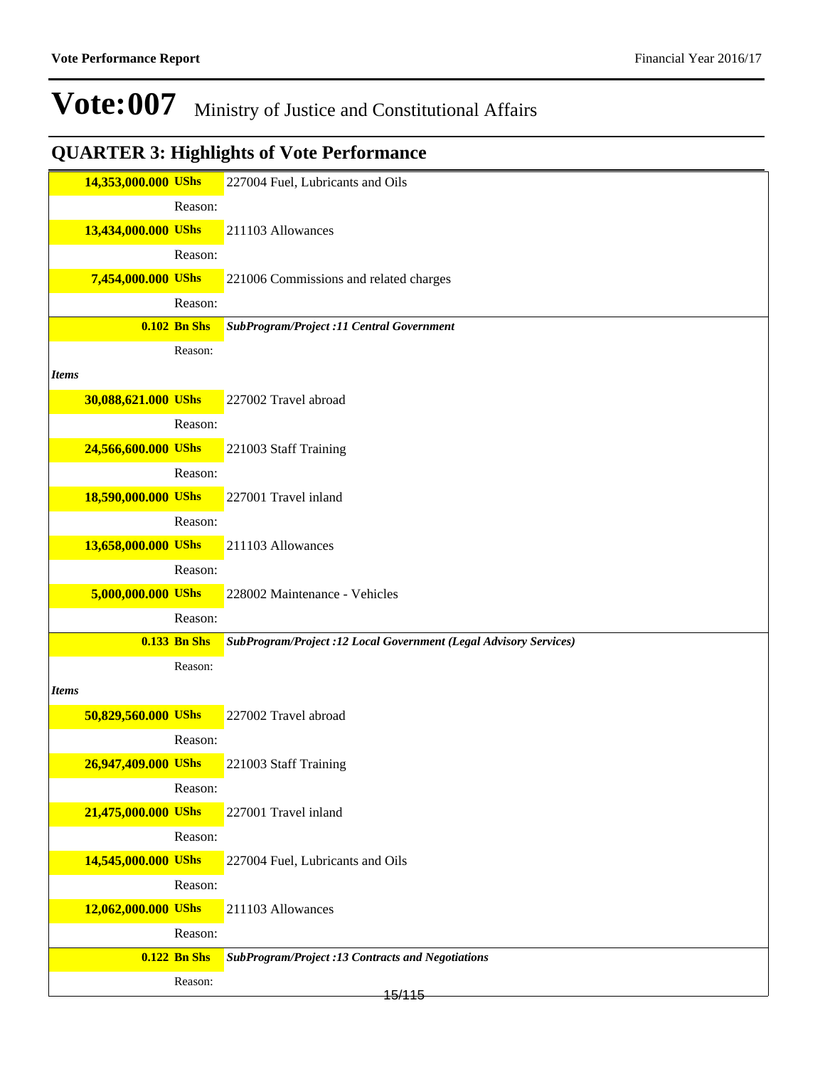# Vote:007 Ministry of Justice and Constitutional Affairs

## QUARTER 3: Highlights of Vote Performance

| | |
|---|---|
| **14,353,000.000 UShs** | 227004 Fuel, Lubricants and Oils |
| Reason: | |
| **13,434,000.000 UShs** | 211103 Allowances |
| Reason: | |
| **7,454,000.000 UShs** | 221006 Commissions and related charges |
| Reason: | |
| **0.102 Bn Shs** | ***SubProgram/Project :11 Central Government*** |
| Reason: | |
| ***Items*** | |
| **30,088,621.000 UShs** | 227002 Travel abroad |
| Reason: | |
| **24,566,600.000 UShs** | 221003 Staff Training |
| Reason: | |
| **18,590,000.000 UShs** | 227001 Travel inland |
| Reason: | |
| **13,658,000.000 UShs** | 211103 Allowances |
| Reason: | |
| **5,000,000.000 UShs** | 228002 Maintenance - Vehicles |
| Reason: | |
| **0.133 Bn Shs** | ***SubProgram/Project :12 Local Government (Legal Advisory Services)*** |
| Reason: | |
| ***Items*** | |
| **50,829,560.000 UShs** | 227002 Travel abroad |
| Reason: | |
| **26,947,409.000 UShs** | 221003 Staff Training |
| Reason: | |
| **21,475,000.000 UShs** | 227001 Travel inland |
| Reason: | |
| **14,545,000.000 UShs** | 227004 Fuel, Lubricants and Oils |
| Reason: | |
| **12,062,000.000 UShs** | 211103 Allowances |
| Reason: | |
| **0.122 Bn Shs** | ***SubProgram/Project :13 Contracts and Negotiations*** |
| Reason: | |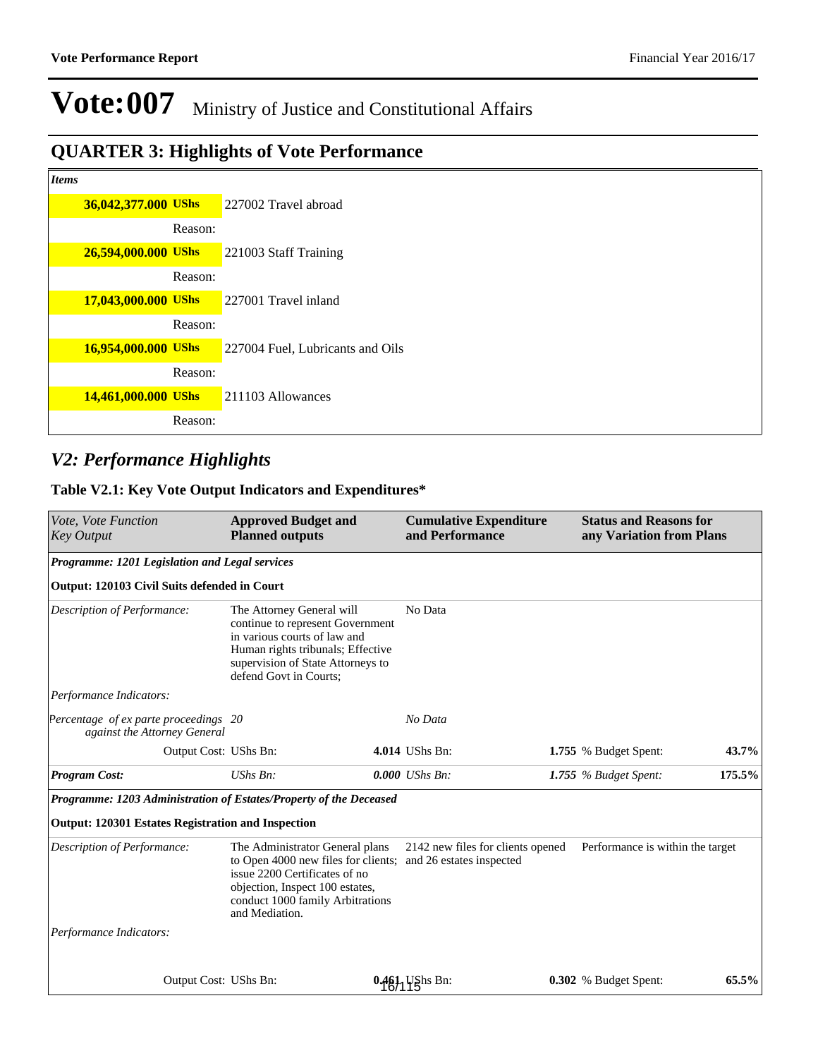# Vote:007 Ministry of Justice and Constitutional Affairs

## QUARTER 3: Highlights of Vote Performance

| *Items* | |
|---|---|
| **36,042,377.000 UShs** | 227002 Travel abroad |
| Reason: | |
| **26,594,000.000 UShs** | 221003 Staff Training |
| Reason: | |
| **17,043,000.000 UShs** | 227001 Travel inland |
| Reason: | |
| **16,954,000.000 UShs** | 227004 Fuel, Lubricants and Oils |
| Reason: | |
| **14,461,000.000 UShs** | 211103 Allowances |
| Reason: | |

## *V2: Performance Highlights*

### Table V2.1: Key Vote Output Indicators and Expenditures*

| *Vote, Vote Function Key Output* | **Approved Budget and Planned outputs** | **Cumulative Expenditure and Performance** | **Status and Reasons for any Variation from Plans** |
|---|---|---|---|
| ***Programme: 1201 Legislation and Legal services*** | | | |
| **Output: 120103 Civil Suits defended in Court** | | | |
| *Description of Performance:* | The Attorney General will continue to represent Government in various courts of law and Human rights tribunals; Effective supervision of State Attorneys to defend Govt in Courts; | No Data | |
| *Performance Indicators:* | | | |
| *Percentage of ex parte proceedings against the Attorney General* | *20* | *No Data* | |
| Output Cost: UShs Bn: | **4.014** | UShs Bn: **1.755** | % Budget Spent: **43.7%** |
| ***Program Cost:*** | *UShs Bn:* ***0.000*** | *UShs Bn:* ***1.755*** | *% Budget Spent:* ***175.5%*** |
| ***Programme: 1203 Administration of Estates/Property of the Deceased*** | | | |
| **Output: 120301 Estates Registration and Inspection** | | | |
| *Description of Performance:* | The Administrator General plans to Open 4000 new files for clients; issue 2200 Certificates of no objection, Inspect 100 estates, conduct 1000 family Arbitrations and Mediation. | 2142 new files for clients opened and 26 estates inspected | Performance is within the target |
| *Performance Indicators:* | | | |
| Output Cost: UShs Bn: | **0.461** | UShs Bn: **0.302** | % Budget Spent: **65.5%** |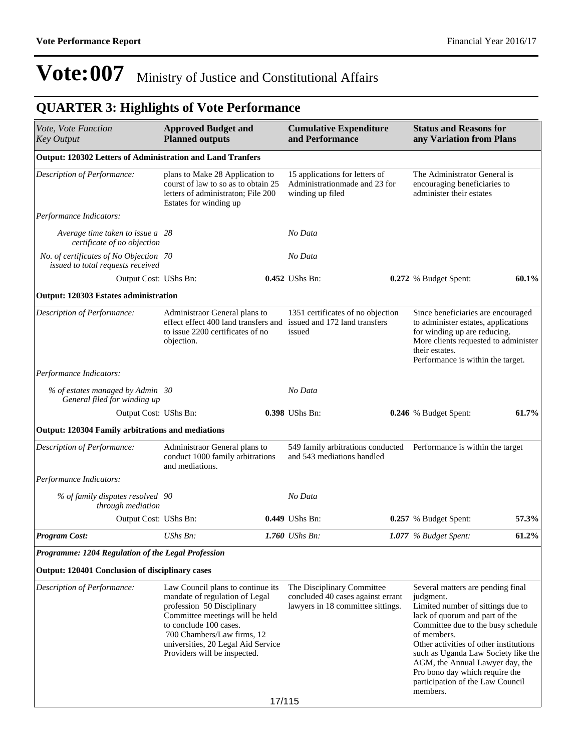# Vote:007 Ministry of Justice and Constitutional Affairs

## QUARTER 3: Highlights of Vote Performance

| *Vote, Vote Function Key Output* | **Approved Budget and Planned outputs** | **Cumulative Expenditure and Performance** | **Status and Reasons for any Variation from Plans** |
|---|---|---|---|
| **Output: 120302 Letters of Administration and Land Tranfers** | | | |
| *Description of Performance:* | plans to Make 28 Application to courst of law to so as to obtain 25 letters of administraton; File 200 Estates for winding up | 15 applications for letters of Administrationmade and 23 for winding up filed | The Administrator General is encouraging beneficiaries to administer their estates |
| *Performance Indicators:* | | | |
| *Average time taken to issue a certificate of no objection* | *28* | *No Data* | |
| *No. of certificates of No Objection issued to total requests received* | *70* | *No Data* | |
| Output Cost: UShs Bn: | **0.452** | UShs Bn: **0.272** | % Budget Spent: **60.1%** |
| **Output: 120303 Estates administration** | | | |
| *Description of Performance:* | Administraor General plans to effect effect 400 land transfers and to issue 2200 certificates of no objection. | 1351 certificates of no objection issued and 172 land transfers issued | Since beneficiaries are encouraged to administer estates, applications for winding up are reducing. More clients requested to administer their estates. Performance is within the target. |
| *Performance Indicators:* | | | |
| *% of estates managed by Admin General filed for winding up* | *30* | *No Data* | |
| Output Cost: UShs Bn: | **0.398** | UShs Bn: **0.246** | % Budget Spent: **61.7%** |
| **Output: 120304 Family arbitrations and mediations** | | | |
| *Description of Performance:* | Administraor General plans to conduct 1000 family arbitrations and mediations. | 549 family arbitrations conducted and 543 mediations handled | Performance is within the target |
| *Performance Indicators:* | | | |
| *% of family disputes resolved through mediation* | *90* | *No Data* | |
| Output Cost: UShs Bn: | **0.449** | UShs Bn: **0.257** | % Budget Spent: **57.3%** |
| ***Program Cost:*** | *UShs Bn:* ***1.760*** | *UShs Bn:* ***1.077*** | *% Budget Spent:* ***61.2%*** |
| ***Programme: 1204 Regulation of the Legal Profession*** | | | |
| **Output: 120401 Conclusion of disciplinary cases** | | | |
| *Description of Performance:* | Law Council plans to continue its mandate of regulation of Legal profession 50 Disciplinary Committee meetings will be held to conclude 100 cases. 700 Chambers/Law firms, 12 universities, 20 Legal Aid Service Providers will be inspected. | The Disciplinary Committee concluded 40 cases against errant lawyers in 18 committee sittings. | Several matters are pending final judgment. Limited number of sittings due to lack of quorum and part of the Committee due to the busy schedule of members. Other activities of other institutions such as Uganda Law Society like the AGM, the Annual Lawyer day, the Pro bono day which require the participation of the Law Council members. |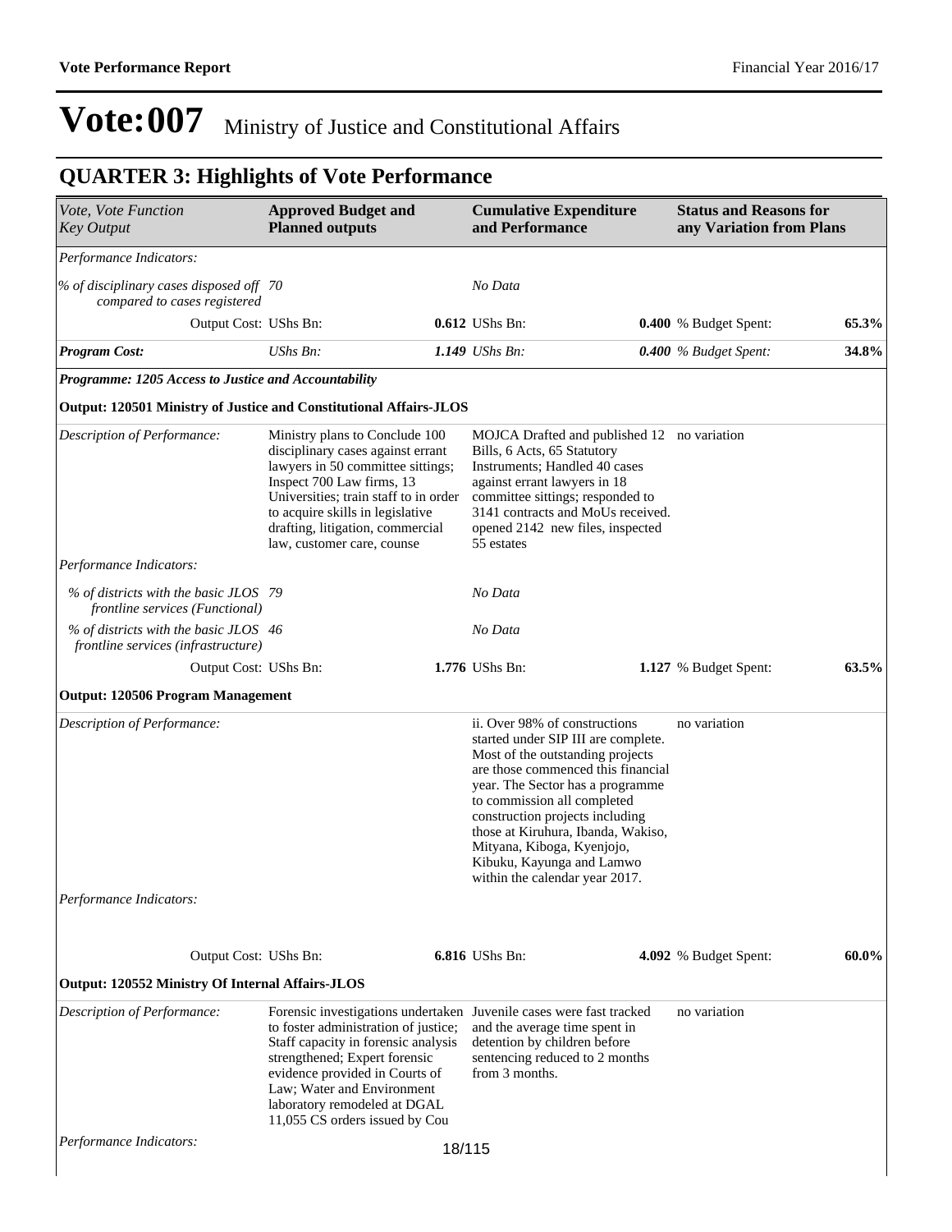# Vote:007 Ministry of Justice and Constitutional Affairs

## QUARTER 3: Highlights of Vote Performance

| *Vote, Vote Function Key Output* | **Approved Budget and Planned outputs** | **Cumulative Expenditure and Performance** | **Status and Reasons for any Variation from Plans** | |
|---|---|---|---|---|
| *Performance Indicators:* | | | | |
| *% of disciplinary cases disposed off compared to cases registered* | *70* | *No Data* | | |
| Output Cost: UShs Bn: | **0.612** | UShs Bn: **0.400** | % Budget Spent: | **65.3%** |
| ***Program Cost:*** | *UShs Bn:* **1.149** | *UShs Bn:* **0.400** | *% Budget Spent:* | **34.8%** |
| ***Programme: 1205 Access to Justice and Accountability*** | | | | |
| **Output: 120501 Ministry of Justice and Constitutional Affairs-JLOS** | | | | |
| *Description of Performance:* | Ministry plans to Conclude 100 disciplinary cases against errant lawyers in 50 committee sittings; Inspect 700 Law firms, 13 Universities; train staff to in order to acquire skills in legislative drafting, litigation, commercial law, customer care, counse | MOJCA Drafted and published 12 Bills, 6 Acts, 65 Statutory Instruments; Handled 40 cases against errant lawyers in 18 committee sittings; responded to 3141 contracts and MoUs received. opened 2142 new files, inspected 55 estates | no variation | |
| *Performance Indicators:* | | | | |
| *% of districts with the basic JLOS frontline services (Functional)* | *79* | *No Data* | | |
| *% of districts with the basic JLOS frontline services (infrastructure)* | *46* | *No Data* | | |
| Output Cost: UShs Bn: | **1.776** | UShs Bn: **1.127** | % Budget Spent: | **63.5%** |
| **Output: 120506 Program Management** | | | | |
| *Description of Performance:* | | ii. Over 98% of constructions started under SIP III are complete. Most of the outstanding projects are those commenced this financial year. The Sector has a programme to commission all completed construction projects including those at Kiruhura, Ibanda, Wakiso, Mityana, Kiboga, Kyenjojo, Kibuku, Kayunga and Lamwo within the calendar year 2017. | no variation | |
| *Performance Indicators:* | | | | |
| Output Cost: UShs Bn: | **6.816** | UShs Bn: **4.092** | % Budget Spent: | **60.0%** |
| **Output: 120552 Ministry Of Internal Affairs-JLOS** | | | | |
| *Description of Performance:* | Forensic investigations undertaken to foster administration of justice; Staff capacity in forensic analysis strengthened; Expert forensic evidence provided in Courts of Law; Water and Environment laboratory remodeled at DGAL 11,055 CS orders issued by Cou | Juvenile cases were fast tracked and the average time spent in detention by children before sentencing reduced to 2 months from 3 months. | no variation | |
| *Performance Indicators:* | | | | |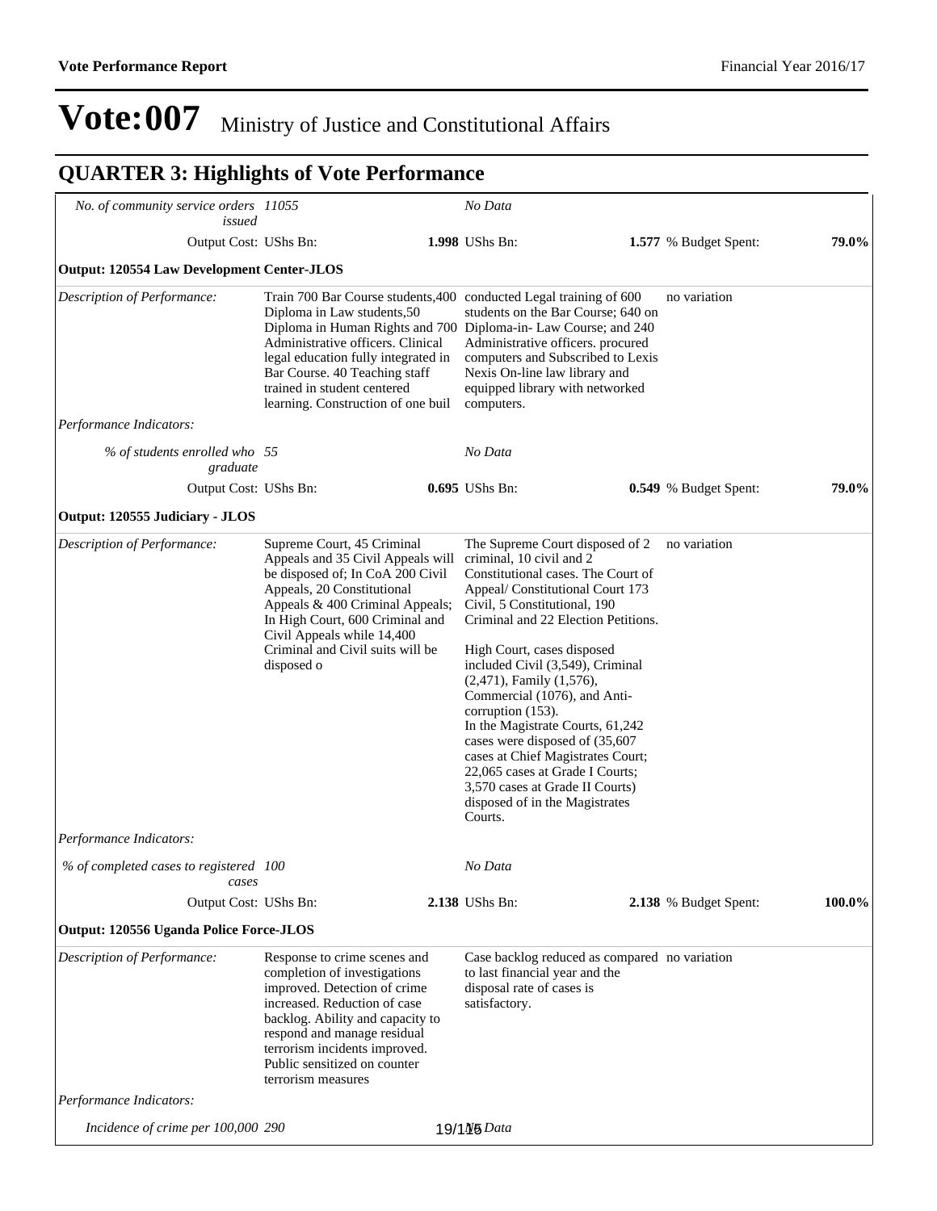# Vote:007 Ministry of Justice and Constitutional Affairs

## QUARTER 3: Highlights of Vote Performance

| | | | | |
|---|---|---|---|---|
| *No. of community service orders issued* | 11055 | *No Data* | | |
| Output Cost: UShs Bn: | **1.998** | UShs Bn: **1.577** | % Budget Spent: | **79.0%** |

**Output: 120554 Law Development Center-JLOS**

| | | | |
|---|---|---|---|
| *Description of Performance:* | Train 700 Bar Course students,400 Diploma in Law students,50 Diploma in Human Rights and 700 Administrative officers. Clinical legal education fully integrated in Bar Course. 40 Teaching staff trained in student centered learning. Construction of one buil | conducted Legal training of 600 students on the Bar Course; 640 on Diploma-in- Law Course; and 240 Administrative officers. procured computers and Subscribed to Lexis Nexis On-line law library and equipped library with networked computers. | no variation |
| *Performance Indicators:* | | | |
| *% of students enrolled who graduate* | 55 | *No Data* | |

| | | | | |
|---|---|---|---|---|
| Output Cost: UShs Bn: | **0.695** | UShs Bn: **0.549** | % Budget Spent: | **79.0%** |

**Output: 120555 Judiciary - JLOS**

| | | | |
|---|---|---|---|
| *Description of Performance:* | Supreme Court, 45 Criminal Appeals and 35 Civil Appeals will be disposed of; In CoA 200 Civil Appeals, 20 Constitutional Appeals & 400 Criminal Appeals; In High Court, 600 Criminal and Civil Appeals while 14,400 Criminal and Civil suits will be disposed o | The Supreme Court disposed of 2 criminal, 10 civil and 2 Constitutional cases. The Court of Appeal/ Constitutional Court 173 Civil, 5 Constitutional, 190 Criminal and 22 Election Petitions.<br><br>High Court, cases disposed included Civil (3,549), Criminal (2,471), Family (1,576), Commercial (1076), and Anti-corruption (153).<br>In the Magistrate Courts, 61,242 cases were disposed of (35,607 cases at Chief Magistrates Court; 22,065 cases at Grade I Courts; 3,570 cases at Grade II Courts) disposed of in the Magistrates Courts. | no variation |
| *Performance Indicators:* | | | |
| *% of completed cases to registered cases* | 100 | *No Data* | |

| | | | | |
|---|---|---|---|---|
| Output Cost: UShs Bn: | **2.138** | UShs Bn: **2.138** | % Budget Spent: | **100.0%** |

**Output: 120556 Uganda Police Force-JLOS**

| | | | |
|---|---|---|---|
| *Description of Performance:* | Response to crime scenes and completion of investigations improved. Detection of crime increased. Reduction of case backlog. Ability and capacity to respond and manage residual terrorism incidents improved. Public sensitized on counter terrorism measures | Case backlog reduced as compared to last financial year and the disposal rate of cases is satisfactory. | no variation |
| *Performance Indicators:* | | | |
| *Incidence of crime per 100,000* | 290 | *No Data* | |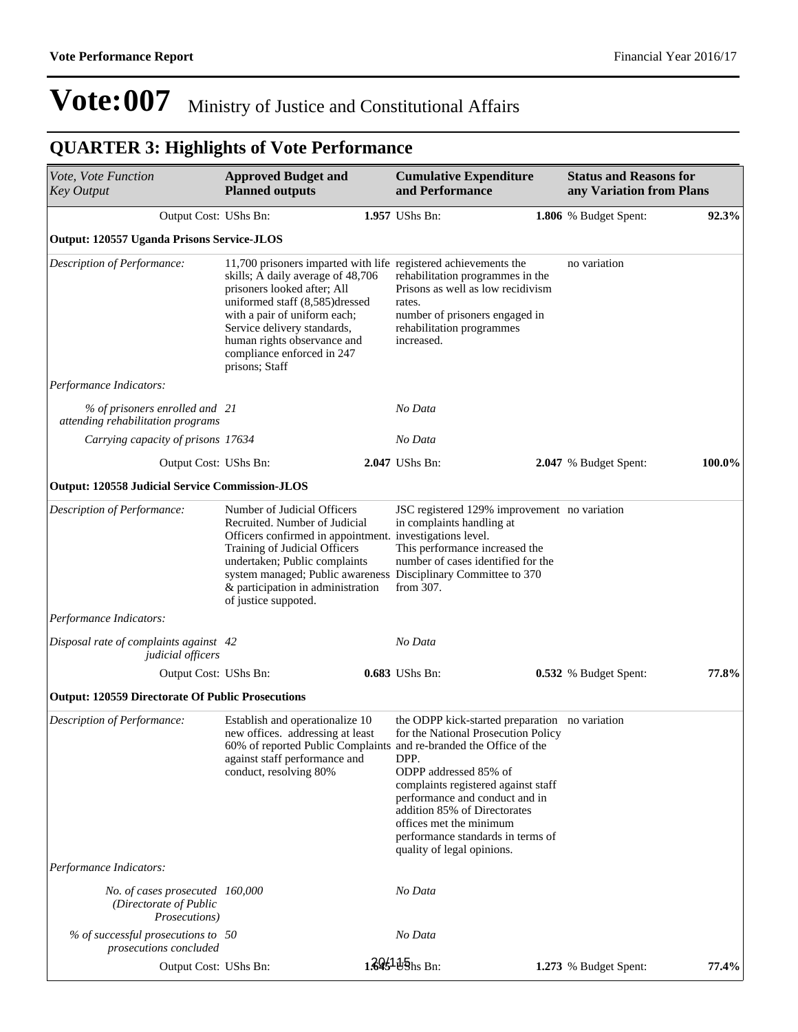# Vote:007 Ministry of Justice and Constitutional Affairs

## QUARTER 3: Highlights of Vote Performance

| *Vote, Vote Function Key Output* | **Approved Budget and Planned outputs** | **Cumulative Expenditure and Performance** | **Status and Reasons for any Variation from Plans** |
|---|---|---|---|
| Output Cost: UShs Bn: | **1.957** | UShs Bn: **1.806** | % Budget Spent: **92.3%** |
| **Output: 120557 Uganda Prisons Service-JLOS** | | | |
| *Description of Performance:* | 11,700 prisoners imparted with life skills; A daily average of 48,706 prisoners looked after; All uniformed staff (8,585)dressed with a pair of uniform each; Service delivery standards, human rights observance and compliance enforced in 247 prisons; Staff | registered achievements the rehabilitation programmes in the Prisons as well as low recidivism rates.<br>number of prisoners engaged in rehabilitation programmes increased. | no variation |
| *Performance Indicators:* | | | |
| *% of prisoners enrolled and attending rehabilitation programs* | *21* | *No Data* | |
| *Carrying capacity of prisons* | *17634* | *No Data* | |
| Output Cost: UShs Bn: | **2.047** | UShs Bn: **2.047** | % Budget Spent: **100.0%** |
| **Output: 120558 Judicial Service Commission-JLOS** | | | |
| *Description of Performance:* | Number of Judicial Officers Recruited. Number of Judicial Officers confirmed in appointment. Training of Judicial Officers undertaken; Public complaints system managed; Public awareness & participation in administration of justice suppoted. | JSC registered 129% improvement in complaints handling at investigations level.<br>This performance increased the number of cases identified for the Disciplinary Committee to 370 from 307. | no variation |
| *Performance Indicators:* | | | |
| *Disposal rate of complaints against judicial officers* | *42* | *No Data* | |
| Output Cost: UShs Bn: | **0.683** | UShs Bn: **0.532** | % Budget Spent: **77.8%** |
| **Output: 120559 Directorate Of Public Prosecutions** | | | |
| *Description of Performance:* | Establish and operationalize 10 new offices. addressing at least 60% of reported Public Complaints against staff performance and conduct, resolving 80% | the ODPP kick-started preparation for the National Prosecution Policy and re-branded the Office of the DPP.<br>ODPP addressed 85% of complaints registered against staff performance and conduct and in addition 85% of Directorates offices met the minimum performance standards in terms of quality of legal opinions. | no variation |
| *Performance Indicators:* | | | |
| *No. of cases prosecuted (Directorate of Public Prosecutions)* | *160,000* | *No Data* | |
| *% of successful prosecutions to prosecutions concluded* | *50* | *No Data* | |
| Output Cost: UShs Bn: | **1.645** | UShs Bn: **1.273** | % Budget Spent: **77.4%** |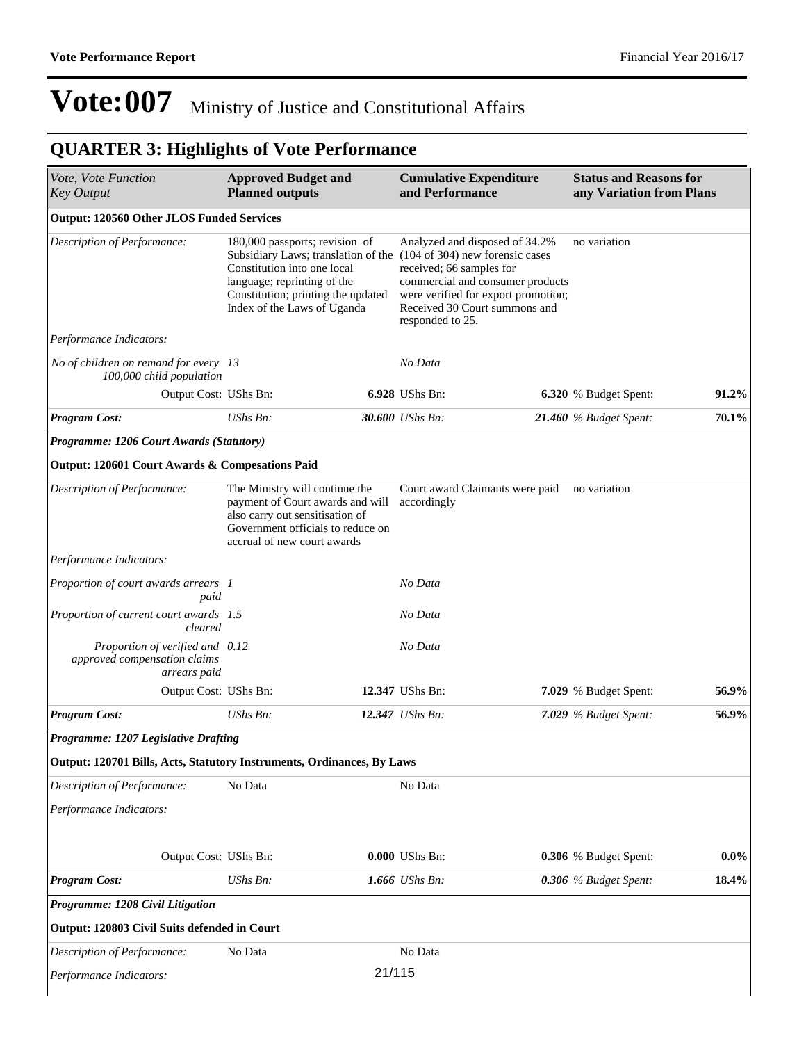# Vote:007 Ministry of Justice and Constitutional Affairs

## QUARTER 3: Highlights of Vote Performance

| *Vote, Vote Function Key Output* | **Approved Budget and Planned outputs** | | **Cumulative Expenditure and Performance** | | **Status and Reasons for any Variation from Plans** | |
|---|---|---|---|---|---|---|
| **Output: 120560 Other JLOS Funded Services** | | | | | | |
| *Description of Performance:* | 180,000 passports; revision of Subsidiary Laws; translation of the Constitution into one local language; reprinting of the Constitution; printing the updated Index of the Laws of Uganda | | Analyzed and disposed of 34.2% (104 of 304) new forensic cases received; 66 samples for commercial and consumer products were verified for export promotion; Received 30 Court summons and responded to 25. | | no variation | |
| *Performance Indicators:* | | | | | | |
| *No of children on remand for every 100,000 child population* | *13* | | *No Data* | | | |
| Output Cost: | UShs Bn: | **6.928** | UShs Bn: | **6.320** | % Budget Spent: | **91.2%** |
| ***Program Cost:*** | *UShs Bn:* | ***30.600*** | *UShs Bn:* | ***21.460*** | *% Budget Spent:* | ***70.1%*** |
| ***Programme: 1206 Court Awards (Statutory)*** | | | | | | |
| **Output: 120601 Court Awards & Compesations Paid** | | | | | | |
| *Description of Performance:* | The Ministry will continue the payment of Court awards and will also carry out sensitisation of Government officials to reduce on accrual of new court awards | | Court award Claimants were paid accordingly | | no variation | |
| *Performance Indicators:* | | | | | | |
| *Proportion of court awards arrears paid* | *1* | | *No Data* | | | |
| *Proportion of current court awards cleared* | *1.5* | | *No Data* | | | |
| *Proportion of verified and approved compensation claims arrears paid* | *0.12* | | *No Data* | | | |
| Output Cost: | UShs Bn: | **12.347** | UShs Bn: | **7.029** | % Budget Spent: | **56.9%** |
| ***Program Cost:*** | *UShs Bn:* | ***12.347*** | *UShs Bn:* | ***7.029*** | *% Budget Spent:* | ***56.9%*** |
| ***Programme: 1207 Legislative Drafting*** | | | | | | |
| **Output: 120701 Bills, Acts, Statutory Instruments, Ordinances, By Laws** | | | | | | |
| *Description of Performance:* | No Data | | No Data | | | |
| *Performance Indicators:* | | | | | | |
| Output Cost: | UShs Bn: | **0.000** | UShs Bn: | **0.306** | % Budget Spent: | **0.0%** |
| ***Program Cost:*** | *UShs Bn:* | ***1.666*** | *UShs Bn:* | ***0.306*** | *% Budget Spent:* | ***18.4%*** |
| ***Programme: 1208 Civil Litigation*** | | | | | | |
| **Output: 120803 Civil Suits defended in Court** | | | | | | |
| *Description of Performance:* | No Data | | No Data | | | |
| *Performance Indicators:* | | | | | | |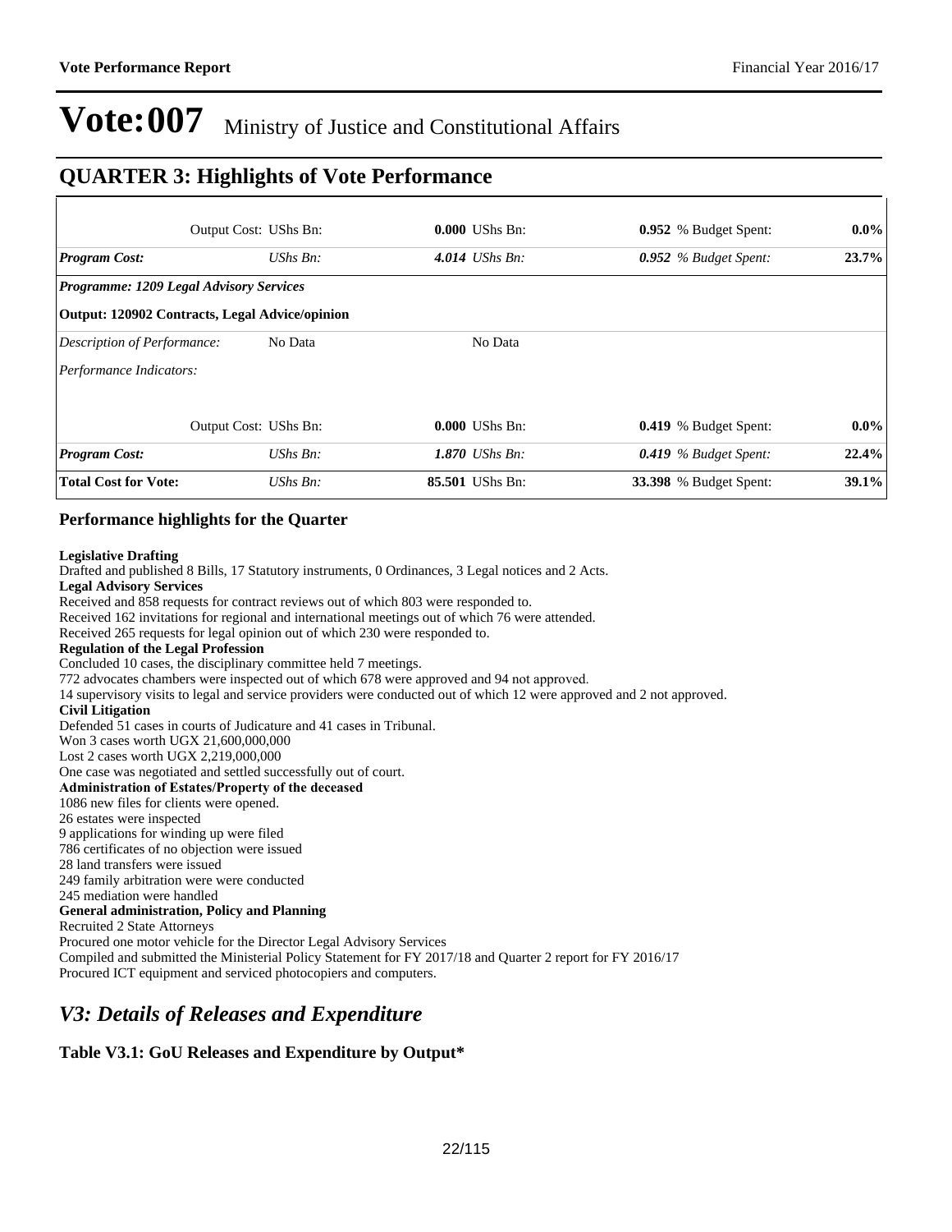# Vote:007 Ministry of Justice and Constitutional Affairs

## QUARTER 3: Highlights of Vote Performance

| | | | | | |
|---|---|---|---|---|---|
| Output Cost: | UShs Bn: | **0.000** UShs Bn: | **0.952** % Budget Spent: | | **0.0%** |
| ***Program Cost:*** | *UShs Bn:* | ***4.014*** *UShs Bn:* | ***0.952*** *% Budget Spent:* | | **23.7%** |
| ***Programme: 1209 Legal Advisory Services*** | | | | | |
| **Output: 120902 Contracts, Legal Advice/opinion** | | | | | |
| *Description of Performance:* | No Data | No Data | | | |
| *Performance Indicators:* | | | | | |
| Output Cost: | UShs Bn: | **0.000** UShs Bn: | **0.419** % Budget Spent: | | **0.0%** |
| ***Program Cost:*** | *UShs Bn:* | ***1.870*** *UShs Bn:* | ***0.419*** *% Budget Spent:* | | **22.4%** |
| **Total Cost for Vote:** | *UShs Bn:* | **85.501** UShs Bn: | **33.398** % Budget Spent: | | **39.1%** |

### Performance highlights for the Quarter

**Legislative Drafting**
Drafted and published 8 Bills, 17 Statutory instruments, 0 Ordinances, 3 Legal notices and 2 Acts.
**Legal Advisory Services**
Received and 858 requests for contract reviews out of which 803 were responded to.
Received 162 invitations for regional and international meetings out of which 76 were attended.
Received 265 requests for legal opinion out of which 230 were responded to.
**Regulation of the Legal Profession**
Concluded 10 cases, the disciplinary committee held 7 meetings.
772 advocates chambers were inspected out of which 678 were approved and 94 not approved.
14 supervisory visits to legal and service providers were conducted out of which 12 were approved and 2 not approved.
**Civil Litigation**
Defended 51 cases in courts of Judicature and 41 cases in Tribunal.
Won 3 cases worth UGX 21,600,000,000
Lost 2 cases worth UGX 2,219,000,000
One case was negotiated and settled successfully out of court.
**Administration of Estates/Property of the deceased**
1086 new files for clients were opened.
26 estates were inspected
9 applications for winding up were filed
786 certificates of no objection were issued
28 land transfers were issued
249 family arbitration were were conducted
245 mediation were handled
**General administration, Policy and Planning**
Recruited 2 State Attorneys
Procured one motor vehicle for the Director Legal Advisory Services
Compiled and submitted the Ministerial Policy Statement for FY 2017/18 and Quarter 2 report for FY 2016/17
Procured ICT equipment and serviced photocopiers and computers.

## *V3: Details of Releases and Expenditure*

### Table V3.1: GoU Releases and Expenditure by Output*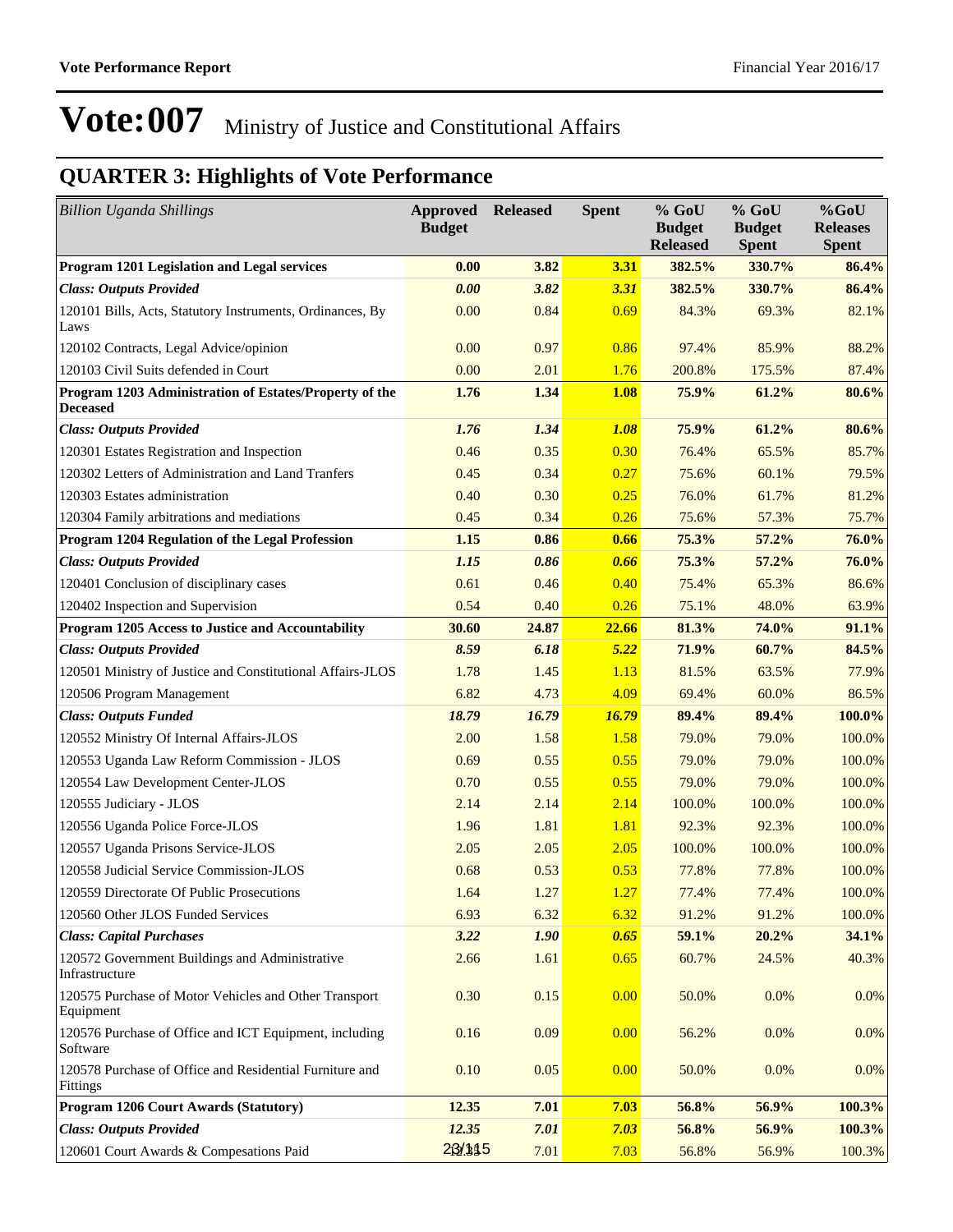# Vote:007 Ministry of Justice and Constitutional Affairs

## QUARTER 3: Highlights of Vote Performance

| *Billion Uganda Shillings* | Approved Budget | Released | Spent | % GoU Budget Released | % GoU Budget Spent | %GoU Releases Spent |
|---|---|---|---|---|---|---|
| **Program 1201 Legislation and Legal services** | **0.00** | **3.82** | **3.31** | **382.5%** | **330.7%** | **86.4%** |
| ***Class: Outputs Provided*** | ***0.00*** | ***3.82*** | ***3.31*** | **382.5%** | **330.7%** | **86.4%** |
| 120101 Bills, Acts, Statutory Instruments, Ordinances, By Laws | 0.00 | 0.84 | 0.69 | 84.3% | 69.3% | 82.1% |
| 120102 Contracts, Legal Advice/opinion | 0.00 | 0.97 | 0.86 | 97.4% | 85.9% | 88.2% |
| 120103 Civil Suits defended in Court | 0.00 | 2.01 | 1.76 | 200.8% | 175.5% | 87.4% |
| **Program 1203 Administration of Estates/Property of the Deceased** | **1.76** | **1.34** | **1.08** | **75.9%** | **61.2%** | **80.6%** |
| ***Class: Outputs Provided*** | ***1.76*** | ***1.34*** | ***1.08*** | **75.9%** | **61.2%** | **80.6%** |
| 120301 Estates Registration and Inspection | 0.46 | 0.35 | 0.30 | 76.4% | 65.5% | 85.7% |
| 120302 Letters of Administration and Land Tranfers | 0.45 | 0.34 | 0.27 | 75.6% | 60.1% | 79.5% |
| 120303 Estates administration | 0.40 | 0.30 | 0.25 | 76.0% | 61.7% | 81.2% |
| 120304 Family arbitrations and mediations | 0.45 | 0.34 | 0.26 | 75.6% | 57.3% | 75.7% |
| **Program 1204 Regulation of the Legal Profession** | **1.15** | **0.86** | **0.66** | **75.3%** | **57.2%** | **76.0%** |
| ***Class: Outputs Provided*** | ***1.15*** | ***0.86*** | ***0.66*** | **75.3%** | **57.2%** | **76.0%** |
| 120401 Conclusion of disciplinary cases | 0.61 | 0.46 | 0.40 | 75.4% | 65.3% | 86.6% |
| 120402 Inspection and Supervision | 0.54 | 0.40 | 0.26 | 75.1% | 48.0% | 63.9% |
| **Program 1205 Access to Justice and Accountability** | **30.60** | **24.87** | **22.66** | **81.3%** | **74.0%** | **91.1%** |
| ***Class: Outputs Provided*** | ***8.59*** | ***6.18*** | ***5.22*** | **71.9%** | **60.7%** | **84.5%** |
| 120501 Ministry of Justice and Constitutional Affairs-JLOS | 1.78 | 1.45 | 1.13 | 81.5% | 63.5% | 77.9% |
| 120506 Program Management | 6.82 | 4.73 | 4.09 | 69.4% | 60.0% | 86.5% |
| ***Class: Outputs Funded*** | ***18.79*** | ***16.79*** | ***16.79*** | **89.4%** | **89.4%** | **100.0%** |
| 120552 Ministry Of Internal Affairs-JLOS | 2.00 | 1.58 | 1.58 | 79.0% | 79.0% | 100.0% |
| 120553 Uganda Law Reform Commission - JLOS | 0.69 | 0.55 | 0.55 | 79.0% | 79.0% | 100.0% |
| 120554 Law Development Center-JLOS | 0.70 | 0.55 | 0.55 | 79.0% | 79.0% | 100.0% |
| 120555 Judiciary - JLOS | 2.14 | 2.14 | 2.14 | 100.0% | 100.0% | 100.0% |
| 120556 Uganda Police Force-JLOS | 1.96 | 1.81 | 1.81 | 92.3% | 92.3% | 100.0% |
| 120557 Uganda Prisons Service-JLOS | 2.05 | 2.05 | 2.05 | 100.0% | 100.0% | 100.0% |
| 120558 Judicial Service Commission-JLOS | 0.68 | 0.53 | 0.53 | 77.8% | 77.8% | 100.0% |
| 120559 Directorate Of Public Prosecutions | 1.64 | 1.27 | 1.27 | 77.4% | 77.4% | 100.0% |
| 120560 Other JLOS Funded Services | 6.93 | 6.32 | 6.32 | 91.2% | 91.2% | 100.0% |
| ***Class: Capital Purchases*** | ***3.22*** | ***1.90*** | ***0.65*** | **59.1%** | **20.2%** | **34.1%** |
| 120572 Government Buildings and Administrative Infrastructure | 2.66 | 1.61 | 0.65 | 60.7% | 24.5% | 40.3% |
| 120575 Purchase of Motor Vehicles and Other Transport Equipment | 0.30 | 0.15 | 0.00 | 50.0% | 0.0% | 0.0% |
| 120576 Purchase of Office and ICT Equipment, including Software | 0.16 | 0.09 | 0.00 | 56.2% | 0.0% | 0.0% |
| 120578 Purchase of Office and Residential Furniture and Fittings | 0.10 | 0.05 | 0.00 | 50.0% | 0.0% | 0.0% |
| **Program 1206 Court Awards (Statutory)** | **12.35** | **7.01** | **7.03** | **56.8%** | **56.9%** | **100.3%** |
| ***Class: Outputs Provided*** | ***12.35*** | ***7.01*** | ***7.03*** | **56.8%** | **56.9%** | **100.3%** |
| 120601 Court Awards & Compesations Paid | 12.35 | 7.01 | 7.03 | 56.8% | 56.9% | 100.3% |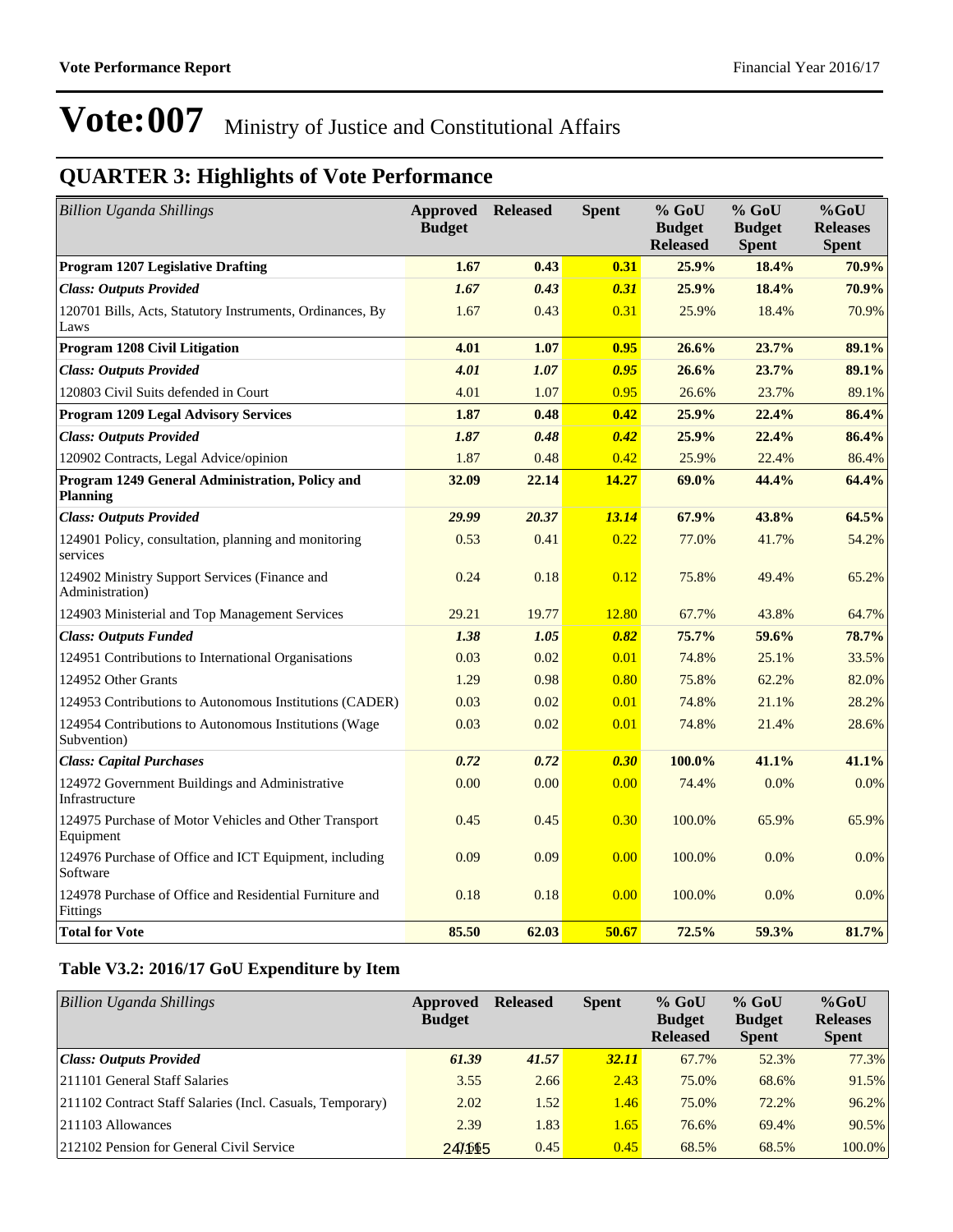# Vote:007 Ministry of Justice and Constitutional Affairs

## QUARTER 3: Highlights of Vote Performance

| *Billion Uganda Shillings* | Approved Budget | Released | Spent | % GoU Budget Released | % GoU Budget Spent | %GoU Releases Spent |
|---|---|---|---|---|---|---|
| **Program 1207 Legislative Drafting** | **1.67** | **0.43** | **0.31** | **25.9%** | **18.4%** | **70.9%** |
| ***Class: Outputs Provided*** | ***1.67*** | ***0.43*** | ***0.31*** | **25.9%** | **18.4%** | **70.9%** |
| 120701 Bills, Acts, Statutory Instruments, Ordinances, By Laws | 1.67 | 0.43 | 0.31 | 25.9% | 18.4% | 70.9% |
| **Program 1208 Civil Litigation** | **4.01** | **1.07** | **0.95** | **26.6%** | **23.7%** | **89.1%** |
| ***Class: Outputs Provided*** | ***4.01*** | ***1.07*** | ***0.95*** | **26.6%** | **23.7%** | **89.1%** |
| 120803 Civil Suits defended in Court | 4.01 | 1.07 | 0.95 | 26.6% | 23.7% | 89.1% |
| **Program 1209 Legal Advisory Services** | **1.87** | **0.48** | **0.42** | **25.9%** | **22.4%** | **86.4%** |
| ***Class: Outputs Provided*** | ***1.87*** | ***0.48*** | ***0.42*** | **25.9%** | **22.4%** | **86.4%** |
| 120902 Contracts, Legal Advice/opinion | 1.87 | 0.48 | 0.42 | 25.9% | 22.4% | 86.4% |
| **Program 1249 General Administration, Policy and Planning** | **32.09** | **22.14** | **14.27** | **69.0%** | **44.4%** | **64.4%** |
| ***Class: Outputs Provided*** | ***29.99*** | ***20.37*** | ***13.14*** | **67.9%** | **43.8%** | **64.5%** |
| 124901 Policy, consultation, planning and monitoring services | 0.53 | 0.41 | 0.22 | 77.0% | 41.7% | 54.2% |
| 124902 Ministry Support Services (Finance and Administration) | 0.24 | 0.18 | 0.12 | 75.8% | 49.4% | 65.2% |
| 124903 Ministerial and Top Management Services | 29.21 | 19.77 | 12.80 | 67.7% | 43.8% | 64.7% |
| ***Class: Outputs Funded*** | ***1.38*** | ***1.05*** | ***0.82*** | **75.7%** | **59.6%** | **78.7%** |
| 124951 Contributions to International Organisations | 0.03 | 0.02 | 0.01 | 74.8% | 25.1% | 33.5% |
| 124952 Other Grants | 1.29 | 0.98 | 0.80 | 75.8% | 62.2% | 82.0% |
| 124953 Contributions to Autonomous Institutions (CADER) | 0.03 | 0.02 | 0.01 | 74.8% | 21.1% | 28.2% |
| 124954 Contributions to Autonomous Institutions (Wage Subvention) | 0.03 | 0.02 | 0.01 | 74.8% | 21.4% | 28.6% |
| ***Class: Capital Purchases*** | ***0.72*** | ***0.72*** | ***0.30*** | **100.0%** | **41.1%** | **41.1%** |
| 124972 Government Buildings and Administrative Infrastructure | 0.00 | 0.00 | 0.00 | 74.4% | 0.0% | 0.0% |
| 124975 Purchase of Motor Vehicles and Other Transport Equipment | 0.45 | 0.45 | 0.30 | 100.0% | 65.9% | 65.9% |
| 124976 Purchase of Office and ICT Equipment, including Software | 0.09 | 0.09 | 0.00 | 100.0% | 0.0% | 0.0% |
| 124978 Purchase of Office and Residential Furniture and Fittings | 0.18 | 0.18 | 0.00 | 100.0% | 0.0% | 0.0% |
| **Total for Vote** | **85.50** | **62.03** | **50.67** | **72.5%** | **59.3%** | **81.7%** |

### Table V3.2: 2016/17 GoU Expenditure by Item

| *Billion Uganda Shillings* | Approved Budget | Released | Spent | % GoU Budget Released | % GoU Budget Spent | %GoU Releases Spent |
|---|---|---|---|---|---|---|
| ***Class: Outputs Provided*** | ***61.39*** | ***41.57*** | ***32.11*** | 67.7% | 52.3% | 77.3% |
| 211101 General Staff Salaries | 3.55 | 2.66 | 2.43 | 75.0% | 68.6% | 91.5% |
| 211102 Contract Staff Salaries (Incl. Casuals, Temporary) | 2.02 | 1.52 | 1.46 | 75.0% | 72.2% | 96.2% |
| 211103 Allowances | 2.39 | 1.83 | 1.65 | 76.6% | 69.4% | 90.5% |
| 212102 Pension for General Civil Service | 0.65 | 0.45 | 0.45 | 68.5% | 68.5% | 100.0% |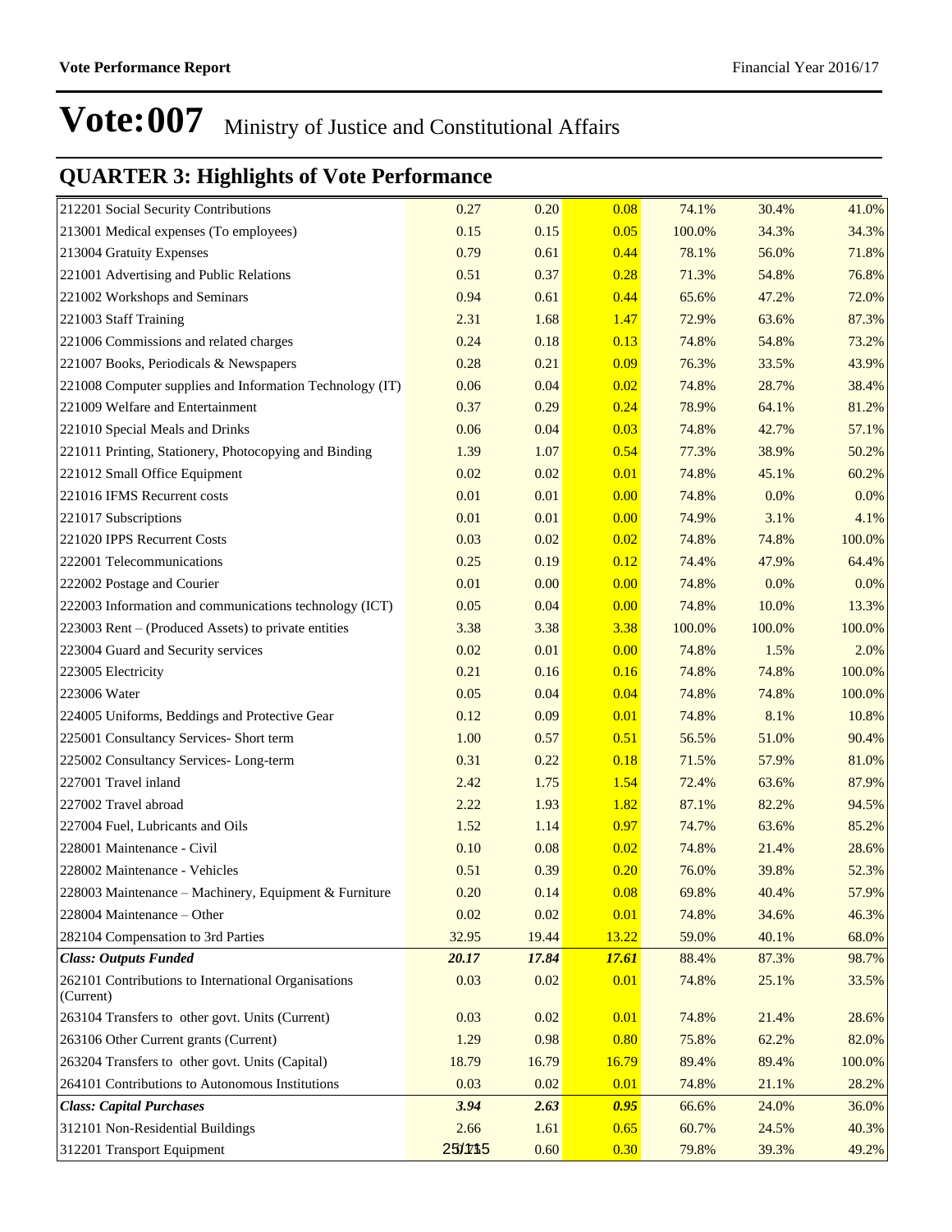# Vote:007 Ministry of Justice and Constitutional Affairs

## QUARTER 3: Highlights of Vote Performance

| | | | | | | |
|---|---|---|---|---|---|---|
| 212201 Social Security Contributions | 0.27 | 0.20 | 0.08 | 74.1% | 30.4% | 41.0% |
| 213001 Medical expenses (To employees) | 0.15 | 0.15 | 0.05 | 100.0% | 34.3% | 34.3% |
| 213004 Gratuity Expenses | 0.79 | 0.61 | 0.44 | 78.1% | 56.0% | 71.8% |
| 221001 Advertising and Public Relations | 0.51 | 0.37 | 0.28 | 71.3% | 54.8% | 76.8% |
| 221002 Workshops and Seminars | 0.94 | 0.61 | 0.44 | 65.6% | 47.2% | 72.0% |
| 221003 Staff Training | 2.31 | 1.68 | 1.47 | 72.9% | 63.6% | 87.3% |
| 221006 Commissions and related charges | 0.24 | 0.18 | 0.13 | 74.8% | 54.8% | 73.2% |
| 221007 Books, Periodicals & Newspapers | 0.28 | 0.21 | 0.09 | 76.3% | 33.5% | 43.9% |
| 221008 Computer supplies and Information Technology (IT) | 0.06 | 0.04 | 0.02 | 74.8% | 28.7% | 38.4% |
| 221009 Welfare and Entertainment | 0.37 | 0.29 | 0.24 | 78.9% | 64.1% | 81.2% |
| 221010 Special Meals and Drinks | 0.06 | 0.04 | 0.03 | 74.8% | 42.7% | 57.1% |
| 221011 Printing, Stationery, Photocopying and Binding | 1.39 | 1.07 | 0.54 | 77.3% | 38.9% | 50.2% |
| 221012 Small Office Equipment | 0.02 | 0.02 | 0.01 | 74.8% | 45.1% | 60.2% |
| 221016 IFMS Recurrent costs | 0.01 | 0.01 | 0.00 | 74.8% | 0.0% | 0.0% |
| 221017 Subscriptions | 0.01 | 0.01 | 0.00 | 74.9% | 3.1% | 4.1% |
| 221020 IPPS Recurrent Costs | 0.03 | 0.02 | 0.02 | 74.8% | 74.8% | 100.0% |
| 222001 Telecommunications | 0.25 | 0.19 | 0.12 | 74.4% | 47.9% | 64.4% |
| 222002 Postage and Courier | 0.01 | 0.00 | 0.00 | 74.8% | 0.0% | 0.0% |
| 222003 Information and communications technology (ICT) | 0.05 | 0.04 | 0.00 | 74.8% | 10.0% | 13.3% |
| 223003 Rent – (Produced Assets) to private entities | 3.38 | 3.38 | 3.38 | 100.0% | 100.0% | 100.0% |
| 223004 Guard and Security services | 0.02 | 0.01 | 0.00 | 74.8% | 1.5% | 2.0% |
| 223005 Electricity | 0.21 | 0.16 | 0.16 | 74.8% | 74.8% | 100.0% |
| 223006 Water | 0.05 | 0.04 | 0.04 | 74.8% | 74.8% | 100.0% |
| 224005 Uniforms, Beddings and Protective Gear | 0.12 | 0.09 | 0.01 | 74.8% | 8.1% | 10.8% |
| 225001 Consultancy Services- Short term | 1.00 | 0.57 | 0.51 | 56.5% | 51.0% | 90.4% |
| 225002 Consultancy Services- Long-term | 0.31 | 0.22 | 0.18 | 71.5% | 57.9% | 81.0% |
| 227001 Travel inland | 2.42 | 1.75 | 1.54 | 72.4% | 63.6% | 87.9% |
| 227002 Travel abroad | 2.22 | 1.93 | 1.82 | 87.1% | 82.2% | 94.5% |
| 227004 Fuel, Lubricants and Oils | 1.52 | 1.14 | 0.97 | 74.7% | 63.6% | 85.2% |
| 228001 Maintenance - Civil | 0.10 | 0.08 | 0.02 | 74.8% | 21.4% | 28.6% |
| 228002 Maintenance - Vehicles | 0.51 | 0.39 | 0.20 | 76.0% | 39.8% | 52.3% |
| 228003 Maintenance – Machinery, Equipment & Furniture | 0.20 | 0.14 | 0.08 | 69.8% | 40.4% | 57.9% |
| 228004 Maintenance – Other | 0.02 | 0.02 | 0.01 | 74.8% | 34.6% | 46.3% |
| 282104 Compensation to 3rd Parties | 32.95 | 19.44 | 13.22 | 59.0% | 40.1% | 68.0% |
| ***Class: Outputs Funded*** | ***20.17*** | ***17.84*** | ***17.61*** | 88.4% | 87.3% | 98.7% |
| 262101 Contributions to International Organisations (Current) | 0.03 | 0.02 | 0.01 | 74.8% | 25.1% | 33.5% |
| 263104 Transfers to other govt. Units (Current) | 0.03 | 0.02 | 0.01 | 74.8% | 21.4% | 28.6% |
| 263106 Other Current grants (Current) | 1.29 | 0.98 | 0.80 | 75.8% | 62.2% | 82.0% |
| 263204 Transfers to other govt. Units (Capital) | 18.79 | 16.79 | 16.79 | 89.4% | 89.4% | 100.0% |
| 264101 Contributions to Autonomous Institutions | 0.03 | 0.02 | 0.01 | 74.8% | 21.1% | 28.2% |
| ***Class: Capital Purchases*** | ***3.94*** | ***2.63*** | ***0.95*** | 66.6% | 24.0% | 36.0% |
| 312101 Non-Residential Buildings | 2.66 | 1.61 | 0.65 | 60.7% | 24.5% | 40.3% |
| 312201 Transport Equipment | 0.75 | 0.60 | 0.30 | 79.8% | 39.3% | 49.2% |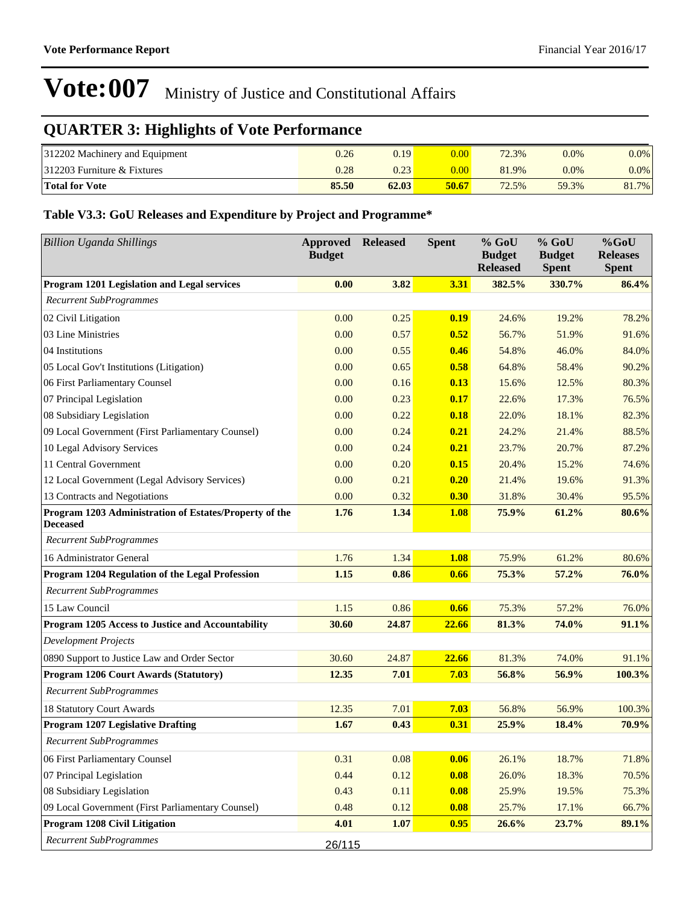# Vote:007 Ministry of Justice and Constitutional Affairs

## QUARTER 3: Highlights of Vote Performance

| | | | | | | |
|---|---|---|---|---|---|---|
| 312202 Machinery and Equipment | 0.26 | 0.19 | 0.00 | 72.3% | 0.0% | 0.0% |
| 312203 Furniture & Fixtures | 0.28 | 0.23 | 0.00 | 81.9% | 0.0% | 0.0% |
| **Total for Vote** | **85.50** | **62.03** | **50.67** | 72.5% | 59.3% | 81.7% |

### Table V3.3: GoU Releases and Expenditure by Project and Programme*

| *Billion Uganda Shillings* | Approved Budget | Released | Spent | % GoU Budget Released | % GoU Budget Spent | %GoU Releases Spent |
|---|---|---|---|---|---|---|
| **Program 1201 Legislation and Legal services** | **0.00** | **3.82** | **3.31** | **382.5%** | **330.7%** | **86.4%** |
| *Recurrent SubProgrammes* | | | | | | |
| 02 Civil Litigation | 0.00 | 0.25 | 0.19 | 24.6% | 19.2% | 78.2% |
| 03 Line Ministries | 0.00 | 0.57 | 0.52 | 56.7% | 51.9% | 91.6% |
| 04 Institutions | 0.00 | 0.55 | 0.46 | 54.8% | 46.0% | 84.0% |
| 05 Local Gov't Institutions (Litigation) | 0.00 | 0.65 | 0.58 | 64.8% | 58.4% | 90.2% |
| 06 First Parliamentary Counsel | 0.00 | 0.16 | 0.13 | 15.6% | 12.5% | 80.3% |
| 07 Principal Legislation | 0.00 | 0.23 | 0.17 | 22.6% | 17.3% | 76.5% |
| 08 Subsidiary Legislation | 0.00 | 0.22 | 0.18 | 22.0% | 18.1% | 82.3% |
| 09 Local Government (First Parliamentary Counsel) | 0.00 | 0.24 | 0.21 | 24.2% | 21.4% | 88.5% |
| 10 Legal Advisory Services | 0.00 | 0.24 | 0.21 | 23.7% | 20.7% | 87.2% |
| 11 Central Government | 0.00 | 0.20 | 0.15 | 20.4% | 15.2% | 74.6% |
| 12 Local Government (Legal Advisory Services) | 0.00 | 0.21 | 0.20 | 21.4% | 19.6% | 91.3% |
| 13 Contracts and Negotiations | 0.00 | 0.32 | 0.30 | 31.8% | 30.4% | 95.5% |
| **Program 1203 Administration of Estates/Property of the Deceased** | **1.76** | **1.34** | **1.08** | **75.9%** | **61.2%** | **80.6%** |
| *Recurrent SubProgrammes* | | | | | | |
| 16 Administrator General | 1.76 | 1.34 | 1.08 | 75.9% | 61.2% | 80.6% |
| **Program 1204 Regulation of the Legal Profession** | **1.15** | **0.86** | **0.66** | **75.3%** | **57.2%** | **76.0%** |
| *Recurrent SubProgrammes* | | | | | | |
| 15 Law Council | 1.15 | 0.86 | 0.66 | 75.3% | 57.2% | 76.0% |
| **Program 1205 Access to Justice and Accountability** | **30.60** | **24.87** | **22.66** | **81.3%** | **74.0%** | **91.1%** |
| *Development Projects* | | | | | | |
| 0890 Support to Justice Law and Order Sector | 30.60 | 24.87 | 22.66 | 81.3% | 74.0% | 91.1% |
| **Program 1206 Court Awards (Statutory)** | **12.35** | **7.01** | **7.03** | **56.8%** | **56.9%** | **100.3%** |
| *Recurrent SubProgrammes* | | | | | | |
| 18 Statutory Court Awards | 12.35 | 7.01 | 7.03 | 56.8% | 56.9% | 100.3% |
| **Program 1207 Legislative Drafting** | **1.67** | **0.43** | **0.31** | **25.9%** | **18.4%** | **70.9%** |
| *Recurrent SubProgrammes* | | | | | | |
| 06 First Parliamentary Counsel | 0.31 | 0.08 | 0.06 | 26.1% | 18.7% | 71.8% |
| 07 Principal Legislation | 0.44 | 0.12 | 0.08 | 26.0% | 18.3% | 70.5% |
| 08 Subsidiary Legislation | 0.43 | 0.11 | 0.08 | 25.9% | 19.5% | 75.3% |
| 09 Local Government (First Parliamentary Counsel) | 0.48 | 0.12 | 0.08 | 25.7% | 17.1% | 66.7% |
| **Program 1208 Civil Litigation** | **4.01** | **1.07** | **0.95** | **26.6%** | **23.7%** | **89.1%** |
| *Recurrent SubProgrammes* | | | | | | |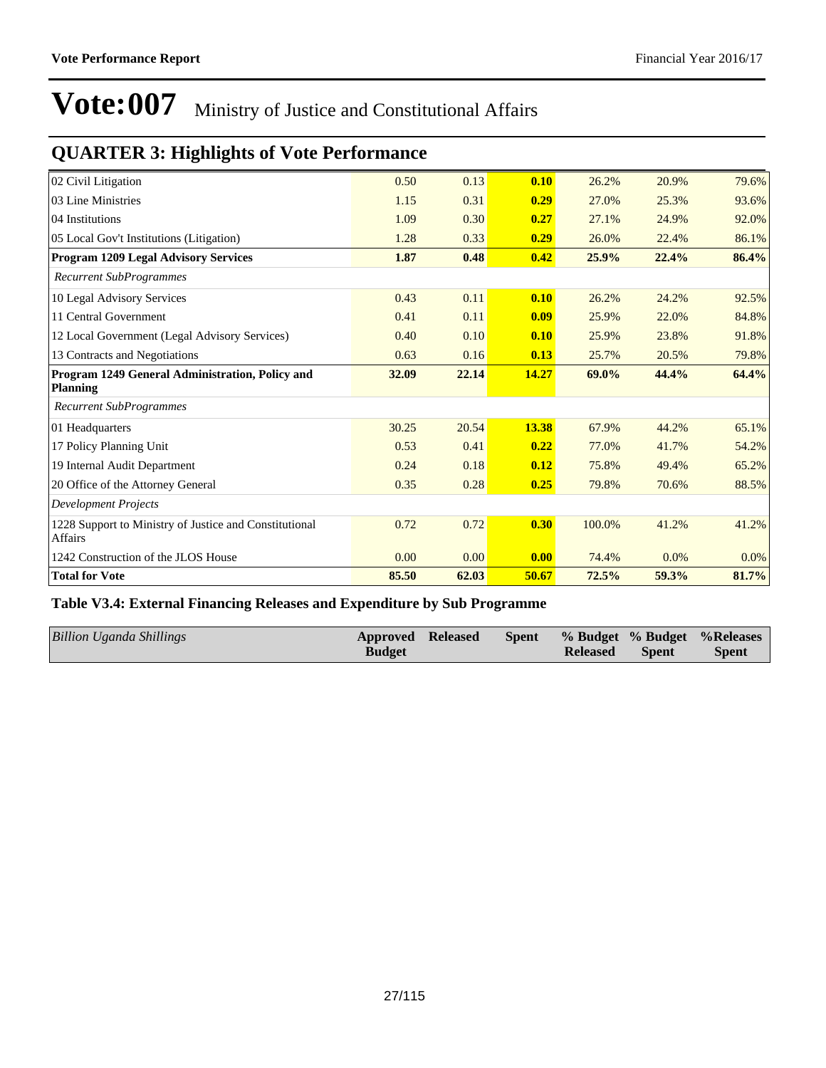# Vote:007 Ministry of Justice and Constitutional Affairs

## QUARTER 3: Highlights of Vote Performance

| | | | | | | |
|---|---|---|---|---|---|---|
| 02 Civil Litigation | 0.50 | 0.13 | **0.10** | 26.2% | 20.9% | 79.6% |
| 03 Line Ministries | 1.15 | 0.31 | **0.29** | 27.0% | 25.3% | 93.6% |
| 04 Institutions | 1.09 | 0.30 | **0.27** | 27.1% | 24.9% | 92.0% |
| 05 Local Gov't Institutions (Litigation) | 1.28 | 0.33 | **0.29** | 26.0% | 22.4% | 86.1% |
| **Program 1209 Legal Advisory Services** | **1.87** | **0.48** | **0.42** | **25.9%** | **22.4%** | **86.4%** |
| *Recurrent SubProgrammes* | | | | | | |
| 10 Legal Advisory Services | 0.43 | 0.11 | **0.10** | 26.2% | 24.2% | 92.5% |
| 11 Central Government | 0.41 | 0.11 | **0.09** | 25.9% | 22.0% | 84.8% |
| 12 Local Government (Legal Advisory Services) | 0.40 | 0.10 | **0.10** | 25.9% | 23.8% | 91.8% |
| 13 Contracts and Negotiations | 0.63 | 0.16 | **0.13** | 25.7% | 20.5% | 79.8% |
| **Program 1249 General Administration, Policy and Planning** | **32.09** | **22.14** | **14.27** | **69.0%** | **44.4%** | **64.4%** |
| *Recurrent SubProgrammes* | | | | | | |
| 01 Headquarters | 30.25 | 20.54 | **13.38** | 67.9% | 44.2% | 65.1% |
| 17 Policy Planning Unit | 0.53 | 0.41 | **0.22** | 77.0% | 41.7% | 54.2% |
| 19 Internal Audit Department | 0.24 | 0.18 | **0.12** | 75.8% | 49.4% | 65.2% |
| 20 Office of the Attorney General | 0.35 | 0.28 | **0.25** | 79.8% | 70.6% | 88.5% |
| *Development Projects* | | | | | | |
| 1228 Support to Ministry of Justice and Constitutional Affairs | 0.72 | 0.72 | **0.30** | 100.0% | 41.2% | 41.2% |
| 1242 Construction of the JLOS House | 0.00 | 0.00 | **0.00** | 74.4% | 0.0% | 0.0% |
| **Total for Vote** | **85.50** | **62.03** | **50.67** | **72.5%** | **59.3%** | **81.7%** |

### Table V3.4: External Financing Releases and Expenditure by Sub Programme

| *Billion Uganda Shillings* | Approved Budget | Released | Spent | % Budget Released | % Budget Spent | %Releases Spent |
|---|---|---|---|---|---|---|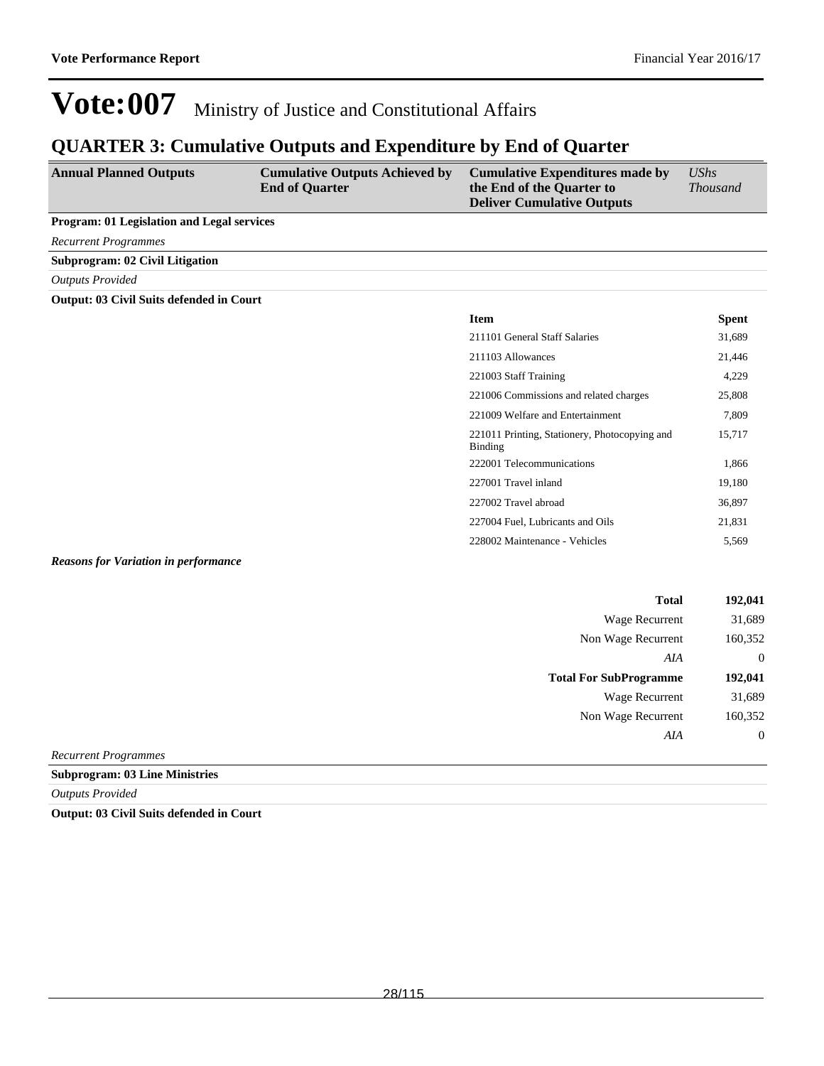# Vote:007 Ministry of Justice and Constitutional Affairs

## QUARTER 3: Cumulative Outputs and Expenditure by End of Quarter

| Annual Planned Outputs | Cumulative Outputs Achieved by End of Quarter | Cumulative Expenditures made by the End of the Quarter to Deliver Cumulative Outputs | *UShs Thousand* |
|---|---|---|---|

**Program: 01 Legislation and Legal services**

*Recurrent Programmes*

**Subprogram: 02 Civil Litigation**

*Outputs Provided*

**Output: 03 Civil Suits defended in Court**

| Item | Spent |
|---|---|
| 211101 General Staff Salaries | 31,689 |
| 211103 Allowances | 21,446 |
| 221003 Staff Training | 4,229 |
| 221006 Commissions and related charges | 25,808 |
| 221009 Welfare and Entertainment | 7,809 |
| 221011 Printing, Stationery, Photocopying and Binding | 15,717 |
| 222001 Telecommunications | 1,866 |
| 227001 Travel inland | 19,180 |
| 227002 Travel abroad | 36,897 |
| 227004 Fuel, Lubricants and Oils | 21,831 |
| 228002 Maintenance - Vehicles | 5,569 |

***Reasons for Variation in performance***

| | |
|---|---|
| **Total** | **192,041** |
| Wage Recurrent | 31,689 |
| Non Wage Recurrent | 160,352 |
| *AIA* | 0 |
| **Total For SubProgramme** | **192,041** |
| Wage Recurrent | 31,689 |
| Non Wage Recurrent | 160,352 |
| *AIA* | 0 |

*Recurrent Programmes*

**Subprogram: 03 Line Ministries**

*Outputs Provided*

**Output: 03 Civil Suits defended in Court**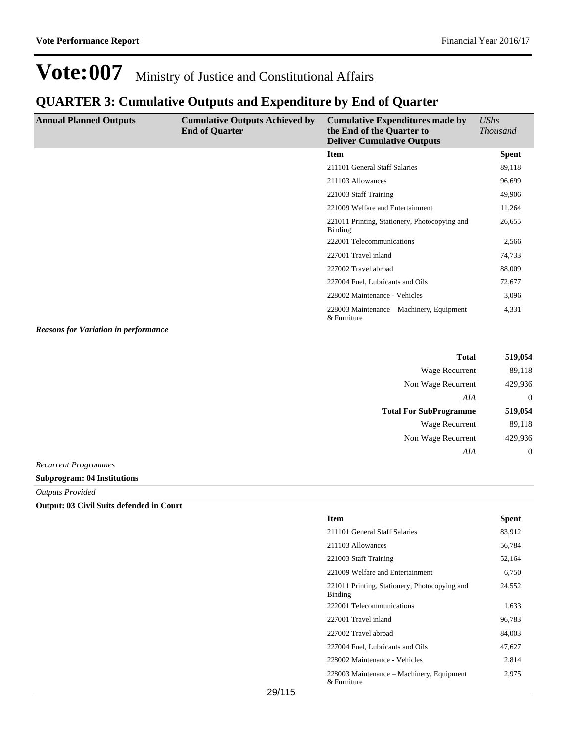# Vote:007 Ministry of Justice and Constitutional Affairs

## QUARTER 3: Cumulative Outputs and Expenditure by End of Quarter

| Annual Planned Outputs | Cumulative Outputs Achieved by End of Quarter | Cumulative Expenditures made by the End of the Quarter to Deliver Cumulative Outputs | *UShs Thousand* |
|---|---|---|---|
| | | **Item** | **Spent** |
| | | 211101 General Staff Salaries | 89,118 |
| | | 211103 Allowances | 96,699 |
| | | 221003 Staff Training | 49,906 |
| | | 221009 Welfare and Entertainment | 11,264 |
| | | 221011 Printing, Stationery, Photocopying and Binding | 26,655 |
| | | 222001 Telecommunications | 2,566 |
| | | 227001 Travel inland | 74,733 |
| | | 227002 Travel abroad | 88,009 |
| | | 227004 Fuel, Lubricants and Oils | 72,677 |
| | | 228002 Maintenance - Vehicles | 3,096 |
| | | 228003 Maintenance – Machinery, Equipment & Furniture | 4,331 |

***Reasons for Variation in performance***

| | |
|---|---|
| **Total** | **519,054** |
| Wage Recurrent | 89,118 |
| Non Wage Recurrent | 429,936 |
| *AIA* | 0 |
| **Total For SubProgramme** | **519,054** |
| Wage Recurrent | 89,118 |
| Non Wage Recurrent | 429,936 |
| *AIA* | 0 |

*Recurrent Programmes*

**Subprogram: 04 Institutions**

*Outputs Provided*

**Output: 03 Civil Suits defended in Court**

| Item | Spent |
|---|---|
| 211101 General Staff Salaries | 83,912 |
| 211103 Allowances | 56,784 |
| 221003 Staff Training | 52,164 |
| 221009 Welfare and Entertainment | 6,750 |
| 221011 Printing, Stationery, Photocopying and Binding | 24,552 |
| 222001 Telecommunications | 1,633 |
| 227001 Travel inland | 96,783 |
| 227002 Travel abroad | 84,003 |
| 227004 Fuel, Lubricants and Oils | 47,627 |
| 228002 Maintenance - Vehicles | 2,814 |
| 228003 Maintenance – Machinery, Equipment & Furniture | 2,975 |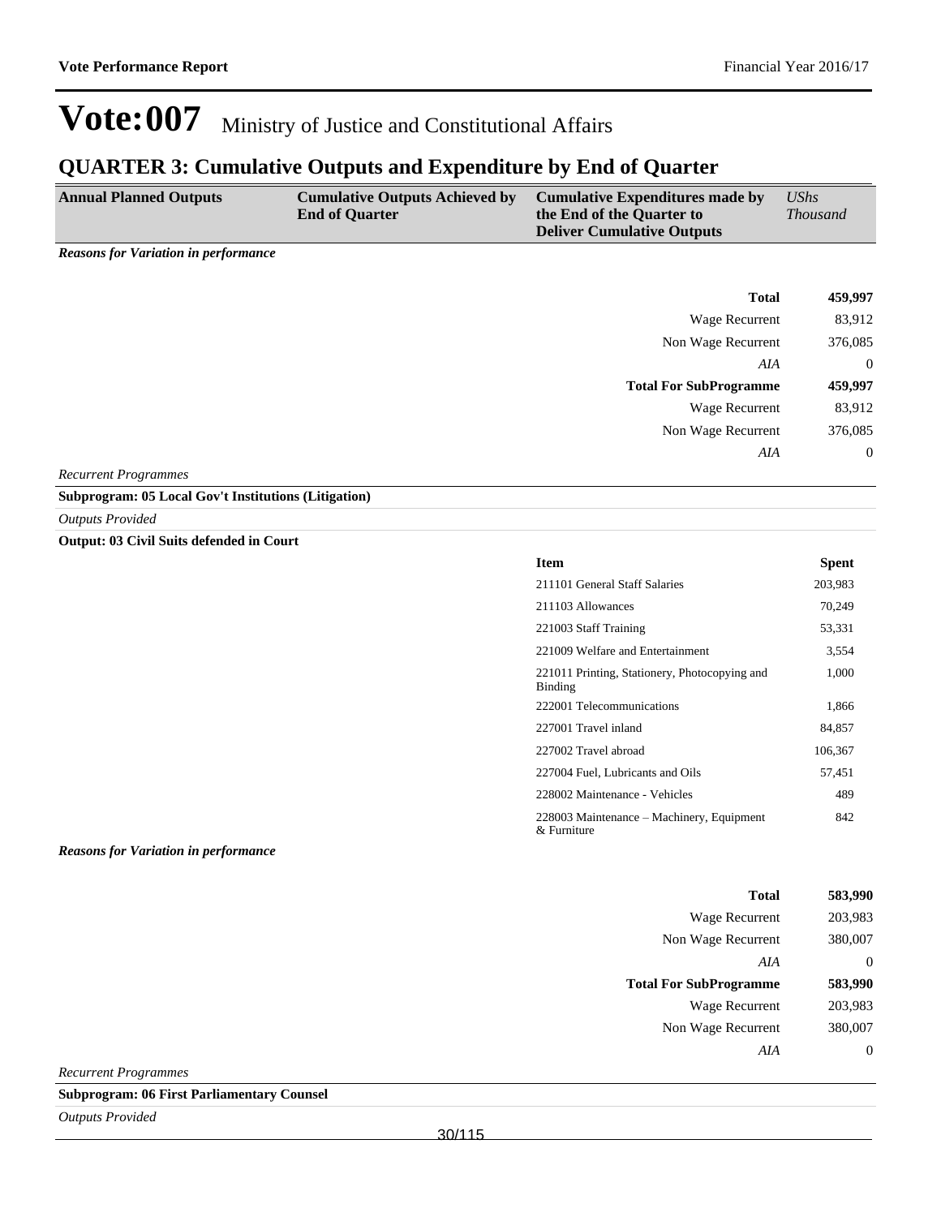# Vote:007 Ministry of Justice and Constitutional Affairs

## QUARTER 3: Cumulative Outputs and Expenditure by End of Quarter

| Annual Planned Outputs | Cumulative Outputs Achieved by End of Quarter | Cumulative Expenditures made by the End of the Quarter to Deliver Cumulative Outputs | *UShs Thousand* |
|---|---|---|---|

***Reasons for Variation in performance***

| | |
|---|---|
| **Total** | **459,997** |
| Wage Recurrent | 83,912 |
| Non Wage Recurrent | 376,085 |
| *AIA* | 0 |
| **Total For SubProgramme** | **459,997** |
| Wage Recurrent | 83,912 |
| Non Wage Recurrent | 376,085 |
| *AIA* | 0 |

*Recurrent Programmes*

**Subprogram: 05 Local Gov't Institutions (Litigation)**

*Outputs Provided*

**Output: 03 Civil Suits defended in Court**

| Item | Spent |
|---|---|
| 211101 General Staff Salaries | 203,983 |
| 211103 Allowances | 70,249 |
| 221003 Staff Training | 53,331 |
| 221009 Welfare and Entertainment | 3,554 |
| 221011 Printing, Stationery, Photocopying and Binding | 1,000 |
| 222001 Telecommunications | 1,866 |
| 227001 Travel inland | 84,857 |
| 227002 Travel abroad | 106,367 |
| 227004 Fuel, Lubricants and Oils | 57,451 |
| 228002 Maintenance - Vehicles | 489 |
| 228003 Maintenance – Machinery, Equipment & Furniture | 842 |

***Reasons for Variation in performance***

| | |
|---|---|
| **Total** | **583,990** |
| Wage Recurrent | 203,983 |
| Non Wage Recurrent | 380,007 |
| *AIA* | 0 |
| **Total For SubProgramme** | **583,990** |
| Wage Recurrent | 203,983 |
| Non Wage Recurrent | 380,007 |
| *AIA* | 0 |

*Recurrent Programmes*

**Subprogram: 06 First Parliamentary Counsel**

*Outputs Provided*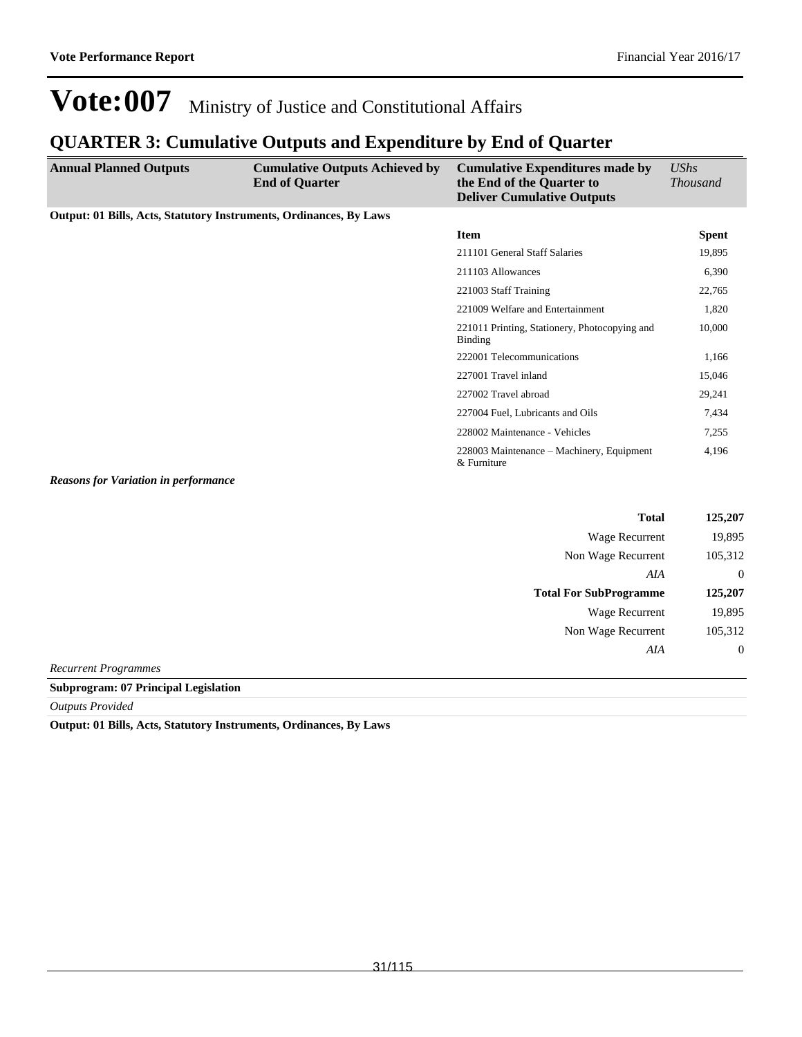# Vote:007 Ministry of Justice and Constitutional Affairs

## QUARTER 3: Cumulative Outputs and Expenditure by End of Quarter

| Annual Planned Outputs | Cumulative Outputs Achieved by End of Quarter | Cumulative Expenditures made by the End of the Quarter to Deliver Cumulative Outputs | *UShs Thousand* |
|---|---|---|---|

**Output: 01 Bills, Acts, Statutory Instruments, Ordinances, By Laws**

| Item | Spent |
|---|---|
| 211101 General Staff Salaries | 19,895 |
| 211103 Allowances | 6,390 |
| 221003 Staff Training | 22,765 |
| 221009 Welfare and Entertainment | 1,820 |
| 221011 Printing, Stationery, Photocopying and Binding | 10,000 |
| 222001 Telecommunications | 1,166 |
| 227001 Travel inland | 15,046 |
| 227002 Travel abroad | 29,241 |
| 227004 Fuel, Lubricants and Oils | 7,434 |
| 228002 Maintenance - Vehicles | 7,255 |
| 228003 Maintenance – Machinery, Equipment & Furniture | 4,196 |

***Reasons for Variation in performance***

| | |
|---|---|
| **Total** | **125,207** |
| Wage Recurrent | 19,895 |
| Non Wage Recurrent | 105,312 |
| *AIA* | 0 |
| **Total For SubProgramme** | **125,207** |
| Wage Recurrent | 19,895 |
| Non Wage Recurrent | 105,312 |
| *AIA* | 0 |

*Recurrent Programmes*

**Subprogram: 07 Principal Legislation**

*Outputs Provided*

**Output: 01 Bills, Acts, Statutory Instruments, Ordinances, By Laws**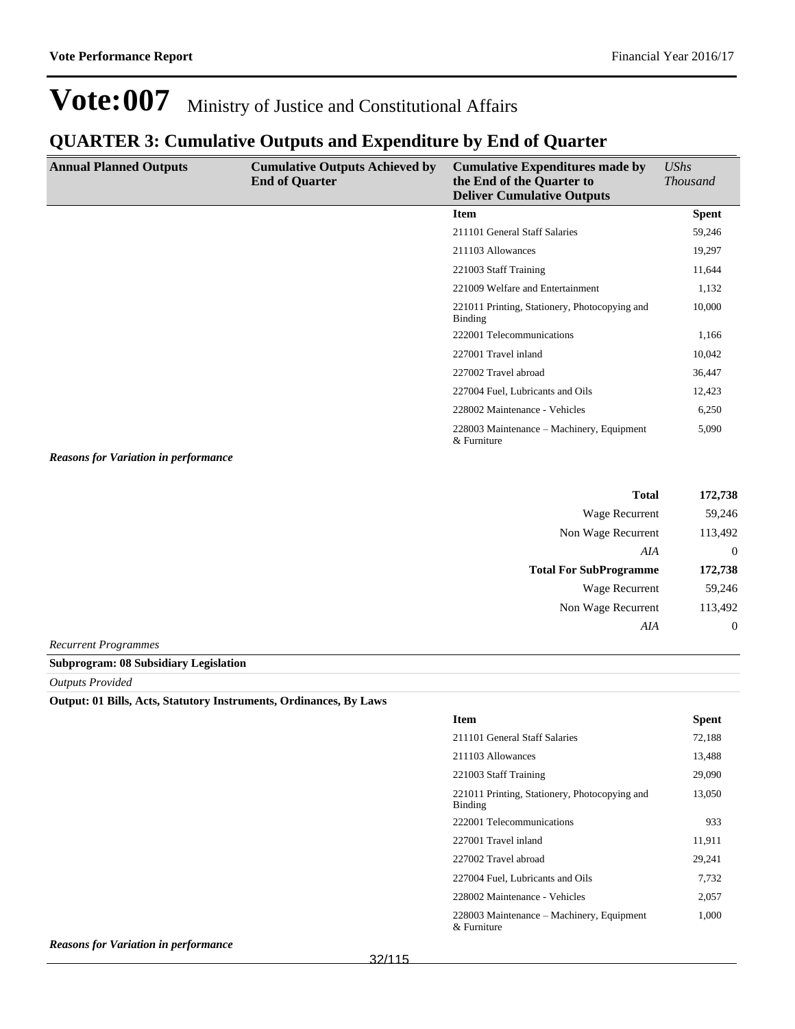# Vote:007 Ministry of Justice and Constitutional Affairs

## QUARTER 3: Cumulative Outputs and Expenditure by End of Quarter

| Annual Planned Outputs | Cumulative Outputs Achieved by End of Quarter | Cumulative Expenditures made by the End of the Quarter to Deliver Cumulative Outputs | *UShs Thousand* |
|---|---|---|---|
| | | **Item** | **Spent** |
| | | 211101 General Staff Salaries | 59,246 |
| | | 211103 Allowances | 19,297 |
| | | 221003 Staff Training | 11,644 |
| | | 221009 Welfare and Entertainment | 1,132 |
| | | 221011 Printing, Stationery, Photocopying and Binding | 10,000 |
| | | 222001 Telecommunications | 1,166 |
| | | 227001 Travel inland | 10,042 |
| | | 227002 Travel abroad | 36,447 |
| | | 227004 Fuel, Lubricants and Oils | 12,423 |
| | | 228002 Maintenance - Vehicles | 6,250 |
| | | 228003 Maintenance – Machinery, Equipment & Furniture | 5,090 |

***Reasons for Variation in performance***

| | |
|---|---|
| **Total** | **172,738** |
| Wage Recurrent | 59,246 |
| Non Wage Recurrent | 113,492 |
| *AIA* | 0 |
| **Total For SubProgramme** | **172,738** |
| Wage Recurrent | 59,246 |
| Non Wage Recurrent | 113,492 |
| *AIA* | 0 |

*Recurrent Programmes*

**Subprogram: 08 Subsidiary Legislation**

*Outputs Provided*

**Output: 01 Bills, Acts, Statutory Instruments, Ordinances, By Laws**

| Item | Spent |
|---|---|
| 211101 General Staff Salaries | 72,188 |
| 211103 Allowances | 13,488 |
| 221003 Staff Training | 29,090 |
| 221011 Printing, Stationery, Photocopying and Binding | 13,050 |
| 222001 Telecommunications | 933 |
| 227001 Travel inland | 11,911 |
| 227002 Travel abroad | 29,241 |
| 227004 Fuel, Lubricants and Oils | 7,732 |
| 228002 Maintenance - Vehicles | 2,057 |
| 228003 Maintenance – Machinery, Equipment & Furniture | 1,000 |

***Reasons for Variation in performance***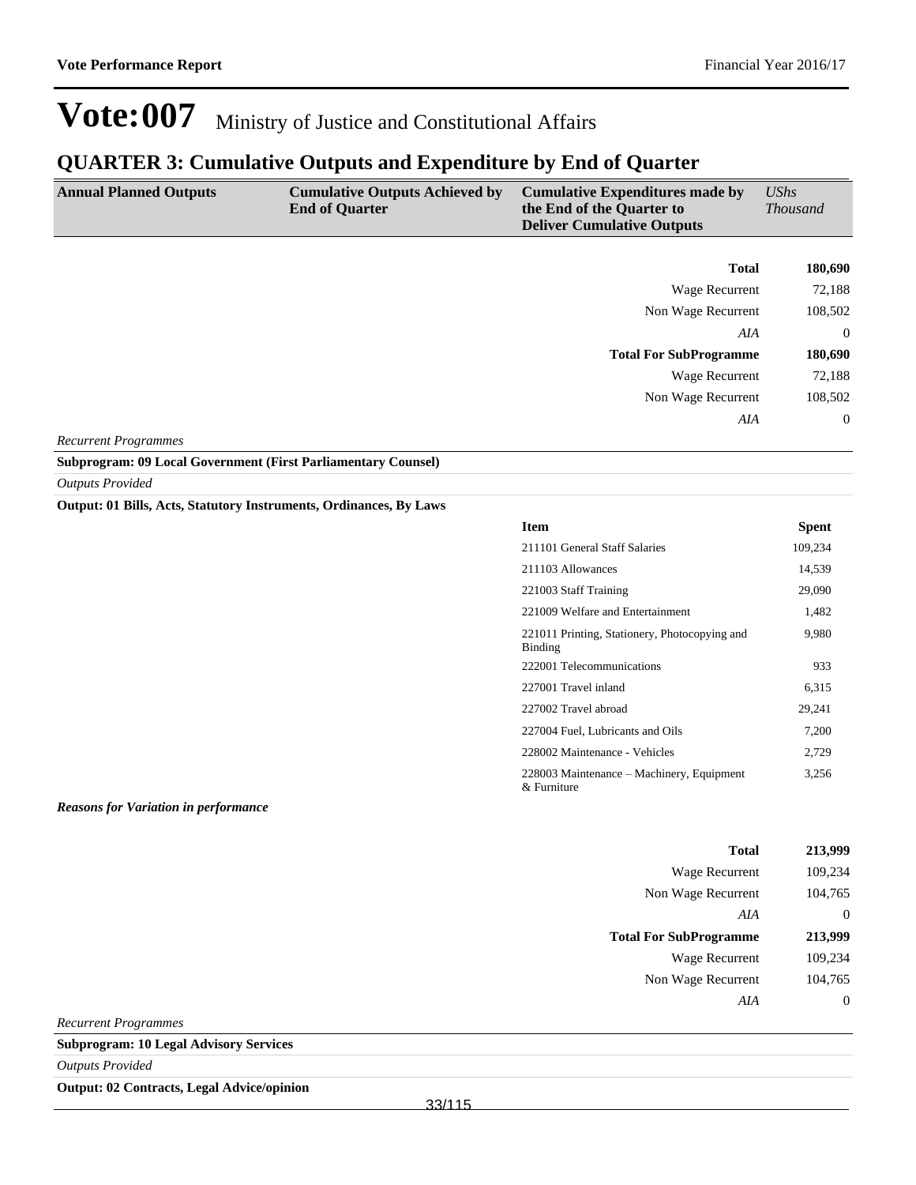# Vote:007 Ministry of Justice and Constitutional Affairs

## QUARTER 3: Cumulative Outputs and Expenditure by End of Quarter

| Annual Planned Outputs | Cumulative Outputs Achieved by End of Quarter | Cumulative Expenditures made by the End of the Quarter to Deliver Cumulative Outputs | *UShs Thousand* |
|---|---|---|---|

| | |
|---|---|
| **Total** | **180,690** |
| Wage Recurrent | 72,188 |
| Non Wage Recurrent | 108,502 |
| *AIA* | 0 |
| **Total For SubProgramme** | **180,690** |
| Wage Recurrent | 72,188 |
| Non Wage Recurrent | 108,502 |
| *AIA* | 0 |

*Recurrent Programmes*

**Subprogram: 09 Local Government (First Parliamentary Counsel)**

*Outputs Provided*

**Output: 01 Bills, Acts, Statutory Instruments, Ordinances, By Laws**

| Item | Spent |
|---|---|
| 211101 General Staff Salaries | 109,234 |
| 211103 Allowances | 14,539 |
| 221003 Staff Training | 29,090 |
| 221009 Welfare and Entertainment | 1,482 |
| 221011 Printing, Stationery, Photocopying and Binding | 9,980 |
| 222001 Telecommunications | 933 |
| 227001 Travel inland | 6,315 |
| 227002 Travel abroad | 29,241 |
| 227004 Fuel, Lubricants and Oils | 7,200 |
| 228002 Maintenance - Vehicles | 2,729 |
| 228003 Maintenance – Machinery, Equipment & Furniture | 3,256 |

***Reasons for Variation in performance***

| | |
|---|---|
| **Total** | **213,999** |
| Wage Recurrent | 109,234 |
| Non Wage Recurrent | 104,765 |
| *AIA* | 0 |
| **Total For SubProgramme** | **213,999** |
| Wage Recurrent | 109,234 |
| Non Wage Recurrent | 104,765 |
| *AIA* | 0 |

*Recurrent Programmes*

**Subprogram: 10 Legal Advisory Services**

*Outputs Provided*

**Output: 02 Contracts, Legal Advice/opinion**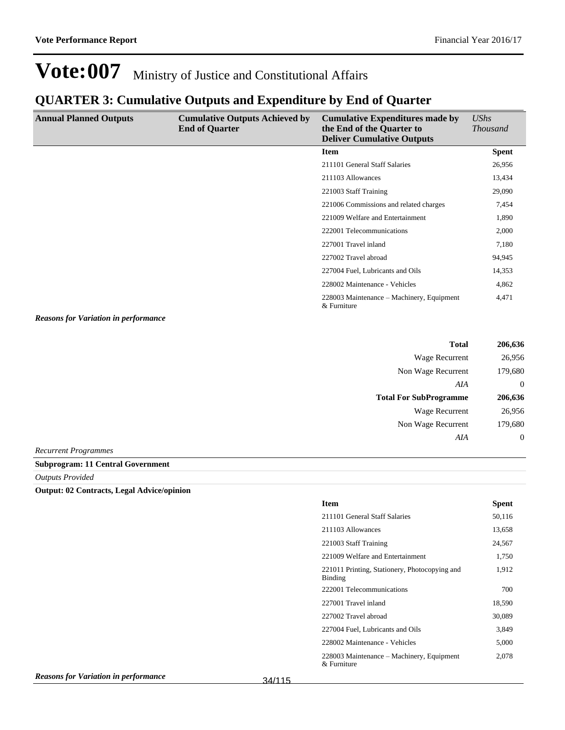# Vote:007 Ministry of Justice and Constitutional Affairs

## QUARTER 3: Cumulative Outputs and Expenditure by End of Quarter

| Annual Planned Outputs | Cumulative Outputs Achieved by End of Quarter | Cumulative Expenditures made by the End of the Quarter to Deliver Cumulative Outputs | *UShs Thousand* |
|---|---|---|---|
| | | **Item** | **Spent** |
| | | 211101 General Staff Salaries | 26,956 |
| | | 211103 Allowances | 13,434 |
| | | 221003 Staff Training | 29,090 |
| | | 221006 Commissions and related charges | 7,454 |
| | | 221009 Welfare and Entertainment | 1,890 |
| | | 222001 Telecommunications | 2,000 |
| | | 227001 Travel inland | 7,180 |
| | | 227002 Travel abroad | 94,945 |
| | | 227004 Fuel, Lubricants and Oils | 14,353 |
| | | 228002 Maintenance - Vehicles | 4,862 |
| | | 228003 Maintenance – Machinery, Equipment & Furniture | 4,471 |

***Reasons for Variation in performance***

| | |
|---|---|
| **Total** | **206,636** |
| Wage Recurrent | 26,956 |
| Non Wage Recurrent | 179,680 |
| *AIA* | 0 |
| **Total For SubProgramme** | **206,636** |
| Wage Recurrent | 26,956 |
| Non Wage Recurrent | 179,680 |
| *AIA* | 0 |

*Recurrent Programmes*

**Subprogram: 11 Central Government**

*Outputs Provided*

**Output: 02 Contracts, Legal Advice/opinion**

| Item | Spent |
|---|---|
| 211101 General Staff Salaries | 50,116 |
| 211103 Allowances | 13,658 |
| 221003 Staff Training | 24,567 |
| 221009 Welfare and Entertainment | 1,750 |
| 221011 Printing, Stationery, Photocopying and Binding | 1,912 |
| 222001 Telecommunications | 700 |
| 227001 Travel inland | 18,590 |
| 227002 Travel abroad | 30,089 |
| 227004 Fuel, Lubricants and Oils | 3,849 |
| 228002 Maintenance - Vehicles | 5,000 |
| 228003 Maintenance – Machinery, Equipment & Furniture | 2,078 |

***Reasons for Variation in performance***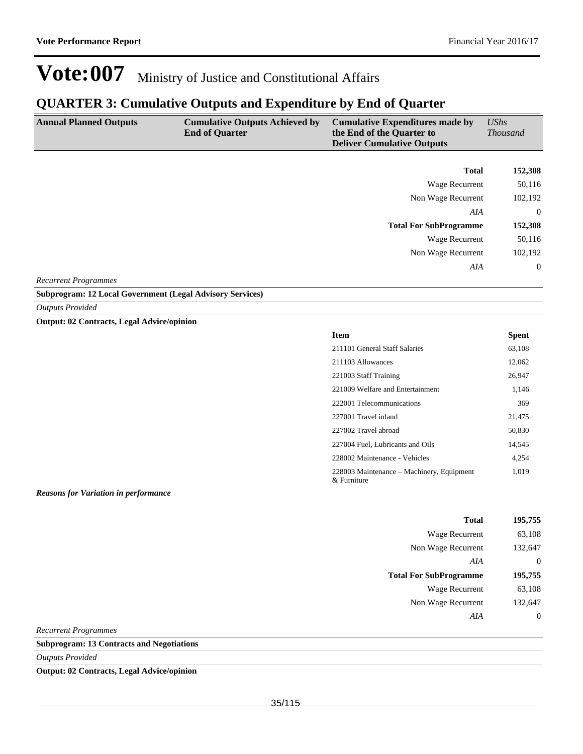# Vote:007 Ministry of Justice and Constitutional Affairs

## QUARTER 3: Cumulative Outputs and Expenditure by End of Quarter

| Annual Planned Outputs | Cumulative Outputs Achieved by End of Quarter | Cumulative Expenditures made by the End of the Quarter to Deliver Cumulative Outputs | *UShs Thousand* |
|---|---|---|---|
| | | **Total** | **152,308** |
| | | Wage Recurrent | 50,116 |
| | | Non Wage Recurrent | 102,192 |
| | | *AIA* | 0 |
| | | **Total For SubProgramme** | **152,308** |
| | | Wage Recurrent | 50,116 |
| | | Non Wage Recurrent | 102,192 |
| | | *AIA* | 0 |

*Recurrent Programmes*

**Subprogram: 12 Local Government (Legal Advisory Services)**

*Outputs Provided*

**Output: 02 Contracts, Legal Advice/opinion**

| Item | Spent |
|---|---|
| 211101 General Staff Salaries | 63,108 |
| 211103 Allowances | 12,062 |
| 221003 Staff Training | 26,947 |
| 221009 Welfare and Entertainment | 1,146 |
| 222001 Telecommunications | 369 |
| 227001 Travel inland | 21,475 |
| 227002 Travel abroad | 50,830 |
| 227004 Fuel, Lubricants and Oils | 14,545 |
| 228002 Maintenance - Vehicles | 4,254 |
| 228003 Maintenance – Machinery, Equipment & Furniture | 1,019 |

***Reasons for Variation in performance***

| | |
|---|---|
| **Total** | **195,755** |
| Wage Recurrent | 63,108 |
| Non Wage Recurrent | 132,647 |
| *AIA* | 0 |
| **Total For SubProgramme** | **195,755** |
| Wage Recurrent | 63,108 |
| Non Wage Recurrent | 132,647 |
| *AIA* | 0 |

*Recurrent Programmes*

**Subprogram: 13 Contracts and Negotiations**

*Outputs Provided*

**Output: 02 Contracts, Legal Advice/opinion**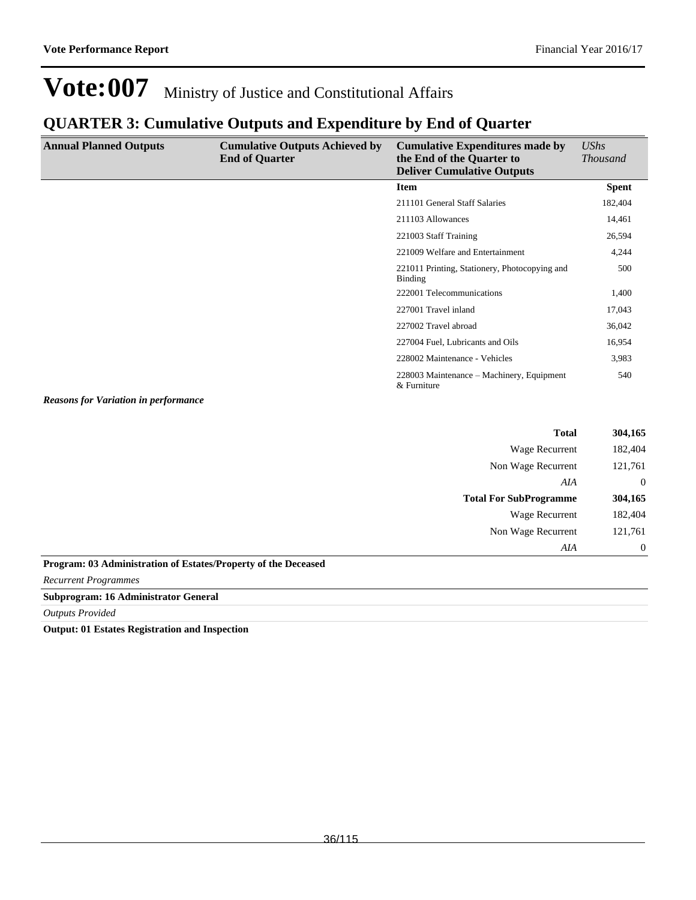# Vote:007 Ministry of Justice and Constitutional Affairs

## QUARTER 3: Cumulative Outputs and Expenditure by End of Quarter

| Annual Planned Outputs | Cumulative Outputs Achieved by End of Quarter | Cumulative Expenditures made by the End of the Quarter to Deliver Cumulative Outputs | *UShs Thousand* |
|---|---|---|---|
| | | **Item** | **Spent** |
| | | 211101 General Staff Salaries | 182,404 |
| | | 211103 Allowances | 14,461 |
| | | 221003 Staff Training | 26,594 |
| | | 221009 Welfare and Entertainment | 4,244 |
| | | 221011 Printing, Stationery, Photocopying and Binding | 500 |
| | | 222001 Telecommunications | 1,400 |
| | | 227001 Travel inland | 17,043 |
| | | 227002 Travel abroad | 36,042 |
| | | 227004 Fuel, Lubricants and Oils | 16,954 |
| | | 228002 Maintenance - Vehicles | 3,983 |
| | | 228003 Maintenance – Machinery, Equipment & Furniture | 540 |

***Reasons for Variation in performance***

| | |
|---|---|
| **Total** | **304,165** |
| Wage Recurrent | 182,404 |
| Non Wage Recurrent | 121,761 |
| *AIA* | 0 |
| **Total For SubProgramme** | **304,165** |
| Wage Recurrent | 182,404 |
| Non Wage Recurrent | 121,761 |
| *AIA* | 0 |

**Program: 03 Administration of Estates/Property of the Deceased**

*Recurrent Programmes*

**Subprogram: 16 Administrator General**

*Outputs Provided*

**Output: 01 Estates Registration and Inspection**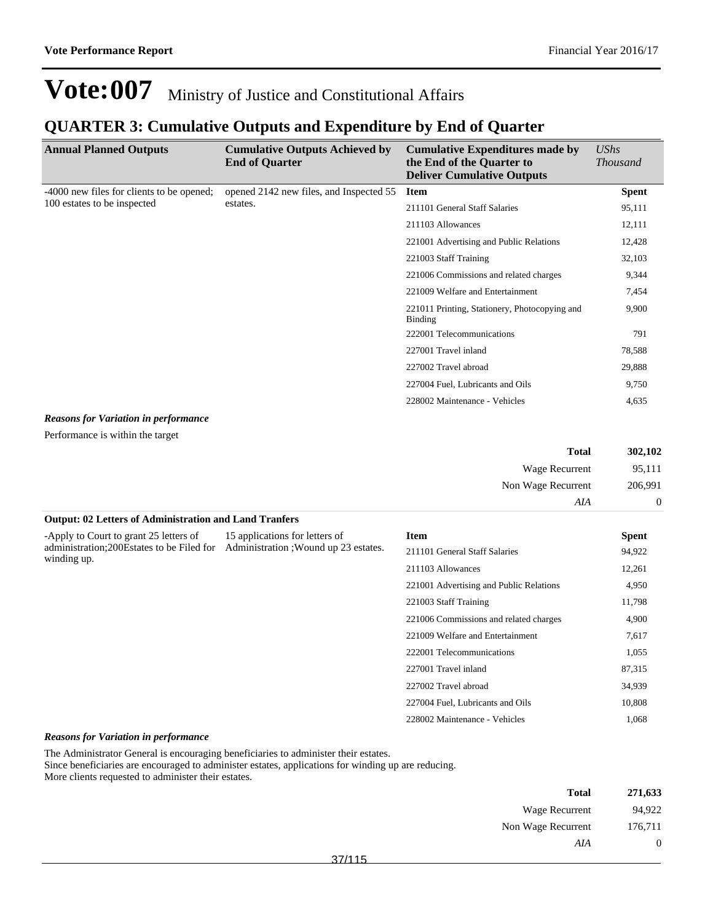# Vote:007 Ministry of Justice and Constitutional Affairs

## QUARTER 3: Cumulative Outputs and Expenditure by End of Quarter

| Annual Planned Outputs | Cumulative Outputs Achieved by End of Quarter | Cumulative Expenditures made by the End of the Quarter to Deliver Cumulative Outputs | *UShs Thousand* |
|---|---|---|---|
| -4000 new files for clients to be opened; 100 estates to be inspected | opened 2142 new files, and Inspected 55 estates. | **Item** | **Spent** |
| | | 211101 General Staff Salaries | 95,111 |
| | | 211103 Allowances | 12,111 |
| | | 221001 Advertising and Public Relations | 12,428 |
| | | 221003 Staff Training | 32,103 |
| | | 221006 Commissions and related charges | 9,344 |
| | | 221009 Welfare and Entertainment | 7,454 |
| | | 221011 Printing, Stationery, Photocopying and Binding | 9,900 |
| | | 222001 Telecommunications | 791 |
| | | 227001 Travel inland | 78,588 |
| | | 227002 Travel abroad | 29,888 |
| | | 227004 Fuel, Lubricants and Oils | 9,750 |
| | | 228002 Maintenance - Vehicles | 4,635 |

***Reasons for Variation in performance***

Performance is within the target

| | |
|---|---|
| **Total** | **302,102** |
| Wage Recurrent | 95,111 |
| Non Wage Recurrent | 206,991 |
| *AIA* | 0 |

**Output: 02 Letters of Administration and Land Tranfers**

| Annual Planned Outputs | Cumulative Outputs Achieved by End of Quarter | Item | Spent |
|---|---|---|---|
| -Apply to Court to grant 25 letters of administration;200Estates to be Filed for winding up. | 15 applications for letters of Administration ;Wound up 23 estates. | 211101 General Staff Salaries | 94,922 |
| | | 211103 Allowances | 12,261 |
| | | 221001 Advertising and Public Relations | 4,950 |
| | | 221003 Staff Training | 11,798 |
| | | 221006 Commissions and related charges | 4,900 |
| | | 221009 Welfare and Entertainment | 7,617 |
| | | 222001 Telecommunications | 1,055 |
| | | 227001 Travel inland | 87,315 |
| | | 227002 Travel abroad | 34,939 |
| | | 227004 Fuel, Lubricants and Oils | 10,808 |
| | | 228002 Maintenance - Vehicles | 1,068 |

***Reasons for Variation in performance***

The Administrator General is encouraging beneficiaries to administer their estates.
Since beneficiaries are encouraged to administer estates, applications for winding up are reducing.
More clients requested to administer their estates.

| | |
|---|---|
| **Total** | **271,633** |
| Wage Recurrent | 94,922 |
| Non Wage Recurrent | 176,711 |
| *AIA* | 0 |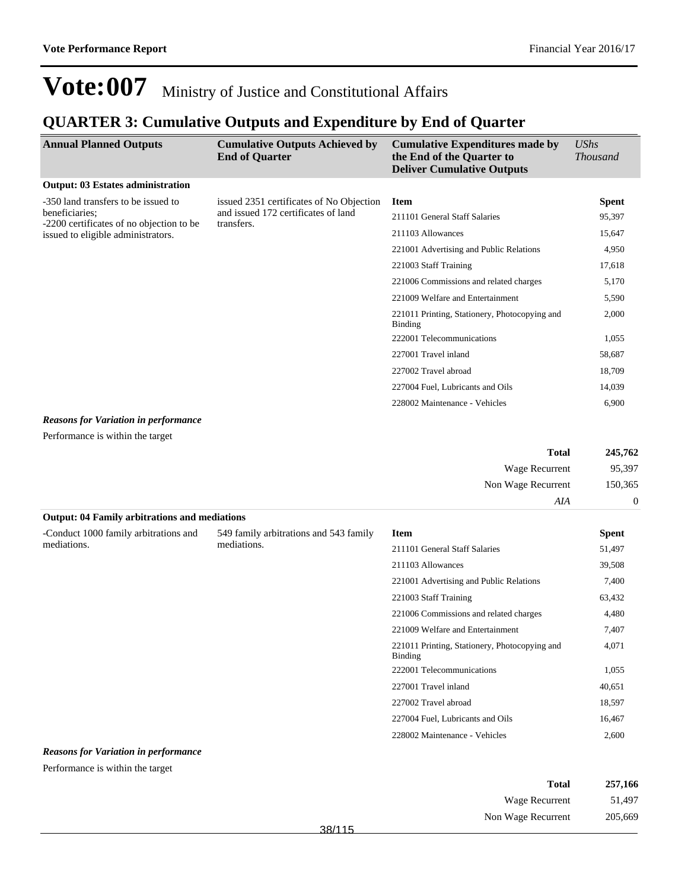# Vote:007 Ministry of Justice and Constitutional Affairs

## QUARTER 3: Cumulative Outputs and Expenditure by End of Quarter

| Annual Planned Outputs | Cumulative Outputs Achieved by End of Quarter | Cumulative Expenditures made by the End of the Quarter to Deliver Cumulative Outputs | *UShs Thousand* |
|---|---|---|---|
| **Output: 03 Estates administration** | | | |
| -350 land transfers to be issued to beneficiaries; -2200 certificates of no objection to be issued to eligible administrators. | issued 2351 certificates of No Objection and issued 172 certificates of land transfers. | **Item** | **Spent** |
| | | 211101 General Staff Salaries | 95,397 |
| | | 211103 Allowances | 15,647 |
| | | 221001 Advertising and Public Relations | 4,950 |
| | | 221003 Staff Training | 17,618 |
| | | 221006 Commissions and related charges | 5,170 |
| | | 221009 Welfare and Entertainment | 5,590 |
| | | 221011 Printing, Stationery, Photocopying and Binding | 2,000 |
| | | 222001 Telecommunications | 1,055 |
| | | 227001 Travel inland | 58,687 |
| | | 227002 Travel abroad | 18,709 |
| | | 227004 Fuel, Lubricants and Oils | 14,039 |
| | | 228002 Maintenance - Vehicles | 6,900 |

***Reasons for Variation in performance***

Performance is within the target

| | |
|---|---|
| **Total** | **245,762** |
| Wage Recurrent | 95,397 |
| Non Wage Recurrent | 150,365 |
| *AIA* | 0 |

| Annual Planned Outputs | Cumulative Outputs Achieved by End of Quarter | Cumulative Expenditures made by the End of the Quarter to Deliver Cumulative Outputs | *UShs Thousand* |
|---|---|---|---|
| **Output: 04 Family arbitrations and mediations** | | | |
| -Conduct 1000 family arbitrations and mediations. | 549 family arbitrations and 543 family mediations. | **Item** | **Spent** |
| | | 211101 General Staff Salaries | 51,497 |
| | | 211103 Allowances | 39,508 |
| | | 221001 Advertising and Public Relations | 7,400 |
| | | 221003 Staff Training | 63,432 |
| | | 221006 Commissions and related charges | 4,480 |
| | | 221009 Welfare and Entertainment | 7,407 |
| | | 221011 Printing, Stationery, Photocopying and Binding | 4,071 |
| | | 222001 Telecommunications | 1,055 |
| | | 227001 Travel inland | 40,651 |
| | | 227002 Travel abroad | 18,597 |
| | | 227004 Fuel, Lubricants and Oils | 16,467 |
| | | 228002 Maintenance - Vehicles | 2,600 |

***Reasons for Variation in performance***

Performance is within the target

| | |
|---|---|
| **Total** | **257,166** |
| Wage Recurrent | 51,497 |
| Non Wage Recurrent | 205,669 |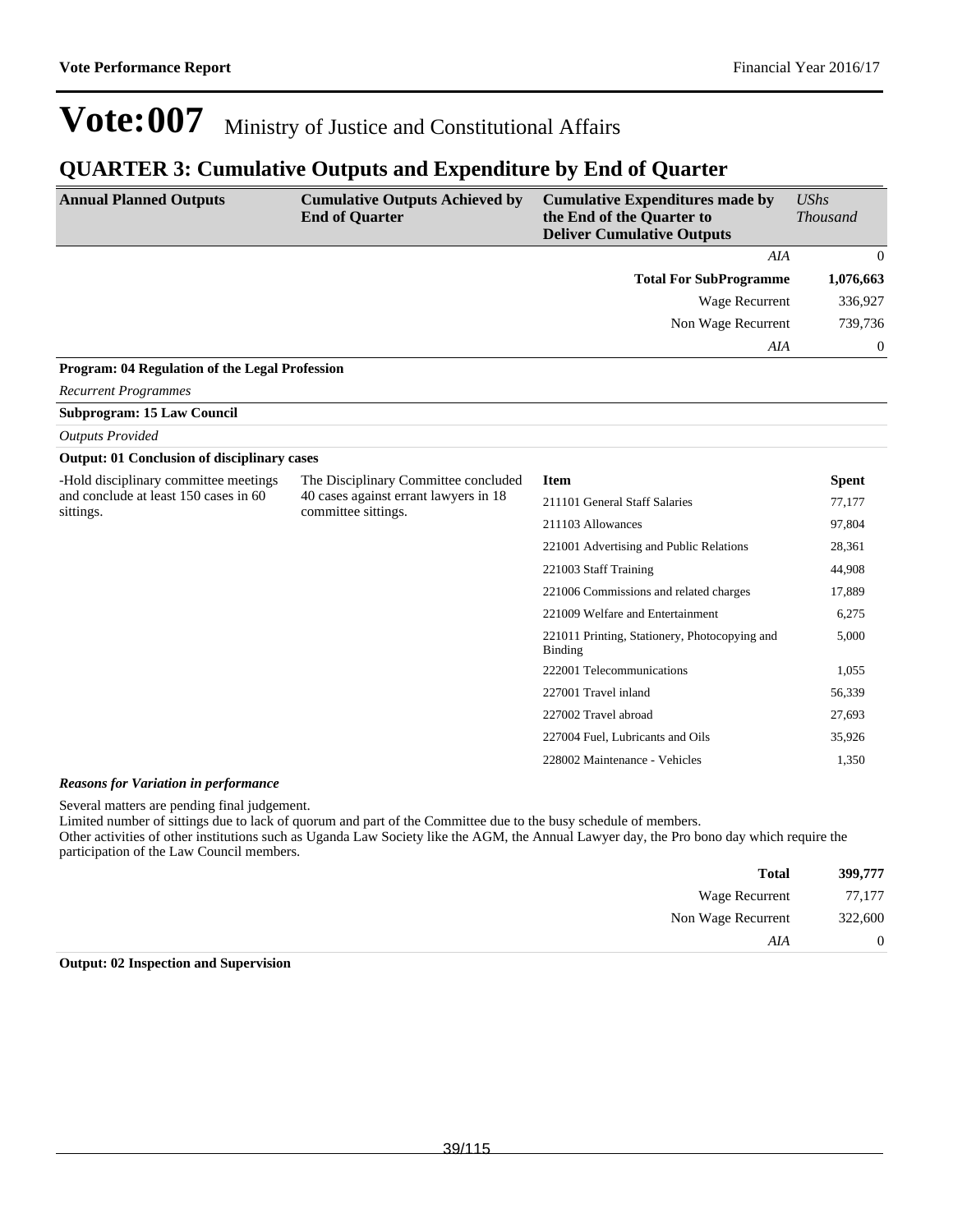# Vote:007 Ministry of Justice and Constitutional Affairs

## QUARTER 3: Cumulative Outputs and Expenditure by End of Quarter

| Annual Planned Outputs | Cumulative Outputs Achieved by End of Quarter | Cumulative Expenditures made by the End of the Quarter to Deliver Cumulative Outputs | *UShs Thousand* |
|---|---|---|---|
| | | *AIA* | 0 |
| | | **Total For SubProgramme** | **1,076,663** |
| | | Wage Recurrent | 336,927 |
| | | Non Wage Recurrent | 739,736 |
| | | *AIA* | 0 |

**Program: 04 Regulation of the Legal Profession**

*Recurrent Programmes*

**Subprogram: 15 Law Council**

*Outputs Provided*

**Output: 01 Conclusion of disciplinary cases**

| Annual Planned Outputs | Cumulative Outputs Achieved by End of Quarter | Item | Spent |
|---|---|---|---|
| -Hold disciplinary committee meetings and conclude at least 150 cases in 60 sittings. | The Disciplinary Committee concluded 40 cases against errant lawyers in 18 committee sittings. | 211101 General Staff Salaries | 77,177 |
| | | 211103 Allowances | 97,804 |
| | | 221001 Advertising and Public Relations | 28,361 |
| | | 221003 Staff Training | 44,908 |
| | | 221006 Commissions and related charges | 17,889 |
| | | 221009 Welfare and Entertainment | 6,275 |
| | | 221011 Printing, Stationery, Photocopying and Binding | 5,000 |
| | | 222001 Telecommunications | 1,055 |
| | | 227001 Travel inland | 56,339 |
| | | 227002 Travel abroad | 27,693 |
| | | 227004 Fuel, Lubricants and Oils | 35,926 |
| | | 228002 Maintenance - Vehicles | 1,350 |

***Reasons for Variation in performance***

Several matters are pending final judgement.
Limited number of sittings due to lack of quorum and part of the Committee due to the busy schedule of members.
Other activities of other institutions such as Uganda Law Society like the AGM, the Annual Lawyer day, the Pro bono day which require the participation of the Law Council members.

| | |
|---|---|
| **Total** | **399,777** |
| Wage Recurrent | 77,177 |
| Non Wage Recurrent | 322,600 |
| *AIA* | 0 |

**Output: 02 Inspection and Supervision**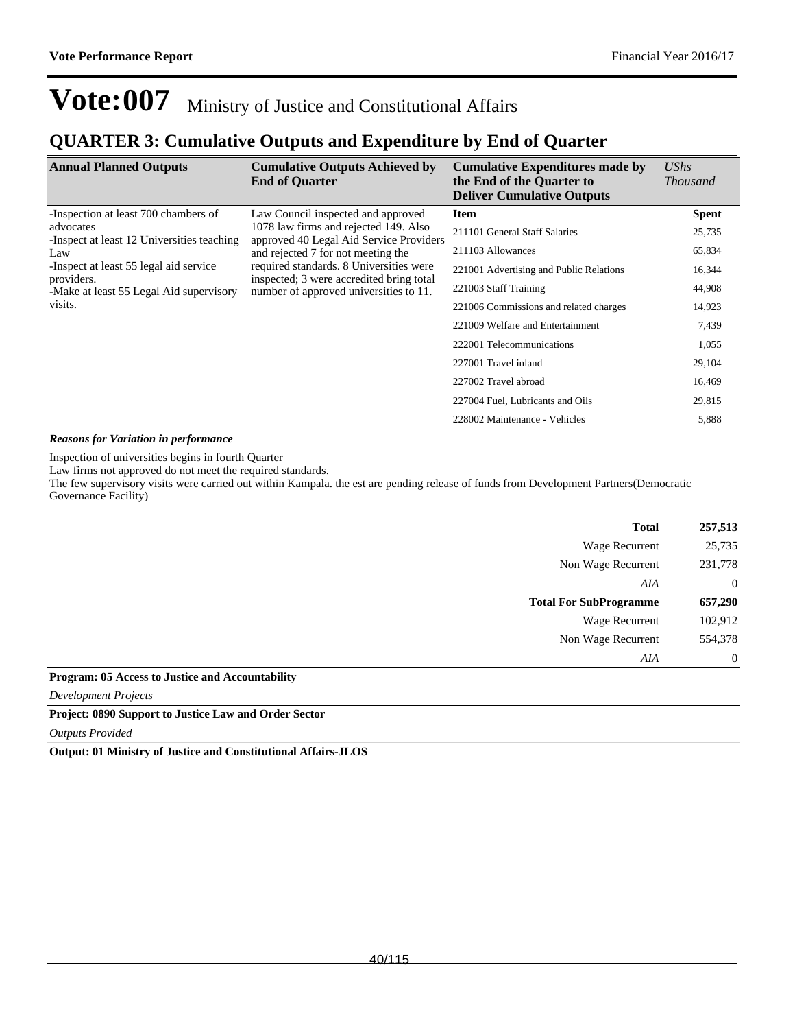# Vote:007 Ministry of Justice and Constitutional Affairs

## QUARTER 3: Cumulative Outputs and Expenditure by End of Quarter

| Annual Planned Outputs | Cumulative Outputs Achieved by End of Quarter | Cumulative Expenditures made by the End of the Quarter to Deliver Cumulative Outputs | *UShs Thousand* |
|---|---|---|---|
| -Inspection at least 700 chambers of advocates<br>-Inspect at least 12 Universities teaching Law<br>-Inspect at least 55 legal aid service providers.<br>-Make at least 55 Legal Aid supervisory visits. | Law Council inspected and approved 1078 law firms and rejected 149. Also approved 40 Legal Aid Service Providers and rejected 7 for not meeting the required standards. 8 Universities were inspected; 3 were accredited bring total number of approved universities to 11. | **Item** | **Spent** |
| | | 211101 General Staff Salaries | 25,735 |
| | | 211103 Allowances | 65,834 |
| | | 221001 Advertising and Public Relations | 16,344 |
| | | 221003 Staff Training | 44,908 |
| | | 221006 Commissions and related charges | 14,923 |
| | | 221009 Welfare and Entertainment | 7,439 |
| | | 222001 Telecommunications | 1,055 |
| | | 227001 Travel inland | 29,104 |
| | | 227002 Travel abroad | 16,469 |
| | | 227004 Fuel, Lubricants and Oils | 29,815 |
| | | 228002 Maintenance - Vehicles | 5,888 |

***Reasons for Variation in performance***

Inspection of universities begins in fourth Quarter
Law firms not approved do not meet the required standards.
The few supervisory visits were carried out within Kampala. the est are pending release of funds from Development Partners(Democratic Governance Facility)

| | |
|---|---|
| **Total** | **257,513** |
| Wage Recurrent | 25,735 |
| Non Wage Recurrent | 231,778 |
| *AIA* | 0 |
| **Total For SubProgramme** | **657,290** |
| Wage Recurrent | 102,912 |
| Non Wage Recurrent | 554,378 |
| *AIA* | 0 |

**Program: 05 Access to Justice and Accountability**

*Development Projects*

**Project: 0890 Support to Justice Law and Order Sector**

*Outputs Provided*

**Output: 01 Ministry of Justice and Constitutional Affairs-JLOS**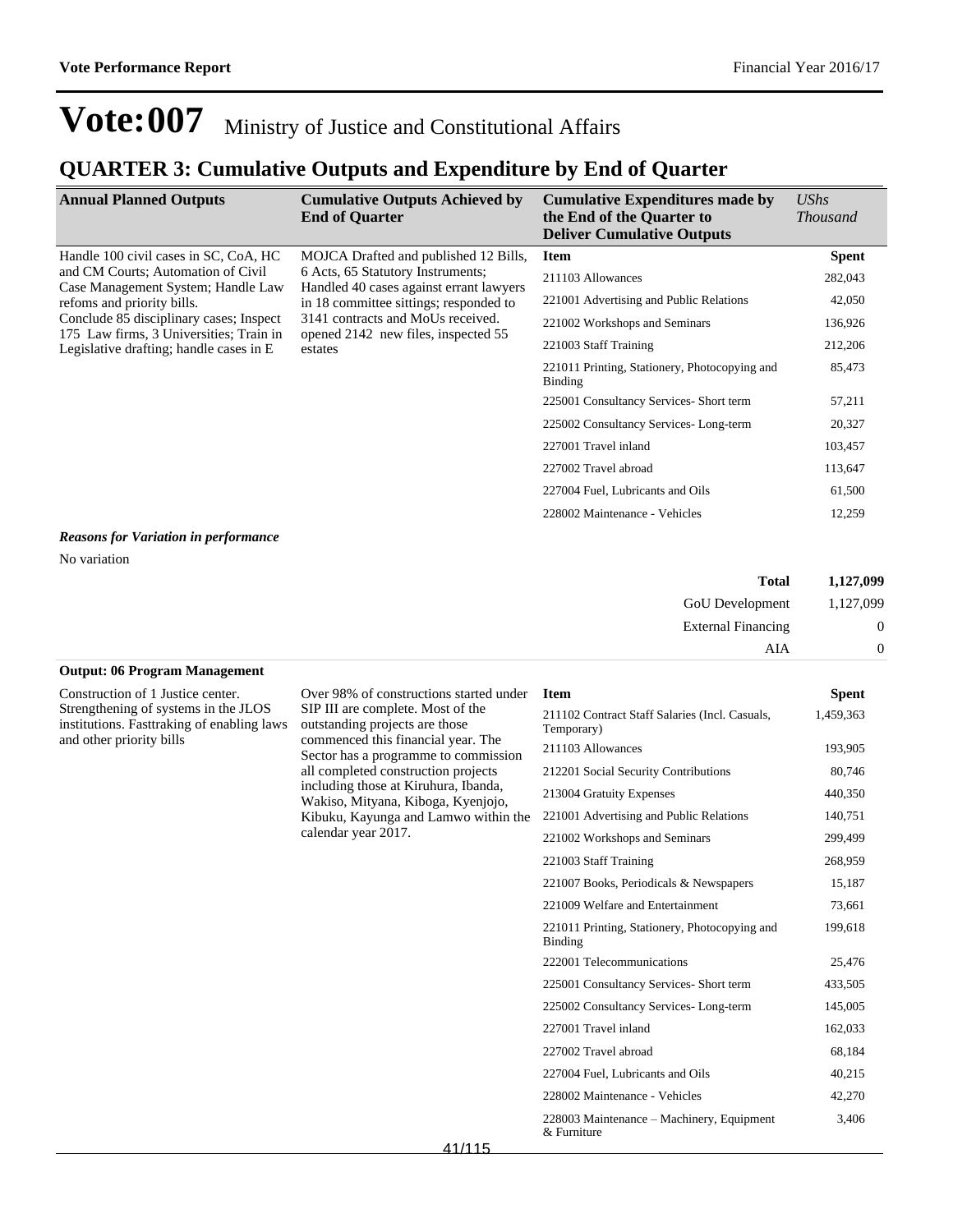**Vote Performance Report** Financial Year 2016/17

# Vote:007 Ministry of Justice and Constitutional Affairs

## QUARTER 3: Cumulative Outputs and Expenditure by End of Quarter

| Annual Planned Outputs | Cumulative Outputs Achieved by End of Quarter | Cumulative Expenditures made by the End of the Quarter to Deliver Cumulative Outputs | *UShs Thousand* |
|---|---|---|---|
| Handle 100 civil cases in SC, CoA, HC and CM Courts; Automation of Civil Case Management System; Handle Law refoms and priority bills. Conclude 85 disciplinary cases; Inspect 175 Law firms, 3 Universities; Train in Legislative drafting; handle cases in E | MOJCA Drafted and published 12 Bills, 6 Acts, 65 Statutory Instruments; Handled 40 cases against errant lawyers in 18 committee sittings; responded to 3141 contracts and MoUs received. opened 2142 new files, inspected 55 estates | **Item** | **Spent** |
| | | 211103 Allowances | 282,043 |
| | | 221001 Advertising and Public Relations | 42,050 |
| | | 221002 Workshops and Seminars | 136,926 |
| | | 221003 Staff Training | 212,206 |
| | | 221011 Printing, Stationery, Photocopying and Binding | 85,473 |
| | | 225001 Consultancy Services- Short term | 57,211 |
| | | 225002 Consultancy Services- Long-term | 20,327 |
| | | 227001 Travel inland | 103,457 |
| | | 227002 Travel abroad | 113,647 |
| | | 227004 Fuel, Lubricants and Oils | 61,500 |
| | | 228002 Maintenance - Vehicles | 12,259 |

***Reasons for Variation in performance***

No variation

| | |
|---|---|
| **Total** | **1,127,099** |
| GoU Development | 1,127,099 |
| External Financing | 0 |
| AIA | 0 |

**Output: 06 Program Management**

| Annual Planned Outputs | Cumulative Outputs Achieved by End of Quarter | Item | Spent |
|---|---|---|---|
| Construction of 1 Justice center. Strengthening of systems in the JLOS institutions. Fasttraking of enabling laws and other priority bills | Over 98% of constructions started under SIP III are complete. Most of the outstanding projects are those commenced this financial year. The Sector has a programme to commission all completed construction projects including those at Kiruhura, Ibanda, Wakiso, Mityana, Kiboga, Kyenjojo, Kibuku, Kayunga and Lamwo within the calendar year 2017. | 211102 Contract Staff Salaries (Incl. Casuals, Temporary) | 1,459,363 |
| | | 211103 Allowances | 193,905 |
| | | 212201 Social Security Contributions | 80,746 |
| | | 213004 Gratuity Expenses | 440,350 |
| | | 221001 Advertising and Public Relations | 140,751 |
| | | 221002 Workshops and Seminars | 299,499 |
| | | 221003 Staff Training | 268,959 |
| | | 221007 Books, Periodicals & Newspapers | 15,187 |
| | | 221009 Welfare and Entertainment | 73,661 |
| | | 221011 Printing, Stationery, Photocopying and Binding | 199,618 |
| | | 222001 Telecommunications | 25,476 |
| | | 225001 Consultancy Services- Short term | 433,505 |
| | | 225002 Consultancy Services- Long-term | 145,005 |
| | | 227001 Travel inland | 162,033 |
| | | 227002 Travel abroad | 68,184 |
| | | 227004 Fuel, Lubricants and Oils | 40,215 |
| | | 228002 Maintenance - Vehicles | 42,270 |
| | | 228003 Maintenance – Machinery, Equipment & Furniture | 3,406 |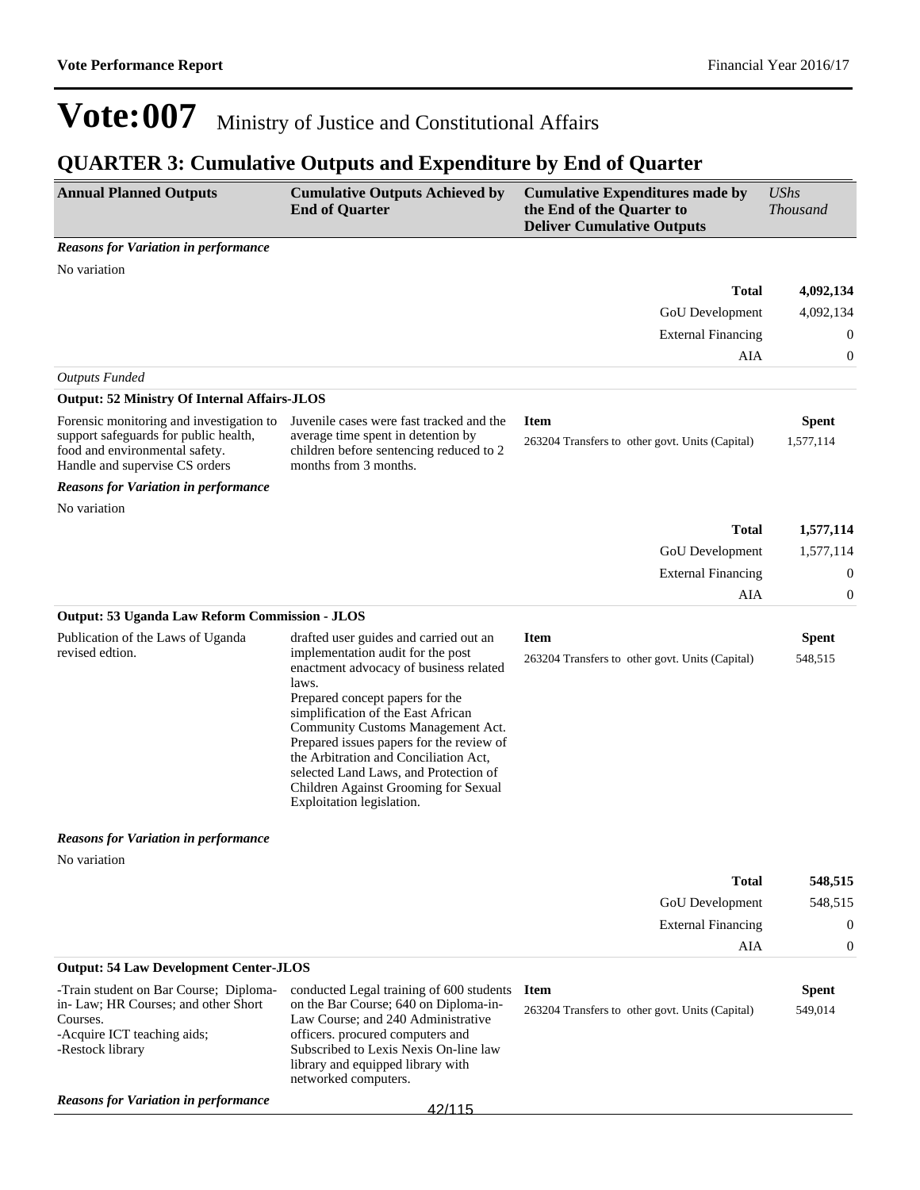# Vote:007 Ministry of Justice and Constitutional Affairs

## QUARTER 3: Cumulative Outputs and Expenditure by End of Quarter

| Annual Planned Outputs | Cumulative Outputs Achieved by End of Quarter | Cumulative Expenditures made by the End of the Quarter to Deliver Cumulative Outputs | *UShs Thousand* |
|---|---|---|---|

***Reasons for Variation in performance***

No variation

| | |
|---|---|
| **Total** | **4,092,134** |
| GoU Development | 4,092,134 |
| External Financing | 0 |
| AIA | 0 |

*Outputs Funded*

**Output: 52 Ministry Of Internal Affairs-JLOS**

| Annual Planned Outputs | Cumulative Outputs Achieved by End of Quarter | Item | Spent |
|---|---|---|---|
| Forensic monitoring and investigation to support safeguards for public health, food and environmental safety. Handle and supervise CS orders | Juvenile cases were fast tracked and the average time spent in detention by children before sentencing reduced to 2 months from 3 months. | 263204 Transfers to other govt. Units (Capital) | 1,577,114 |

***Reasons for Variation in performance***

No variation

| | |
|---|---|
| **Total** | **1,577,114** |
| GoU Development | 1,577,114 |
| External Financing | 0 |
| AIA | 0 |

**Output: 53 Uganda Law Reform Commission - JLOS**

| Annual Planned Outputs | Cumulative Outputs Achieved by End of Quarter | Item | Spent |
|---|---|---|---|
| Publication of the Laws of Uganda revised edtion. | drafted user guides and carried out an implementation audit for the post enactment advocacy of business related laws.<br>Prepared concept papers for the simplification of the East African Community Customs Management Act.<br>Prepared issues papers for the review of the Arbitration and Conciliation Act, selected Land Laws, and Protection of Children Against Grooming for Sexual Exploitation legislation. | 263204 Transfers to other govt. Units (Capital) | 548,515 |

***Reasons for Variation in performance***

No variation

| | |
|---|---|
| **Total** | **548,515** |
| GoU Development | 548,515 |
| External Financing | 0 |
| AIA | 0 |

**Output: 54 Law Development Center-JLOS**

| Annual Planned Outputs | Cumulative Outputs Achieved by End of Quarter | Item | Spent |
|---|---|---|---|
| -Train student on Bar Course; Diploma-in- Law; HR Courses; and other Short Courses.<br>-Acquire ICT teaching aids;<br>-Restock library | conducted Legal training of 600 students on the Bar Course; 640 on Diploma-in-Law Course; and 240 Administrative officers. procured computers and Subscribed to Lexis Nexis On-line law library and equipped library with networked computers. | 263204 Transfers to other govt. Units (Capital) | 549,014 |

***Reasons for Variation in performance***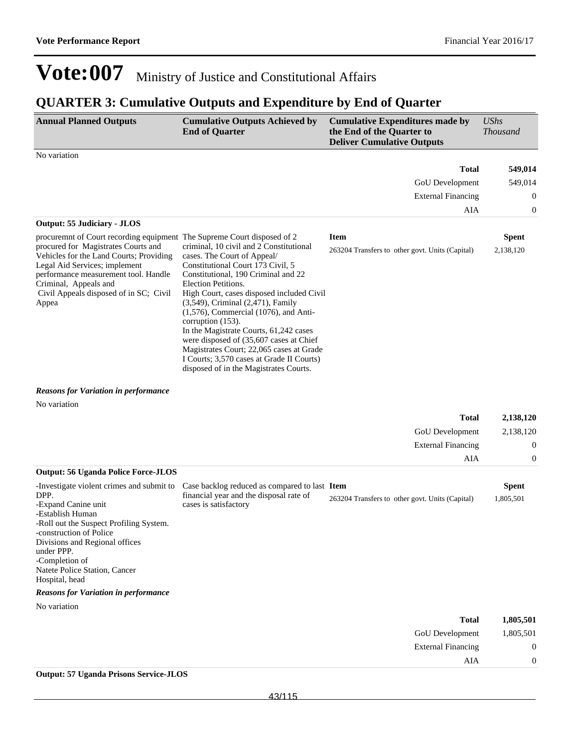# Vote:007 Ministry of Justice and Constitutional Affairs

## QUARTER 3: Cumulative Outputs and Expenditure by End of Quarter

| Annual Planned Outputs | Cumulative Outputs Achieved by End of Quarter | Cumulative Expenditures made by the End of the Quarter to Deliver Cumulative Outputs | *UShs Thousand* |
|---|---|---|---|

No variation

| | |
|---|---|
| **Total** | **549,014** |
| GoU Development | 549,014 |
| External Financing | 0 |
| AIA | 0 |

**Output: 55 Judiciary - JLOS**

| Annual Planned Outputs | Cumulative Outputs Achieved by End of Quarter | Item | Spent |
|---|---|---|---|
| procuremnt of Court recording equipment procured for Magistrates Courts and Vehicles for the Land Courts; Providing Legal Aid Services; implement performance measurement tool. Handle Criminal, Appeals and Civil Appeals disposed of in SC; Civil Appea | The Supreme Court disposed of 2 criminal, 10 civil and 2 Constitutional cases. The Court of Appeal/ Constitutional Court 173 Civil, 5 Constitutional, 190 Criminal and 22 Election Petitions.<br>High Court, cases disposed included Civil (3,549), Criminal (2,471), Family (1,576), Commercial (1076), and Anti-corruption (153).<br>In the Magistrate Courts, 61,242 cases were disposed of (35,607 cases at Chief Magistrates Court; 22,065 cases at Grade I Courts; 3,570 cases at Grade II Courts) disposed of in the Magistrates Courts. | 263204 Transfers to other govt. Units (Capital) | 2,138,120 |

***Reasons for Variation in performance***

No variation

| | |
|---|---|
| **Total** | **2,138,120** |
| GoU Development | 2,138,120 |
| External Financing | 0 |
| AIA | 0 |

**Output: 56 Uganda Police Force-JLOS**

| Annual Planned Outputs | Cumulative Outputs Achieved by End of Quarter | Item | Spent |
|---|---|---|---|
| -Investigate violent crimes and submit to DPP.<br>-Expand Canine unit<br>-Establish Human<br>-Roll out the Suspect Profiling System.<br>-construction of Police Divisions and Regional offices under PPP.<br>-Completion of Natete Police Station, Cancer Hospital, head | Case backlog reduced as compared to last financial year and the disposal rate of cases is satisfactory | 263204 Transfers to other govt. Units (Capital) | 1,805,501 |

***Reasons for Variation in performance***

No variation

| | |
|---|---|
| **Total** | **1,805,501** |
| GoU Development | 1,805,501 |
| External Financing | 0 |
| AIA | 0 |

**Output: 57 Uganda Prisons Service-JLOS**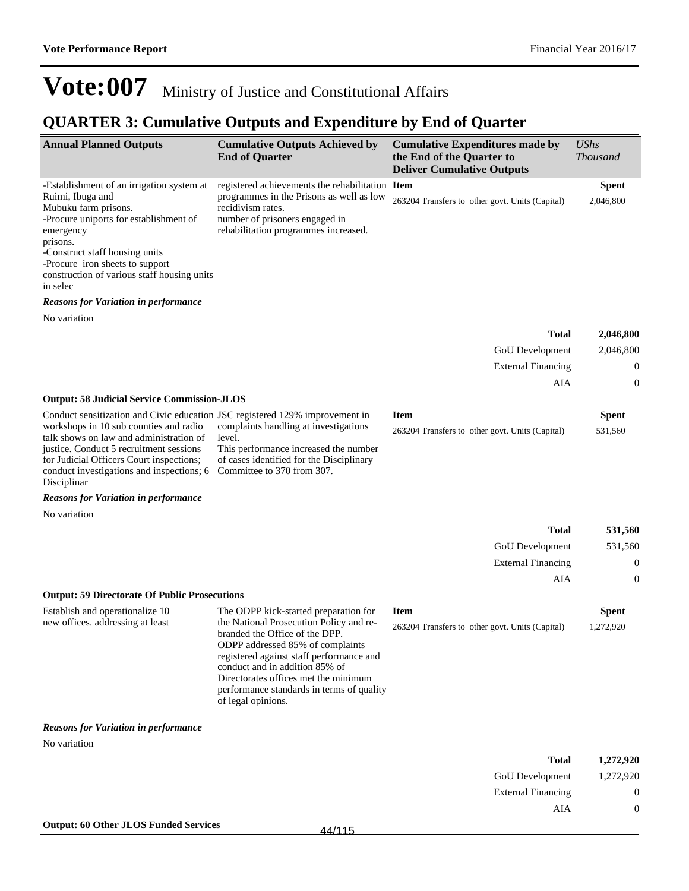# Vote:007 Ministry of Justice and Constitutional Affairs

## QUARTER 3: Cumulative Outputs and Expenditure by End of Quarter

| Annual Planned Outputs | Cumulative Outputs Achieved by End of Quarter | Cumulative Expenditures made by the End of the Quarter to Deliver Cumulative Outputs | *UShs Thousand* |
|---|---|---|---|
| -Establishment of an irrigation system at Ruimi, Ibuga and Mubuku farm prisons. -Procure uniports for establishment of emergency prisons. -Construct staff housing units -Procure iron sheets to support construction of various staff housing units in selec | registered achievements the rehabilitation programmes in the Prisons as well as low recidivism rates. number of prisoners engaged in rehabilitation programmes increased. | **Item** | **Spent** |
| | | 263204 Transfers to other govt. Units (Capital) | 2,046,800 |

***Reasons for Variation in performance***

No variation

| | |
|---|---|
| **Total** | **2,046,800** |
| GoU Development | 2,046,800 |
| External Financing | 0 |
| AIA | 0 |

**Output: 58 Judicial Service Commission-JLOS**

| Annual Planned Outputs | Cumulative Outputs Achieved by End of Quarter | Item | Spent |
|---|---|---|---|
| Conduct sensitization and Civic education workshops in 10 sub counties and radio talk shows on law and administration of justice. Conduct 5 recruitment sessions for Judicial Officers Court inspections; conduct investigations and inspections; 6 Disciplinar | JSC registered 129% improvement in complaints handling at investigations level. This performance increased the number of cases identified for the Disciplinary Committee to 370 from 307. | 263204 Transfers to other govt. Units (Capital) | 531,560 |

***Reasons for Variation in performance***

No variation

| | |
|---|---|
| **Total** | **531,560** |
| GoU Development | 531,560 |
| External Financing | 0 |
| AIA | 0 |

**Output: 59 Directorate Of Public Prosecutions**

| Annual Planned Outputs | Cumulative Outputs Achieved by End of Quarter | Item | Spent |
|---|---|---|---|
| Establish and operationalize 10 new offices. addressing at least | The ODPP kick-started preparation for the National Prosecution Policy and re-branded the Office of the DPP. ODPP addressed 85% of complaints registered against staff performance and conduct and in addition 85% of Directorates offices met the minimum performance standards in terms of quality of legal opinions. | 263204 Transfers to other govt. Units (Capital) | 1,272,920 |

***Reasons for Variation in performance***

No variation

| | |
|---|---|
| **Total** | **1,272,920** |
| GoU Development | 1,272,920 |
| External Financing | 0 |
| AIA | 0 |

**Output: 60 Other JLOS Funded Services**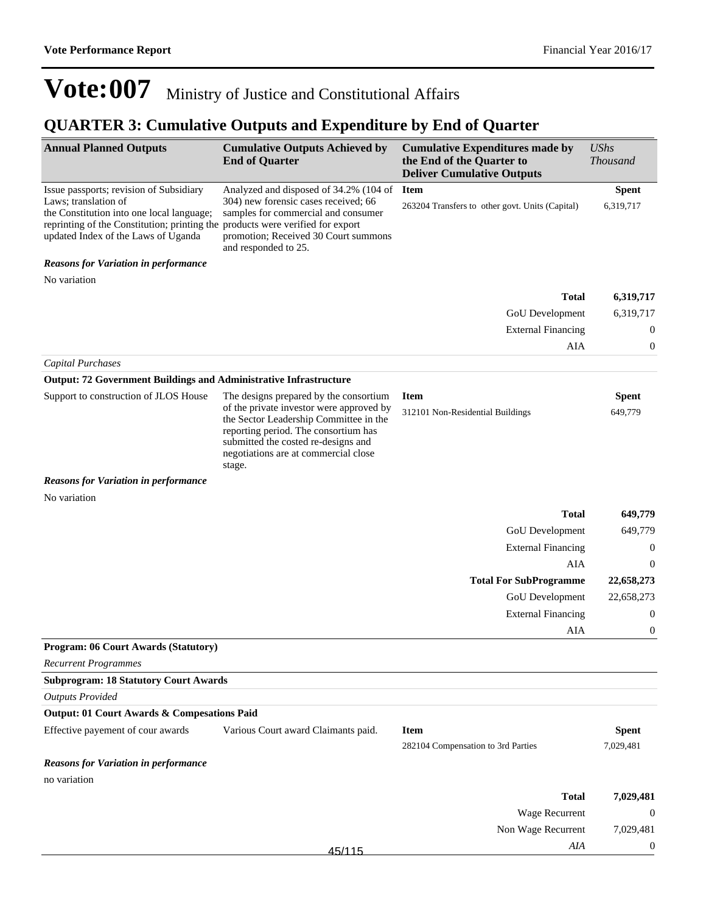# Vote:007 Ministry of Justice and Constitutional Affairs

## QUARTER 3: Cumulative Outputs and Expenditure by End of Quarter

| Annual Planned Outputs | Cumulative Outputs Achieved by End of Quarter | Cumulative Expenditures made by the End of the Quarter to Deliver Cumulative Outputs | *UShs Thousand* |
|---|---|---|---|
| Issue passports; revision of Subsidiary Laws; translation of the Constitution into one local language; reprinting of the Constitution; printing the updated Index of the Laws of Uganda | Analyzed and disposed of 34.2% (104 of 304) new forensic cases received; 66 samples for commercial and consumer products were verified for export promotion; Received 30 Court summons and responded to 25. | **Item** | **Spent** |
| | | 263204 Transfers to other govt. Units (Capital) | 6,319,717 |

***Reasons for Variation in performance***

No variation

| | |
|---|---|
| **Total** | **6,319,717** |
| GoU Development | 6,319,717 |
| External Financing | 0 |
| AIA | 0 |

*Capital Purchases*

**Output: 72 Government Buildings and Administrative Infrastructure**

| Annual Planned Outputs | Cumulative Outputs Achieved by End of Quarter | Item | Spent |
|---|---|---|---|
| Support to construction of JLOS House | The designs prepared by the consortium of the private investor were approved by the Sector Leadership Committee in the reporting period. The consortium has submitted the costed re-designs and negotiations are at commercial close stage. | 312101 Non-Residential Buildings | 649,779 |

***Reasons for Variation in performance***

No variation

| | |
|---|---|
| **Total** | **649,779** |
| GoU Development | 649,779 |
| External Financing | 0 |
| AIA | 0 |
| **Total For SubProgramme** | **22,658,273** |
| GoU Development | 22,658,273 |
| External Financing | 0 |
| AIA | 0 |

**Program: 06 Court Awards (Statutory)**

*Recurrent Programmes*

**Subprogram: 18 Statutory Court Awards**

*Outputs Provided*

**Output: 01 Court Awards & Compesations Paid**

| Annual Planned Outputs | Cumulative Outputs Achieved by End of Quarter | Item | Spent |
|---|---|---|---|
| Effective payement of cour awards | Various Court award Claimants paid. | 282104 Compensation to 3rd Parties | 7,029,481 |

***Reasons for Variation in performance***

no variation

| | |
|---|---|
| **Total** | **7,029,481** |
| Wage Recurrent | 0 |
| Non Wage Recurrent | 7,029,481 |
| *AIA* | 0 |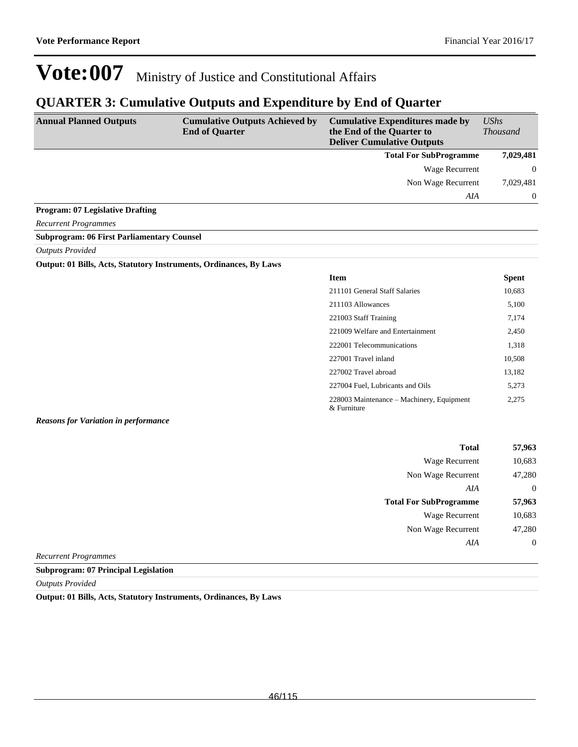# Vote:007 Ministry of Justice and Constitutional Affairs

## QUARTER 3: Cumulative Outputs and Expenditure by End of Quarter

| Annual Planned Outputs | Cumulative Outputs Achieved by End of Quarter | Cumulative Expenditures made by the End of the Quarter to Deliver Cumulative Outputs | *UShs Thousand* |
|---|---|---|---|
| | | **Total For SubProgramme** | **7,029,481** |
| | | Wage Recurrent | 0 |
| | | Non Wage Recurrent | 7,029,481 |
| | | *AIA* | 0 |

**Program: 07 Legislative Drafting**

*Recurrent Programmes*

**Subprogram: 06 First Parliamentary Counsel**

*Outputs Provided*

**Output: 01 Bills, Acts, Statutory Instruments, Ordinances, By Laws**

| Item | Spent |
|---|---|
| 211101 General Staff Salaries | 10,683 |
| 211103 Allowances | 5,100 |
| 221003 Staff Training | 7,174 |
| 221009 Welfare and Entertainment | 2,450 |
| 222001 Telecommunications | 1,318 |
| 227001 Travel inland | 10,508 |
| 227002 Travel abroad | 13,182 |
| 227004 Fuel, Lubricants and Oils | 5,273 |
| 228003 Maintenance – Machinery, Equipment & Furniture | 2,275 |

***Reasons for Variation in performance***

| | |
|---|---|
| **Total** | **57,963** |
| Wage Recurrent | 10,683 |
| Non Wage Recurrent | 47,280 |
| *AIA* | 0 |
| **Total For SubProgramme** | **57,963** |
| Wage Recurrent | 10,683 |
| Non Wage Recurrent | 47,280 |
| *AIA* | 0 |

*Recurrent Programmes*

**Subprogram: 07 Principal Legislation**

*Outputs Provided*

**Output: 01 Bills, Acts, Statutory Instruments, Ordinances, By Laws**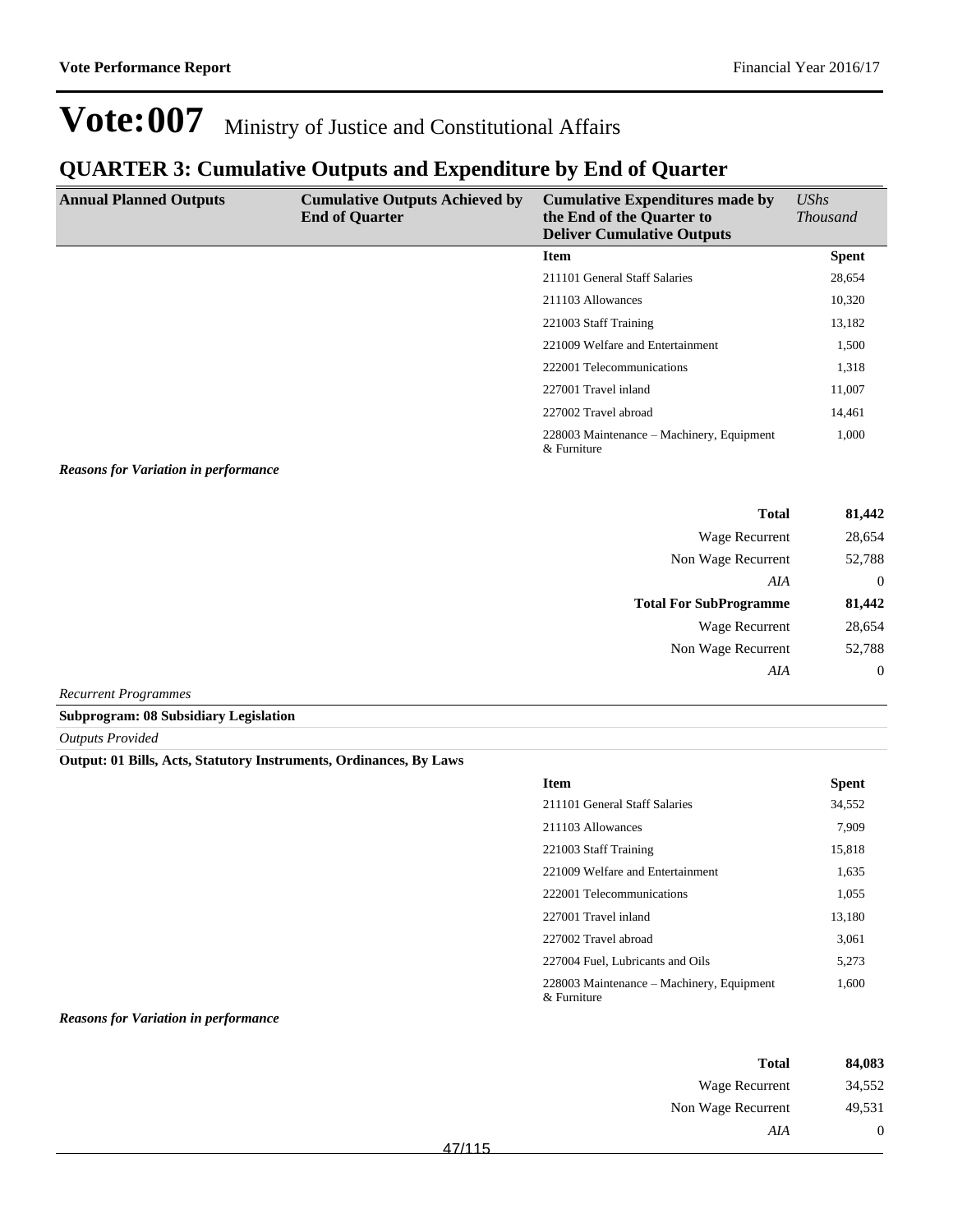# Vote:007 Ministry of Justice and Constitutional Affairs

## QUARTER 3: Cumulative Outputs and Expenditure by End of Quarter

| Annual Planned Outputs | Cumulative Outputs Achieved by End of Quarter | Cumulative Expenditures made by the End of the Quarter to Deliver Cumulative Outputs | *UShs Thousand* |
|---|---|---|---|
| | | **Item** | **Spent** |
| | | 211101 General Staff Salaries | 28,654 |
| | | 211103 Allowances | 10,320 |
| | | 221003 Staff Training | 13,182 |
| | | 221009 Welfare and Entertainment | 1,500 |
| | | 222001 Telecommunications | 1,318 |
| | | 227001 Travel inland | 11,007 |
| | | 227002 Travel abroad | 14,461 |
| | | 228003 Maintenance – Machinery, Equipment & Furniture | 1,000 |

***Reasons for Variation in performance***

| | |
|---|---|
| **Total** | **81,442** |
| Wage Recurrent | 28,654 |
| Non Wage Recurrent | 52,788 |
| *AIA* | 0 |
| **Total For SubProgramme** | **81,442** |
| Wage Recurrent | 28,654 |
| Non Wage Recurrent | 52,788 |
| *AIA* | 0 |

*Recurrent Programmes*

**Subprogram: 08 Subsidiary Legislation**

*Outputs Provided*

**Output: 01 Bills, Acts, Statutory Instruments, Ordinances, By Laws**

| Item | Spent |
|---|---|
| 211101 General Staff Salaries | 34,552 |
| 211103 Allowances | 7,909 |
| 221003 Staff Training | 15,818 |
| 221009 Welfare and Entertainment | 1,635 |
| 222001 Telecommunications | 1,055 |
| 227001 Travel inland | 13,180 |
| 227002 Travel abroad | 3,061 |
| 227004 Fuel, Lubricants and Oils | 5,273 |
| 228003 Maintenance – Machinery, Equipment & Furniture | 1,600 |

***Reasons for Variation in performance***

| | |
|---|---|
| **Total** | **84,083** |
| Wage Recurrent | 34,552 |
| Non Wage Recurrent | 49,531 |
| *AIA* | 0 |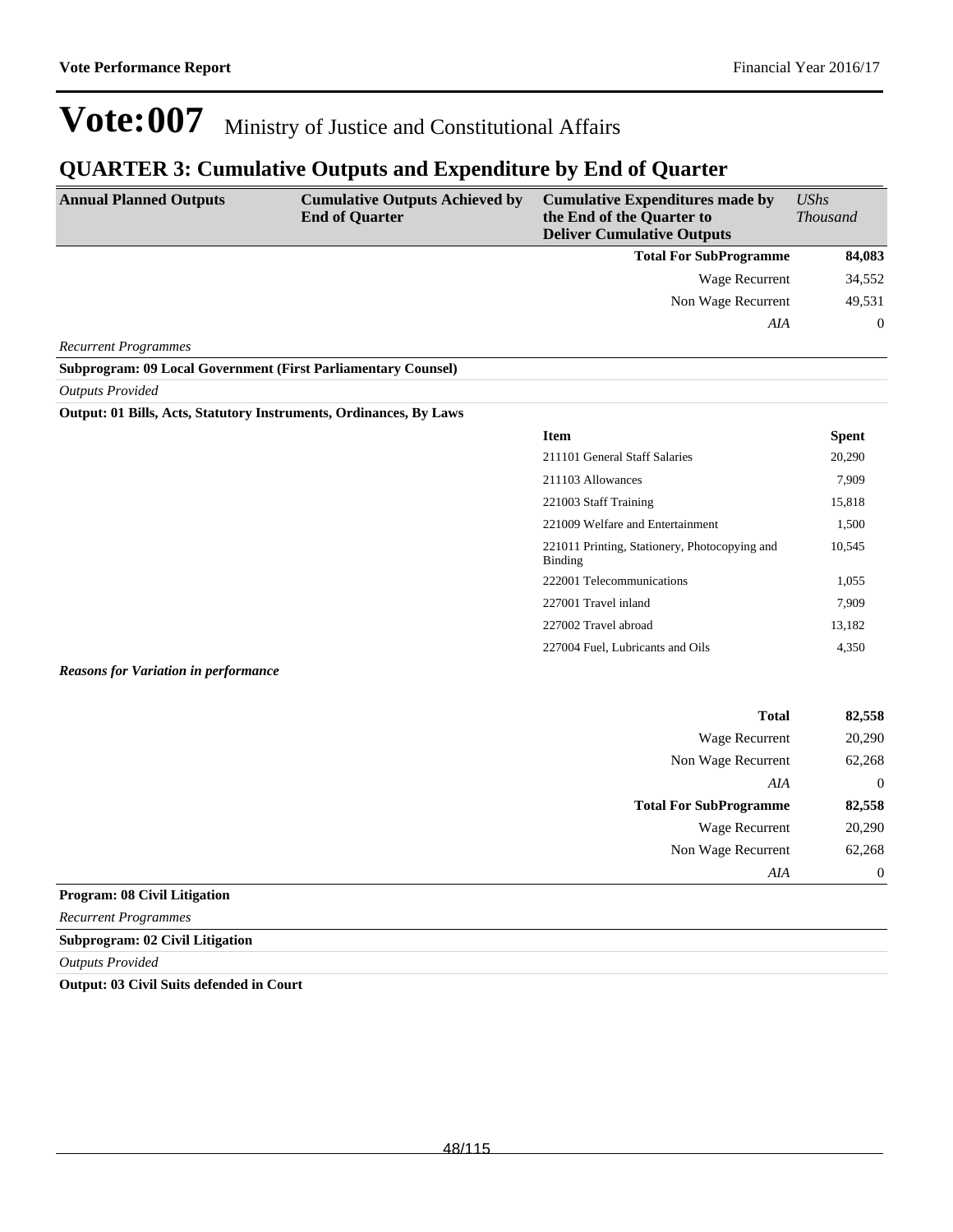# Vote:007 Ministry of Justice and Constitutional Affairs

## QUARTER 3: Cumulative Outputs and Expenditure by End of Quarter

| Annual Planned Outputs | Cumulative Outputs Achieved by End of Quarter | Cumulative Expenditures made by the End of the Quarter to Deliver Cumulative Outputs | *UShs Thousand* |
|---|---|---|---|
| | | **Total For SubProgramme** | **84,083** |
| | | Wage Recurrent | 34,552 |
| | | Non Wage Recurrent | 49,531 |
| | | *AIA* | 0 |

*Recurrent Programmes*

**Subprogram: 09 Local Government (First Parliamentary Counsel)**

*Outputs Provided*

**Output: 01 Bills, Acts, Statutory Instruments, Ordinances, By Laws**

| Item | Spent |
|---|---|
| 211101 General Staff Salaries | 20,290 |
| 211103 Allowances | 7,909 |
| 221003 Staff Training | 15,818 |
| 221009 Welfare and Entertainment | 1,500 |
| 221011 Printing, Stationery, Photocopying and Binding | 10,545 |
| 222001 Telecommunications | 1,055 |
| 227001 Travel inland | 7,909 |
| 227002 Travel abroad | 13,182 |
| 227004 Fuel, Lubricants and Oils | 4,350 |

***Reasons for Variation in performance***

| | |
|---|---|
| **Total** | **82,558** |
| Wage Recurrent | 20,290 |
| Non Wage Recurrent | 62,268 |
| *AIA* | 0 |
| **Total For SubProgramme** | **82,558** |
| Wage Recurrent | 20,290 |
| Non Wage Recurrent | 62,268 |
| *AIA* | 0 |

**Program: 08 Civil Litigation**

*Recurrent Programmes*

**Subprogram: 02 Civil Litigation**

*Outputs Provided*

**Output: 03 Civil Suits defended in Court**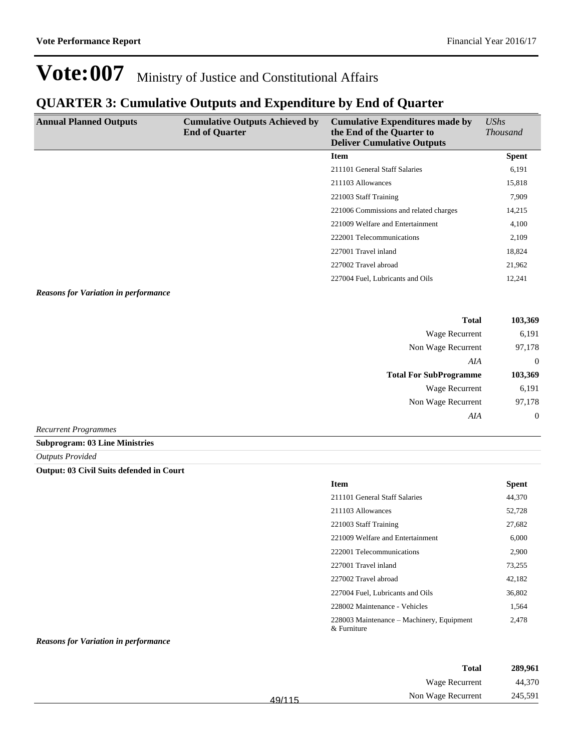# Vote:007 Ministry of Justice and Constitutional Affairs

## QUARTER 3: Cumulative Outputs and Expenditure by End of Quarter

| Annual Planned Outputs | Cumulative Outputs Achieved by End of Quarter | Cumulative Expenditures made by the End of the Quarter to Deliver Cumulative Outputs | *UShs Thousand* |
|---|---|---|---|
| | | **Item** | **Spent** |
| | | 211101 General Staff Salaries | 6,191 |
| | | 211103 Allowances | 15,818 |
| | | 221003 Staff Training | 7,909 |
| | | 221006 Commissions and related charges | 14,215 |
| | | 221009 Welfare and Entertainment | 4,100 |
| | | 222001 Telecommunications | 2,109 |
| | | 227001 Travel inland | 18,824 |
| | | 227002 Travel abroad | 21,962 |
| | | 227004 Fuel, Lubricants and Oils | 12,241 |

***Reasons for Variation in performance***

| | |
|---|---|
| **Total** | **103,369** |
| Wage Recurrent | 6,191 |
| Non Wage Recurrent | 97,178 |
| *AIA* | 0 |
| **Total For SubProgramme** | **103,369** |
| Wage Recurrent | 6,191 |
| Non Wage Recurrent | 97,178 |
| *AIA* | 0 |

*Recurrent Programmes*

**Subprogram: 03 Line Ministries**

*Outputs Provided*

**Output: 03 Civil Suits defended in Court**

| Item | Spent |
|---|---|
| 211101 General Staff Salaries | 44,370 |
| 211103 Allowances | 52,728 |
| 221003 Staff Training | 27,682 |
| 221009 Welfare and Entertainment | 6,000 |
| 222001 Telecommunications | 2,900 |
| 227001 Travel inland | 73,255 |
| 227002 Travel abroad | 42,182 |
| 227004 Fuel, Lubricants and Oils | 36,802 |
| 228002 Maintenance - Vehicles | 1,564 |
| 228003 Maintenance – Machinery, Equipment & Furniture | 2,478 |

***Reasons for Variation in performance***

| | |
|---|---|
| **Total** | **289,961** |
| Wage Recurrent | 44,370 |
| Non Wage Recurrent | 245,591 |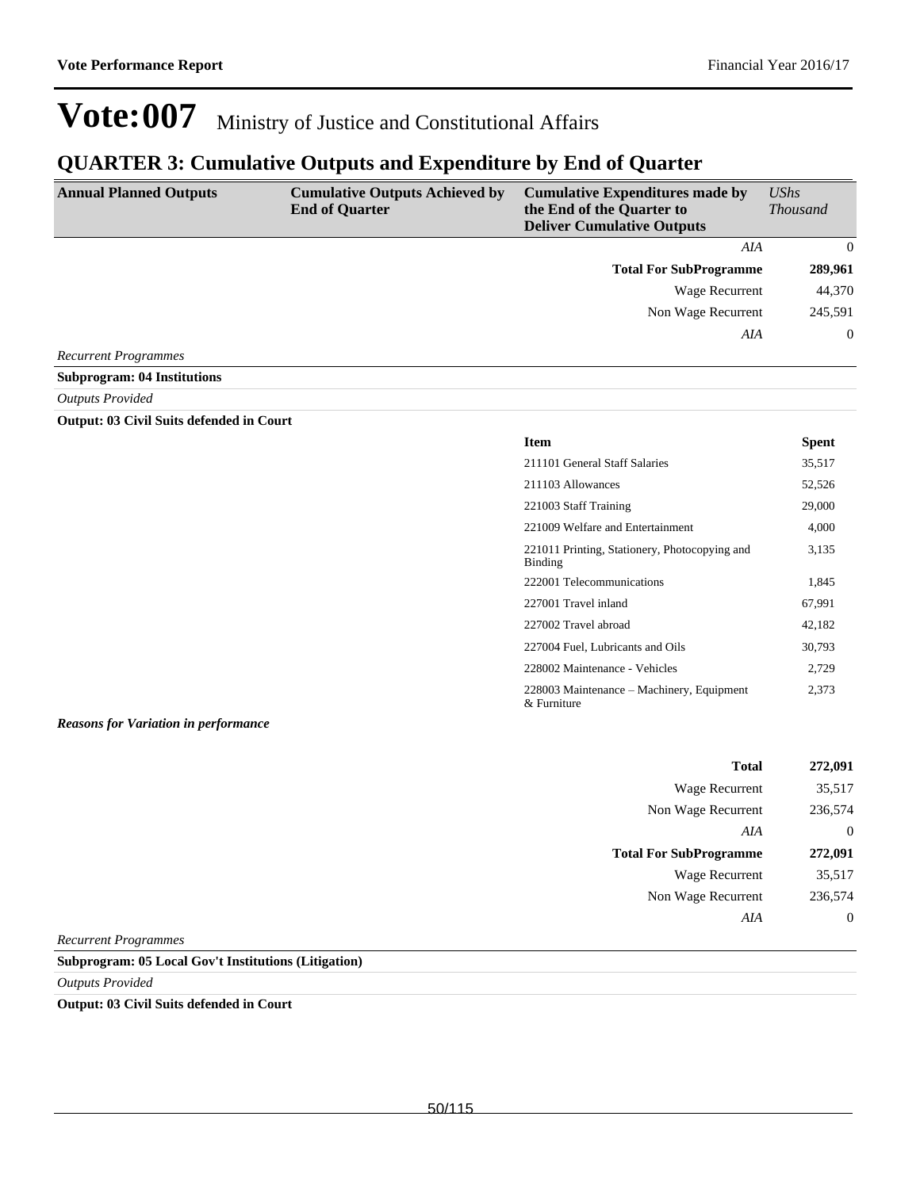# Vote:007 Ministry of Justice and Constitutional Affairs

## QUARTER 3: Cumulative Outputs and Expenditure by End of Quarter

| Annual Planned Outputs | Cumulative Outputs Achieved by End of Quarter | Cumulative Expenditures made by the End of the Quarter to Deliver Cumulative Outputs | *UShs Thousand* |
|---|---|---|---|
| | | *AIA* | 0 |
| | | **Total For SubProgramme** | **289,961** |
| | | Wage Recurrent | 44,370 |
| | | Non Wage Recurrent | 245,591 |
| | | *AIA* | 0 |

*Recurrent Programmes*

**Subprogram: 04 Institutions**

*Outputs Provided*

**Output: 03 Civil Suits defended in Court**

| Item | Spent |
|---|---|
| 211101 General Staff Salaries | 35,517 |
| 211103 Allowances | 52,526 |
| 221003 Staff Training | 29,000 |
| 221009 Welfare and Entertainment | 4,000 |
| 221011 Printing, Stationery, Photocopying and Binding | 3,135 |
| 222001 Telecommunications | 1,845 |
| 227001 Travel inland | 67,991 |
| 227002 Travel abroad | 42,182 |
| 227004 Fuel, Lubricants and Oils | 30,793 |
| 228002 Maintenance - Vehicles | 2,729 |
| 228003 Maintenance – Machinery, Equipment & Furniture | 2,373 |

***Reasons for Variation in performance***

| | |
|---|---|
| **Total** | **272,091** |
| Wage Recurrent | 35,517 |
| Non Wage Recurrent | 236,574 |
| *AIA* | 0 |
| **Total For SubProgramme** | **272,091** |
| Wage Recurrent | 35,517 |
| Non Wage Recurrent | 236,574 |
| *AIA* | 0 |

*Recurrent Programmes*

**Subprogram: 05 Local Gov't Institutions (Litigation)**

*Outputs Provided*

**Output: 03 Civil Suits defended in Court**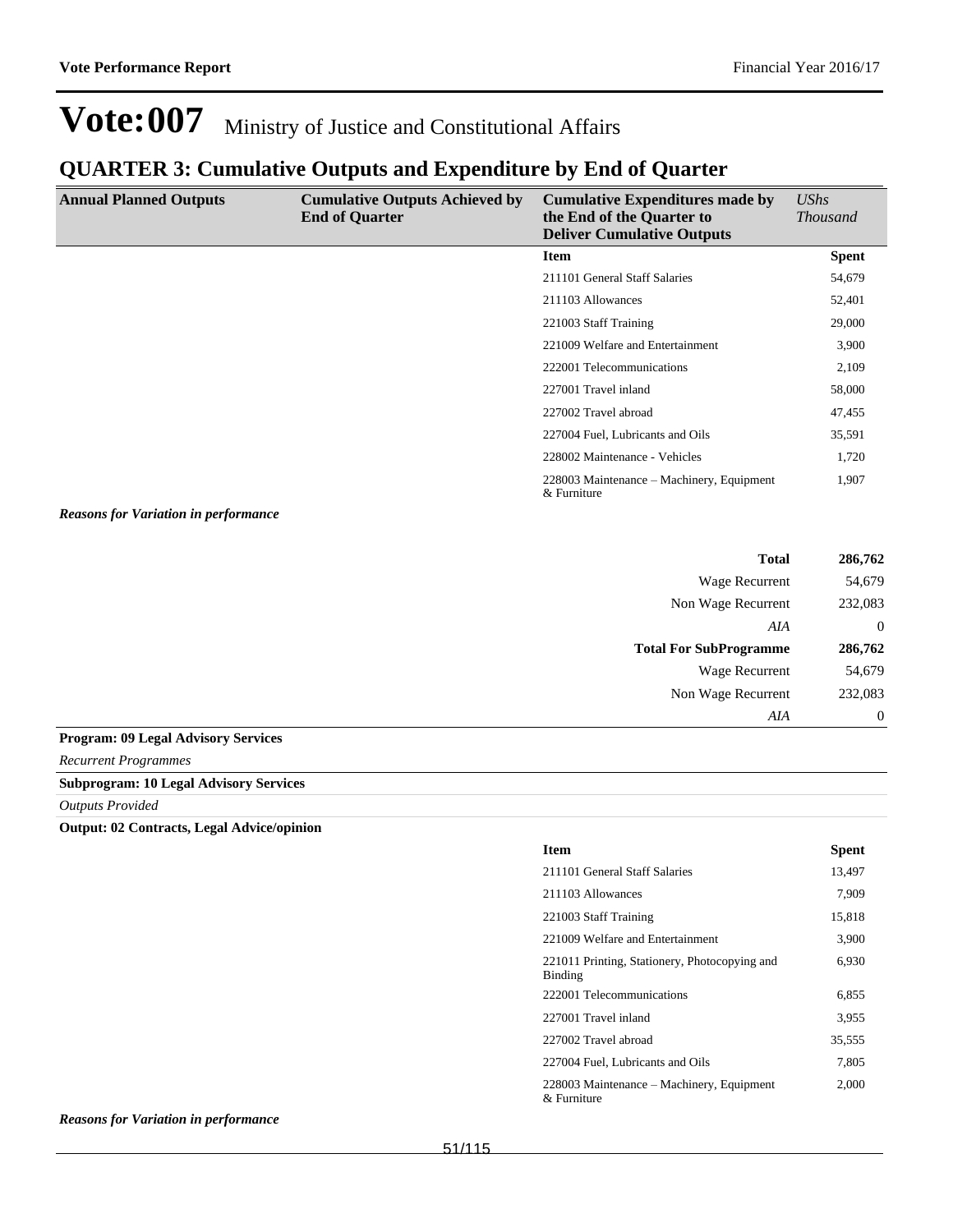# Vote:007 Ministry of Justice and Constitutional Affairs

## QUARTER 3: Cumulative Outputs and Expenditure by End of Quarter

| Annual Planned Outputs | Cumulative Outputs Achieved by End of Quarter | Cumulative Expenditures made by the End of the Quarter to Deliver Cumulative Outputs | *UShs Thousand* |
|---|---|---|---|
| | | **Item** | **Spent** |
| | | 211101 General Staff Salaries | 54,679 |
| | | 211103 Allowances | 52,401 |
| | | 221003 Staff Training | 29,000 |
| | | 221009 Welfare and Entertainment | 3,900 |
| | | 222001 Telecommunications | 2,109 |
| | | 227001 Travel inland | 58,000 |
| | | 227002 Travel abroad | 47,455 |
| | | 227004 Fuel, Lubricants and Oils | 35,591 |
| | | 228002 Maintenance - Vehicles | 1,720 |
| | | 228003 Maintenance – Machinery, Equipment & Furniture | 1,907 |

***Reasons for Variation in performance***

| | |
|---|---|
| **Total** | **286,762** |
| Wage Recurrent | 54,679 |
| Non Wage Recurrent | 232,083 |
| *AIA* | 0 |
| **Total For SubProgramme** | **286,762** |
| Wage Recurrent | 54,679 |
| Non Wage Recurrent | 232,083 |
| *AIA* | 0 |

**Program: 09 Legal Advisory Services**

*Recurrent Programmes*

**Subprogram: 10 Legal Advisory Services**

*Outputs Provided*

**Output: 02 Contracts, Legal Advice/opinion**

| Item | Spent |
|---|---|
| 211101 General Staff Salaries | 13,497 |
| 211103 Allowances | 7,909 |
| 221003 Staff Training | 15,818 |
| 221009 Welfare and Entertainment | 3,900 |
| 221011 Printing, Stationery, Photocopying and Binding | 6,930 |
| 222001 Telecommunications | 6,855 |
| 227001 Travel inland | 3,955 |
| 227002 Travel abroad | 35,555 |
| 227004 Fuel, Lubricants and Oils | 7,805 |
| 228003 Maintenance – Machinery, Equipment & Furniture | 2,000 |

***Reasons for Variation in performance***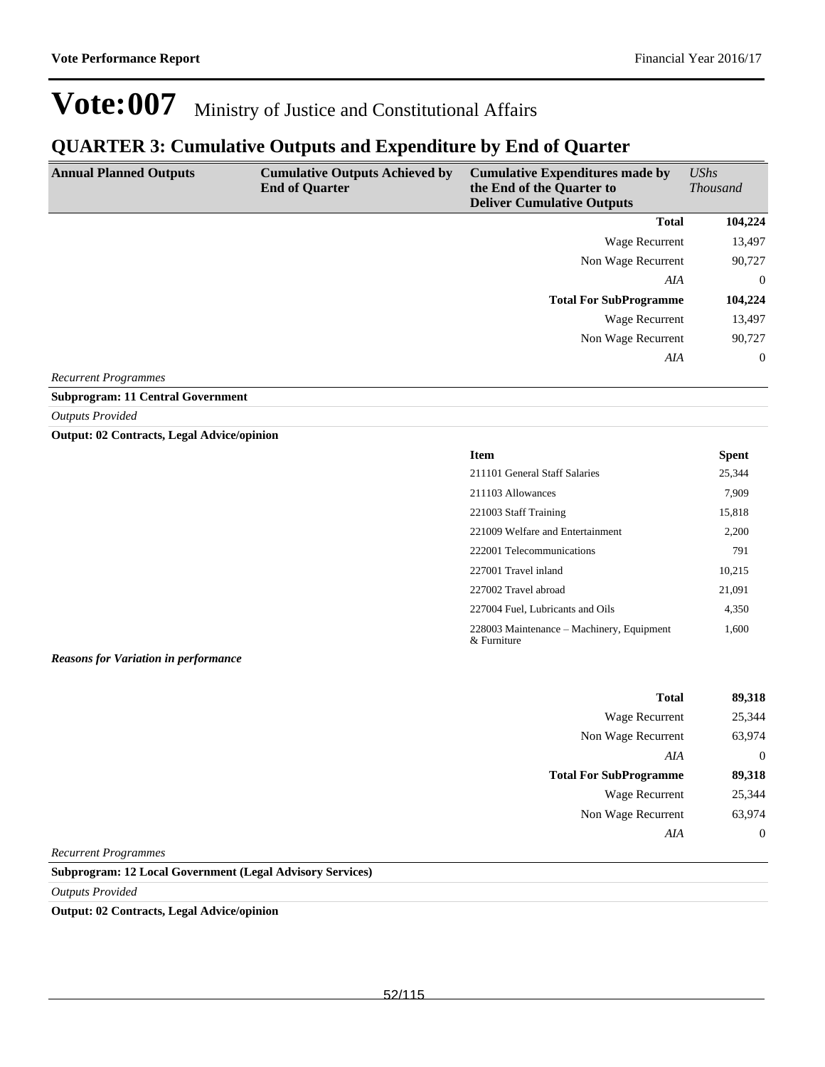# Vote:007 Ministry of Justice and Constitutional Affairs

## QUARTER 3: Cumulative Outputs and Expenditure by End of Quarter

| Annual Planned Outputs | Cumulative Outputs Achieved by End of Quarter | Cumulative Expenditures made by the End of the Quarter to Deliver Cumulative Outputs | *UShs Thousand* |
|---|---|---|---|
| | | **Total** | **104,224** |
| | | Wage Recurrent | 13,497 |
| | | Non Wage Recurrent | 90,727 |
| | | *AIA* | 0 |
| | | **Total For SubProgramme** | **104,224** |
| | | Wage Recurrent | 13,497 |
| | | Non Wage Recurrent | 90,727 |
| | | *AIA* | 0 |

*Recurrent Programmes*

**Subprogram: 11 Central Government**

*Outputs Provided*

**Output: 02 Contracts, Legal Advice/opinion**

| Item | Spent |
|---|---|
| 211101 General Staff Salaries | 25,344 |
| 211103 Allowances | 7,909 |
| 221003 Staff Training | 15,818 |
| 221009 Welfare and Entertainment | 2,200 |
| 222001 Telecommunications | 791 |
| 227001 Travel inland | 10,215 |
| 227002 Travel abroad | 21,091 |
| 227004 Fuel, Lubricants and Oils | 4,350 |
| 228003 Maintenance – Machinery, Equipment & Furniture | 1,600 |

***Reasons for Variation in performance***

| | |
|---|---|
| **Total** | **89,318** |
| Wage Recurrent | 25,344 |
| Non Wage Recurrent | 63,974 |
| *AIA* | 0 |
| **Total For SubProgramme** | **89,318** |
| Wage Recurrent | 25,344 |
| Non Wage Recurrent | 63,974 |
| *AIA* | 0 |

*Recurrent Programmes*

**Subprogram: 12 Local Government (Legal Advisory Services)**

*Outputs Provided*

**Output: 02 Contracts, Legal Advice/opinion**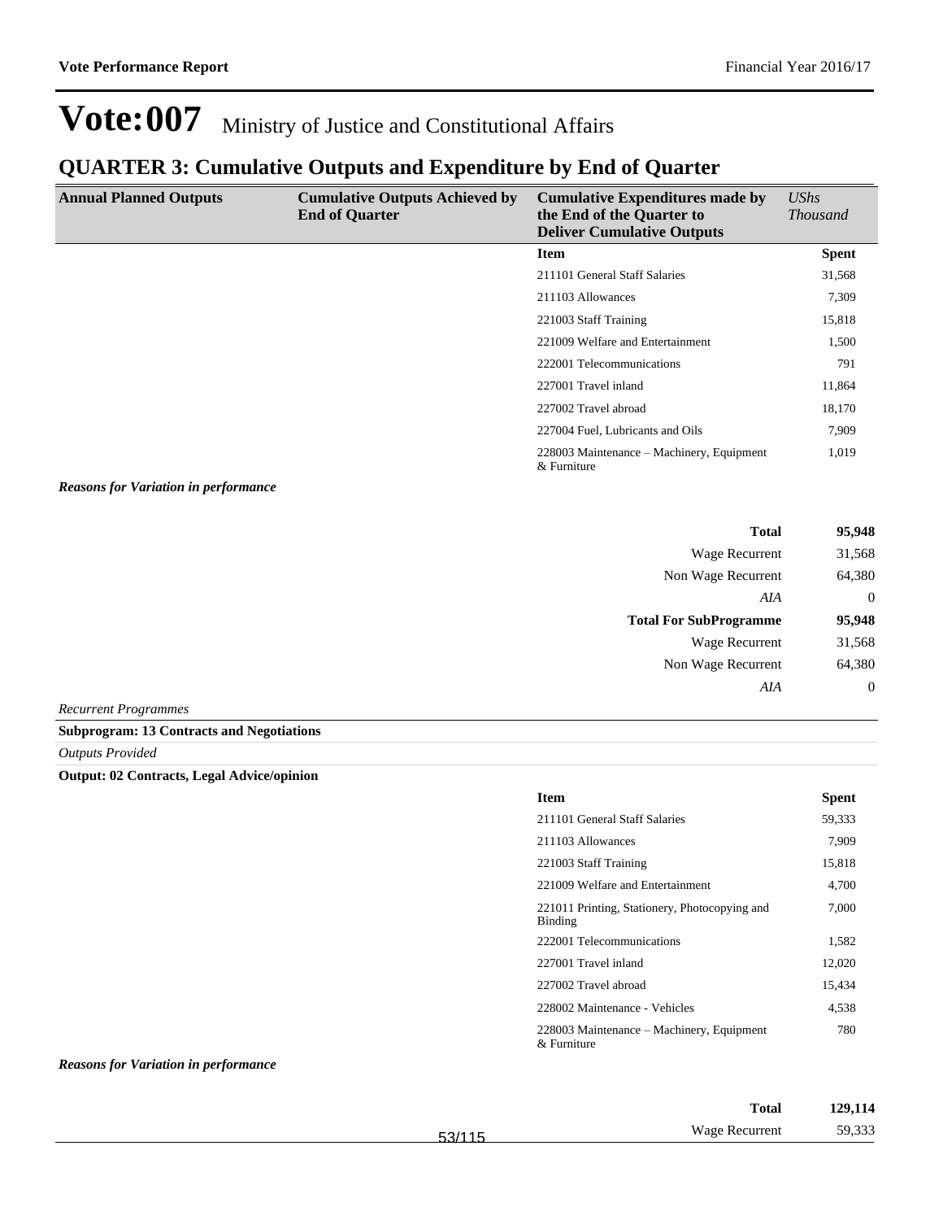# Vote:007 Ministry of Justice and Constitutional Affairs

## QUARTER 3: Cumulative Outputs and Expenditure by End of Quarter

| Annual Planned Outputs | Cumulative Outputs Achieved by End of Quarter | Cumulative Expenditures made by the End of the Quarter to Deliver Cumulative Outputs | *UShs Thousand* |
|---|---|---|---|
| | | **Item** | **Spent** |
| | | 211101 General Staff Salaries | 31,568 |
| | | 211103 Allowances | 7,309 |
| | | 221003 Staff Training | 15,818 |
| | | 221009 Welfare and Entertainment | 1,500 |
| | | 222001 Telecommunications | 791 |
| | | 227001 Travel inland | 11,864 |
| | | 227002 Travel abroad | 18,170 |
| | | 227004 Fuel, Lubricants and Oils | 7,909 |
| | | 228003 Maintenance – Machinery, Equipment & Furniture | 1,019 |

***Reasons for Variation in performance***

| | |
|---|---|
| **Total** | **95,948** |
| Wage Recurrent | 31,568 |
| Non Wage Recurrent | 64,380 |
| *AIA* | 0 |
| **Total For SubProgramme** | **95,948** |
| Wage Recurrent | 31,568 |
| Non Wage Recurrent | 64,380 |
| *AIA* | 0 |

*Recurrent Programmes*

**Subprogram: 13 Contracts and Negotiations**

*Outputs Provided*

**Output: 02 Contracts, Legal Advice/opinion**

| Item | Spent |
|---|---|
| 211101 General Staff Salaries | 59,333 |
| 211103 Allowances | 7,909 |
| 221003 Staff Training | 15,818 |
| 221009 Welfare and Entertainment | 4,700 |
| 221011 Printing, Stationery, Photocopying and Binding | 7,000 |
| 222001 Telecommunications | 1,582 |
| 227001 Travel inland | 12,020 |
| 227002 Travel abroad | 15,434 |
| 228002 Maintenance - Vehicles | 4,538 |
| 228003 Maintenance – Machinery, Equipment & Furniture | 780 |

***Reasons for Variation in performance***

| | |
|---|---|
| **Total** | **129,114** |
| Wage Recurrent | 59,333 |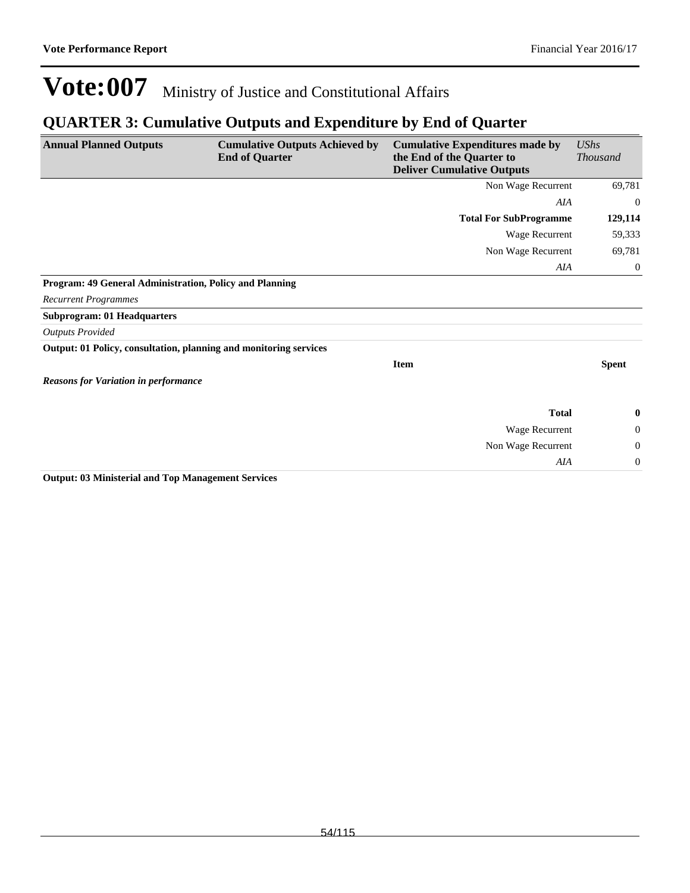# Vote:007 Ministry of Justice and Constitutional Affairs

## QUARTER 3: Cumulative Outputs and Expenditure by End of Quarter

| Annual Planned Outputs | Cumulative Outputs Achieved by End of Quarter | Cumulative Expenditures made by the End of the Quarter to Deliver Cumulative Outputs | *UShs Thousand* |
|---|---|---|---|
| | | Non Wage Recurrent | 69,781 |
| | | *AIA* | 0 |
| | | **Total For SubProgramme** | **129,114** |
| | | Wage Recurrent | 59,333 |
| | | Non Wage Recurrent | 69,781 |
| | | *AIA* | 0 |

**Program: 49 General Administration, Policy and Planning**

*Recurrent Programmes*

**Subprogram: 01 Headquarters**

*Outputs Provided*

**Output: 01 Policy, consultation, planning and monitoring services**

| | | **Item** | **Spent** |
|---|---|---|---|

***Reasons for Variation in performance***

| | | | |
|---|---|---|---|
| | | **Total** | **0** |
| | | Wage Recurrent | 0 |
| | | Non Wage Recurrent | 0 |
| | | *AIA* | 0 |

**Output: 03 Ministerial and Top Management Services**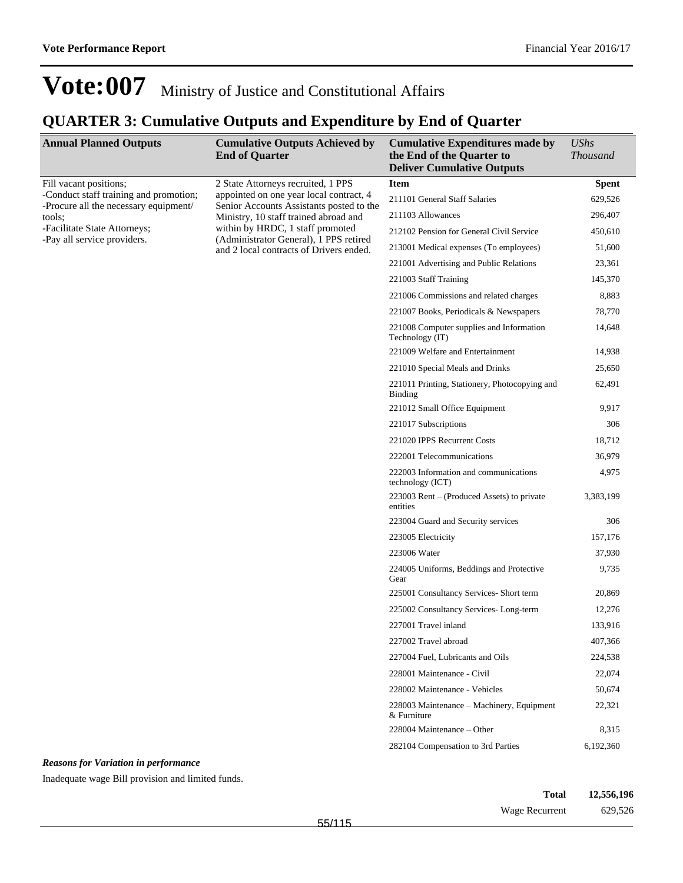# Vote:007 Ministry of Justice and Constitutional Affairs

## QUARTER 3: Cumulative Outputs and Expenditure by End of Quarter

| Annual Planned Outputs | Cumulative Outputs Achieved by End of Quarter | Cumulative Expenditures made by the End of the Quarter to Deliver Cumulative Outputs | *UShs Thousand* |
|---|---|---|---|
| Fill vacant positions;<br>-Conduct staff training and promotion;<br>-Procure all the necessary equipment/ tools;<br>-Facilitate State Attorneys;<br>-Pay all service providers. | 2 State Attorneys recruited, 1 PPS appointed on one year local contract, 4 Senior Accounts Assistants posted to the Ministry, 10 staff trained abroad and within by HRDC, 1 staff promoted (Administrator General), 1 PPS retired and 2 local contracts of Drivers ended. | **Item** | **Spent** |
| | | 211101 General Staff Salaries | 629,526 |
| | | 211103 Allowances | 296,407 |
| | | 212102 Pension for General Civil Service | 450,610 |
| | | 213001 Medical expenses (To employees) | 51,600 |
| | | 221001 Advertising and Public Relations | 23,361 |
| | | 221003 Staff Training | 145,370 |
| | | 221006 Commissions and related charges | 8,883 |
| | | 221007 Books, Periodicals & Newspapers | 78,770 |
| | | 221008 Computer supplies and Information Technology (IT) | 14,648 |
| | | 221009 Welfare and Entertainment | 14,938 |
| | | 221010 Special Meals and Drinks | 25,650 |
| | | 221011 Printing, Stationery, Photocopying and Binding | 62,491 |
| | | 221012 Small Office Equipment | 9,917 |
| | | 221017 Subscriptions | 306 |
| | | 221020 IPPS Recurrent Costs | 18,712 |
| | | 222001 Telecommunications | 36,979 |
| | | 222003 Information and communications technology (ICT) | 4,975 |
| | | 223003 Rent – (Produced Assets) to private entities | 3,383,199 |
| | | 223004 Guard and Security services | 306 |
| | | 223005 Electricity | 157,176 |
| | | 223006 Water | 37,930 |
| | | 224005 Uniforms, Beddings and Protective Gear | 9,735 |
| | | 225001 Consultancy Services- Short term | 20,869 |
| | | 225002 Consultancy Services- Long-term | 12,276 |
| | | 227001 Travel inland | 133,916 |
| | | 227002 Travel abroad | 407,366 |
| | | 227004 Fuel, Lubricants and Oils | 224,538 |
| | | 228001 Maintenance - Civil | 22,074 |
| | | 228002 Maintenance - Vehicles | 50,674 |
| | | 228003 Maintenance – Machinery, Equipment & Furniture | 22,321 |
| | | 228004 Maintenance – Other | 8,315 |
| | | 282104 Compensation to 3rd Parties | 6,192,360 |

***Reasons for Variation in performance***

Inadequate wage Bill provision and limited funds.

| | |
|---|---|
| **Total** | **12,556,196** |
| Wage Recurrent | 629,526 |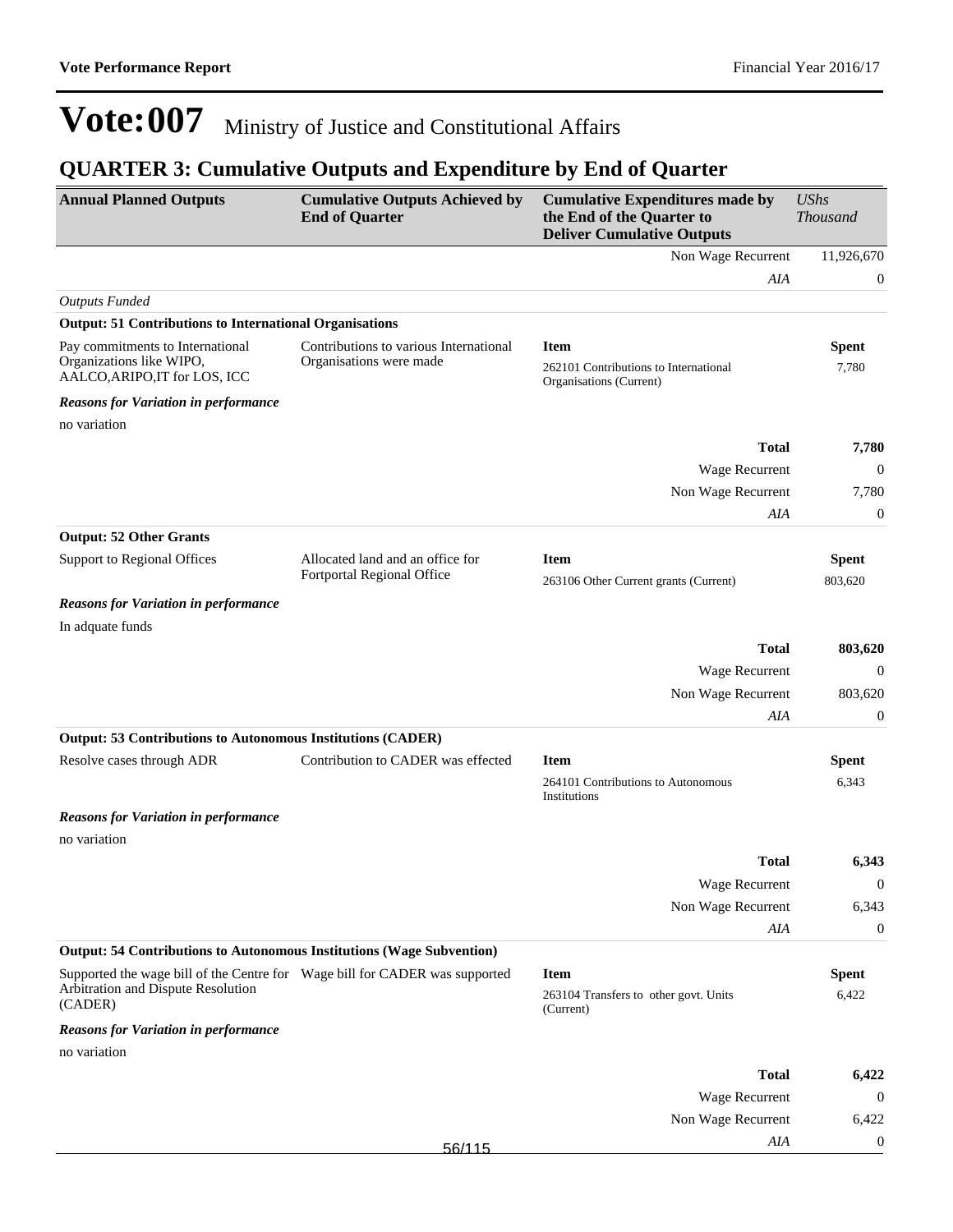# Vote:007 Ministry of Justice and Constitutional Affairs

## QUARTER 3: Cumulative Outputs and Expenditure by End of Quarter

| Annual Planned Outputs | Cumulative Outputs Achieved by End of Quarter | Cumulative Expenditures made by the End of the Quarter to Deliver Cumulative Outputs | *UShs Thousand* |
|---|---|---|---|
| | | Non Wage Recurrent | 11,926,670 |
| | | *AIA* | 0 |
| *Outputs Funded* | | | |
| **Output: 51 Contributions to International Organisations** | | | |
| Pay commitments to International Organizations like WIPO, AALCO,ARIPO,IT for LOS, ICC | Contributions to various International Organisations were made | **Item** | **Spent** |
| | | 262101 Contributions to International Organisations (Current) | 7,780 |
| ***Reasons for Variation in performance*** | | | |
| no variation | | | |
| | | **Total** | **7,780** |
| | | Wage Recurrent | 0 |
| | | Non Wage Recurrent | 7,780 |
| | | *AIA* | 0 |
| **Output: 52 Other Grants** | | | |
| Support to Regional Offices | Allocated land and an office for Fortportal Regional Office | **Item** | **Spent** |
| | | 263106 Other Current grants (Current) | 803,620 |
| ***Reasons for Variation in performance*** | | | |
| In adquate funds | | | |
| | | **Total** | **803,620** |
| | | Wage Recurrent | 0 |
| | | Non Wage Recurrent | 803,620 |
| | | *AIA* | 0 |
| **Output: 53 Contributions to Autonomous Institutions (CADER)** | | | |
| Resolve cases through ADR | Contribution to CADER was effected | **Item** | **Spent** |
| | | 264101 Contributions to Autonomous Institutions | 6,343 |
| ***Reasons for Variation in performance*** | | | |
| no variation | | | |
| | | **Total** | **6,343** |
| | | Wage Recurrent | 0 |
| | | Non Wage Recurrent | 6,343 |
| | | *AIA* | 0 |
| **Output: 54 Contributions to Autonomous Institutions (Wage Subvention)** | | | |
| Supported the wage bill of the Centre for Arbitration and Dispute Resolution (CADER) | Wage bill for CADER was supported | **Item** | **Spent** |
| | | 263104 Transfers to other govt. Units (Current) | 6,422 |
| ***Reasons for Variation in performance*** | | | |
| no variation | | | |
| | | **Total** | **6,422** |
| | | Wage Recurrent | 0 |
| | | Non Wage Recurrent | 6,422 |
| | | *AIA* | 0 |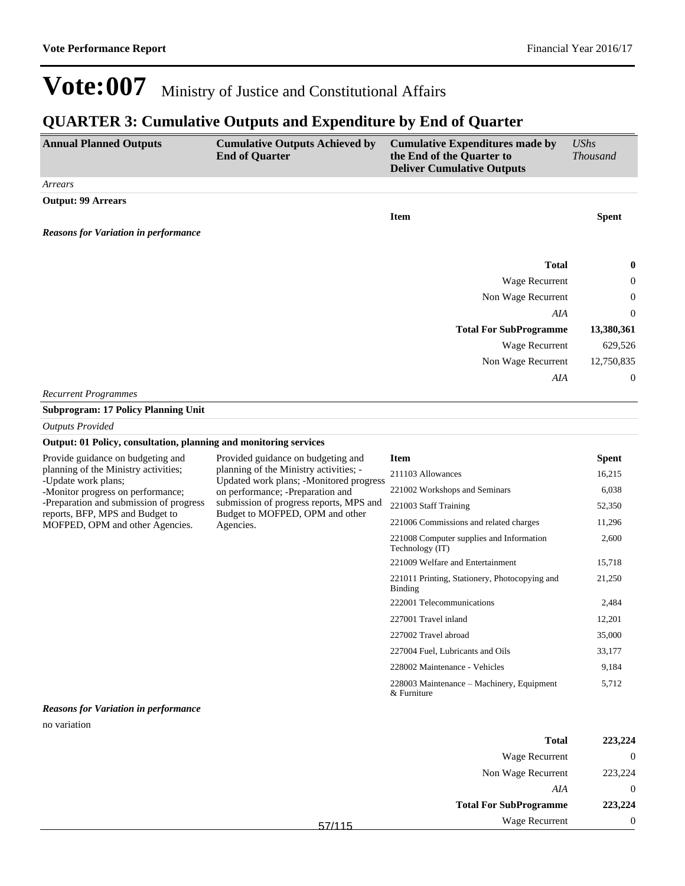# Vote:007 Ministry of Justice and Constitutional Affairs

## QUARTER 3: Cumulative Outputs and Expenditure by End of Quarter

| Annual Planned Outputs | Cumulative Outputs Achieved by End of Quarter | Cumulative Expenditures made by the End of the Quarter to Deliver Cumulative Outputs | *UShs Thousand* |
|---|---|---|---|

*Arrears*

**Output: 99 Arrears**

| Item | Spent |
|---|---|

***Reasons for Variation in performance***

| | |
|---|---|
| **Total** | **0** |
| Wage Recurrent | 0 |
| Non Wage Recurrent | 0 |
| *AIA* | 0 |
| **Total For SubProgramme** | **13,380,361** |
| Wage Recurrent | 629,526 |
| Non Wage Recurrent | 12,750,835 |
| *AIA* | 0 |

*Recurrent Programmes*

**Subprogram: 17 Policy Planning Unit**

*Outputs Provided*

**Output: 01 Policy, consultation, planning and monitoring services**

| Annual Planned Outputs | Cumulative Outputs Achieved by End of Quarter | Item | Spent |
|---|---|---|---|
| Provide guidance on budgeting and planning of the Ministry activities;<br>-Update work plans;<br>-Monitor progress on performance;<br>-Preparation and submission of progress reports, BFP, MPS and Budget to MOFPED, OPM and other Agencies. | Provided guidance on budgeting and planning of the Ministry activities; -Updated work plans; -Monitored progress on performance; -Preparation and submission of progress reports, MPS and Budget to MOFPED, OPM and other Agencies. | 211103 Allowances | 16,215 |
| | | 221002 Workshops and Seminars | 6,038 |
| | | 221003 Staff Training | 52,350 |
| | | 221006 Commissions and related charges | 11,296 |
| | | 221008 Computer supplies and Information Technology (IT) | 2,600 |
| | | 221009 Welfare and Entertainment | 15,718 |
| | | 221011 Printing, Stationery, Photocopying and Binding | 21,250 |
| | | 222001 Telecommunications | 2,484 |
| | | 227001 Travel inland | 12,201 |
| | | 227002 Travel abroad | 35,000 |
| | | 227004 Fuel, Lubricants and Oils | 33,177 |
| | | 228002 Maintenance - Vehicles | 9,184 |
| | | 228003 Maintenance – Machinery, Equipment & Furniture | 5,712 |

***Reasons for Variation in performance***

no variation

| | |
|---|---|
| **Total** | **223,224** |
| Wage Recurrent | 0 |
| Non Wage Recurrent | 223,224 |
| *AIA* | 0 |
| **Total For SubProgramme** | **223,224** |
| Wage Recurrent | 0 |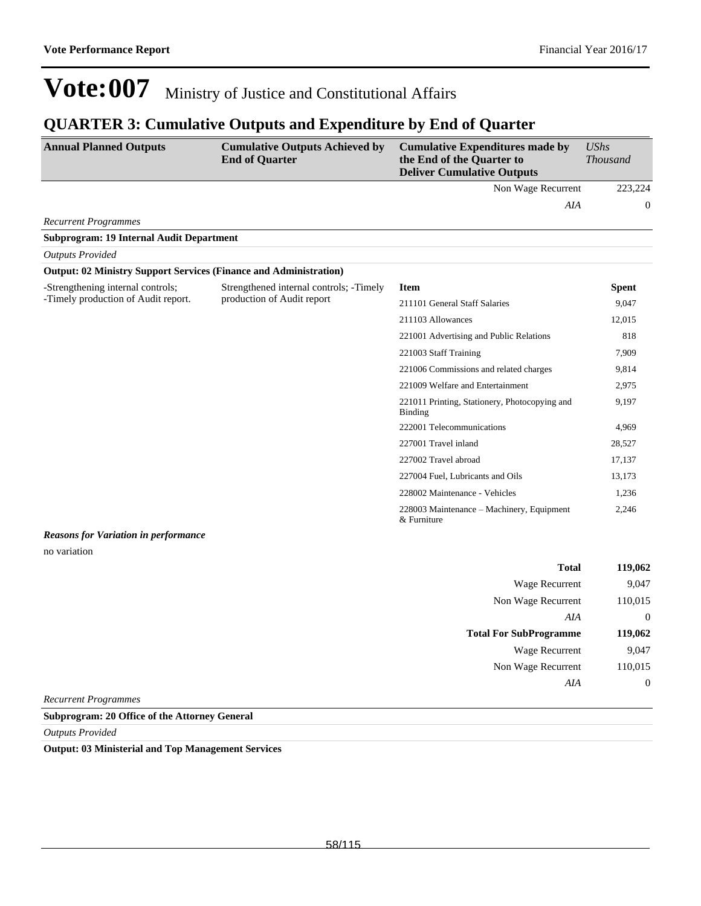# Vote:007 Ministry of Justice and Constitutional Affairs

## QUARTER 3: Cumulative Outputs and Expenditure by End of Quarter

| Annual Planned Outputs | Cumulative Outputs Achieved by End of Quarter | Cumulative Expenditures made by the End of the Quarter to Deliver Cumulative Outputs | *UShs Thousand* |
|---|---|---|---|
| | | Non Wage Recurrent | 223,224 |
| | | *AIA* | 0 |

*Recurrent Programmes*

**Subprogram: 19 Internal Audit Department**

*Outputs Provided*

**Output: 02 Ministry Support Services (Finance and Administration)**

| Annual Planned Outputs | Cumulative Outputs Achieved by End of Quarter | Item | Spent |
|---|---|---|---|
| -Strengthening internal controls;<br>-Timely production of Audit report. | Strengthened internal controls; -Timely production of Audit report | 211101 General Staff Salaries | 9,047 |
| | | 211103 Allowances | 12,015 |
| | | 221001 Advertising and Public Relations | 818 |
| | | 221003 Staff Training | 7,909 |
| | | 221006 Commissions and related charges | 9,814 |
| | | 221009 Welfare and Entertainment | 2,975 |
| | | 221011 Printing, Stationery, Photocopying and Binding | 9,197 |
| | | 222001 Telecommunications | 4,969 |
| | | 227001 Travel inland | 28,527 |
| | | 227002 Travel abroad | 17,137 |
| | | 227004 Fuel, Lubricants and Oils | 13,173 |
| | | 228002 Maintenance - Vehicles | 1,236 |
| | | 228003 Maintenance – Machinery, Equipment & Furniture | 2,246 |

***Reasons for Variation in performance***

no variation

| | |
|---|---|
| **Total** | **119,062** |
| Wage Recurrent | 9,047 |
| Non Wage Recurrent | 110,015 |
| *AIA* | 0 |
| **Total For SubProgramme** | **119,062** |
| Wage Recurrent | 9,047 |
| Non Wage Recurrent | 110,015 |
| *AIA* | 0 |

*Recurrent Programmes*

**Subprogram: 20 Office of the Attorney General**

*Outputs Provided*

**Output: 03 Ministerial and Top Management Services**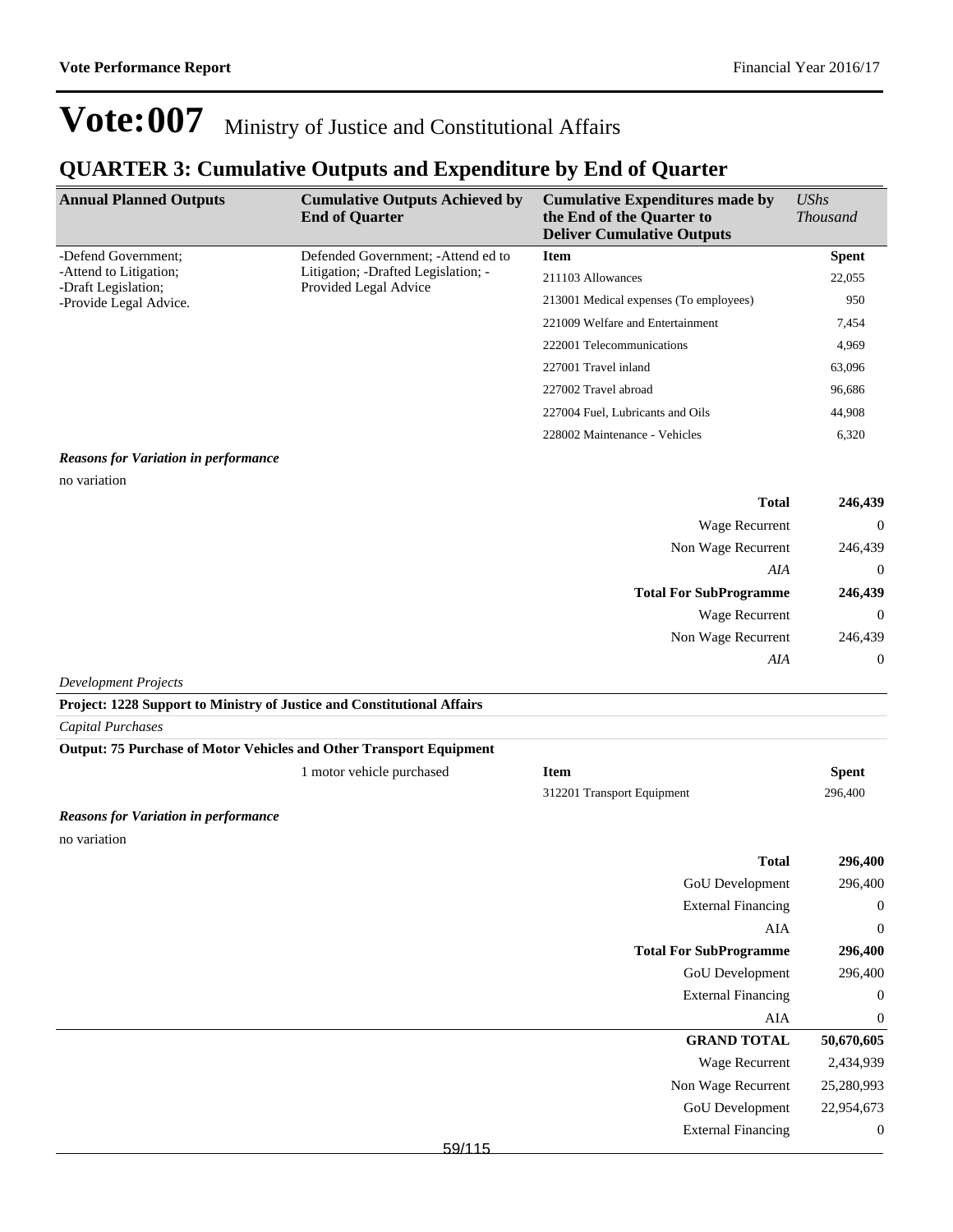# Vote:007 Ministry of Justice and Constitutional Affairs

## QUARTER 3: Cumulative Outputs and Expenditure by End of Quarter

| Annual Planned Outputs | Cumulative Outputs Achieved by End of Quarter | Cumulative Expenditures made by the End of the Quarter to Deliver Cumulative Outputs | *UShs Thousand* |
|---|---|---|---|
| -Defend Government;<br>-Attend to Litigation;<br>-Draft Legislation;<br>-Provide Legal Advice. | Defended Government; -Attend ed to Litigation; -Drafted Legislation; -Provided Legal Advice | **Item** | **Spent** |
| | | 211103 Allowances | 22,055 |
| | | 213001 Medical expenses (To employees) | 950 |
| | | 221009 Welfare and Entertainment | 7,454 |
| | | 222001 Telecommunications | 4,969 |
| | | 227001 Travel inland | 63,096 |
| | | 227002 Travel abroad | 96,686 |
| | | 227004 Fuel, Lubricants and Oils | 44,908 |
| | | 228002 Maintenance - Vehicles | 6,320 |

***Reasons for Variation in performance***

no variation

| | |
|---|---|
| **Total** | **246,439** |
| Wage Recurrent | 0 |
| Non Wage Recurrent | 246,439 |
| *AIA* | 0 |
| **Total For SubProgramme** | **246,439** |
| Wage Recurrent | 0 |
| Non Wage Recurrent | 246,439 |
| *AIA* | 0 |

*Development Projects*

**Project: 1228 Support to Ministry of Justice and Constitutional Affairs**

*Capital Purchases*

**Output: 75 Purchase of Motor Vehicles and Other Transport Equipment**

| | | | |
|---|---|---|---|
| | 1 motor vehicle purchased | **Item** | **Spent** |
| | | 312201 Transport Equipment | 296,400 |

***Reasons for Variation in performance***

no variation

| | |
|---|---|
| **Total** | **296,400** |
| GoU Development | 296,400 |
| External Financing | 0 |
| AIA | 0 |
| **Total For SubProgramme** | **296,400** |
| GoU Development | 296,400 |
| External Financing | 0 |
| AIA | 0 |
| **GRAND TOTAL** | **50,670,605** |
| Wage Recurrent | 2,434,939 |
| Non Wage Recurrent | 25,280,993 |
| GoU Development | 22,954,673 |
| External Financing | 0 |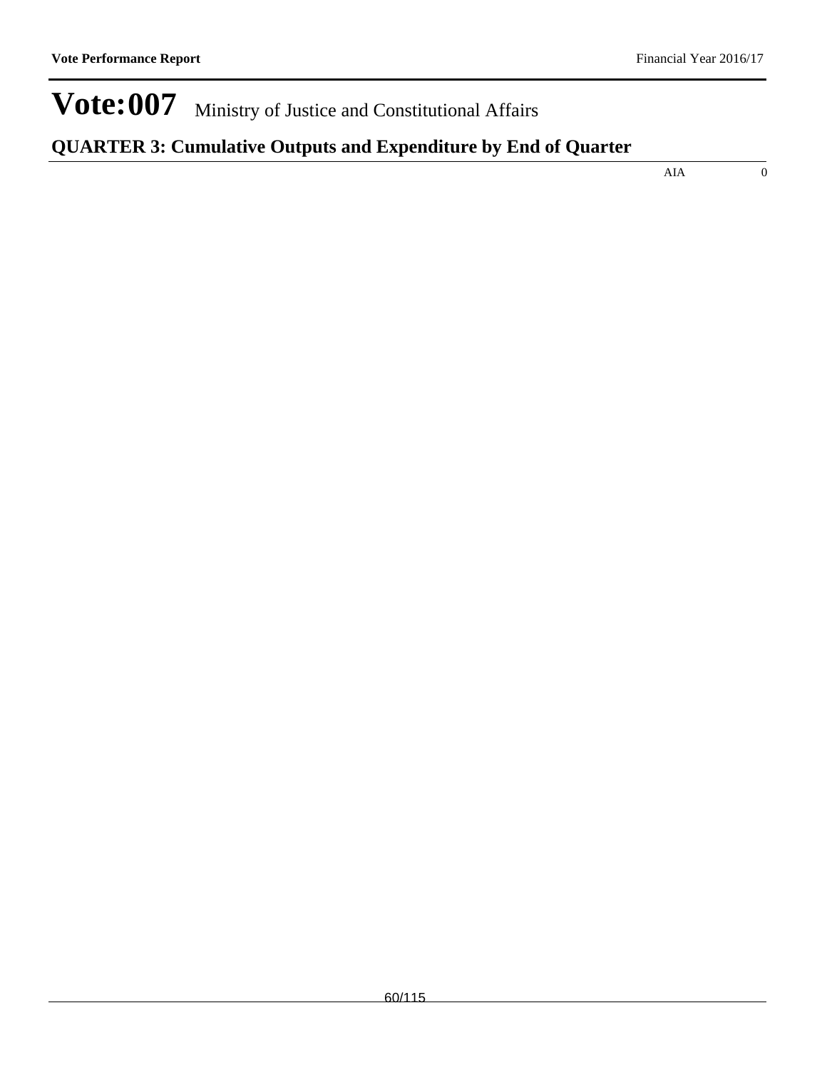# Vote:007 Ministry of Justice and Constitutional Affairs

## QUARTER 3: Cumulative Outputs and Expenditure by End of Quarter

| | |
|---|---|
| AIA | 0 |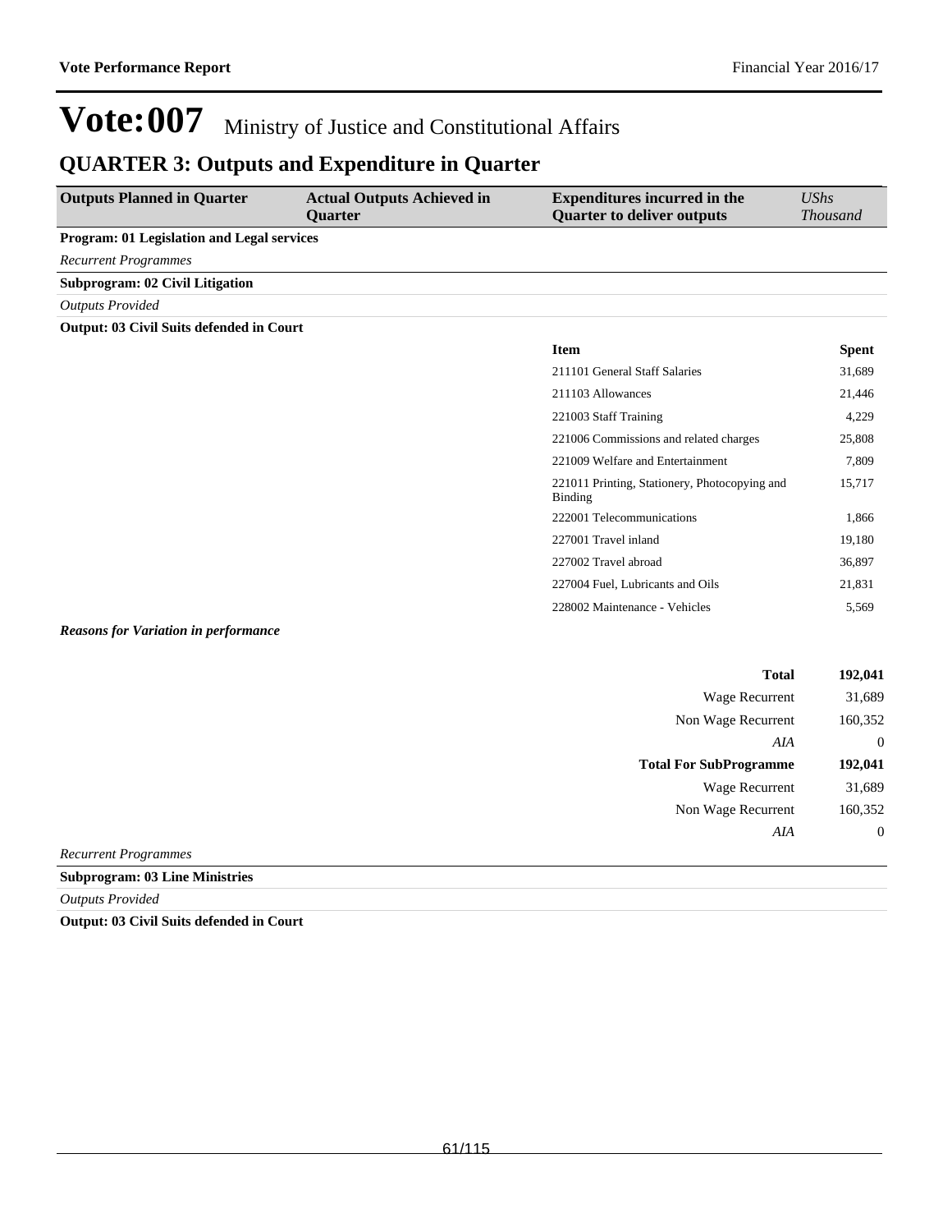# Vote:007 Ministry of Justice and Constitutional Affairs

## QUARTER 3: Outputs and Expenditure in Quarter

| Outputs Planned in Quarter | Actual Outputs Achieved in Quarter | Expenditures incurred in the Quarter to deliver outputs | *UShs Thousand* |
|---|---|---|---|

**Program: 01 Legislation and Legal services**

*Recurrent Programmes*

**Subprogram: 02 Civil Litigation**

*Outputs Provided*

**Output: 03 Civil Suits defended in Court**

| Item | Spent |
|---|---|
| 211101 General Staff Salaries | 31,689 |
| 211103 Allowances | 21,446 |
| 221003 Staff Training | 4,229 |
| 221006 Commissions and related charges | 25,808 |
| 221009 Welfare and Entertainment | 7,809 |
| 221011 Printing, Stationery, Photocopying and Binding | 15,717 |
| 222001 Telecommunications | 1,866 |
| 227001 Travel inland | 19,180 |
| 227002 Travel abroad | 36,897 |
| 227004 Fuel, Lubricants and Oils | 21,831 |
| 228002 Maintenance - Vehicles | 5,569 |

***Reasons for Variation in performance***

| | |
|---|---|
| **Total** | **192,041** |
| Wage Recurrent | 31,689 |
| Non Wage Recurrent | 160,352 |
| *AIA* | 0 |
| **Total For SubProgramme** | **192,041** |
| Wage Recurrent | 31,689 |
| Non Wage Recurrent | 160,352 |
| *AIA* | 0 |

*Recurrent Programmes*

**Subprogram: 03 Line Ministries**

*Outputs Provided*

**Output: 03 Civil Suits defended in Court**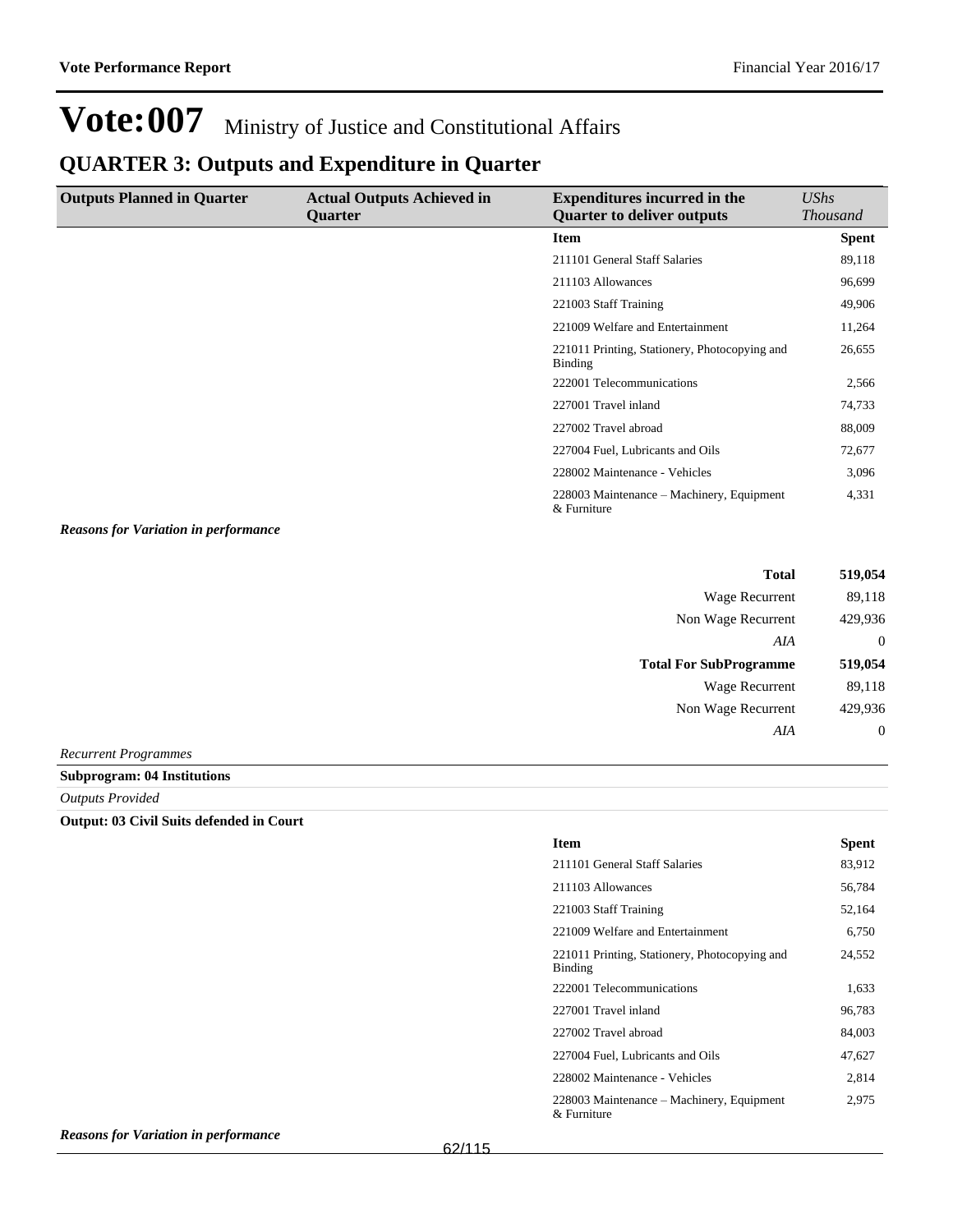# Vote:007 Ministry of Justice and Constitutional Affairs

## QUARTER 3: Outputs and Expenditure in Quarter

| Outputs Planned in Quarter | Actual Outputs Achieved in Quarter | Expenditures incurred in the Quarter to deliver outputs | *UShs Thousand* |
|---|---|---|---|
| | | **Item** | **Spent** |
| | | 211101 General Staff Salaries | 89,118 |
| | | 211103 Allowances | 96,699 |
| | | 221003 Staff Training | 49,906 |
| | | 221009 Welfare and Entertainment | 11,264 |
| | | 221011 Printing, Stationery, Photocopying and Binding | 26,655 |
| | | 222001 Telecommunications | 2,566 |
| | | 227001 Travel inland | 74,733 |
| | | 227002 Travel abroad | 88,009 |
| | | 227004 Fuel, Lubricants and Oils | 72,677 |
| | | 228002 Maintenance - Vehicles | 3,096 |
| | | 228003 Maintenance – Machinery, Equipment & Furniture | 4,331 |

***Reasons for Variation in performance***

| | |
|---|---|
| **Total** | **519,054** |
| Wage Recurrent | 89,118 |
| Non Wage Recurrent | 429,936 |
| *AIA* | 0 |
| **Total For SubProgramme** | **519,054** |
| Wage Recurrent | 89,118 |
| Non Wage Recurrent | 429,936 |
| *AIA* | 0 |

*Recurrent Programmes*

**Subprogram: 04 Institutions**

*Outputs Provided*

**Output: 03 Civil Suits defended in Court**

| Item | Spent |
|---|---|
| 211101 General Staff Salaries | 83,912 |
| 211103 Allowances | 56,784 |
| 221003 Staff Training | 52,164 |
| 221009 Welfare and Entertainment | 6,750 |
| 221011 Printing, Stationery, Photocopying and Binding | 24,552 |
| 222001 Telecommunications | 1,633 |
| 227001 Travel inland | 96,783 |
| 227002 Travel abroad | 84,003 |
| 227004 Fuel, Lubricants and Oils | 47,627 |
| 228002 Maintenance - Vehicles | 2,814 |
| 228003 Maintenance – Machinery, Equipment & Furniture | 2,975 |

***Reasons for Variation in performance***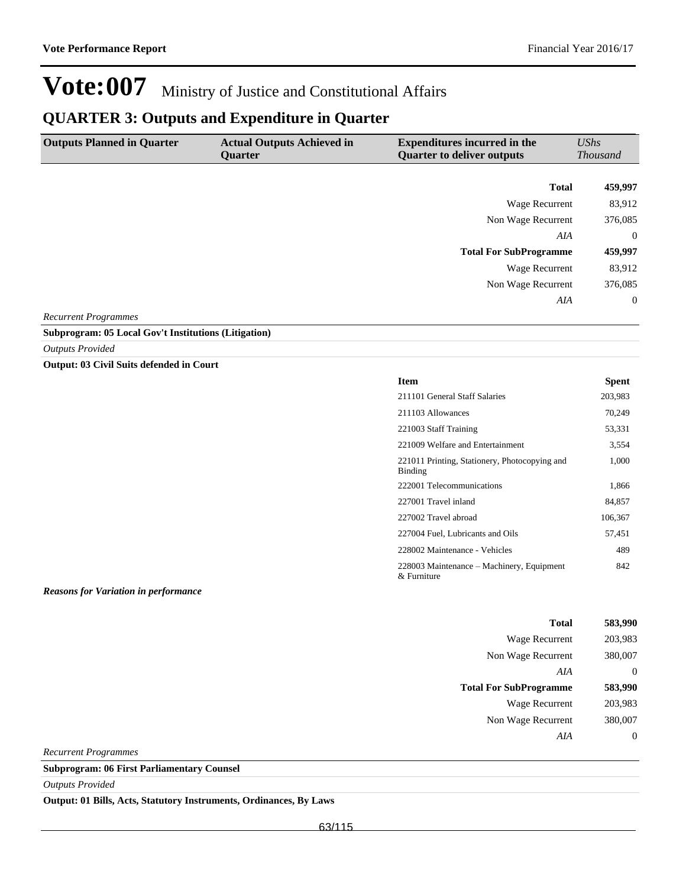# Vote:007 Ministry of Justice and Constitutional Affairs

## QUARTER 3: Outputs and Expenditure in Quarter

| Outputs Planned in Quarter | Actual Outputs Achieved in Quarter | Expenditures incurred in the Quarter to deliver outputs | *UShs Thousand* |
|---|---|---|---|
| | | **Total** | **459,997** |
| | | Wage Recurrent | 83,912 |
| | | Non Wage Recurrent | 376,085 |
| | | *AIA* | 0 |
| | | **Total For SubProgramme** | **459,997** |
| | | Wage Recurrent | 83,912 |
| | | Non Wage Recurrent | 376,085 |
| | | *AIA* | 0 |

*Recurrent Programmes*

**Subprogram: 05 Local Gov't Institutions (Litigation)**

*Outputs Provided*

**Output: 03 Civil Suits defended in Court**

| Item | Spent |
|---|---|
| 211101 General Staff Salaries | 203,983 |
| 211103 Allowances | 70,249 |
| 221003 Staff Training | 53,331 |
| 221009 Welfare and Entertainment | 3,554 |
| 221011 Printing, Stationery, Photocopying and Binding | 1,000 |
| 222001 Telecommunications | 1,866 |
| 227001 Travel inland | 84,857 |
| 227002 Travel abroad | 106,367 |
| 227004 Fuel, Lubricants and Oils | 57,451 |
| 228002 Maintenance - Vehicles | 489 |
| 228003 Maintenance – Machinery, Equipment & Furniture | 842 |

***Reasons for Variation in performance***

| | |
|---|---|
| **Total** | **583,990** |
| Wage Recurrent | 203,983 |
| Non Wage Recurrent | 380,007 |
| *AIA* | 0 |
| **Total For SubProgramme** | **583,990** |
| Wage Recurrent | 203,983 |
| Non Wage Recurrent | 380,007 |
| *AIA* | 0 |

*Recurrent Programmes*

**Subprogram: 06 First Parliamentary Counsel**

*Outputs Provided*

**Output: 01 Bills, Acts, Statutory Instruments, Ordinances, By Laws**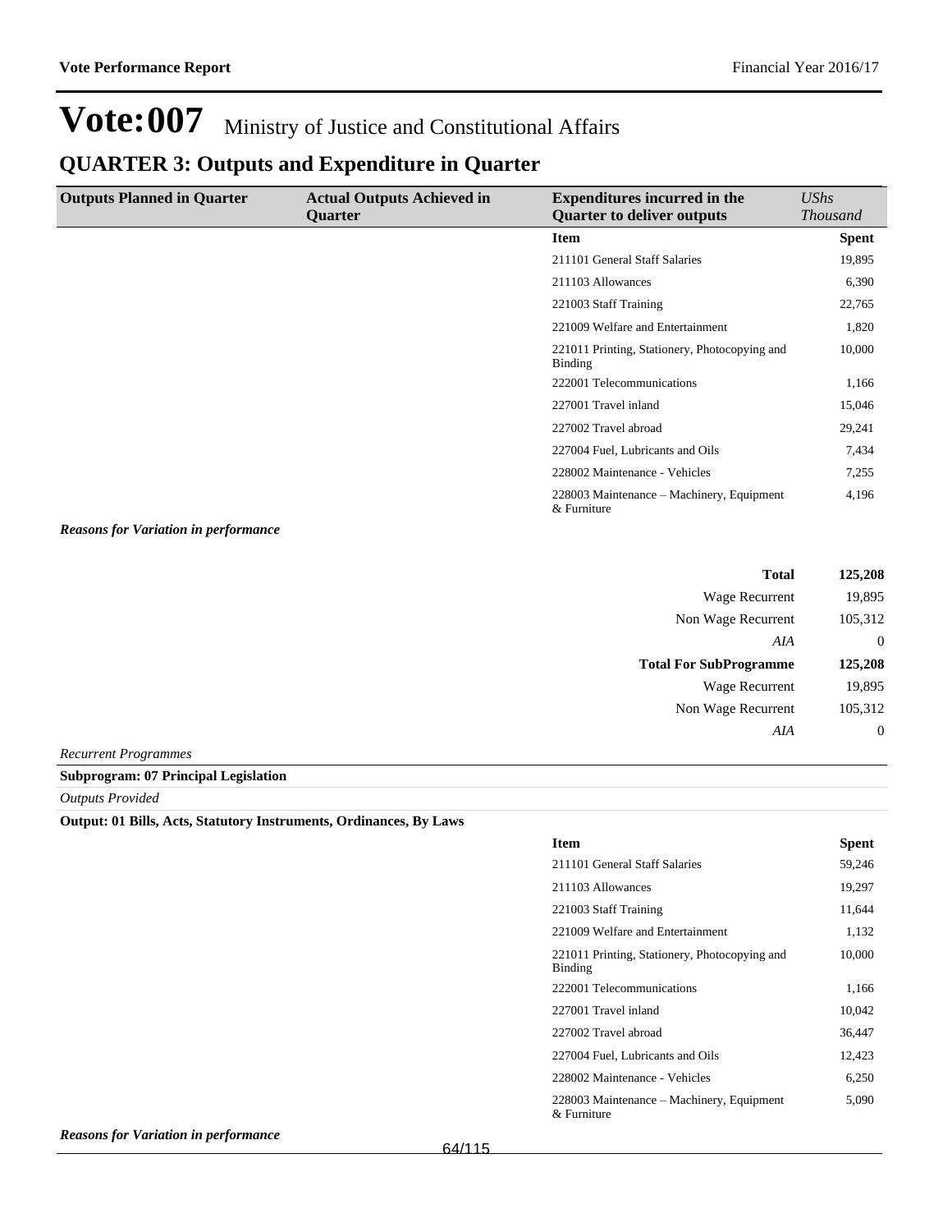# Vote:007 Ministry of Justice and Constitutional Affairs

## QUARTER 3: Outputs and Expenditure in Quarter

| Outputs Planned in Quarter | Actual Outputs Achieved in Quarter | Expenditures incurred in the Quarter to deliver outputs | *UShs Thousand* |
|---|---|---|---|
| | | **Item** | **Spent** |
| | | 211101 General Staff Salaries | 19,895 |
| | | 211103 Allowances | 6,390 |
| | | 221003 Staff Training | 22,765 |
| | | 221009 Welfare and Entertainment | 1,820 |
| | | 221011 Printing, Stationery, Photocopying and Binding | 10,000 |
| | | 222001 Telecommunications | 1,166 |
| | | 227001 Travel inland | 15,046 |
| | | 227002 Travel abroad | 29,241 |
| | | 227004 Fuel, Lubricants and Oils | 7,434 |
| | | 228002 Maintenance - Vehicles | 7,255 |
| | | 228003 Maintenance – Machinery, Equipment & Furniture | 4,196 |

***Reasons for Variation in performance***

| | |
|---|---|
| **Total** | **125,208** |
| Wage Recurrent | 19,895 |
| Non Wage Recurrent | 105,312 |
| *AIA* | 0 |
| **Total For SubProgramme** | **125,208** |
| Wage Recurrent | 19,895 |
| Non Wage Recurrent | 105,312 |
| *AIA* | 0 |

*Recurrent Programmes*

**Subprogram: 07 Principal Legislation**

*Outputs Provided*

**Output: 01 Bills, Acts, Statutory Instruments, Ordinances, By Laws**

| Item | Spent |
|---|---|
| 211101 General Staff Salaries | 59,246 |
| 211103 Allowances | 19,297 |
| 221003 Staff Training | 11,644 |
| 221009 Welfare and Entertainment | 1,132 |
| 221011 Printing, Stationery, Photocopying and Binding | 10,000 |
| 222001 Telecommunications | 1,166 |
| 227001 Travel inland | 10,042 |
| 227002 Travel abroad | 36,447 |
| 227004 Fuel, Lubricants and Oils | 12,423 |
| 228002 Maintenance - Vehicles | 6,250 |
| 228003 Maintenance – Machinery, Equipment & Furniture | 5,090 |

***Reasons for Variation in performance***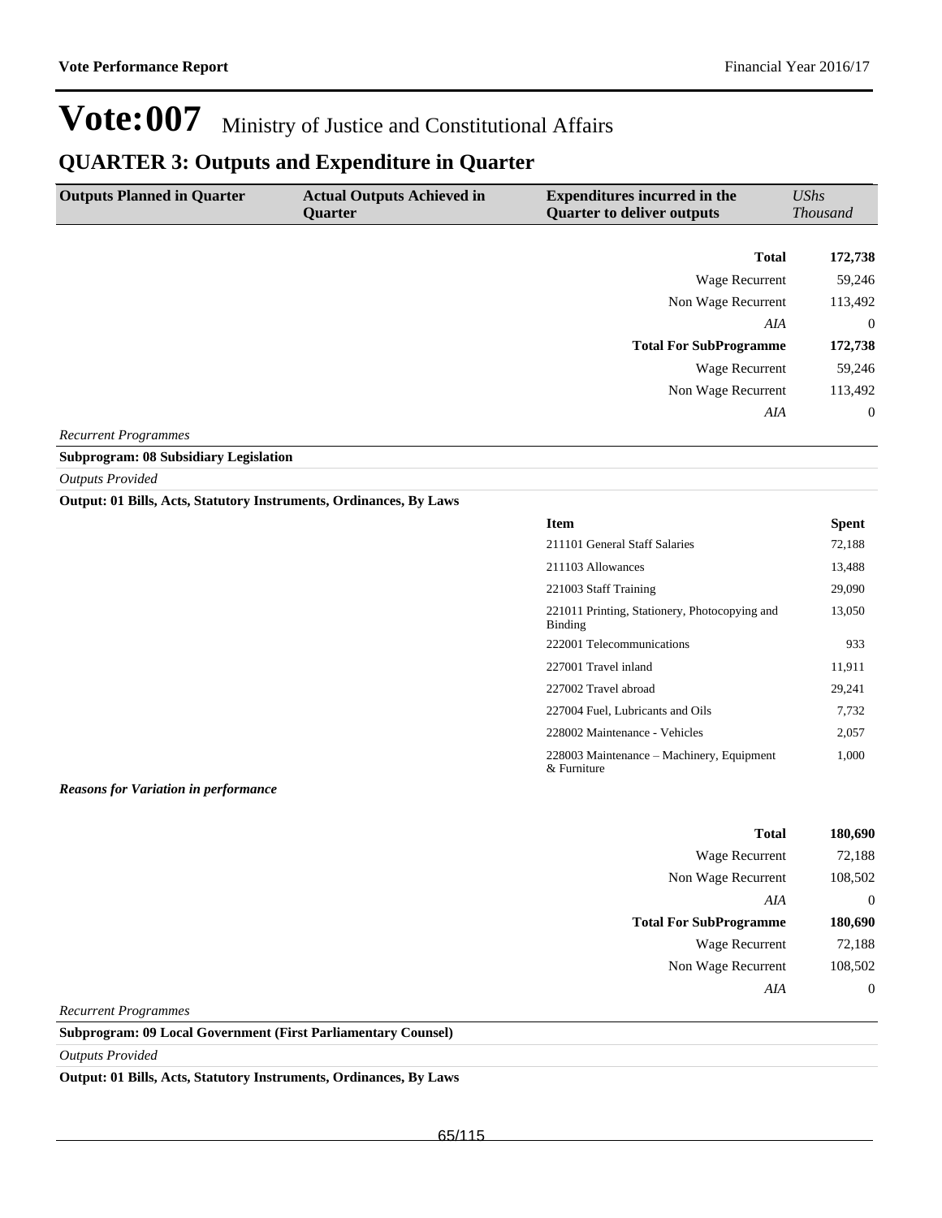# Vote:007 Ministry of Justice and Constitutional Affairs

## QUARTER 3: Outputs and Expenditure in Quarter

| Outputs Planned in Quarter | Actual Outputs Achieved in Quarter | Expenditures incurred in the Quarter to deliver outputs | UShs Thousand |
|---|---|---|---|
| | | **Total** | **172,738** |
| | | Wage Recurrent | 59,246 |
| | | Non Wage Recurrent | 113,492 |
| | | *AIA* | 0 |
| | | **Total For SubProgramme** | **172,738** |
| | | Wage Recurrent | 59,246 |
| | | Non Wage Recurrent | 113,492 |
| | | *AIA* | 0 |

*Recurrent Programmes*

**Subprogram: 08 Subsidiary Legislation**

*Outputs Provided*

**Output: 01 Bills, Acts, Statutory Instruments, Ordinances, By Laws**

| Item | Spent |
|---|---|
| 211101 General Staff Salaries | 72,188 |
| 211103 Allowances | 13,488 |
| 221003 Staff Training | 29,090 |
| 221011 Printing, Stationery, Photocopying and Binding | 13,050 |
| 222001 Telecommunications | 933 |
| 227001 Travel inland | 11,911 |
| 227002 Travel abroad | 29,241 |
| 227004 Fuel, Lubricants and Oils | 7,732 |
| 228002 Maintenance - Vehicles | 2,057 |
| 228003 Maintenance – Machinery, Equipment & Furniture | 1,000 |

***Reasons for Variation in performance***

| | |
|---|---|
| **Total** | **180,690** |
| Wage Recurrent | 72,188 |
| Non Wage Recurrent | 108,502 |
| *AIA* | 0 |
| **Total For SubProgramme** | **180,690** |
| Wage Recurrent | 72,188 |
| Non Wage Recurrent | 108,502 |
| *AIA* | 0 |

*Recurrent Programmes*

**Subprogram: 09 Local Government (First Parliamentary Counsel)**

*Outputs Provided*

**Output: 01 Bills, Acts, Statutory Instruments, Ordinances, By Laws**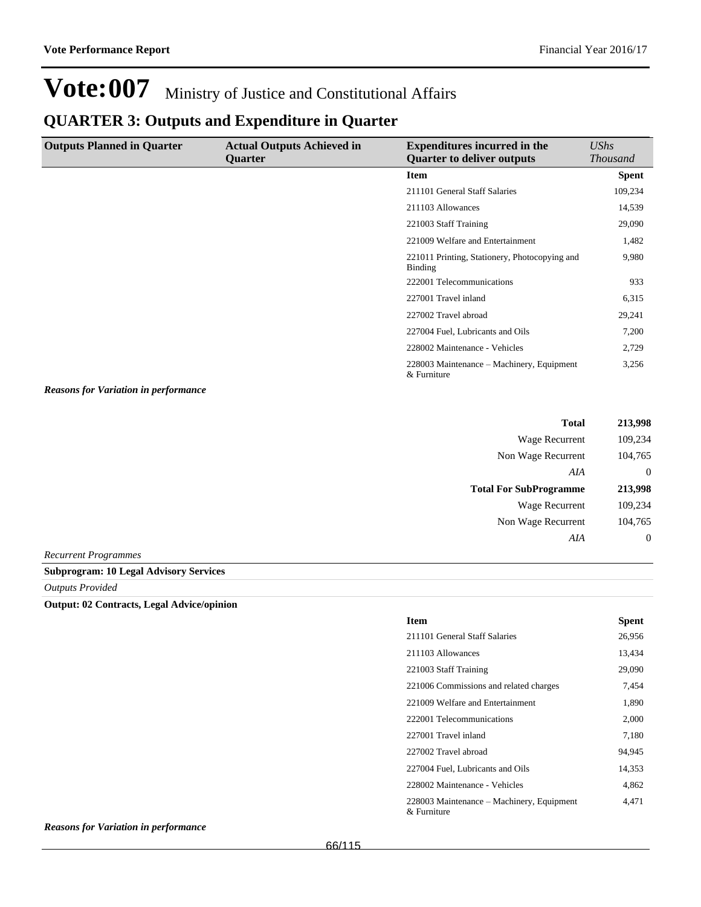# Vote:007 Ministry of Justice and Constitutional Affairs

## QUARTER 3: Outputs and Expenditure in Quarter

| Outputs Planned in Quarter | Actual Outputs Achieved in Quarter | Expenditures incurred in the Quarter to deliver outputs | *UShs Thousand* |
|---|---|---|---|
| | | **Item** | **Spent** |
| | | 211101 General Staff Salaries | 109,234 |
| | | 211103 Allowances | 14,539 |
| | | 221003 Staff Training | 29,090 |
| | | 221009 Welfare and Entertainment | 1,482 |
| | | 221011 Printing, Stationery, Photocopying and Binding | 9,980 |
| | | 222001 Telecommunications | 933 |
| | | 227001 Travel inland | 6,315 |
| | | 227002 Travel abroad | 29,241 |
| | | 227004 Fuel, Lubricants and Oils | 7,200 |
| | | 228002 Maintenance - Vehicles | 2,729 |
| | | 228003 Maintenance – Machinery, Equipment & Furniture | 3,256 |

***Reasons for Variation in performance***

| | |
|---|---|
| **Total** | **213,998** |
| Wage Recurrent | 109,234 |
| Non Wage Recurrent | 104,765 |
| *AIA* | 0 |
| **Total For SubProgramme** | **213,998** |
| Wage Recurrent | 109,234 |
| Non Wage Recurrent | 104,765 |
| *AIA* | 0 |

*Recurrent Programmes*

**Subprogram: 10 Legal Advisory Services**

*Outputs Provided*

**Output: 02 Contracts, Legal Advice/opinion**

| Item | Spent |
|---|---|
| 211101 General Staff Salaries | 26,956 |
| 211103 Allowances | 13,434 |
| 221003 Staff Training | 29,090 |
| 221006 Commissions and related charges | 7,454 |
| 221009 Welfare and Entertainment | 1,890 |
| 222001 Telecommunications | 2,000 |
| 227001 Travel inland | 7,180 |
| 227002 Travel abroad | 94,945 |
| 227004 Fuel, Lubricants and Oils | 14,353 |
| 228002 Maintenance - Vehicles | 4,862 |
| 228003 Maintenance – Machinery, Equipment & Furniture | 4,471 |

***Reasons for Variation in performance***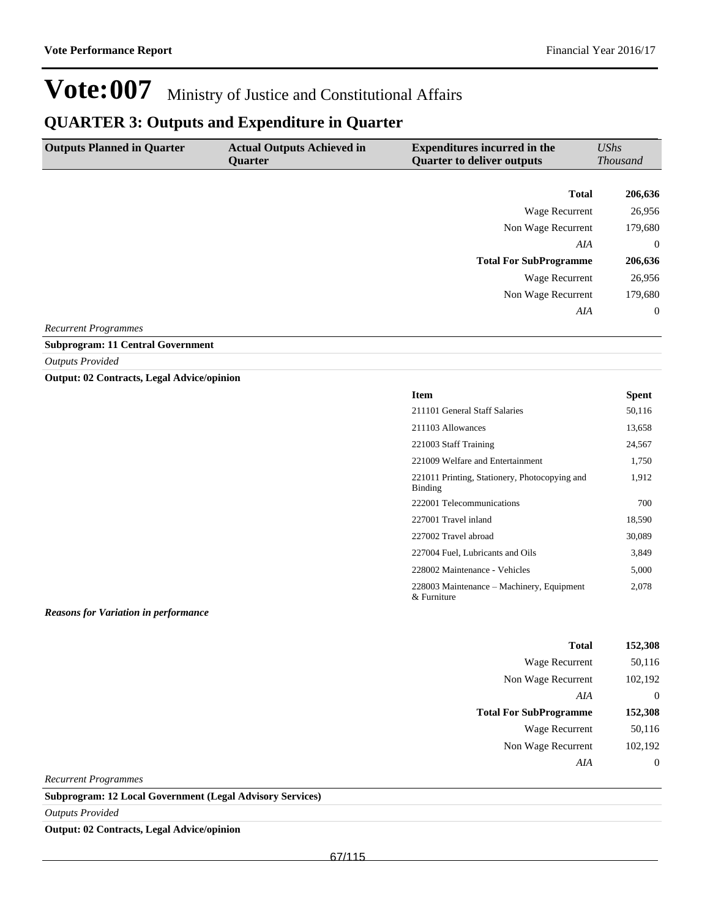# Vote:007 Ministry of Justice and Constitutional Affairs

## QUARTER 3: Outputs and Expenditure in Quarter

| Outputs Planned in Quarter | Actual Outputs Achieved in Quarter | Expenditures incurred in the Quarter to deliver outputs | *UShs Thousand* |
|---|---|---|---|
| | | **Total** | **206,636** |
| | | Wage Recurrent | 26,956 |
| | | Non Wage Recurrent | 179,680 |
| | | *AIA* | 0 |
| | | **Total For SubProgramme** | **206,636** |
| | | Wage Recurrent | 26,956 |
| | | Non Wage Recurrent | 179,680 |
| | | *AIA* | 0 |

*Recurrent Programmes*

**Subprogram: 11 Central Government**

*Outputs Provided*

**Output: 02 Contracts, Legal Advice/opinion**

| Item | Spent |
|---|---|
| 211101 General Staff Salaries | 50,116 |
| 211103 Allowances | 13,658 |
| 221003 Staff Training | 24,567 |
| 221009 Welfare and Entertainment | 1,750 |
| 221011 Printing, Stationery, Photocopying and Binding | 1,912 |
| 222001 Telecommunications | 700 |
| 227001 Travel inland | 18,590 |
| 227002 Travel abroad | 30,089 |
| 227004 Fuel, Lubricants and Oils | 3,849 |
| 228002 Maintenance - Vehicles | 5,000 |
| 228003 Maintenance – Machinery, Equipment & Furniture | 2,078 |

***Reasons for Variation in performance***

| | |
|---|---|
| **Total** | **152,308** |
| Wage Recurrent | 50,116 |
| Non Wage Recurrent | 102,192 |
| *AIA* | 0 |
| **Total For SubProgramme** | **152,308** |
| Wage Recurrent | 50,116 |
| Non Wage Recurrent | 102,192 |
| *AIA* | 0 |

*Recurrent Programmes*

**Subprogram: 12 Local Government (Legal Advisory Services)**

*Outputs Provided*

**Output: 02 Contracts, Legal Advice/opinion**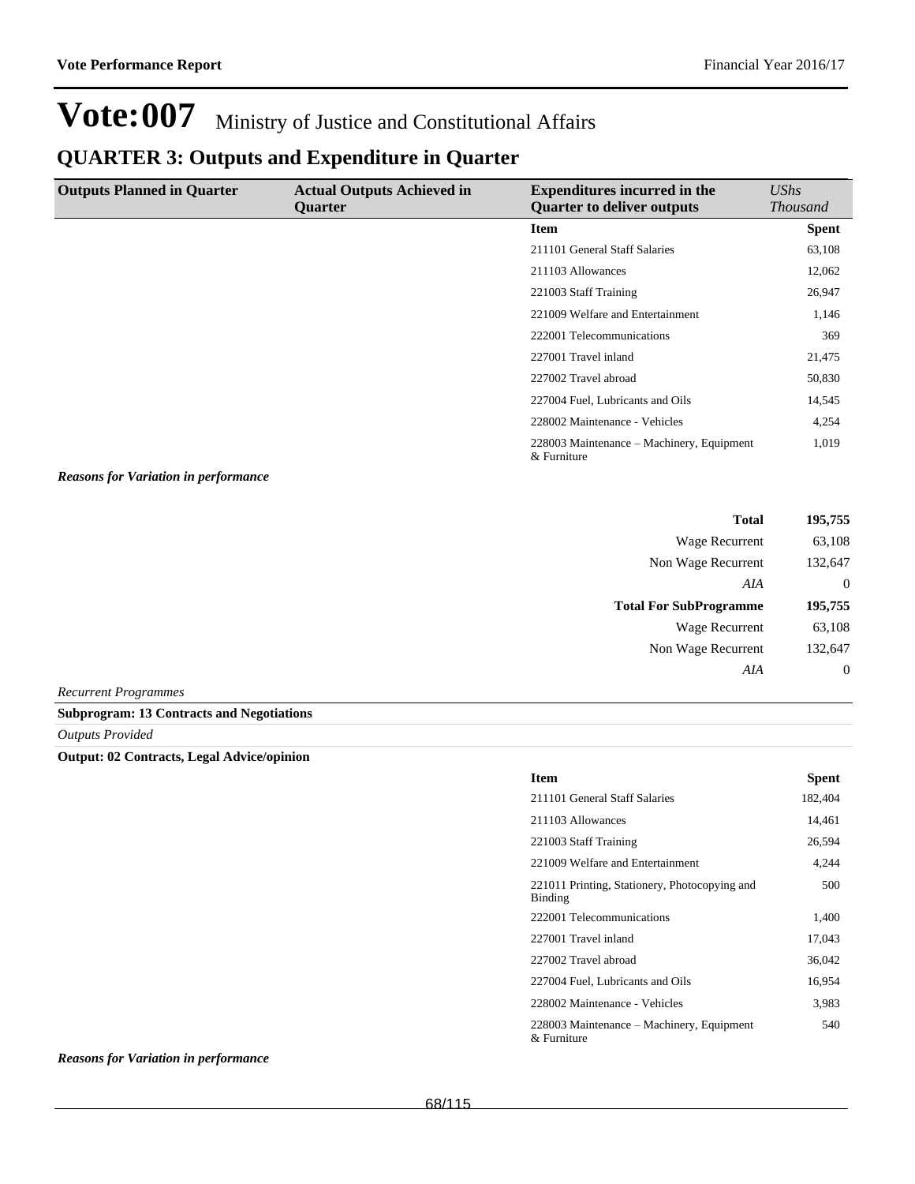# Vote:007 Ministry of Justice and Constitutional Affairs

## QUARTER 3: Outputs and Expenditure in Quarter

| Outputs Planned in Quarter | Actual Outputs Achieved in Quarter | Expenditures incurred in the Quarter to deliver outputs | *UShs Thousand* |
|---|---|---|---|
| | | **Item** | **Spent** |
| | | 211101 General Staff Salaries | 63,108 |
| | | 211103 Allowances | 12,062 |
| | | 221003 Staff Training | 26,947 |
| | | 221009 Welfare and Entertainment | 1,146 |
| | | 222001 Telecommunications | 369 |
| | | 227001 Travel inland | 21,475 |
| | | 227002 Travel abroad | 50,830 |
| | | 227004 Fuel, Lubricants and Oils | 14,545 |
| | | 228002 Maintenance - Vehicles | 4,254 |
| | | 228003 Maintenance – Machinery, Equipment & Furniture | 1,019 |

***Reasons for Variation in performance***

| | |
|---|---|
| **Total** | **195,755** |
| Wage Recurrent | 63,108 |
| Non Wage Recurrent | 132,647 |
| *AIA* | 0 |
| **Total For SubProgramme** | **195,755** |
| Wage Recurrent | 63,108 |
| Non Wage Recurrent | 132,647 |
| *AIA* | 0 |

*Recurrent Programmes*

**Subprogram: 13 Contracts and Negotiations**

*Outputs Provided*

**Output: 02 Contracts, Legal Advice/opinion**

| Item | Spent |
|---|---|
| 211101 General Staff Salaries | 182,404 |
| 211103 Allowances | 14,461 |
| 221003 Staff Training | 26,594 |
| 221009 Welfare and Entertainment | 4,244 |
| 221011 Printing, Stationery, Photocopying and Binding | 500 |
| 222001 Telecommunications | 1,400 |
| 227001 Travel inland | 17,043 |
| 227002 Travel abroad | 36,042 |
| 227004 Fuel, Lubricants and Oils | 16,954 |
| 228002 Maintenance - Vehicles | 3,983 |
| 228003 Maintenance – Machinery, Equipment & Furniture | 540 |

***Reasons for Variation in performance***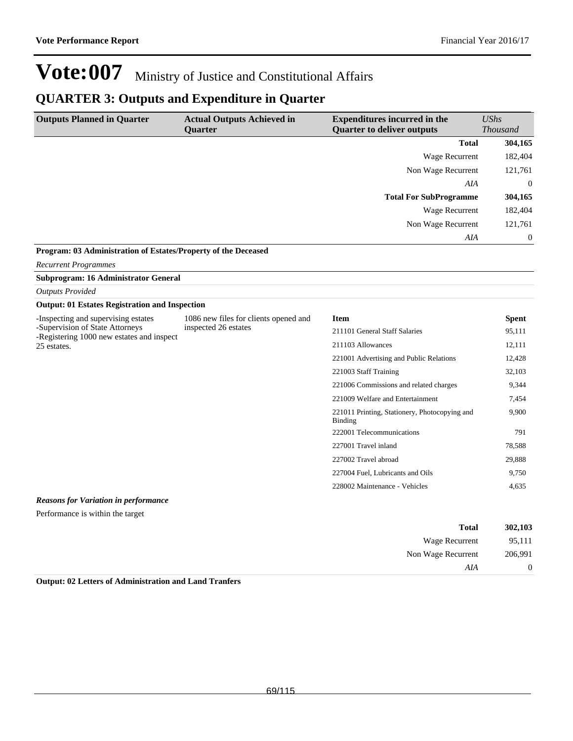# Vote:007 Ministry of Justice and Constitutional Affairs

## QUARTER 3: Outputs and Expenditure in Quarter

| Outputs Planned in Quarter | Actual Outputs Achieved in Quarter | Expenditures incurred in the Quarter to deliver outputs | *UShs Thousand* |
|---|---|---|---|
| | | **Total** | **304,165** |
| | | Wage Recurrent | 182,404 |
| | | Non Wage Recurrent | 121,761 |
| | | *AIA* | 0 |
| | | **Total For SubProgramme** | **304,165** |
| | | Wage Recurrent | 182,404 |
| | | Non Wage Recurrent | 121,761 |
| | | *AIA* | 0 |

**Program: 03 Administration of Estates/Property of the Deceased**

*Recurrent Programmes*

**Subprogram: 16 Administrator General**

*Outputs Provided*

**Output: 01 Estates Registration and Inspection**

| Outputs Planned in Quarter | Actual Outputs Achieved in Quarter | Item | Spent |
|---|---|---|---|
| -Inspecting and supervising estates<br>-Supervision of State Attorneys<br>-Registering 1000 new estates and inspect 25 estates. | 1086 new files for clients opened and inspected 26 estates | 211101 General Staff Salaries | 95,111 |
| | | 211103 Allowances | 12,111 |
| | | 221001 Advertising and Public Relations | 12,428 |
| | | 221003 Staff Training | 32,103 |
| | | 221006 Commissions and related charges | 9,344 |
| | | 221009 Welfare and Entertainment | 7,454 |
| | | 221011 Printing, Stationery, Photocopying and Binding | 9,900 |
| | | 222001 Telecommunications | 791 |
| | | 227001 Travel inland | 78,588 |
| | | 227002 Travel abroad | 29,888 |
| | | 227004 Fuel, Lubricants and Oils | 9,750 |
| | | 228002 Maintenance - Vehicles | 4,635 |

***Reasons for Variation in performance***

Performance is within the target

| | |
|---|---|
| **Total** | **302,103** |
| Wage Recurrent | 95,111 |
| Non Wage Recurrent | 206,991 |
| *AIA* | 0 |

**Output: 02 Letters of Administration and Land Tranfers**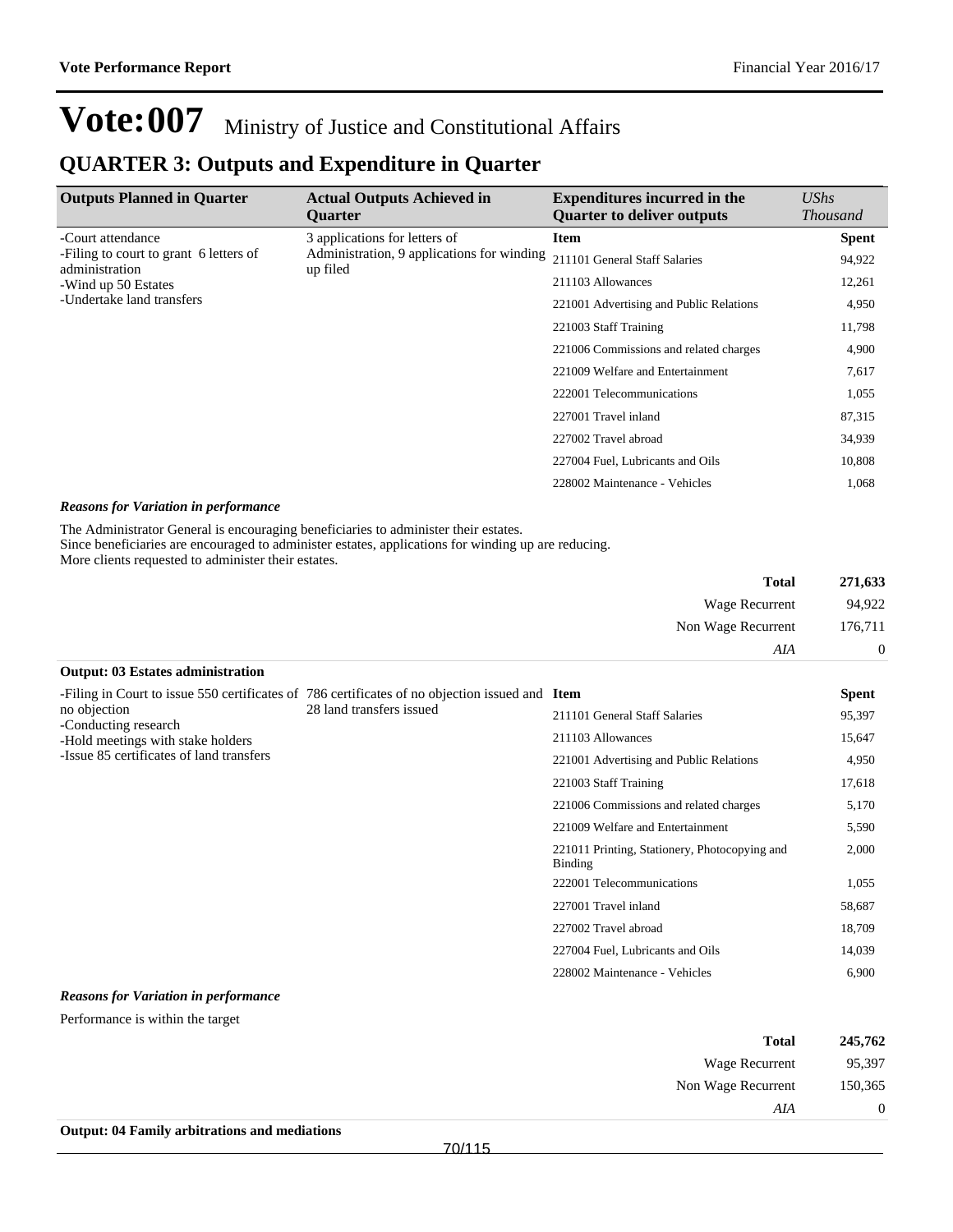# Vote:007 Ministry of Justice and Constitutional Affairs

## QUARTER 3: Outputs and Expenditure in Quarter

| Outputs Planned in Quarter | Actual Outputs Achieved in Quarter | Expenditures incurred in the Quarter to deliver outputs | *UShs Thousand* |
|---|---|---|---|
| -Court attendance<br>-Filing to court to grant 6 letters of administration<br>-Wind up 50 Estates<br>-Undertake land transfers | 3 applications for letters of Administration, 9 applications for winding up filed | **Item** | **Spent** |
| | | 211101 General Staff Salaries | 94,922 |
| | | 211103 Allowances | 12,261 |
| | | 221001 Advertising and Public Relations | 4,950 |
| | | 221003 Staff Training | 11,798 |
| | | 221006 Commissions and related charges | 4,900 |
| | | 221009 Welfare and Entertainment | 7,617 |
| | | 222001 Telecommunications | 1,055 |
| | | 227001 Travel inland | 87,315 |
| | | 227002 Travel abroad | 34,939 |
| | | 227004 Fuel, Lubricants and Oils | 10,808 |
| | | 228002 Maintenance - Vehicles | 1,068 |

***Reasons for Variation in performance***

The Administrator General is encouraging beneficiaries to administer their estates.
Since beneficiaries are encouraged to administer estates, applications for winding up are reducing.
More clients requested to administer their estates.

| | |
|---|---|
| **Total** | **271,633** |
| Wage Recurrent | 94,922 |
| Non Wage Recurrent | 176,711 |
| *AIA* | 0 |

**Output: 03 Estates administration**

| Outputs Planned in Quarter | Actual Outputs Achieved in Quarter | Expenditures incurred in the Quarter to deliver outputs | *UShs Thousand* |
|---|---|---|---|
| -Filing in Court to issue 550 certificates of no objection<br>-Conducting research<br>-Hold meetings with stake holders<br>-Issue 85 certificates of land transfers | 786 certificates of no objection issued and 28 land transfers issued | **Item** | **Spent** |
| | | 211101 General Staff Salaries | 95,397 |
| | | 211103 Allowances | 15,647 |
| | | 221001 Advertising and Public Relations | 4,950 |
| | | 221003 Staff Training | 17,618 |
| | | 221006 Commissions and related charges | 5,170 |
| | | 221009 Welfare and Entertainment | 5,590 |
| | | 221011 Printing, Stationery, Photocopying and Binding | 2,000 |
| | | 222001 Telecommunications | 1,055 |
| | | 227001 Travel inland | 58,687 |
| | | 227002 Travel abroad | 18,709 |
| | | 227004 Fuel, Lubricants and Oils | 14,039 |
| | | 228002 Maintenance - Vehicles | 6,900 |

***Reasons for Variation in performance***

Performance is within the target

| | |
|---|---|
| **Total** | **245,762** |
| Wage Recurrent | 95,397 |
| Non Wage Recurrent | 150,365 |
| *AIA* | 0 |

**Output: 04 Family arbitrations and mediations**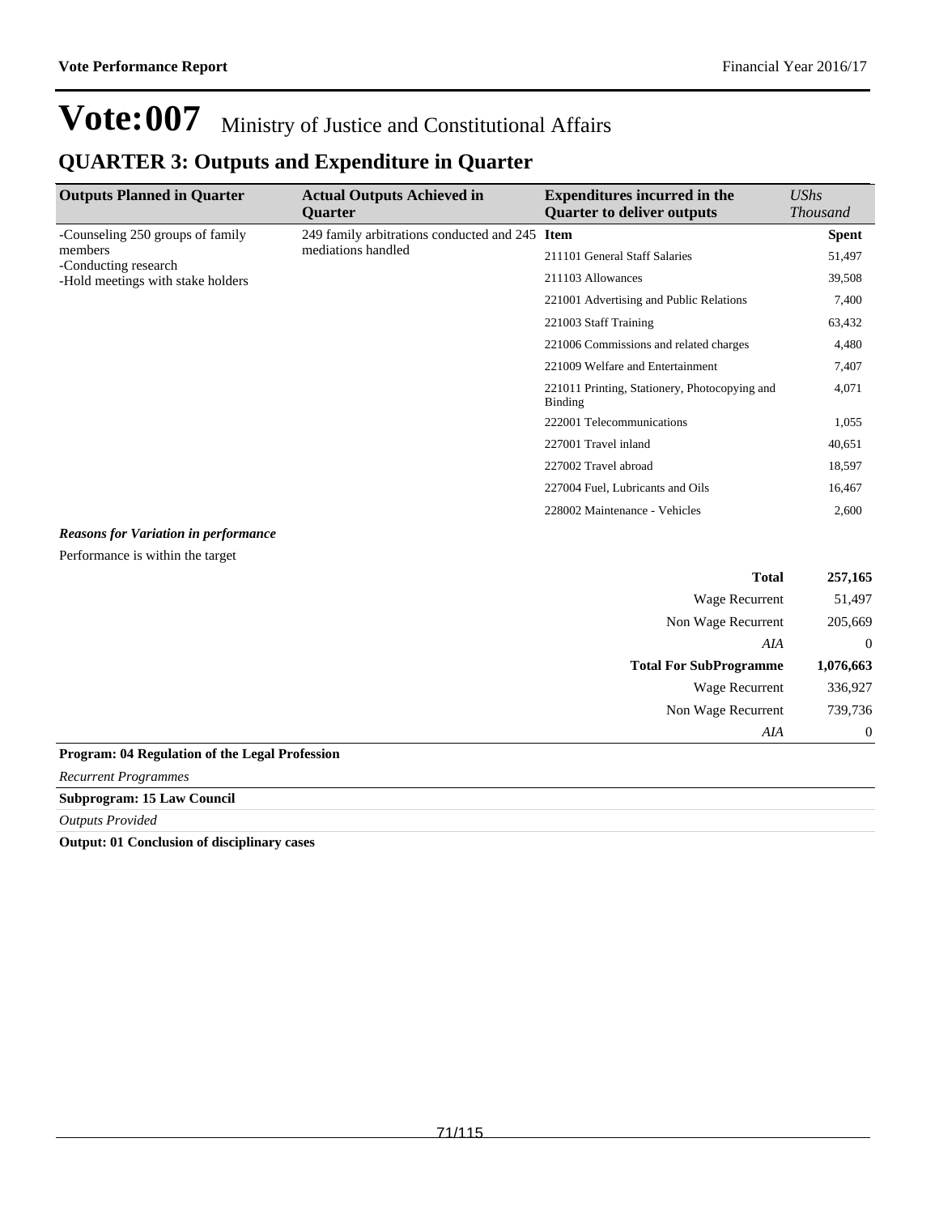# Vote:007 Ministry of Justice and Constitutional Affairs

## QUARTER 3: Outputs and Expenditure in Quarter

| Outputs Planned in Quarter | Actual Outputs Achieved in Quarter | Expenditures incurred in the Quarter to deliver outputs | *UShs Thousand* |
|---|---|---|---|
| -Counseling 250 groups of family members<br>-Conducting research<br>-Hold meetings with stake holders | 249 family arbitrations conducted and 245 mediations handled | **Item** | **Spent** |
| | | 211101 General Staff Salaries | 51,497 |
| | | 211103 Allowances | 39,508 |
| | | 221001 Advertising and Public Relations | 7,400 |
| | | 221003 Staff Training | 63,432 |
| | | 221006 Commissions and related charges | 4,480 |
| | | 221009 Welfare and Entertainment | 7,407 |
| | | 221011 Printing, Stationery, Photocopying and Binding | 4,071 |
| | | 222001 Telecommunications | 1,055 |
| | | 227001 Travel inland | 40,651 |
| | | 227002 Travel abroad | 18,597 |
| | | 227004 Fuel, Lubricants and Oils | 16,467 |
| | | 228002 Maintenance - Vehicles | 2,600 |

***Reasons for Variation in performance***

Performance is within the target

| | |
|---|---|
| **Total** | **257,165** |
| Wage Recurrent | 51,497 |
| Non Wage Recurrent | 205,669 |
| *AIA* | 0 |
| **Total For SubProgramme** | **1,076,663** |
| Wage Recurrent | 336,927 |
| Non Wage Recurrent | 739,736 |
| *AIA* | 0 |

**Program: 04 Regulation of the Legal Profession**

*Recurrent Programmes*

**Subprogram: 15 Law Council**

*Outputs Provided*

**Output: 01 Conclusion of disciplinary cases**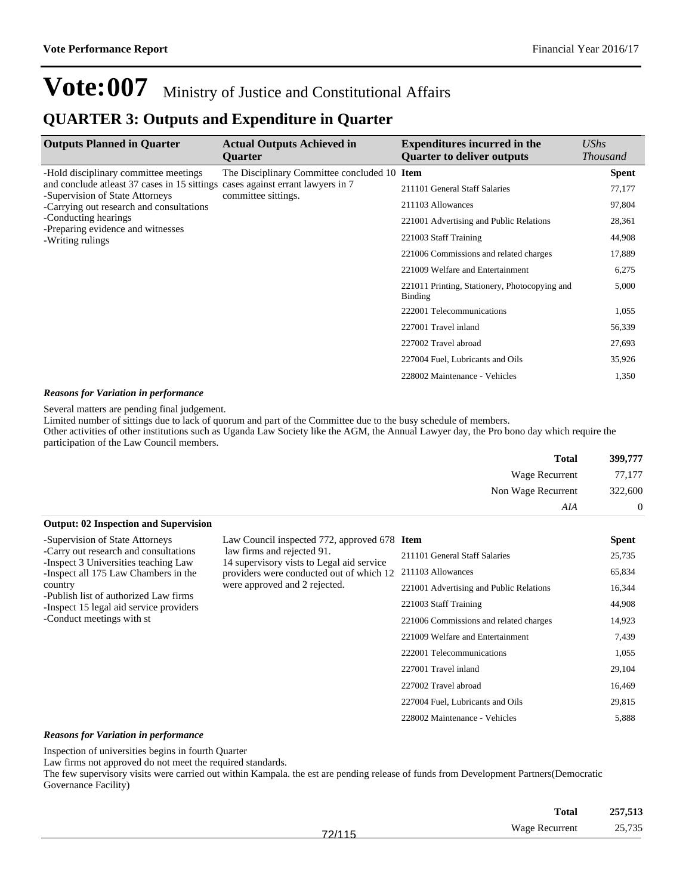# Vote:007 Ministry of Justice and Constitutional Affairs

## QUARTER 3: Outputs and Expenditure in Quarter

| Outputs Planned in Quarter | Actual Outputs Achieved in Quarter | Expenditures incurred in the Quarter to deliver outputs | *UShs Thousand* |
|---|---|---|---|
| -Hold disciplinary committee meetings and conclude atleast 37 cases in 15 sittings<br>-Supervision of State Attorneys<br>-Carrying out research and consultations<br>-Conducting hearings<br>-Preparing evidence and witnesses<br>-Writing rulings | The Disciplinary Committee concluded 10 cases against errant lawyers in 7 committee sittings. | **Item** | **Spent** |
| | | 211101 General Staff Salaries | 77,177 |
| | | 211103 Allowances | 97,804 |
| | | 221001 Advertising and Public Relations | 28,361 |
| | | 221003 Staff Training | 44,908 |
| | | 221006 Commissions and related charges | 17,889 |
| | | 221009 Welfare and Entertainment | 6,275 |
| | | 221011 Printing, Stationery, Photocopying and Binding | 5,000 |
| | | 222001 Telecommunications | 1,055 |
| | | 227001 Travel inland | 56,339 |
| | | 227002 Travel abroad | 27,693 |
| | | 227004 Fuel, Lubricants and Oils | 35,926 |
| | | 228002 Maintenance - Vehicles | 1,350 |

***Reasons for Variation in performance***

Several matters are pending final judgement.
Limited number of sittings due to lack of quorum and part of the Committee due to the busy schedule of members.
Other activities of other institutions such as Uganda Law Society like the AGM, the Annual Lawyer day, the Pro bono day which require the participation of the Law Council members.

| | |
|---|---|
| **Total** | **399,777** |
| Wage Recurrent | 77,177 |
| Non Wage Recurrent | 322,600 |
| *AIA* | 0 |

**Output: 02 Inspection and Supervision**

| Outputs Planned in Quarter | Actual Outputs Achieved in Quarter | Expenditures incurred in the Quarter to deliver outputs | *UShs Thousand* |
|---|---|---|---|
| -Supervision of State Attorneys<br>-Carry out research and consultations<br>-Inspect 3 Universities teaching Law<br>-Inspect all 175 Law Chambers in the country<br>-Publish list of authorized Law firms<br>-Inspect 15 legal aid service providers<br>-Conduct meetings with st | Law Council inspected 772, approved 678 law firms and rejected 91.<br>14 supervisory vists to Legal aid service providers were conducted out of which 12 were approved and 2 rejected. | **Item** | **Spent** |
| | | 211101 General Staff Salaries | 25,735 |
| | | 211103 Allowances | 65,834 |
| | | 221001 Advertising and Public Relations | 16,344 |
| | | 221003 Staff Training | 44,908 |
| | | 221006 Commissions and related charges | 14,923 |
| | | 221009 Welfare and Entertainment | 7,439 |
| | | 222001 Telecommunications | 1,055 |
| | | 227001 Travel inland | 29,104 |
| | | 227002 Travel abroad | 16,469 |
| | | 227004 Fuel, Lubricants and Oils | 29,815 |
| | | 228002 Maintenance - Vehicles | 5,888 |

***Reasons for Variation in performance***

Inspection of universities begins in fourth Quarter
Law firms not approved do not meet the required standards.
The few supervisory visits were carried out within Kampala. the est are pending release of funds from Development Partners(Democratic Governance Facility)

| | |
|---|---|
| **Total** | **257,513** |
| Wage Recurrent | 25,735 |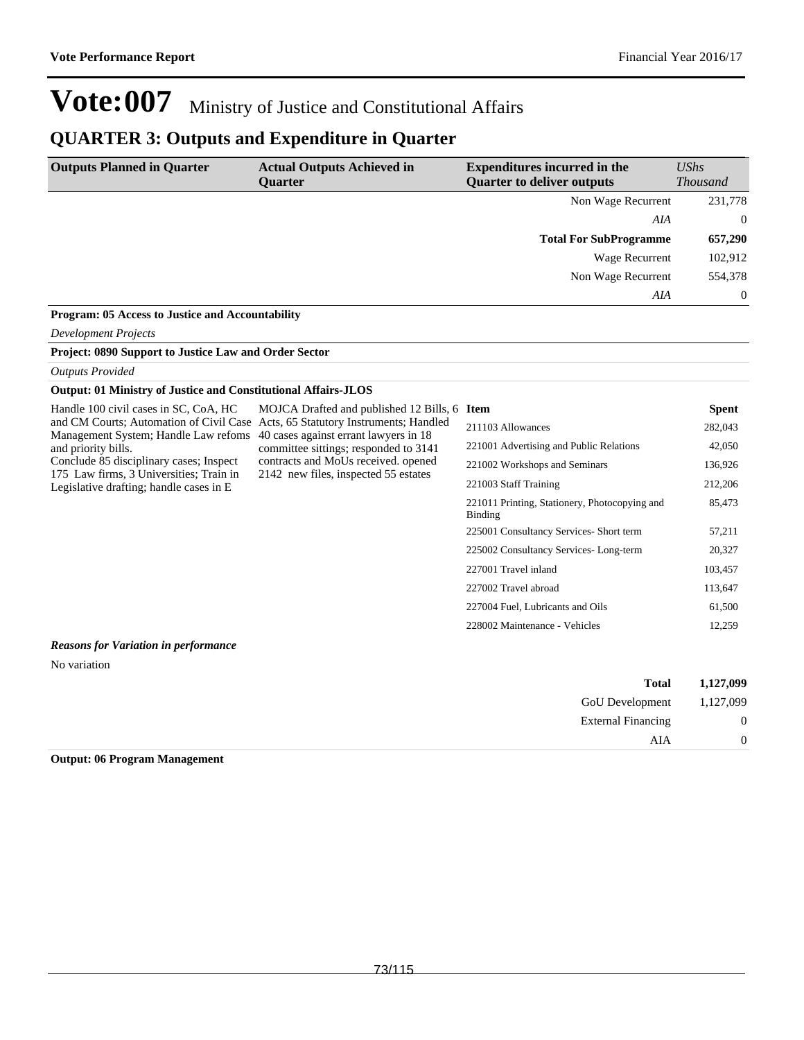# Vote:007 Ministry of Justice and Constitutional Affairs

## QUARTER 3: Outputs and Expenditure in Quarter

| Outputs Planned in Quarter | Actual Outputs Achieved in Quarter | Expenditures incurred in the Quarter to deliver outputs | *UShs Thousand* |
|---|---|---|---|
| | | Non Wage Recurrent | 231,778 |
| | | *AIA* | 0 |
| | | **Total For SubProgramme** | **657,290** |
| | | Wage Recurrent | 102,912 |
| | | Non Wage Recurrent | 554,378 |
| | | *AIA* | 0 |

**Program: 05 Access to Justice and Accountability**

*Development Projects*

**Project: 0890 Support to Justice Law and Order Sector**

*Outputs Provided*

**Output: 01 Ministry of Justice and Constitutional Affairs-JLOS**

| Outputs Planned in Quarter | Actual Outputs Achieved in Quarter | Item | Spent |
|---|---|---|---|
| Handle 100 civil cases in SC, CoA, HC and CM Courts; Automation of Civil Case Management System; Handle Law refoms and priority bills.<br>Conclude 85 disciplinary cases; Inspect 175 Law firms, 3 Universities; Train in Legislative drafting; handle cases in E | MOJCA Drafted and published 12 Bills, 6 Acts, 65 Statutory Instruments; Handled 40 cases against errant lawyers in 18 committee sittings; responded to 3141 contracts and MoUs received. opened 2142 new files, inspected 55 estates | 211103 Allowances | 282,043 |
| | | 221001 Advertising and Public Relations | 42,050 |
| | | 221002 Workshops and Seminars | 136,926 |
| | | 221003 Staff Training | 212,206 |
| | | 221011 Printing, Stationery, Photocopying and Binding | 85,473 |
| | | 225001 Consultancy Services- Short term | 57,211 |
| | | 225002 Consultancy Services- Long-term | 20,327 |
| | | 227001 Travel inland | 103,457 |
| | | 227002 Travel abroad | 113,647 |
| | | 227004 Fuel, Lubricants and Oils | 61,500 |
| | | 228002 Maintenance - Vehicles | 12,259 |

***Reasons for Variation in performance***

No variation

| | |
|---|---|
| **Total** | **1,127,099** |
| GoU Development | 1,127,099 |
| External Financing | 0 |
| AIA | 0 |

**Output: 06 Program Management**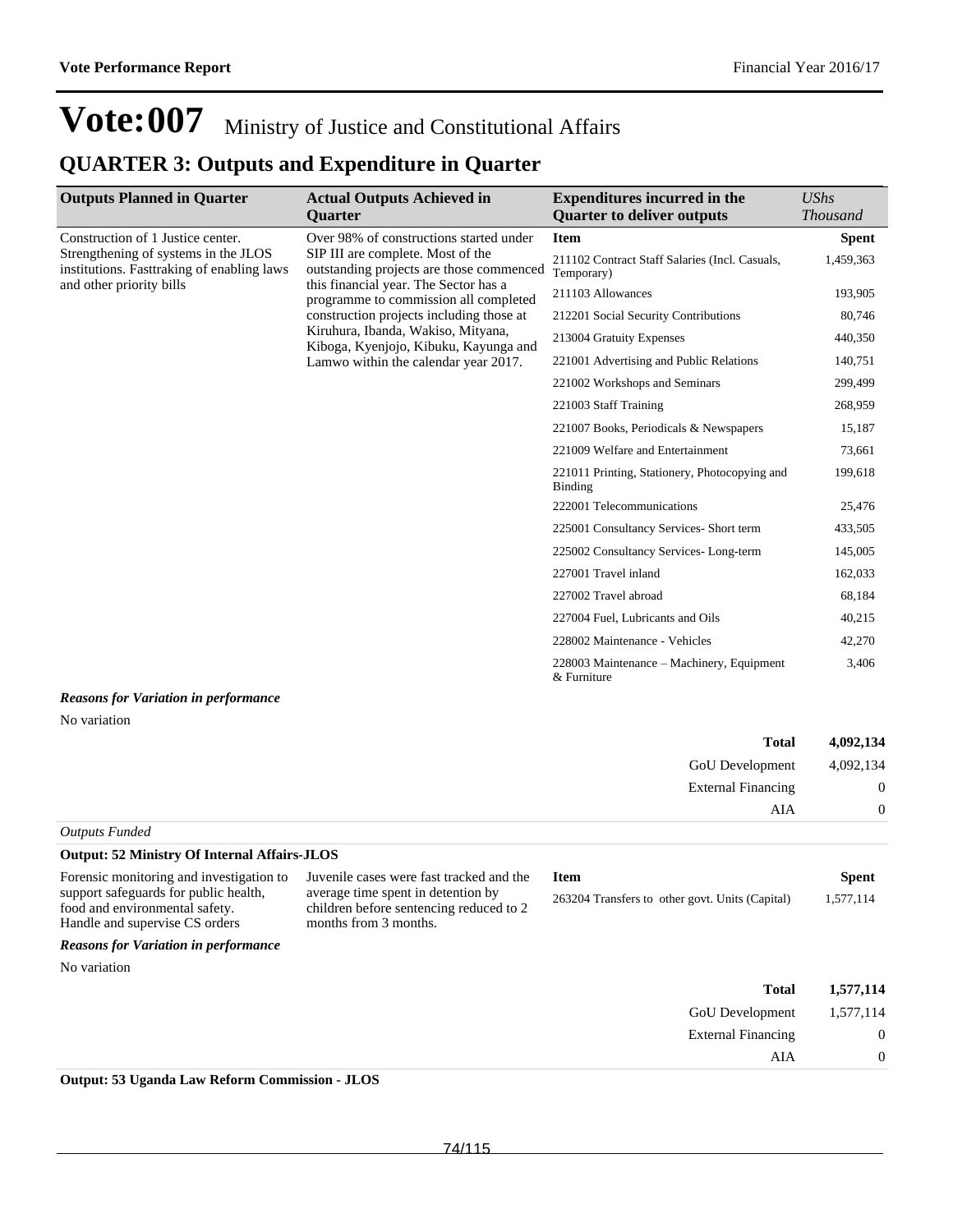# Vote:007 Ministry of Justice and Constitutional Affairs

## QUARTER 3: Outputs and Expenditure in Quarter

| Outputs Planned in Quarter | Actual Outputs Achieved in Quarter | Expenditures incurred in the Quarter to deliver outputs | *UShs Thousand* |
|---|---|---|---|
| Construction of 1 Justice center. Strengthening of systems in the JLOS institutions. Fasttraking of enabling laws and other priority bills | Over 98% of constructions started under SIP III are complete. Most of the outstanding projects are those commenced this financial year. The Sector has a programme to commission all completed construction projects including those at Kiruhura, Ibanda, Wakiso, Mityana, Kiboga, Kyenjojo, Kibuku, Kayunga and Lamwo within the calendar year 2017. | **Item** | **Spent** |
| | | 211102 Contract Staff Salaries (Incl. Casuals, Temporary) | 1,459,363 |
| | | 211103 Allowances | 193,905 |
| | | 212201 Social Security Contributions | 80,746 |
| | | 213004 Gratuity Expenses | 440,350 |
| | | 221001 Advertising and Public Relations | 140,751 |
| | | 221002 Workshops and Seminars | 299,499 |
| | | 221003 Staff Training | 268,959 |
| | | 221007 Books, Periodicals & Newspapers | 15,187 |
| | | 221009 Welfare and Entertainment | 73,661 |
| | | 221011 Printing, Stationery, Photocopying and Binding | 199,618 |
| | | 222001 Telecommunications | 25,476 |
| | | 225001 Consultancy Services- Short term | 433,505 |
| | | 225002 Consultancy Services- Long-term | 145,005 |
| | | 227001 Travel inland | 162,033 |
| | | 227002 Travel abroad | 68,184 |
| | | 227004 Fuel, Lubricants and Oils | 40,215 |
| | | 228002 Maintenance - Vehicles | 42,270 |
| | | 228003 Maintenance – Machinery, Equipment & Furniture | 3,406 |

***Reasons for Variation in performance***

No variation

| | |
|---|---|
| **Total** | **4,092,134** |
| GoU Development | 4,092,134 |
| External Financing | 0 |
| AIA | 0 |

*Outputs Funded*

**Output: 52 Ministry Of Internal Affairs-JLOS**

| Outputs Planned in Quarter | Actual Outputs Achieved in Quarter | Item | Spent |
|---|---|---|---|
| Forensic monitoring and investigation to support safeguards for public health, food and environmental safety. Handle and supervise CS orders | Juvenile cases were fast tracked and the average time spent in detention by children before sentencing reduced to 2 months from 3 months. | 263204 Transfers to other govt. Units (Capital) | 1,577,114 |

***Reasons for Variation in performance***

No variation

| | |
|---|---|
| **Total** | **1,577,114** |
| GoU Development | 1,577,114 |
| External Financing | 0 |
| AIA | 0 |

**Output: 53 Uganda Law Reform Commission - JLOS**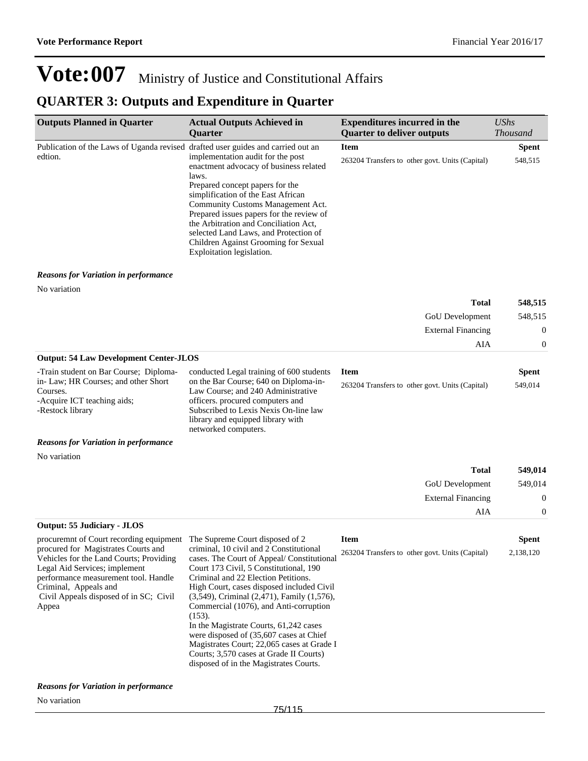# Vote:007 Ministry of Justice and Constitutional Affairs

## QUARTER 3: Outputs and Expenditure in Quarter

| Outputs Planned in Quarter | Actual Outputs Achieved in Quarter | Expenditures incurred in the Quarter to deliver outputs | *UShs Thousand* |
|---|---|---|---|
| Publication of the Laws of Uganda revised edtion. | drafted user guides and carried out an implementation audit for the post enactment advocacy of business related laws.<br>Prepared concept papers for the simplification of the East African Community Customs Management Act.<br>Prepared issues papers for the review of the Arbitration and Conciliation Act, selected Land Laws, and Protection of Children Against Grooming for Sexual Exploitation legislation. | **Item** | **Spent** |
| | | 263204 Transfers to other govt. Units (Capital) | 548,515 |

***Reasons for Variation in performance***

No variation

| | |
|---|---|
| **Total** | **548,515** |
| GoU Development | 548,515 |
| External Financing | 0 |
| AIA | 0 |

**Output: 54 Law Development Center-JLOS**

| Outputs Planned in Quarter | Actual Outputs Achieved in Quarter | Expenditures incurred in the Quarter to deliver outputs | *UShs Thousand* |
|---|---|---|---|
| -Train student on Bar Course; Diploma-in- Law; HR Courses; and other Short Courses.<br>-Acquire ICT teaching aids;<br>-Restock library | conducted Legal training of 600 students on the Bar Course; 640 on Diploma-in-Law Course; and 240 Administrative officers. procured computers and Subscribed to Lexis Nexis On-line law library and equipped library with networked computers. | **Item** | **Spent** |
| | | 263204 Transfers to other govt. Units (Capital) | 549,014 |

***Reasons for Variation in performance***

No variation

| | |
|---|---|
| **Total** | **549,014** |
| GoU Development | 549,014 |
| External Financing | 0 |
| AIA | 0 |

**Output: 55 Judiciary - JLOS**

| Outputs Planned in Quarter | Actual Outputs Achieved in Quarter | Expenditures incurred in the Quarter to deliver outputs | *UShs Thousand* |
|---|---|---|---|
| procuremnt of Court recording equipment procured for Magistrates Courts and Vehicles for the Land Courts; Providing Legal Aid Services; implement performance measurement tool. Handle Criminal, Appeals and<br>Civil Appeals disposed of in SC; Civil Appea | The Supreme Court disposed of 2 criminal, 10 civil and 2 Constitutional cases. The Court of Appeal/ Constitutional Court 173 Civil, 5 Constitutional, 190 Criminal and 22 Election Petitions.<br>High Court, cases disposed included Civil (3,549), Criminal (2,471), Family (1,576), Commercial (1076), and Anti-corruption (153).<br>In the Magistrate Courts, 61,242 cases were disposed of (35,607 cases at Chief Magistrates Court; 22,065 cases at Grade I Courts; 3,570 cases at Grade II Courts) disposed of in the Magistrates Courts. | **Item** | **Spent** |
| | | 263204 Transfers to other govt. Units (Capital) | 2,138,120 |

***Reasons for Variation in performance***

No variation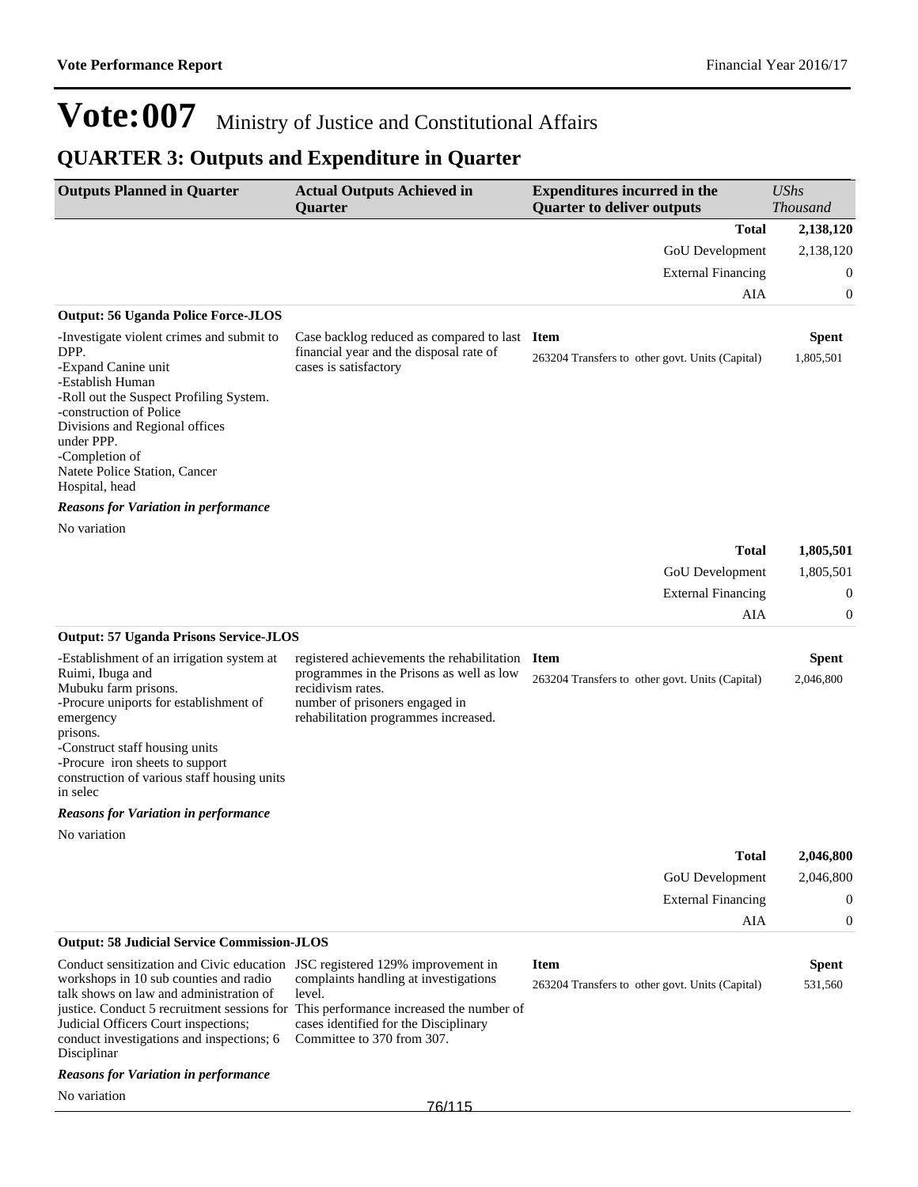# Vote:007 Ministry of Justice and Constitutional Affairs

## QUARTER 3: Outputs and Expenditure in Quarter

| Outputs Planned in Quarter | Actual Outputs Achieved in Quarter | Expenditures incurred in the Quarter to deliver outputs | *UShs Thousand* |
|---|---|---|---|
| | | **Total** | **2,138,120** |
| | | GoU Development | 2,138,120 |
| | | External Financing | 0 |
| | | AIA | 0 |

**Output: 56 Uganda Police Force-JLOS**

| Outputs Planned in Quarter | Actual Outputs Achieved in Quarter | Item | Spent |
|---|---|---|---|
| -Investigate violent crimes and submit to DPP.<br>-Expand Canine unit<br>-Establish Human<br>-Roll out the Suspect Profiling System.<br>-construction of Police Divisions and Regional offices under PPP.<br>-Completion of Natete Police Station, Cancer Hospital, head | Case backlog reduced as compared to last financial year and the disposal rate of cases is satisfactory | 263204 Transfers to other govt. Units (Capital) | 1,805,501 |

***Reasons for Variation in performance***

No variation

| | |
|---|---|
| **Total** | **1,805,501** |
| GoU Development | 1,805,501 |
| External Financing | 0 |
| AIA | 0 |

**Output: 57 Uganda Prisons Service-JLOS**

| Outputs Planned in Quarter | Actual Outputs Achieved in Quarter | Item | Spent |
|---|---|---|---|
| -Establishment of an irrigation system at Ruimi, Ibuga and Mubuku farm prisons.<br>-Procure uniports for establishment of emergency prisons.<br>-Construct staff housing units<br>-Procure iron sheets to support construction of various staff housing units in selec | registered achievements the rehabilitation programmes in the Prisons as well as low recidivism rates.<br>number of prisoners engaged in rehabilitation programmes increased. | 263204 Transfers to other govt. Units (Capital) | 2,046,800 |

***Reasons for Variation in performance***

No variation

| | |
|---|---|
| **Total** | **2,046,800** |
| GoU Development | 2,046,800 |
| External Financing | 0 |
| AIA | 0 |

**Output: 58 Judicial Service Commission-JLOS**

| Outputs Planned in Quarter | Actual Outputs Achieved in Quarter | Item | Spent |
|---|---|---|---|
| Conduct sensitization and Civic education workshops in 10 sub counties and radio talk shows on law and administration of justice. Conduct 5 recruitment sessions for Judicial Officers Court inspections; conduct investigations and inspections; 6 Disciplinar | JSC registered 129% improvement in complaints handling at investigations level.<br>This performance increased the number of cases identified for the Disciplinary Committee to 370 from 307. | 263204 Transfers to other govt. Units (Capital) | 531,560 |

***Reasons for Variation in performance***

No variation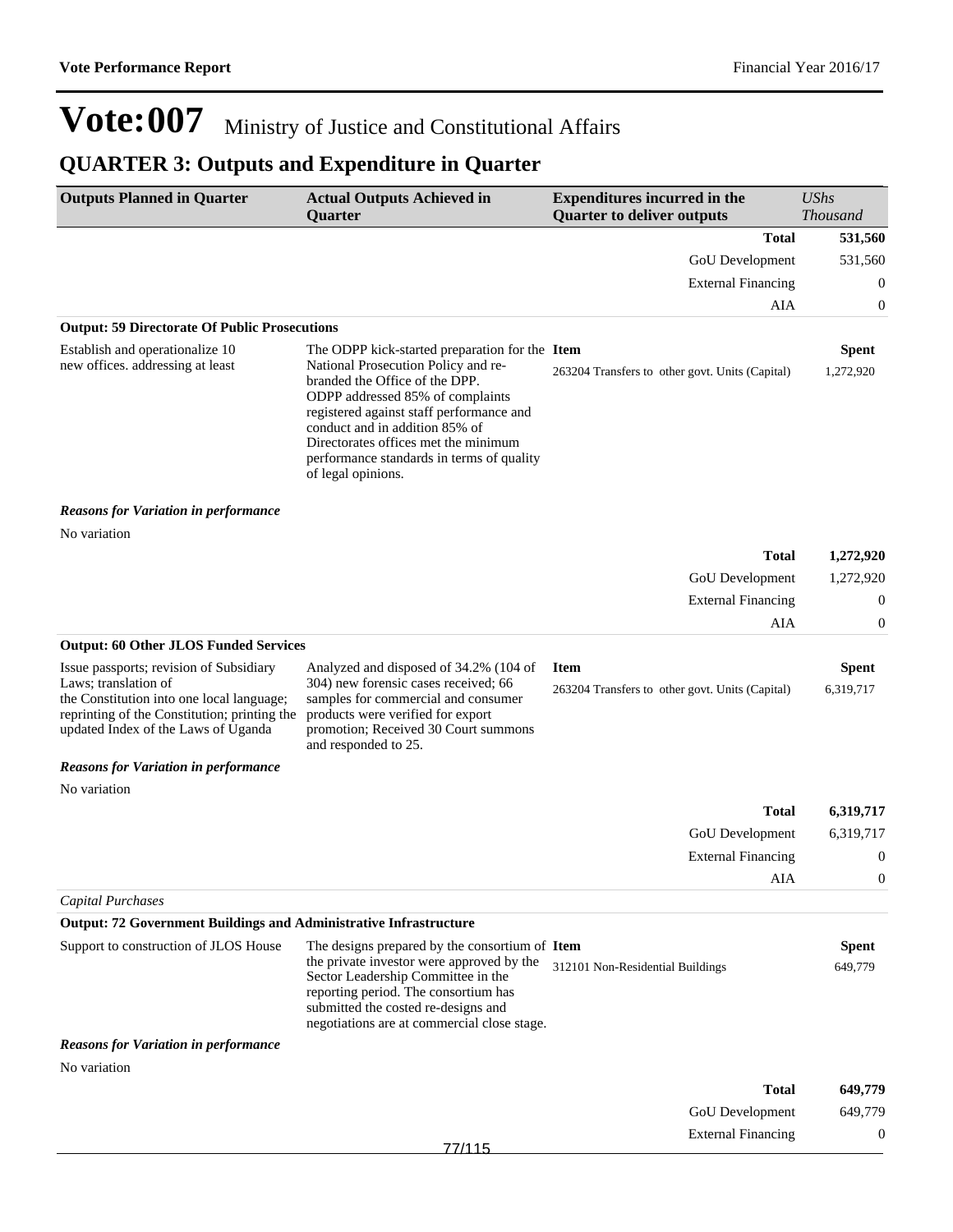# Vote:007 Ministry of Justice and Constitutional Affairs

## QUARTER 3: Outputs and Expenditure in Quarter

| Outputs Planned in Quarter | Actual Outputs Achieved in Quarter | Expenditures incurred in the Quarter to deliver outputs | *UShs Thousand* |
|---|---|---|---|
| | | **Total** | **531,560** |
| | | GoU Development | 531,560 |
| | | External Financing | 0 |
| | | AIA | 0 |

**Output: 59 Directorate Of Public Prosecutions**

| Outputs Planned in Quarter | Actual Outputs Achieved in Quarter | Item | Spent |
|---|---|---|---|
| Establish and operationalize 10 new offices. addressing at least | The ODPP kick-started preparation for the National Prosecution Policy and re-branded the Office of the DPP. ODPP addressed 85% of complaints registered against staff performance and conduct and in addition 85% of Directorates offices met the minimum performance standards in terms of quality of legal opinions. | 263204 Transfers to other govt. Units (Capital) | 1,272,920 |

***Reasons for Variation in performance***

No variation

| | |
|---|---|
| **Total** | **1,272,920** |
| GoU Development | 1,272,920 |
| External Financing | 0 |
| AIA | 0 |

**Output: 60 Other JLOS Funded Services**

| Outputs Planned in Quarter | Actual Outputs Achieved in Quarter | Item | Spent |
|---|---|---|---|
| Issue passports; revision of Subsidiary Laws; translation of the Constitution into one local language; reprinting of the Constitution; printing the updated Index of the Laws of Uganda | Analyzed and disposed of 34.2% (104 of 304) new forensic cases received; 66 samples for commercial and consumer products were verified for export promotion; Received 30 Court summons and responded to 25. | 263204 Transfers to other govt. Units (Capital) | 6,319,717 |

***Reasons for Variation in performance***

No variation

| | |
|---|---|
| **Total** | **6,319,717** |
| GoU Development | 6,319,717 |
| External Financing | 0 |
| AIA | 0 |

*Capital Purchases*

**Output: 72 Government Buildings and Administrative Infrastructure**

| Outputs Planned in Quarter | Actual Outputs Achieved in Quarter | Item | Spent |
|---|---|---|---|
| Support to construction of JLOS House | The designs prepared by the consortium of the private investor were approved by the Sector Leadership Committee in the reporting period. The consortium has submitted the costed re-designs and negotiations are at commercial close stage. | 312101 Non-Residential Buildings | 649,779 |

***Reasons for Variation in performance***

No variation

| | |
|---|---|
| **Total** | **649,779** |
| GoU Development | 649,779 |
| External Financing | 0 |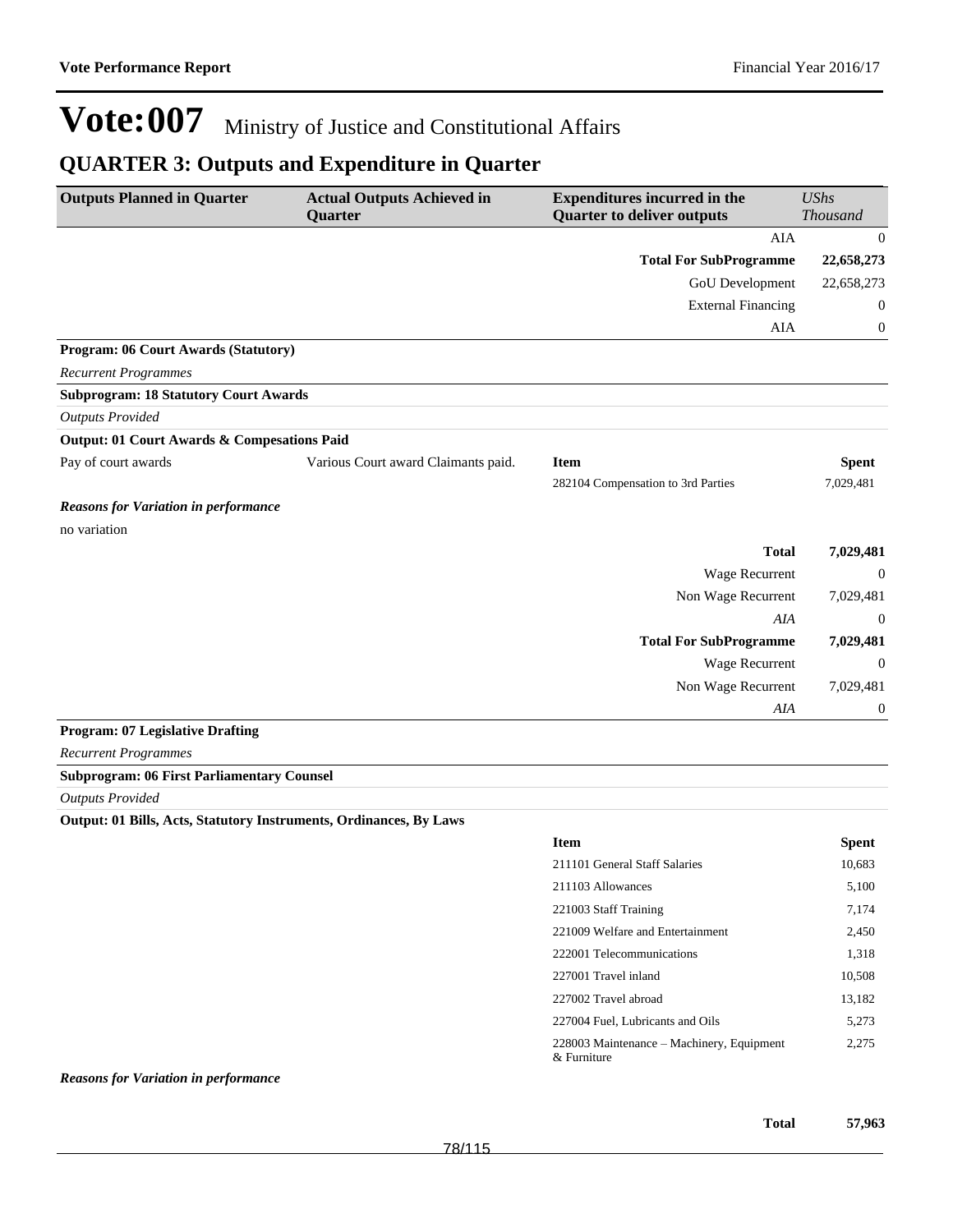# Vote:007 Ministry of Justice and Constitutional Affairs

## QUARTER 3: Outputs and Expenditure in Quarter

| Outputs Planned in Quarter | Actual Outputs Achieved in Quarter | Expenditures incurred in the Quarter to deliver outputs | *UShs Thousand* |
|---|---|---|---|
| | | AIA | 0 |
| | | **Total For SubProgramme** | **22,658,273** |
| | | GoU Development | 22,658,273 |
| | | External Financing | 0 |
| | | AIA | 0 |

**Program: 06 Court Awards (Statutory)**

*Recurrent Programmes*

**Subprogram: 18 Statutory Court Awards**

*Outputs Provided*

**Output: 01 Court Awards & Compesations Paid**

| Outputs Planned in Quarter | Actual Outputs Achieved in Quarter | Item | Spent |
|---|---|---|---|
| Pay of court awards | Various Court award Claimants paid. | 282104 Compensation to 3rd Parties | 7,029,481 |

***Reasons for Variation in performance***

no variation

| | |
|---|---|
| **Total** | **7,029,481** |
| Wage Recurrent | 0 |
| Non Wage Recurrent | 7,029,481 |
| *AIA* | 0 |
| **Total For SubProgramme** | **7,029,481** |
| Wage Recurrent | 0 |
| Non Wage Recurrent | 7,029,481 |
| *AIA* | 0 |

**Program: 07 Legislative Drafting**

*Recurrent Programmes*

**Subprogram: 06 First Parliamentary Counsel**

*Outputs Provided*

**Output: 01 Bills, Acts, Statutory Instruments, Ordinances, By Laws**

| Item | Spent |
|---|---|
| 211101 General Staff Salaries | 10,683 |
| 211103 Allowances | 5,100 |
| 221003 Staff Training | 7,174 |
| 221009 Welfare and Entertainment | 2,450 |
| 222001 Telecommunications | 1,318 |
| 227001 Travel inland | 10,508 |
| 227002 Travel abroad | 13,182 |
| 227004 Fuel, Lubricants and Oils | 5,273 |
| 228003 Maintenance – Machinery, Equipment & Furniture | 2,275 |

***Reasons for Variation in performance***

| | |
|---|---|
| **Total** | **57,963** |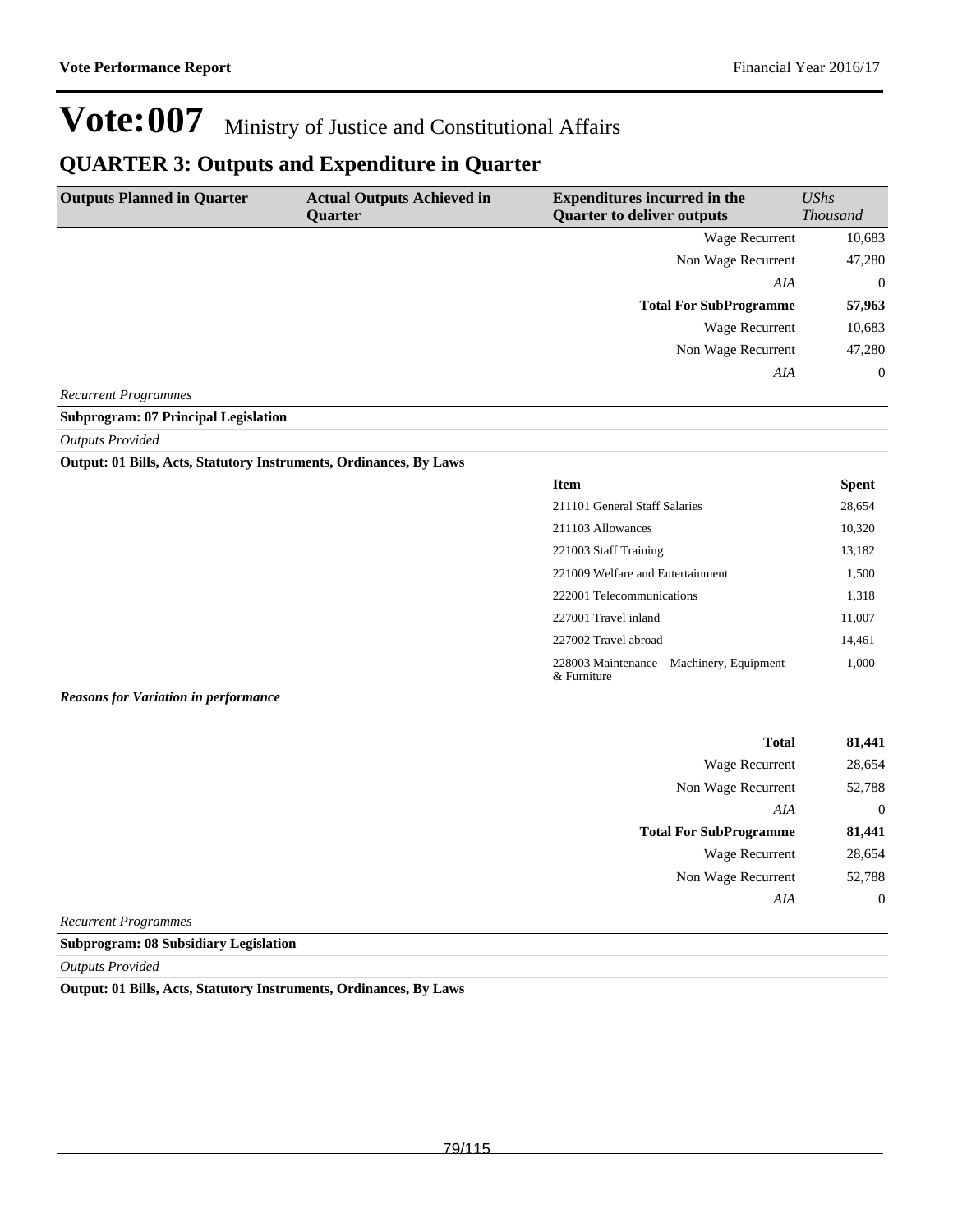# Vote:007 Ministry of Justice and Constitutional Affairs

## QUARTER 3: Outputs and Expenditure in Quarter

| Outputs Planned in Quarter | Actual Outputs Achieved in Quarter | Expenditures incurred in the Quarter to deliver outputs | *UShs Thousand* |
|---|---|---|---|
| | | Wage Recurrent | 10,683 |
| | | Non Wage Recurrent | 47,280 |
| | | *AIA* | 0 |
| | | **Total For SubProgramme** | **57,963** |
| | | Wage Recurrent | 10,683 |
| | | Non Wage Recurrent | 47,280 |
| | | *AIA* | 0 |

*Recurrent Programmes*

**Subprogram: 07 Principal Legislation**

*Outputs Provided*

**Output: 01 Bills, Acts, Statutory Instruments, Ordinances, By Laws**

| Item | Spent |
|---|---|
| 211101 General Staff Salaries | 28,654 |
| 211103 Allowances | 10,320 |
| 221003 Staff Training | 13,182 |
| 221009 Welfare and Entertainment | 1,500 |
| 222001 Telecommunications | 1,318 |
| 227001 Travel inland | 11,007 |
| 227002 Travel abroad | 14,461 |
| 228003 Maintenance – Machinery, Equipment & Furniture | 1,000 |

***Reasons for Variation in performance***

| | |
|---|---|
| **Total** | **81,441** |
| Wage Recurrent | 28,654 |
| Non Wage Recurrent | 52,788 |
| *AIA* | 0 |
| **Total For SubProgramme** | **81,441** |
| Wage Recurrent | 28,654 |
| Non Wage Recurrent | 52,788 |
| *AIA* | 0 |

*Recurrent Programmes*

**Subprogram: 08 Subsidiary Legislation**

*Outputs Provided*

**Output: 01 Bills, Acts, Statutory Instruments, Ordinances, By Laws**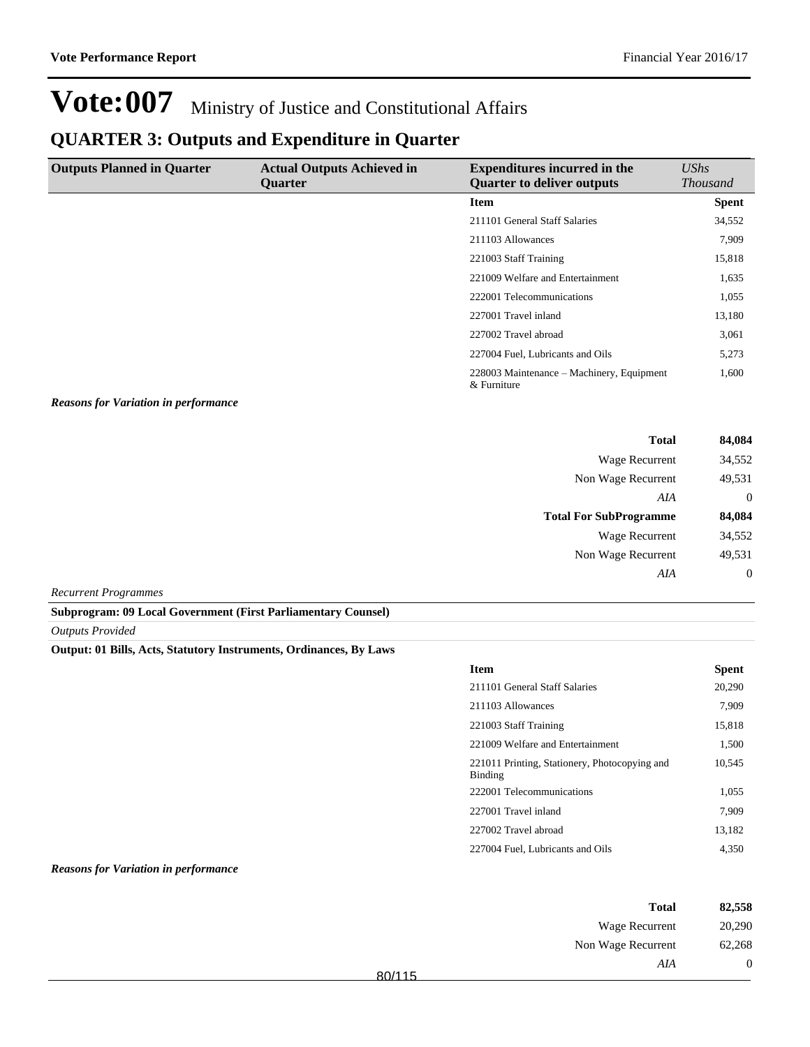# Vote:007 Ministry of Justice and Constitutional Affairs

## QUARTER 3: Outputs and Expenditure in Quarter

| Outputs Planned in Quarter | Actual Outputs Achieved in Quarter | Expenditures incurred in the Quarter to deliver outputs | *UShs Thousand* |
|---|---|---|---|
| | | **Item** | **Spent** |
| | | 211101 General Staff Salaries | 34,552 |
| | | 211103 Allowances | 7,909 |
| | | 221003 Staff Training | 15,818 |
| | | 221009 Welfare and Entertainment | 1,635 |
| | | 222001 Telecommunications | 1,055 |
| | | 227001 Travel inland | 13,180 |
| | | 227002 Travel abroad | 3,061 |
| | | 227004 Fuel, Lubricants and Oils | 5,273 |
| | | 228003 Maintenance – Machinery, Equipment & Furniture | 1,600 |

***Reasons for Variation in performance***

| | |
|---|---|
| **Total** | **84,084** |
| Wage Recurrent | 34,552 |
| Non Wage Recurrent | 49,531 |
| *AIA* | 0 |
| **Total For SubProgramme** | **84,084** |
| Wage Recurrent | 34,552 |
| Non Wage Recurrent | 49,531 |
| *AIA* | 0 |

*Recurrent Programmes*

**Subprogram: 09 Local Government (First Parliamentary Counsel)**

*Outputs Provided*

**Output: 01 Bills, Acts, Statutory Instruments, Ordinances, By Laws**

| Item | Spent |
|---|---|
| 211101 General Staff Salaries | 20,290 |
| 211103 Allowances | 7,909 |
| 221003 Staff Training | 15,818 |
| 221009 Welfare and Entertainment | 1,500 |
| 221011 Printing, Stationery, Photocopying and Binding | 10,545 |
| 222001 Telecommunications | 1,055 |
| 227001 Travel inland | 7,909 |
| 227002 Travel abroad | 13,182 |
| 227004 Fuel, Lubricants and Oils | 4,350 |

***Reasons for Variation in performance***

| | |
|---|---|
| **Total** | **82,558** |
| Wage Recurrent | 20,290 |
| Non Wage Recurrent | 62,268 |
| *AIA* | 0 |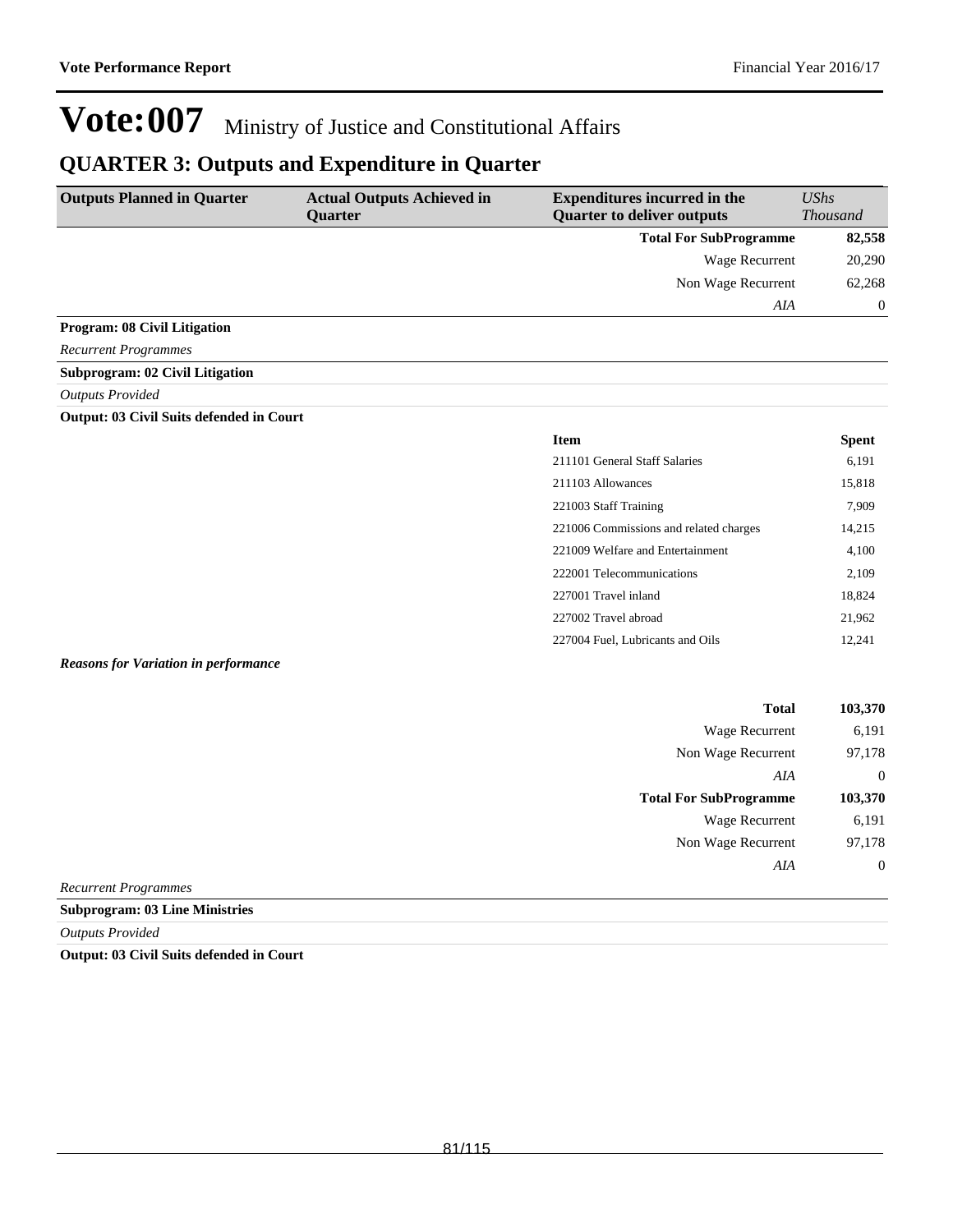# Vote:007 Ministry of Justice and Constitutional Affairs

## QUARTER 3: Outputs and Expenditure in Quarter

| Outputs Planned in Quarter | Actual Outputs Achieved in Quarter | Expenditures incurred in the Quarter to deliver outputs | *UShs Thousand* |
|---|---|---|---|
| | | **Total For SubProgramme** | **82,558** |
| | | Wage Recurrent | 20,290 |
| | | Non Wage Recurrent | 62,268 |
| | | *AIA* | 0 |

**Program: 08 Civil Litigation**

*Recurrent Programmes*

**Subprogram: 02 Civil Litigation**

*Outputs Provided*

**Output: 03 Civil Suits defended in Court**

| Item | Spent |
|---|---|
| 211101 General Staff Salaries | 6,191 |
| 211103 Allowances | 15,818 |
| 221003 Staff Training | 7,909 |
| 221006 Commissions and related charges | 14,215 |
| 221009 Welfare and Entertainment | 4,100 |
| 222001 Telecommunications | 2,109 |
| 227001 Travel inland | 18,824 |
| 227002 Travel abroad | 21,962 |
| 227004 Fuel, Lubricants and Oils | 12,241 |

***Reasons for Variation in performance***

| | |
|---|---|
| **Total** | **103,370** |
| Wage Recurrent | 6,191 |
| Non Wage Recurrent | 97,178 |
| *AIA* | 0 |
| **Total For SubProgramme** | **103,370** |
| Wage Recurrent | 6,191 |
| Non Wage Recurrent | 97,178 |
| *AIA* | 0 |

*Recurrent Programmes*

**Subprogram: 03 Line Ministries**

*Outputs Provided*

**Output: 03 Civil Suits defended in Court**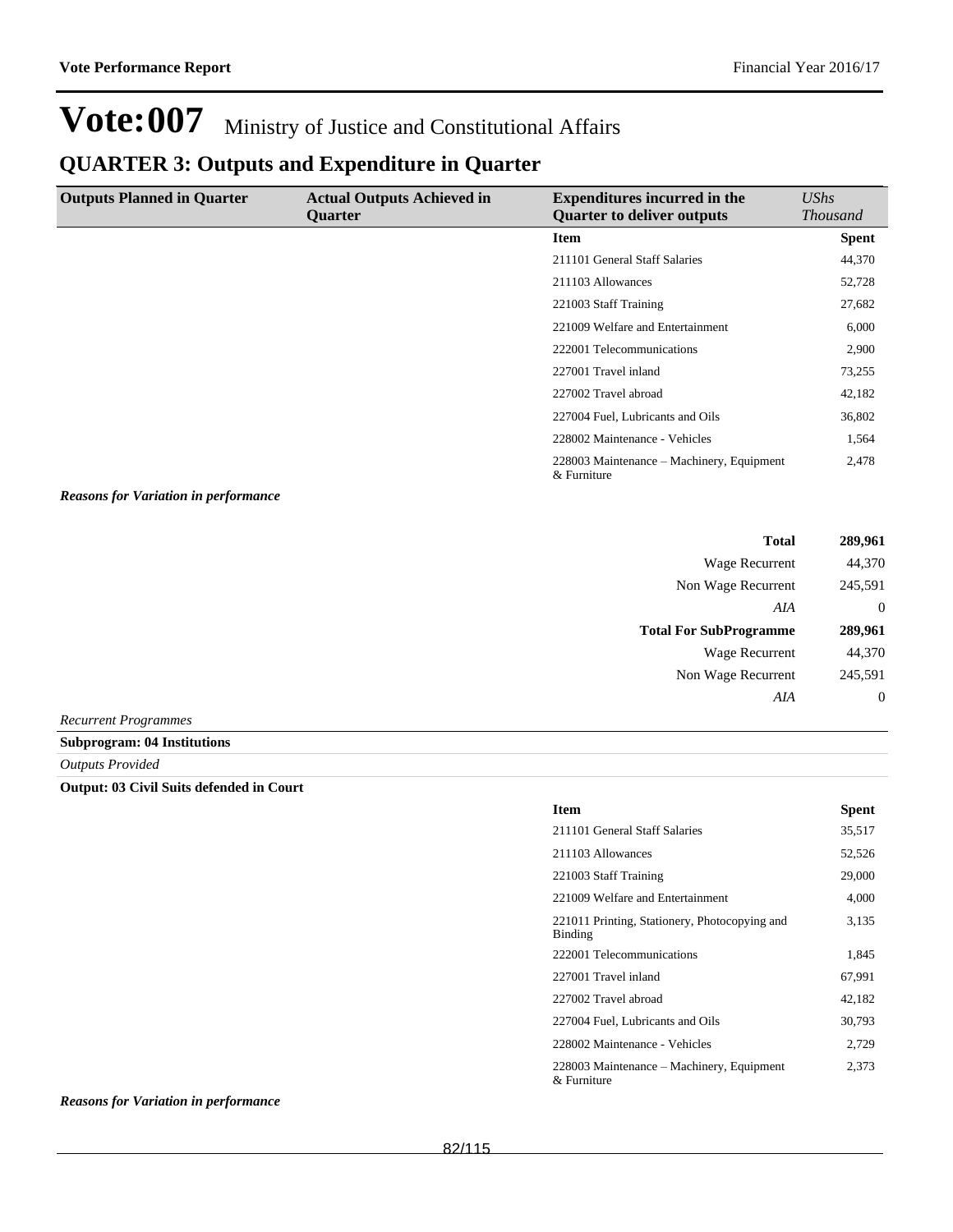# Vote:007 Ministry of Justice and Constitutional Affairs

## QUARTER 3: Outputs and Expenditure in Quarter

| Outputs Planned in Quarter | Actual Outputs Achieved in Quarter | Expenditures incurred in the Quarter to deliver outputs | *UShs Thousand* |
|---|---|---|---|
| | | **Item** | **Spent** |
| | | 211101 General Staff Salaries | 44,370 |
| | | 211103 Allowances | 52,728 |
| | | 221003 Staff Training | 27,682 |
| | | 221009 Welfare and Entertainment | 6,000 |
| | | 222001 Telecommunications | 2,900 |
| | | 227001 Travel inland | 73,255 |
| | | 227002 Travel abroad | 42,182 |
| | | 227004 Fuel, Lubricants and Oils | 36,802 |
| | | 228002 Maintenance - Vehicles | 1,564 |
| | | 228003 Maintenance – Machinery, Equipment & Furniture | 2,478 |

***Reasons for Variation in performance***

| | |
|---|---|
| **Total** | **289,961** |
| Wage Recurrent | 44,370 |
| Non Wage Recurrent | 245,591 |
| *AIA* | 0 |
| **Total For SubProgramme** | **289,961** |
| Wage Recurrent | 44,370 |
| Non Wage Recurrent | 245,591 |
| *AIA* | 0 |

*Recurrent Programmes*

**Subprogram: 04 Institutions**

*Outputs Provided*

**Output: 03 Civil Suits defended in Court**

| Item | Spent |
|---|---|
| 211101 General Staff Salaries | 35,517 |
| 211103 Allowances | 52,526 |
| 221003 Staff Training | 29,000 |
| 221009 Welfare and Entertainment | 4,000 |
| 221011 Printing, Stationery, Photocopying and Binding | 3,135 |
| 222001 Telecommunications | 1,845 |
| 227001 Travel inland | 67,991 |
| 227002 Travel abroad | 42,182 |
| 227004 Fuel, Lubricants and Oils | 30,793 |
| 228002 Maintenance - Vehicles | 2,729 |
| 228003 Maintenance – Machinery, Equipment & Furniture | 2,373 |

***Reasons for Variation in performance***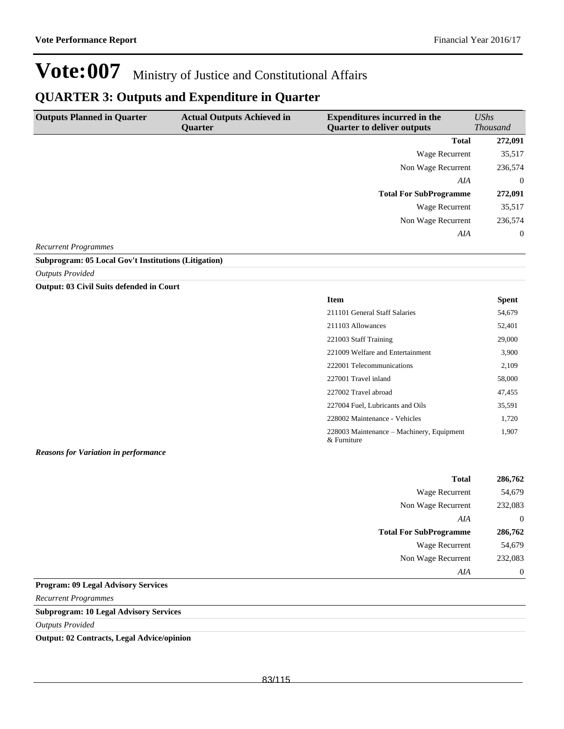# Vote:007 Ministry of Justice and Constitutional Affairs

## QUARTER 3: Outputs and Expenditure in Quarter

| Outputs Planned in Quarter | Actual Outputs Achieved in Quarter | Expenditures incurred in the Quarter to deliver outputs | *UShs Thousand* |
|---|---|---|---|
| | | **Total** | **272,091** |
| | | Wage Recurrent | 35,517 |
| | | Non Wage Recurrent | 236,574 |
| | | *AIA* | 0 |
| | | **Total For SubProgramme** | **272,091** |
| | | Wage Recurrent | 35,517 |
| | | Non Wage Recurrent | 236,574 |
| | | *AIA* | 0 |

*Recurrent Programmes*

**Subprogram: 05 Local Gov't Institutions (Litigation)**

*Outputs Provided*

**Output: 03 Civil Suits defended in Court**

| Item | Spent |
|---|---|
| 211101 General Staff Salaries | 54,679 |
| 211103 Allowances | 52,401 |
| 221003 Staff Training | 29,000 |
| 221009 Welfare and Entertainment | 3,900 |
| 222001 Telecommunications | 2,109 |
| 227001 Travel inland | 58,000 |
| 227002 Travel abroad | 47,455 |
| 227004 Fuel, Lubricants and Oils | 35,591 |
| 228002 Maintenance - Vehicles | 1,720 |
| 228003 Maintenance – Machinery, Equipment & Furniture | 1,907 |

***Reasons for Variation in performance***

| | |
|---|---|
| **Total** | **286,762** |
| Wage Recurrent | 54,679 |
| Non Wage Recurrent | 232,083 |
| *AIA* | 0 |
| **Total For SubProgramme** | **286,762** |
| Wage Recurrent | 54,679 |
| Non Wage Recurrent | 232,083 |
| *AIA* | 0 |

**Program: 09 Legal Advisory Services**

*Recurrent Programmes*

**Subprogram: 10 Legal Advisory Services**

*Outputs Provided*

**Output: 02 Contracts, Legal Advice/opinion**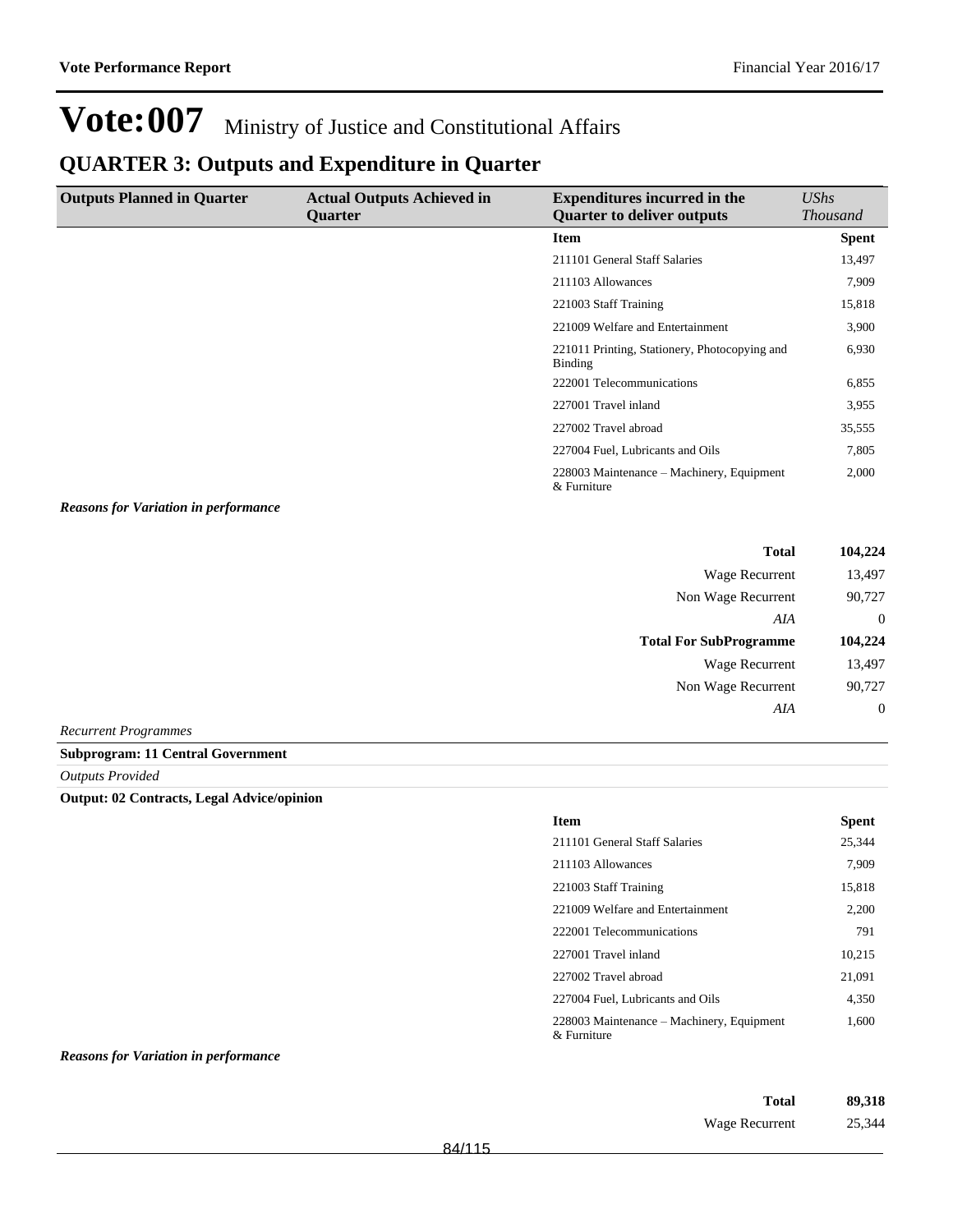# Vote:007 Ministry of Justice and Constitutional Affairs

## QUARTER 3: Outputs and Expenditure in Quarter

| Outputs Planned in Quarter | Actual Outputs Achieved in Quarter | Expenditures incurred in the Quarter to deliver outputs | *UShs Thousand* |
|---|---|---|---|
| | | **Item** | **Spent** |
| | | 211101 General Staff Salaries | 13,497 |
| | | 211103 Allowances | 7,909 |
| | | 221003 Staff Training | 15,818 |
| | | 221009 Welfare and Entertainment | 3,900 |
| | | 221011 Printing, Stationery, Photocopying and Binding | 6,930 |
| | | 222001 Telecommunications | 6,855 |
| | | 227001 Travel inland | 3,955 |
| | | 227002 Travel abroad | 35,555 |
| | | 227004 Fuel, Lubricants and Oils | 7,805 |
| | | 228003 Maintenance – Machinery, Equipment & Furniture | 2,000 |

***Reasons for Variation in performance***

| | |
|---|---|
| **Total** | **104,224** |
| Wage Recurrent | 13,497 |
| Non Wage Recurrent | 90,727 |
| *AIA* | 0 |
| **Total For SubProgramme** | **104,224** |
| Wage Recurrent | 13,497 |
| Non Wage Recurrent | 90,727 |
| *AIA* | 0 |

*Recurrent Programmes*

**Subprogram: 11 Central Government**

*Outputs Provided*

**Output: 02 Contracts, Legal Advice/opinion**

| Item | Spent |
|---|---|
| 211101 General Staff Salaries | 25,344 |
| 211103 Allowances | 7,909 |
| 221003 Staff Training | 15,818 |
| 221009 Welfare and Entertainment | 2,200 |
| 222001 Telecommunications | 791 |
| 227001 Travel inland | 10,215 |
| 227002 Travel abroad | 21,091 |
| 227004 Fuel, Lubricants and Oils | 4,350 |
| 228003 Maintenance – Machinery, Equipment & Furniture | 1,600 |

***Reasons for Variation in performance***

| | |
|---|---|
| **Total** | **89,318** |
| Wage Recurrent | 25,344 |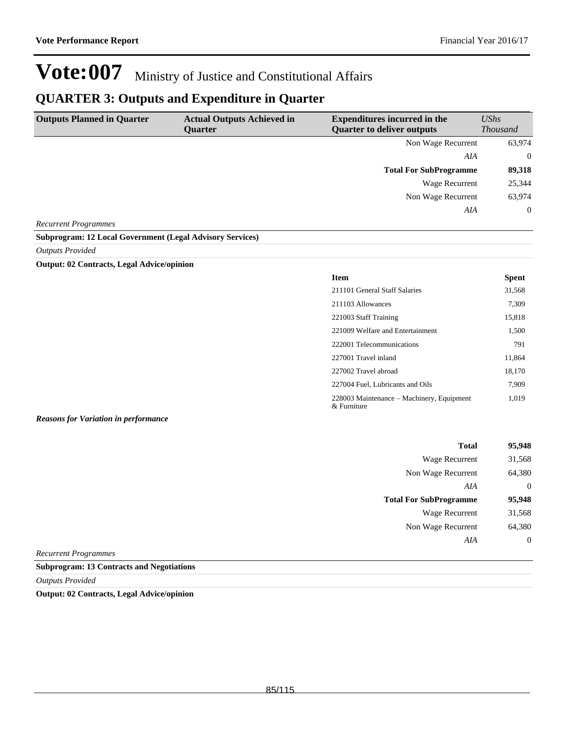# Vote:007 Ministry of Justice and Constitutional Affairs

## QUARTER 3: Outputs and Expenditure in Quarter

| Outputs Planned in Quarter | Actual Outputs Achieved in Quarter | Expenditures incurred in the Quarter to deliver outputs | *UShs Thousand* |
|---|---|---|---|
| | | Non Wage Recurrent | 63,974 |
| | | *AIA* | 0 |
| | | **Total For SubProgramme** | **89,318** |
| | | Wage Recurrent | 25,344 |
| | | Non Wage Recurrent | 63,974 |
| | | *AIA* | 0 |

*Recurrent Programmes*

**Subprogram: 12 Local Government (Legal Advisory Services)**

*Outputs Provided*

**Output: 02 Contracts, Legal Advice/opinion**

| Item | Spent |
|---|---|
| 211101 General Staff Salaries | 31,568 |
| 211103 Allowances | 7,309 |
| 221003 Staff Training | 15,818 |
| 221009 Welfare and Entertainment | 1,500 |
| 222001 Telecommunications | 791 |
| 227001 Travel inland | 11,864 |
| 227002 Travel abroad | 18,170 |
| 227004 Fuel, Lubricants and Oils | 7,909 |
| 228003 Maintenance – Machinery, Equipment & Furniture | 1,019 |

***Reasons for Variation in performance***

| | |
|---|---|
| **Total** | **95,948** |
| Wage Recurrent | 31,568 |
| Non Wage Recurrent | 64,380 |
| *AIA* | 0 |
| **Total For SubProgramme** | **95,948** |
| Wage Recurrent | 31,568 |
| Non Wage Recurrent | 64,380 |
| *AIA* | 0 |

*Recurrent Programmes*

**Subprogram: 13 Contracts and Negotiations**

*Outputs Provided*

**Output: 02 Contracts, Legal Advice/opinion**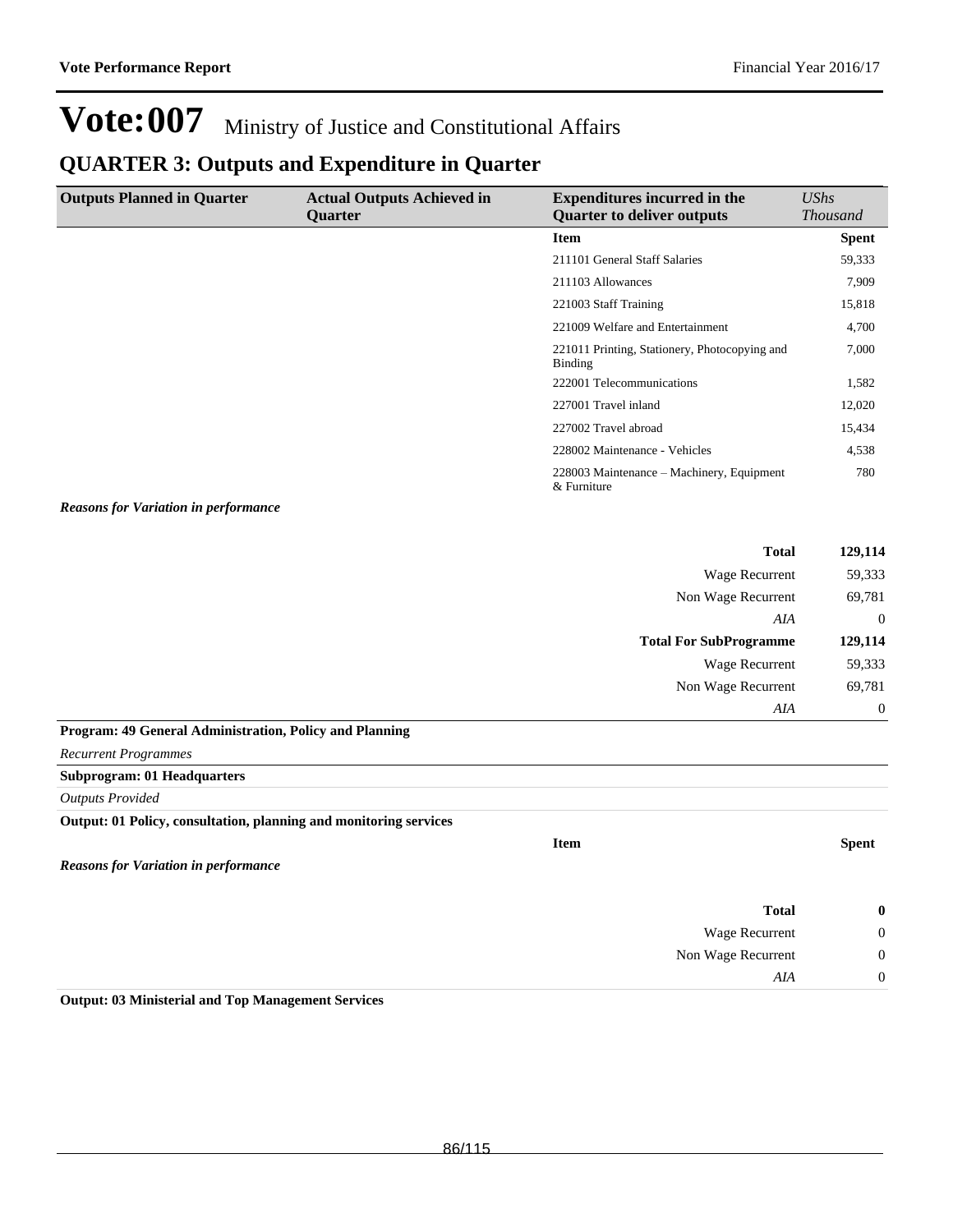# Vote:007 Ministry of Justice and Constitutional Affairs

## QUARTER 3: Outputs and Expenditure in Quarter

| Outputs Planned in Quarter | Actual Outputs Achieved in Quarter | Expenditures incurred in the Quarter to deliver outputs | *UShs Thousand* |
|---|---|---|---|
| | | **Item** | **Spent** |
| | | 211101 General Staff Salaries | 59,333 |
| | | 211103 Allowances | 7,909 |
| | | 221003 Staff Training | 15,818 |
| | | 221009 Welfare and Entertainment | 4,700 |
| | | 221011 Printing, Stationery, Photocopying and Binding | 7,000 |
| | | 222001 Telecommunications | 1,582 |
| | | 227001 Travel inland | 12,020 |
| | | 227002 Travel abroad | 15,434 |
| | | 228002 Maintenance - Vehicles | 4,538 |
| | | 228003 Maintenance – Machinery, Equipment & Furniture | 780 |

***Reasons for Variation in performance***

| | |
|---|---|
| **Total** | **129,114** |
| Wage Recurrent | 59,333 |
| Non Wage Recurrent | 69,781 |
| *AIA* | 0 |
| **Total For SubProgramme** | **129,114** |
| Wage Recurrent | 59,333 |
| Non Wage Recurrent | 69,781 |
| *AIA* | 0 |

**Program: 49 General Administration, Policy and Planning**

*Recurrent Programmes*

**Subprogram: 01 Headquarters**

*Outputs Provided*

**Output: 01 Policy, consultation, planning and monitoring services**

| Item | Spent |
|---|---|

***Reasons for Variation in performance***

| | |
|---|---|
| **Total** | **0** |
| Wage Recurrent | 0 |
| Non Wage Recurrent | 0 |
| *AIA* | 0 |

**Output: 03 Ministerial and Top Management Services**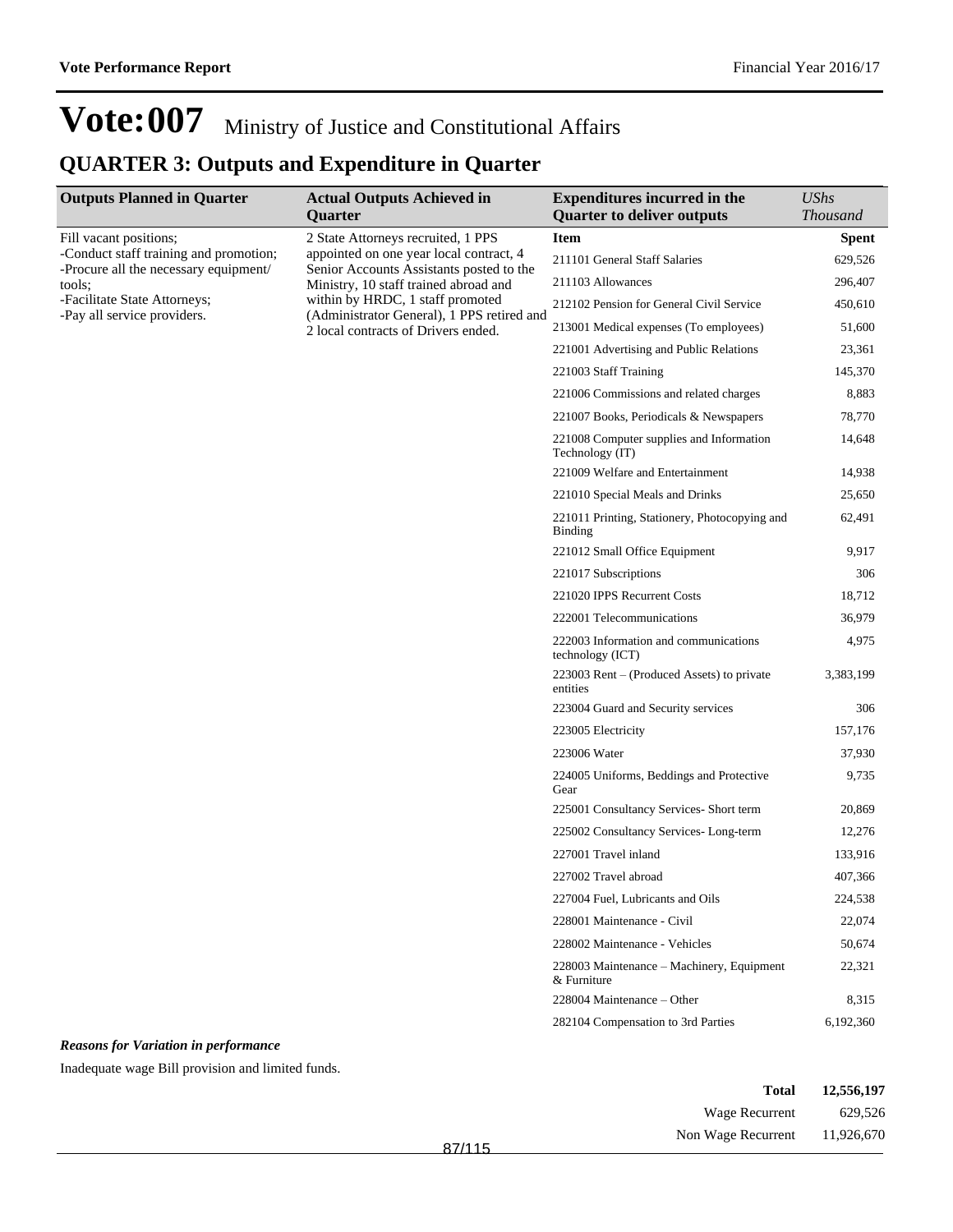# Vote:007 Ministry of Justice and Constitutional Affairs

## QUARTER 3: Outputs and Expenditure in Quarter

| Outputs Planned in Quarter | Actual Outputs Achieved in Quarter | Expenditures incurred in the Quarter to deliver outputs | *UShs Thousand* |
|---|---|---|---|
| Fill vacant positions;<br>-Conduct staff training and promotion;<br>-Procure all the necessary equipment/ tools;<br>-Facilitate State Attorneys;<br>-Pay all service providers. | 2 State Attorneys recruited, 1 PPS appointed on one year local contract, 4 Senior Accounts Assistants posted to the Ministry, 10 staff trained abroad and within by HRDC, 1 staff promoted (Administrator General), 1 PPS retired and 2 local contracts of Drivers ended. | **Item** | **Spent** |
| | | 211101 General Staff Salaries | 629,526 |
| | | 211103 Allowances | 296,407 |
| | | 212102 Pension for General Civil Service | 450,610 |
| | | 213001 Medical expenses (To employees) | 51,600 |
| | | 221001 Advertising and Public Relations | 23,361 |
| | | 221003 Staff Training | 145,370 |
| | | 221006 Commissions and related charges | 8,883 |
| | | 221007 Books, Periodicals & Newspapers | 78,770 |
| | | 221008 Computer supplies and Information Technology (IT) | 14,648 |
| | | 221009 Welfare and Entertainment | 14,938 |
| | | 221010 Special Meals and Drinks | 25,650 |
| | | 221011 Printing, Stationery, Photocopying and Binding | 62,491 |
| | | 221012 Small Office Equipment | 9,917 |
| | | 221017 Subscriptions | 306 |
| | | 221020 IPPS Recurrent Costs | 18,712 |
| | | 222001 Telecommunications | 36,979 |
| | | 222003 Information and communications technology (ICT) | 4,975 |
| | | 223003 Rent – (Produced Assets) to private entities | 3,383,199 |
| | | 223004 Guard and Security services | 306 |
| | | 223005 Electricity | 157,176 |
| | | 223006 Water | 37,930 |
| | | 224005 Uniforms, Beddings and Protective Gear | 9,735 |
| | | 225001 Consultancy Services- Short term | 20,869 |
| | | 225002 Consultancy Services- Long-term | 12,276 |
| | | 227001 Travel inland | 133,916 |
| | | 227002 Travel abroad | 407,366 |
| | | 227004 Fuel, Lubricants and Oils | 224,538 |
| | | 228001 Maintenance - Civil | 22,074 |
| | | 228002 Maintenance - Vehicles | 50,674 |
| | | 228003 Maintenance – Machinery, Equipment & Furniture | 22,321 |
| | | 228004 Maintenance – Other | 8,315 |
| | | 282104 Compensation to 3rd Parties | 6,192,360 |

***Reasons for Variation in performance***

Inadequate wage Bill provision and limited funds.

| | |
|---|---|
| **Total** | **12,556,197** |
| Wage Recurrent | 629,526 |
| Non Wage Recurrent | 11,926,670 |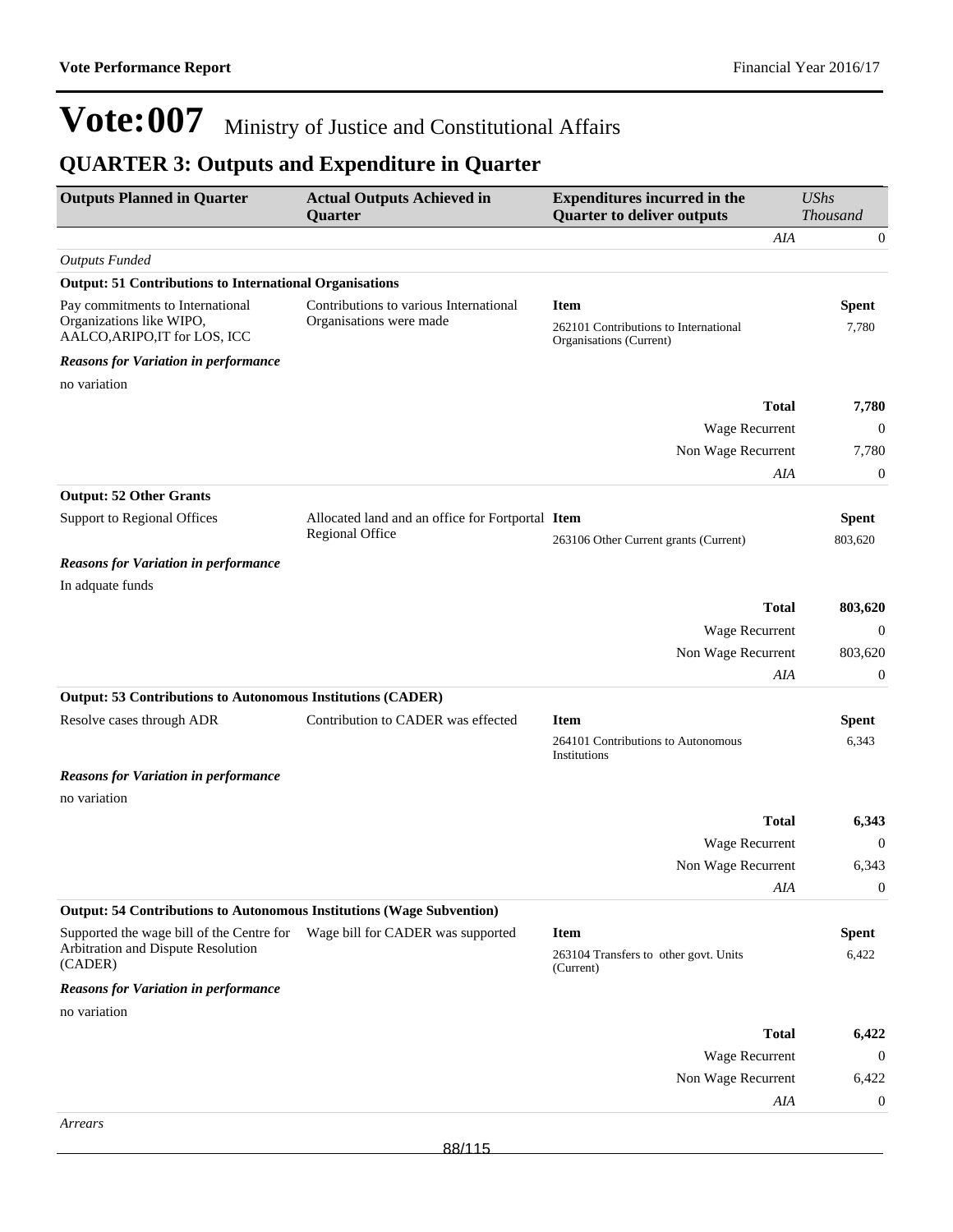# Vote:007 Ministry of Justice and Constitutional Affairs

## QUARTER 3: Outputs and Expenditure in Quarter

| Outputs Planned in Quarter | Actual Outputs Achieved in Quarter | Expenditures incurred in the Quarter to deliver outputs | *UShs Thousand* |
|---|---|---|---|
| | | *AIA* | 0 |
| *Outputs Funded* | | | |
| **Output: 51 Contributions to International Organisations** | | | |
| Pay commitments to International Organizations like WIPO, AALCO,ARIPO,IT for LOS, ICC | Contributions to various International Organisations were made | **Item** | **Spent** |
| | | 262101 Contributions to International Organisations (Current) | 7,780 |
| ***Reasons for Variation in performance*** | | | |
| no variation | | | |
| | | **Total** | **7,780** |
| | | Wage Recurrent | 0 |
| | | Non Wage Recurrent | 7,780 |
| | | *AIA* | 0 |
| **Output: 52 Other Grants** | | | |
| Support to Regional Offices | Allocated land and an office for Fortportal Regional Office | **Item** | **Spent** |
| | | 263106 Other Current grants (Current) | 803,620 |
| ***Reasons for Variation in performance*** | | | |
| In adquate funds | | | |
| | | **Total** | **803,620** |
| | | Wage Recurrent | 0 |
| | | Non Wage Recurrent | 803,620 |
| | | *AIA* | 0 |
| **Output: 53 Contributions to Autonomous Institutions (CADER)** | | | |
| Resolve cases through ADR | Contribution to CADER was effected | **Item** | **Spent** |
| | | 264101 Contributions to Autonomous Institutions | 6,343 |
| ***Reasons for Variation in performance*** | | | |
| no variation | | | |
| | | **Total** | **6,343** |
| | | Wage Recurrent | 0 |
| | | Non Wage Recurrent | 6,343 |
| | | *AIA* | 0 |
| **Output: 54 Contributions to Autonomous Institutions (Wage Subvention)** | | | |
| Supported the wage bill of the Centre for Arbitration and Dispute Resolution (CADER) | Wage bill for CADER was supported | **Item** | **Spent** |
| | | 263104 Transfers to other govt. Units (Current) | 6,422 |
| ***Reasons for Variation in performance*** | | | |
| no variation | | | |
| | | **Total** | **6,422** |
| | | Wage Recurrent | 0 |
| | | Non Wage Recurrent | 6,422 |
| | | *AIA* | 0 |
| *Arrears* | | | |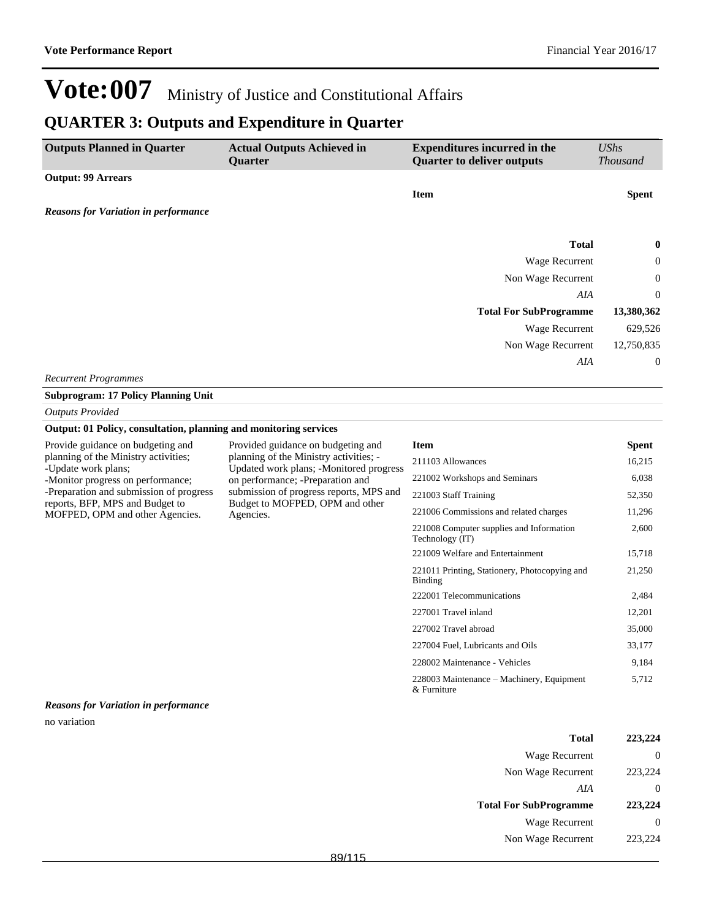# Vote:007 Ministry of Justice and Constitutional Affairs

## QUARTER 3: Outputs and Expenditure in Quarter

| Outputs Planned in Quarter | Actual Outputs Achieved in Quarter | Expenditures incurred in the Quarter to deliver outputs | *UShs Thousand* |
|---|---|---|---|

**Output: 99 Arrears**

| Item | Spent |
|---|---|

***Reasons for Variation in performance***

| | |
|---|---|
| **Total** | **0** |
| Wage Recurrent | 0 |
| Non Wage Recurrent | 0 |
| *AIA* | 0 |
| **Total For SubProgramme** | **13,380,362** |
| Wage Recurrent | 629,526 |
| Non Wage Recurrent | 12,750,835 |
| *AIA* | 0 |

*Recurrent Programmes*

**Subprogram: 17 Policy Planning Unit**

*Outputs Provided*

**Output: 01 Policy, consultation, planning and monitoring services**

**Outputs Planned in Quarter:**

Provide guidance on budgeting and planning of the Ministry activities;
-Update work plans;
-Monitor progress on performance;
-Preparation and submission of progress reports, BFP, MPS and Budget to MOFPED, OPM and other Agencies.

**Actual Outputs Achieved in Quarter:**

Provided guidance on budgeting and planning of the Ministry activities; -Updated work plans; -Monitored progress on performance; -Preparation and submission of progress reports, MPS and Budget to MOFPED, OPM and other Agencies.

| Item | Spent |
|---|---|
| 211103 Allowances | 16,215 |
| 221002 Workshops and Seminars | 6,038 |
| 221003 Staff Training | 52,350 |
| 221006 Commissions and related charges | 11,296 |
| 221008 Computer supplies and Information Technology (IT) | 2,600 |
| 221009 Welfare and Entertainment | 15,718 |
| 221011 Printing, Stationery, Photocopying and Binding | 21,250 |
| 222001 Telecommunications | 2,484 |
| 227001 Travel inland | 12,201 |
| 227002 Travel abroad | 35,000 |
| 227004 Fuel, Lubricants and Oils | 33,177 |
| 228002 Maintenance - Vehicles | 9,184 |
| 228003 Maintenance – Machinery, Equipment & Furniture | 5,712 |

***Reasons for Variation in performance***

no variation

| | |
|---|---|
| **Total** | **223,224** |
| Wage Recurrent | 0 |
| Non Wage Recurrent | 223,224 |
| *AIA* | 0 |
| **Total For SubProgramme** | **223,224** |
| Wage Recurrent | 0 |
| Non Wage Recurrent | 223,224 |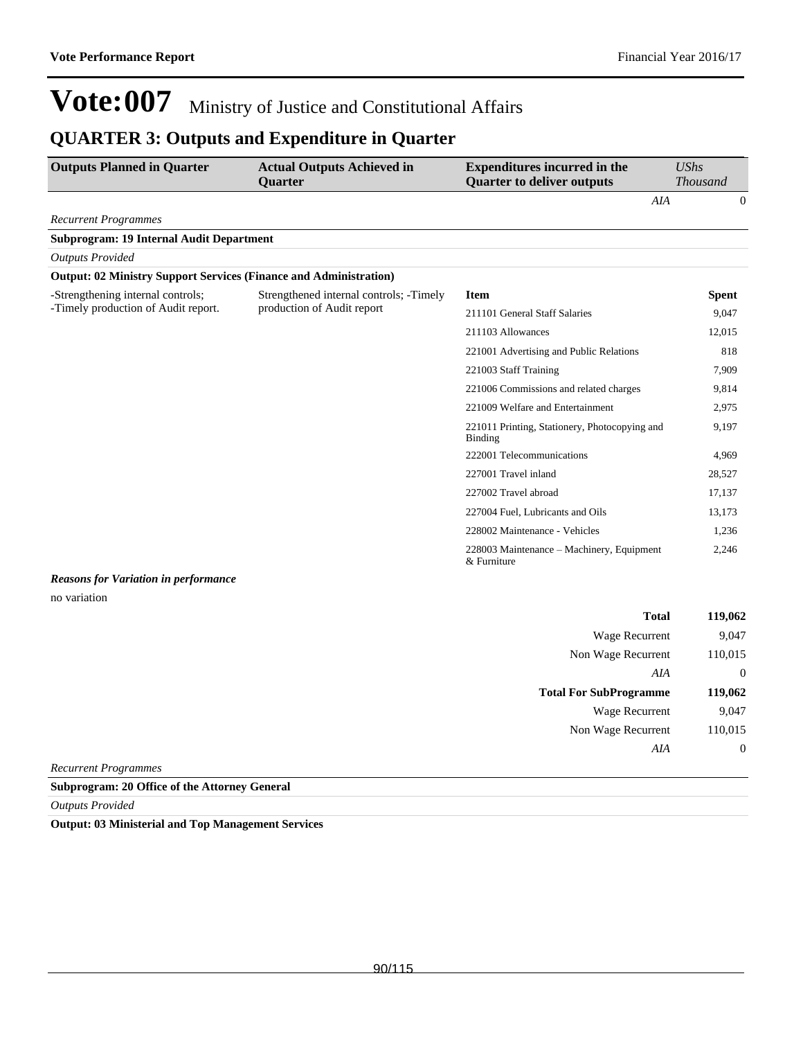# Vote:007 Ministry of Justice and Constitutional Affairs

## QUARTER 3: Outputs and Expenditure in Quarter

| Outputs Planned in Quarter | Actual Outputs Achieved in Quarter | Expenditures incurred in the Quarter to deliver outputs | UShs Thousand |
|---|---|---|---|
| | | *AIA* | 0 |

*Recurrent Programmes*

**Subprogram: 19 Internal Audit Department**

*Outputs Provided*

**Output: 02 Ministry Support Services (Finance and Administration)**

| Outputs Planned in Quarter | Actual Outputs Achieved in Quarter | Item | Spent |
|---|---|---|---|
| -Strengthening internal controls; -Timely production of Audit report. | Strengthened internal controls; -Timely production of Audit report | 211101 General Staff Salaries | 9,047 |
| | | 211103 Allowances | 12,015 |
| | | 221001 Advertising and Public Relations | 818 |
| | | 221003 Staff Training | 7,909 |
| | | 221006 Commissions and related charges | 9,814 |
| | | 221009 Welfare and Entertainment | 2,975 |
| | | 221011 Printing, Stationery, Photocopying and Binding | 9,197 |
| | | 222001 Telecommunications | 4,969 |
| | | 227001 Travel inland | 28,527 |
| | | 227002 Travel abroad | 17,137 |
| | | 227004 Fuel, Lubricants and Oils | 13,173 |
| | | 228002 Maintenance - Vehicles | 1,236 |
| | | 228003 Maintenance – Machinery, Equipment & Furniture | 2,246 |

***Reasons for Variation in performance***

no variation

| | |
|---|---|
| **Total** | **119,062** |
| Wage Recurrent | 9,047 |
| Non Wage Recurrent | 110,015 |
| *AIA* | 0 |
| **Total For SubProgramme** | **119,062** |
| Wage Recurrent | 9,047 |
| Non Wage Recurrent | 110,015 |
| *AIA* | 0 |

*Recurrent Programmes*

**Subprogram: 20 Office of the Attorney General**

*Outputs Provided*

**Output: 03 Ministerial and Top Management Services**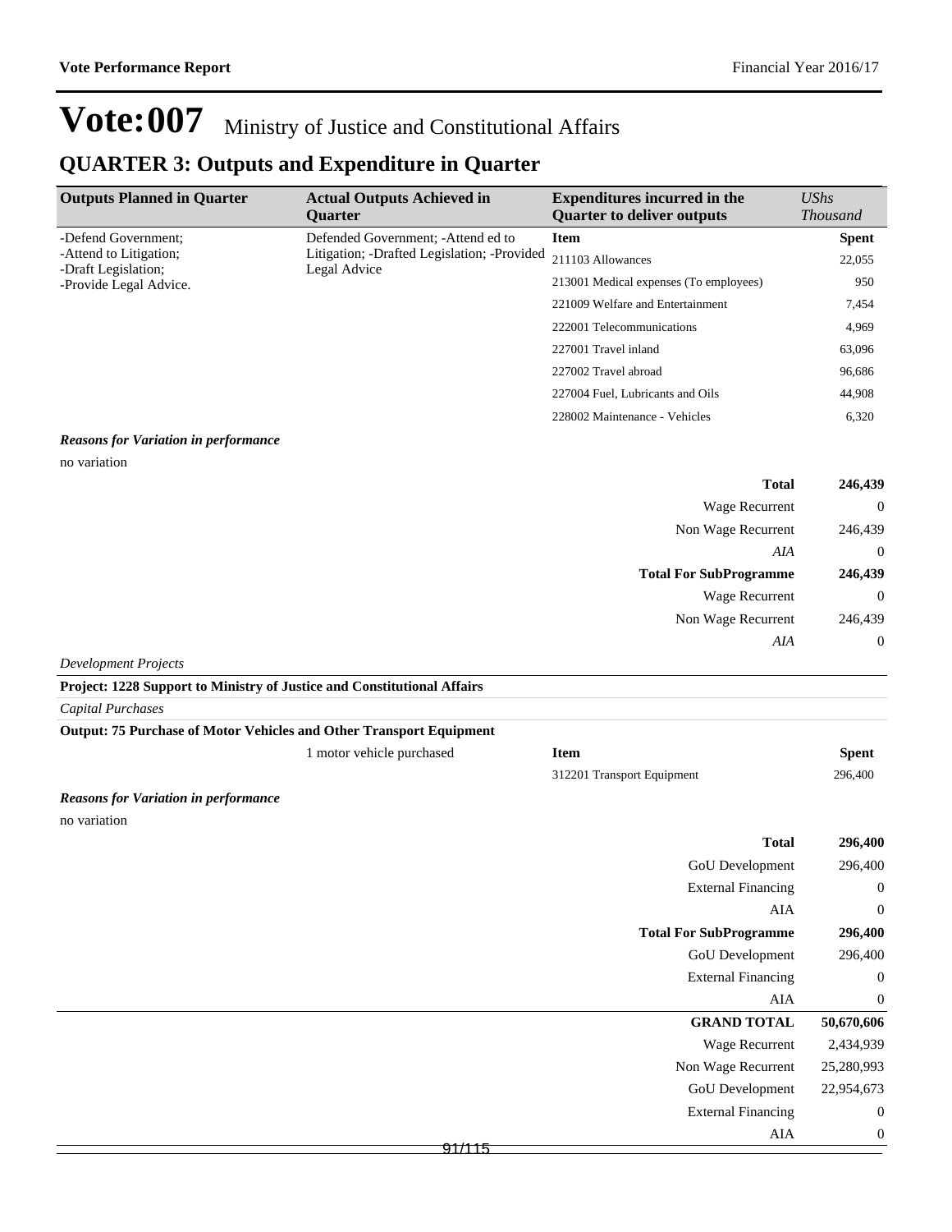# Vote:007 Ministry of Justice and Constitutional Affairs

## QUARTER 3: Outputs and Expenditure in Quarter

| Outputs Planned in Quarter | Actual Outputs Achieved in Quarter | Expenditures incurred in the Quarter to deliver outputs | *UShs Thousand* |
|---|---|---|---|
| -Defend Government;<br>-Attend to Litigation;<br>-Draft Legislation;<br>-Provide Legal Advice. | Defended Government; -Attend ed to Litigation; -Drafted Legislation; -Provided Legal Advice | **Item** | **Spent** |
| | | 211103 Allowances | 22,055 |
| | | 213001 Medical expenses (To employees) | 950 |
| | | 221009 Welfare and Entertainment | 7,454 |
| | | 222001 Telecommunications | 4,969 |
| | | 227001 Travel inland | 63,096 |
| | | 227002 Travel abroad | 96,686 |
| | | 227004 Fuel, Lubricants and Oils | 44,908 |
| | | 228002 Maintenance - Vehicles | 6,320 |

***Reasons for Variation in performance***

no variation

| | |
|---|---|
| **Total** | **246,439** |
| Wage Recurrent | 0 |
| Non Wage Recurrent | 246,439 |
| *AIA* | 0 |
| **Total For SubProgramme** | **246,439** |
| Wage Recurrent | 0 |
| Non Wage Recurrent | 246,439 |
| *AIA* | 0 |

*Development Projects*

**Project: 1228 Support to Ministry of Justice and Constitutional Affairs**

*Capital Purchases*

**Output: 75 Purchase of Motor Vehicles and Other Transport Equipment**

| Outputs Planned in Quarter | Actual Outputs Achieved in Quarter | Item | Spent |
|---|---|---|---|
| | 1 motor vehicle purchased | 312201 Transport Equipment | 296,400 |

***Reasons for Variation in performance***

no variation

| | |
|---|---|
| **Total** | **296,400** |
| GoU Development | 296,400 |
| External Financing | 0 |
| AIA | 0 |
| **Total For SubProgramme** | **296,400** |
| GoU Development | 296,400 |
| External Financing | 0 |
| AIA | 0 |
| **GRAND TOTAL** | **50,670,606** |
| Wage Recurrent | 2,434,939 |
| Non Wage Recurrent | 25,280,993 |
| GoU Development | 22,954,673 |
| External Financing | 0 |
| AIA | 0 |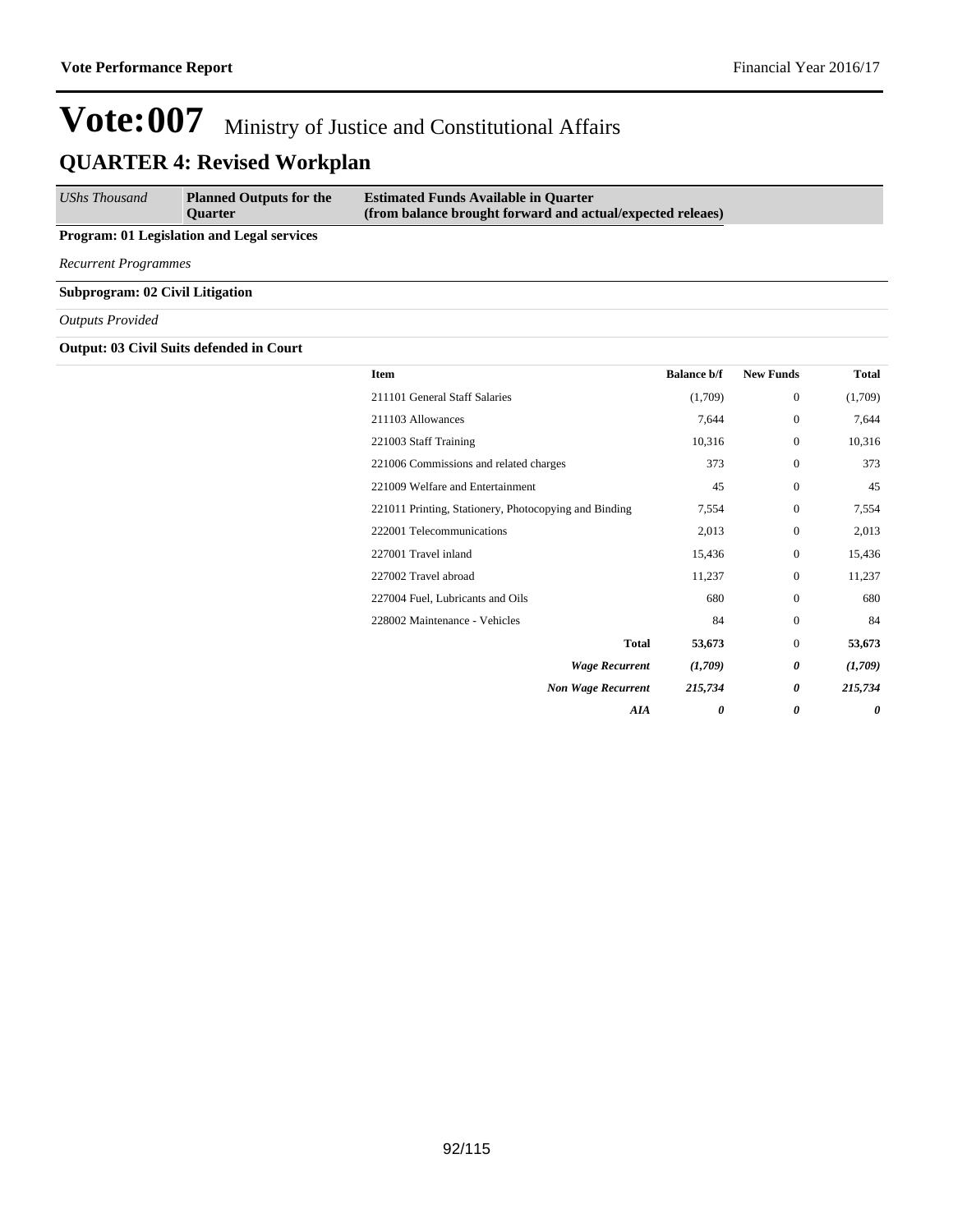# Vote:007 Ministry of Justice and Constitutional Affairs

## QUARTER 4: Revised Workplan

| *UShs Thousand* | **Planned Outputs for the Quarter** | **Estimated Funds Available in Quarter (from balance brought forward and actual/expected releaes)** |
|---|---|---|

**Program: 01 Legislation and Legal services**

*Recurrent Programmes*

**Subprogram: 02 Civil Litigation**

*Outputs Provided*

**Output: 03 Civil Suits defended in Court**

| Item | Balance b/f | New Funds | Total |
|---|---|---|---|
| 211101 General Staff Salaries | (1,709) | 0 | (1,709) |
| 211103 Allowances | 7,644 | 0 | 7,644 |
| 221003 Staff Training | 10,316 | 0 | 10,316 |
| 221006 Commissions and related charges | 373 | 0 | 373 |
| 221009 Welfare and Entertainment | 45 | 0 | 45 |
| 221011 Printing, Stationery, Photocopying and Binding | 7,554 | 0 | 7,554 |
| 222001 Telecommunications | 2,013 | 0 | 2,013 |
| 227001 Travel inland | 15,436 | 0 | 15,436 |
| 227002 Travel abroad | 11,237 | 0 | 11,237 |
| 227004 Fuel, Lubricants and Oils | 680 | 0 | 680 |
| 228002 Maintenance - Vehicles | 84 | 0 | 84 |
| **Total** | **53,673** | 0 | **53,673** |
| ***Wage Recurrent*** | ***(1,709)*** | ***0*** | ***(1,709)*** |
| ***Non Wage Recurrent*** | ***215,734*** | ***0*** | ***215,734*** |
| ***AIA*** | ***0*** | ***0*** | ***0*** |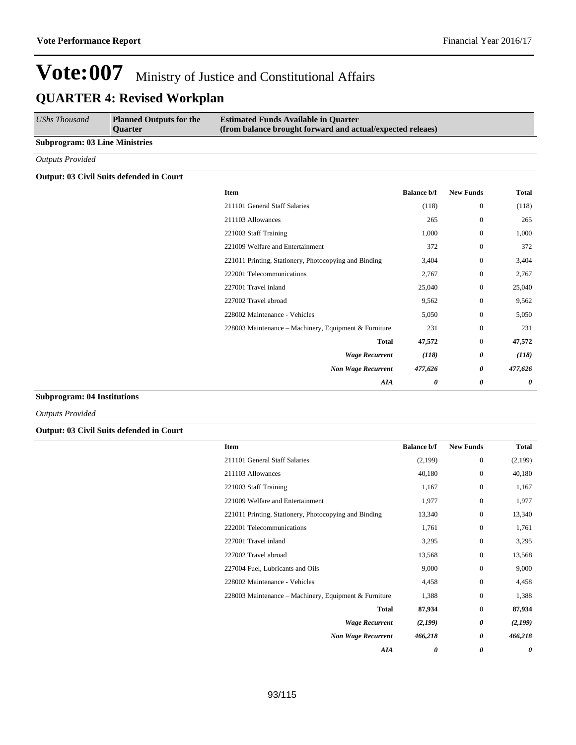# Vote:007 Ministry of Justice and Constitutional Affairs

## QUARTER 4: Revised Workplan

| *UShs Thousand* | **Planned Outputs for the Quarter** | **Estimated Funds Available in Quarter (from balance brought forward and actual/expected releaes)** |
|---|---|---|

**Subprogram: 03 Line Ministries**

*Outputs Provided*

**Output: 03 Civil Suits defended in Court**

| Item | Balance b/f | New Funds | Total |
|---|---|---|---|
| 211101 General Staff Salaries | (118) | 0 | (118) |
| 211103 Allowances | 265 | 0 | 265 |
| 221003 Staff Training | 1,000 | 0 | 1,000 |
| 221009 Welfare and Entertainment | 372 | 0 | 372 |
| 221011 Printing, Stationery, Photocopying and Binding | 3,404 | 0 | 3,404 |
| 222001 Telecommunications | 2,767 | 0 | 2,767 |
| 227001 Travel inland | 25,040 | 0 | 25,040 |
| 227002 Travel abroad | 9,562 | 0 | 9,562 |
| 228002 Maintenance - Vehicles | 5,050 | 0 | 5,050 |
| 228003 Maintenance – Machinery, Equipment & Furniture | 231 | 0 | 231 |
| **Total** | **47,572** | 0 | **47,572** |
| ***Wage Recurrent*** | ***(118)*** | ***0*** | ***(118)*** |
| ***Non Wage Recurrent*** | ***477,626*** | ***0*** | ***477,626*** |
| ***AIA*** | ***0*** | ***0*** | ***0*** |

**Subprogram: 04 Institutions**

*Outputs Provided*

**Output: 03 Civil Suits defended in Court**

| Item | Balance b/f | New Funds | Total |
|---|---|---|---|
| 211101 General Staff Salaries | (2,199) | 0 | (2,199) |
| 211103 Allowances | 40,180 | 0 | 40,180 |
| 221003 Staff Training | 1,167 | 0 | 1,167 |
| 221009 Welfare and Entertainment | 1,977 | 0 | 1,977 |
| 221011 Printing, Stationery, Photocopying and Binding | 13,340 | 0 | 13,340 |
| 222001 Telecommunications | 1,761 | 0 | 1,761 |
| 227001 Travel inland | 3,295 | 0 | 3,295 |
| 227002 Travel abroad | 13,568 | 0 | 13,568 |
| 227004 Fuel, Lubricants and Oils | 9,000 | 0 | 9,000 |
| 228002 Maintenance - Vehicles | 4,458 | 0 | 4,458 |
| 228003 Maintenance – Machinery, Equipment & Furniture | 1,388 | 0 | 1,388 |
| **Total** | **87,934** | 0 | **87,934** |
| ***Wage Recurrent*** | ***(2,199)*** | ***0*** | ***(2,199)*** |
| ***Non Wage Recurrent*** | ***466,218*** | ***0*** | ***466,218*** |
| ***AIA*** | ***0*** | ***0*** | ***0*** |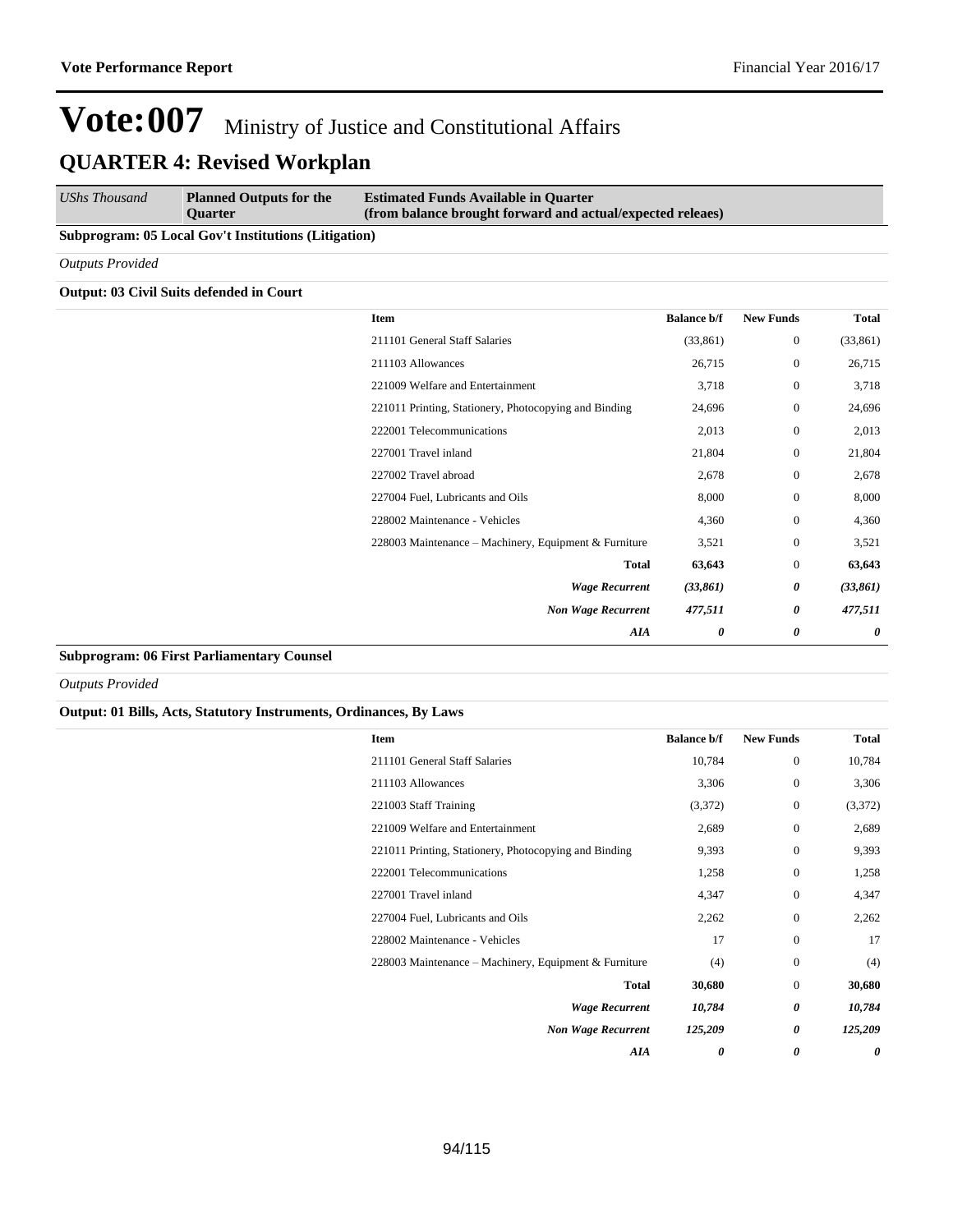# Vote:007 Ministry of Justice and Constitutional Affairs

## QUARTER 4: Revised Workplan

| *UShs Thousand* | **Planned Outputs for the Quarter** | **Estimated Funds Available in Quarter (from balance brought forward and actual/expected releaes)** |
|---|---|---|

**Subprogram: 05 Local Gov't Institutions (Litigation)**

*Outputs Provided*

**Output: 03 Civil Suits defended in Court**

| Item | Balance b/f | New Funds | Total |
|---|---|---|---|
| 211101 General Staff Salaries | (33,861) | 0 | (33,861) |
| 211103 Allowances | 26,715 | 0 | 26,715 |
| 221009 Welfare and Entertainment | 3,718 | 0 | 3,718 |
| 221011 Printing, Stationery, Photocopying and Binding | 24,696 | 0 | 24,696 |
| 222001 Telecommunications | 2,013 | 0 | 2,013 |
| 227001 Travel inland | 21,804 | 0 | 21,804 |
| 227002 Travel abroad | 2,678 | 0 | 2,678 |
| 227004 Fuel, Lubricants and Oils | 8,000 | 0 | 8,000 |
| 228002 Maintenance - Vehicles | 4,360 | 0 | 4,360 |
| 228003 Maintenance – Machinery, Equipment & Furniture | 3,521 | 0 | 3,521 |
| **Total** | **63,643** | 0 | **63,643** |
| ***Wage Recurrent*** | ***(33,861)*** | ***0*** | ***(33,861)*** |
| ***Non Wage Recurrent*** | ***477,511*** | ***0*** | ***477,511*** |
| ***AIA*** | ***0*** | ***0*** | ***0*** |

**Subprogram: 06 First Parliamentary Counsel**

*Outputs Provided*

**Output: 01 Bills, Acts, Statutory Instruments, Ordinances, By Laws**

| Item | Balance b/f | New Funds | Total |
|---|---|---|---|
| 211101 General Staff Salaries | 10,784 | 0 | 10,784 |
| 211103 Allowances | 3,306 | 0 | 3,306 |
| 221003 Staff Training | (3,372) | 0 | (3,372) |
| 221009 Welfare and Entertainment | 2,689 | 0 | 2,689 |
| 221011 Printing, Stationery, Photocopying and Binding | 9,393 | 0 | 9,393 |
| 222001 Telecommunications | 1,258 | 0 | 1,258 |
| 227001 Travel inland | 4,347 | 0 | 4,347 |
| 227004 Fuel, Lubricants and Oils | 2,262 | 0 | 2,262 |
| 228002 Maintenance - Vehicles | 17 | 0 | 17 |
| 228003 Maintenance – Machinery, Equipment & Furniture | (4) | 0 | (4) |
| **Total** | **30,680** | 0 | **30,680** |
| ***Wage Recurrent*** | ***10,784*** | ***0*** | ***10,784*** |
| ***Non Wage Recurrent*** | ***125,209*** | ***0*** | ***125,209*** |
| ***AIA*** | ***0*** | ***0*** | ***0*** |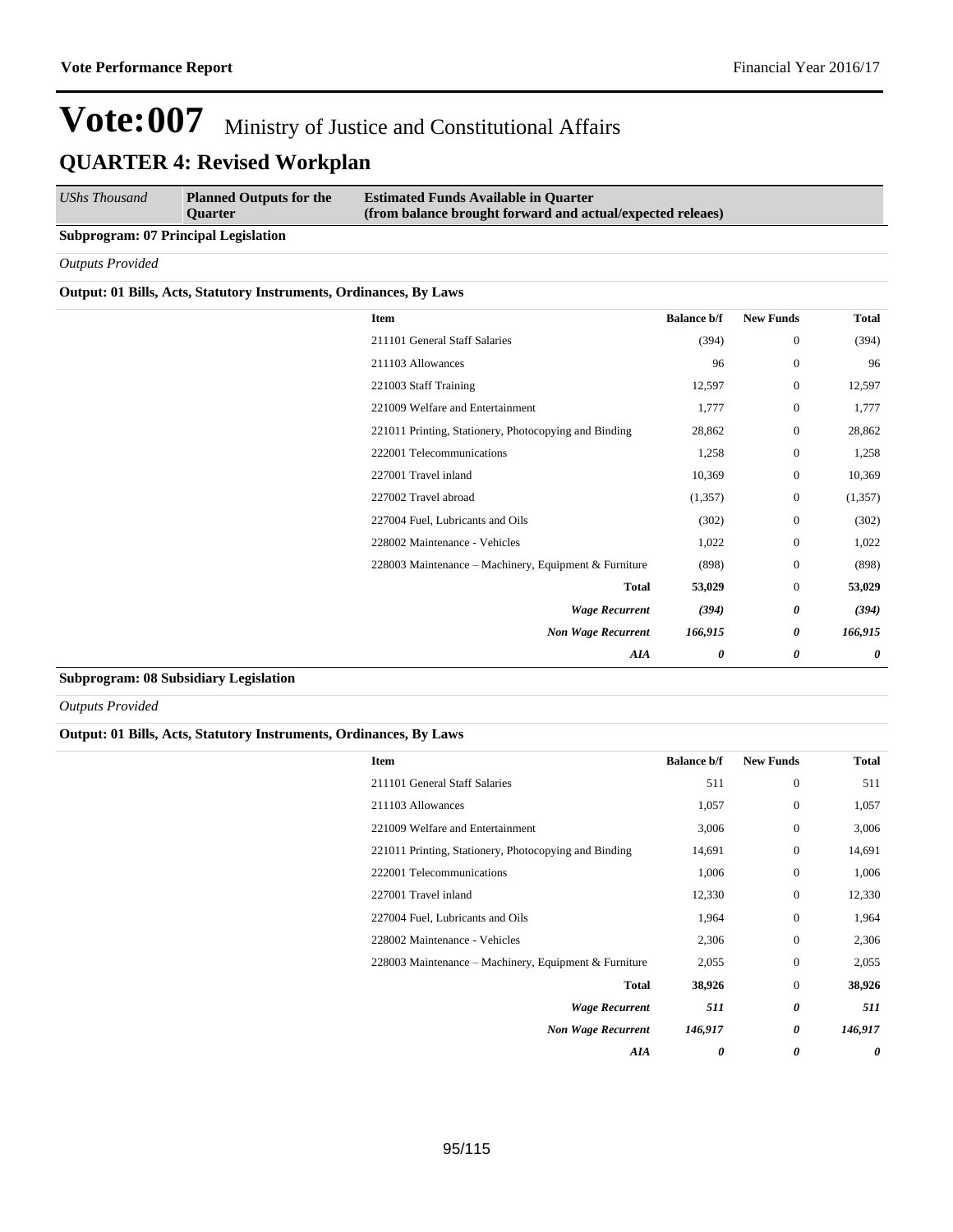# Vote:007 Ministry of Justice and Constitutional Affairs

## QUARTER 4: Revised Workplan

| *UShs Thousand* | **Planned Outputs for the Quarter** | **Estimated Funds Available in Quarter (from balance brought forward and actual/expected releaes)** |
|---|---|---|

**Subprogram: 07 Principal Legislation**

*Outputs Provided*

**Output: 01 Bills, Acts, Statutory Instruments, Ordinances, By Laws**

| Item | Balance b/f | New Funds | Total |
|---|---|---|---|
| 211101 General Staff Salaries | (394) | 0 | (394) |
| 211103 Allowances | 96 | 0 | 96 |
| 221003 Staff Training | 12,597 | 0 | 12,597 |
| 221009 Welfare and Entertainment | 1,777 | 0 | 1,777 |
| 221011 Printing, Stationery, Photocopying and Binding | 28,862 | 0 | 28,862 |
| 222001 Telecommunications | 1,258 | 0 | 1,258 |
| 227001 Travel inland | 10,369 | 0 | 10,369 |
| 227002 Travel abroad | (1,357) | 0 | (1,357) |
| 227004 Fuel, Lubricants and Oils | (302) | 0 | (302) |
| 228002 Maintenance - Vehicles | 1,022 | 0 | 1,022 |
| 228003 Maintenance – Machinery, Equipment & Furniture | (898) | 0 | (898) |
| **Total** | **53,029** | 0 | **53,029** |
| ***Wage Recurrent*** | ***(394)*** | ***0*** | ***(394)*** |
| ***Non Wage Recurrent*** | ***166,915*** | ***0*** | ***166,915*** |
| ***AIA*** | ***0*** | ***0*** | ***0*** |

**Subprogram: 08 Subsidiary Legislation**

*Outputs Provided*

**Output: 01 Bills, Acts, Statutory Instruments, Ordinances, By Laws**

| Item | Balance b/f | New Funds | Total |
|---|---|---|---|
| 211101 General Staff Salaries | 511 | 0 | 511 |
| 211103 Allowances | 1,057 | 0 | 1,057 |
| 221009 Welfare and Entertainment | 3,006 | 0 | 3,006 |
| 221011 Printing, Stationery, Photocopying and Binding | 14,691 | 0 | 14,691 |
| 222001 Telecommunications | 1,006 | 0 | 1,006 |
| 227001 Travel inland | 12,330 | 0 | 12,330 |
| 227004 Fuel, Lubricants and Oils | 1,964 | 0 | 1,964 |
| 228002 Maintenance - Vehicles | 2,306 | 0 | 2,306 |
| 228003 Maintenance – Machinery, Equipment & Furniture | 2,055 | 0 | 2,055 |
| **Total** | **38,926** | 0 | **38,926** |
| ***Wage Recurrent*** | ***511*** | ***0*** | ***511*** |
| ***Non Wage Recurrent*** | ***146,917*** | ***0*** | ***146,917*** |
| ***AIA*** | ***0*** | ***0*** | ***0*** |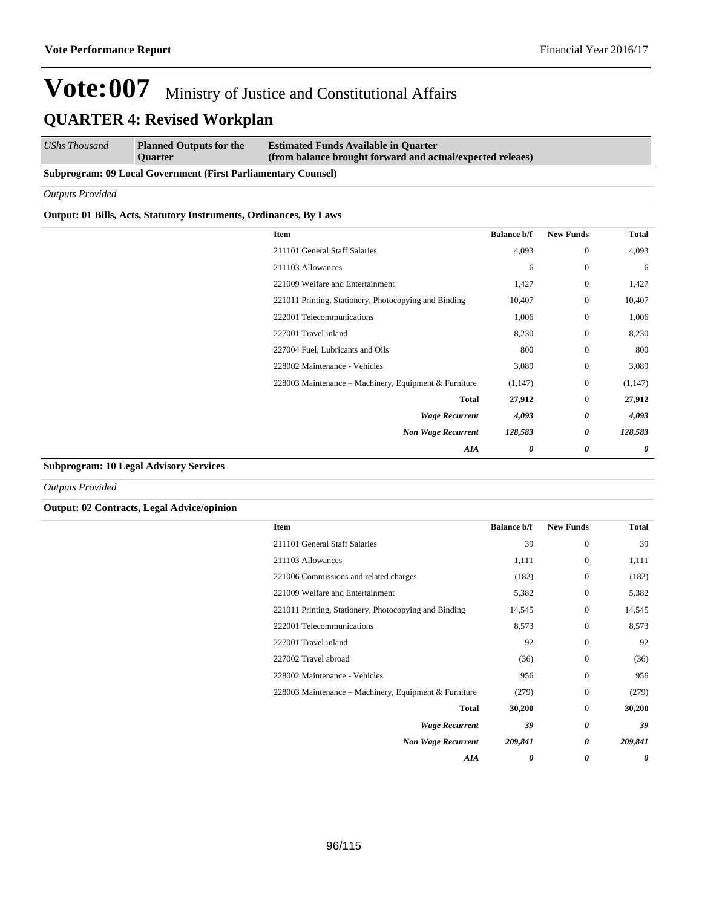# Vote:007 Ministry of Justice and Constitutional Affairs

## QUARTER 4: Revised Workplan

| *UShs Thousand* | **Planned Outputs for the Quarter** | **Estimated Funds Available in Quarter (from balance brought forward and actual/expected releaes)** |
|---|---|---|

**Subprogram: 09 Local Government (First Parliamentary Counsel)**

*Outputs Provided*

**Output: 01 Bills, Acts, Statutory Instruments, Ordinances, By Laws**

| Item | Balance b/f | New Funds | Total |
|---|---|---|---|
| 211101 General Staff Salaries | 4,093 | 0 | 4,093 |
| 211103 Allowances | 6 | 0 | 6 |
| 221009 Welfare and Entertainment | 1,427 | 0 | 1,427 |
| 221011 Printing, Stationery, Photocopying and Binding | 10,407 | 0 | 10,407 |
| 222001 Telecommunications | 1,006 | 0 | 1,006 |
| 227001 Travel inland | 8,230 | 0 | 8,230 |
| 227004 Fuel, Lubricants and Oils | 800 | 0 | 800 |
| 228002 Maintenance - Vehicles | 3,089 | 0 | 3,089 |
| 228003 Maintenance – Machinery, Equipment & Furniture | (1,147) | 0 | (1,147) |
| **Total** | **27,912** | 0 | **27,912** |
| ***Wage Recurrent*** | ***4,093*** | ***0*** | ***4,093*** |
| ***Non Wage Recurrent*** | ***128,583*** | ***0*** | ***128,583*** |
| ***AIA*** | ***0*** | ***0*** | ***0*** |

**Subprogram: 10 Legal Advisory Services**

*Outputs Provided*

**Output: 02 Contracts, Legal Advice/opinion**

| Item | Balance b/f | New Funds | Total |
|---|---|---|---|
| 211101 General Staff Salaries | 39 | 0 | 39 |
| 211103 Allowances | 1,111 | 0 | 1,111 |
| 221006 Commissions and related charges | (182) | 0 | (182) |
| 221009 Welfare and Entertainment | 5,382 | 0 | 5,382 |
| 221011 Printing, Stationery, Photocopying and Binding | 14,545 | 0 | 14,545 |
| 222001 Telecommunications | 8,573 | 0 | 8,573 |
| 227001 Travel inland | 92 | 0 | 92 |
| 227002 Travel abroad | (36) | 0 | (36) |
| 228002 Maintenance - Vehicles | 956 | 0 | 956 |
| 228003 Maintenance – Machinery, Equipment & Furniture | (279) | 0 | (279) |
| **Total** | **30,200** | 0 | **30,200** |
| ***Wage Recurrent*** | ***39*** | ***0*** | ***39*** |
| ***Non Wage Recurrent*** | ***209,841*** | ***0*** | ***209,841*** |
| ***AIA*** | ***0*** | ***0*** | ***0*** |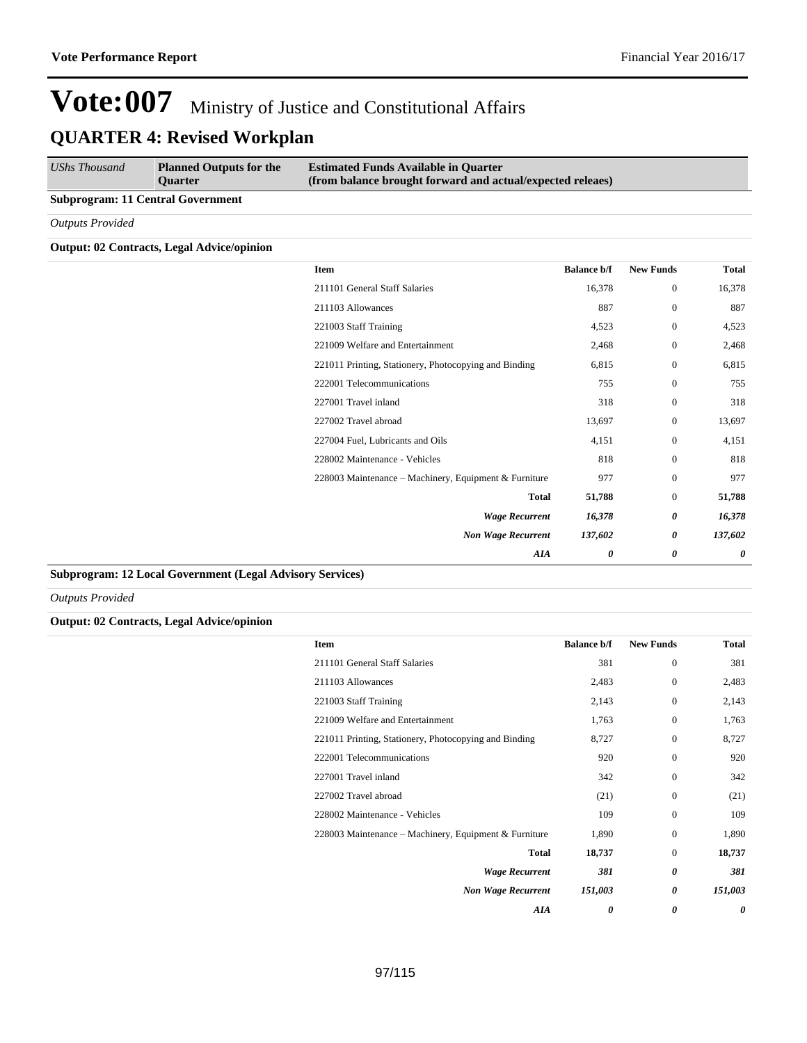# Vote:007 Ministry of Justice and Constitutional Affairs

## QUARTER 4: Revised Workplan

| *UShs Thousand* | **Planned Outputs for the Quarter** | **Estimated Funds Available in Quarter (from balance brought forward and actual/expected releaes)** |
|---|---|---|

**Subprogram: 11 Central Government**

*Outputs Provided*

**Output: 02 Contracts, Legal Advice/opinion**

| Item | Balance b/f | New Funds | Total |
|---|---|---|---|
| 211101 General Staff Salaries | 16,378 | 0 | 16,378 |
| 211103 Allowances | 887 | 0 | 887 |
| 221003 Staff Training | 4,523 | 0 | 4,523 |
| 221009 Welfare and Entertainment | 2,468 | 0 | 2,468 |
| 221011 Printing, Stationery, Photocopying and Binding | 6,815 | 0 | 6,815 |
| 222001 Telecommunications | 755 | 0 | 755 |
| 227001 Travel inland | 318 | 0 | 318 |
| 227002 Travel abroad | 13,697 | 0 | 13,697 |
| 227004 Fuel, Lubricants and Oils | 4,151 | 0 | 4,151 |
| 228002 Maintenance - Vehicles | 818 | 0 | 818 |
| 228003 Maintenance – Machinery, Equipment & Furniture | 977 | 0 | 977 |
| **Total** | **51,788** | 0 | **51,788** |
| ***Wage Recurrent*** | ***16,378*** | ***0*** | ***16,378*** |
| ***Non Wage Recurrent*** | ***137,602*** | ***0*** | ***137,602*** |
| ***AIA*** | ***0*** | ***0*** | ***0*** |

**Subprogram: 12 Local Government (Legal Advisory Services)**

*Outputs Provided*

**Output: 02 Contracts, Legal Advice/opinion**

| Item | Balance b/f | New Funds | Total |
|---|---|---|---|
| 211101 General Staff Salaries | 381 | 0 | 381 |
| 211103 Allowances | 2,483 | 0 | 2,483 |
| 221003 Staff Training | 2,143 | 0 | 2,143 |
| 221009 Welfare and Entertainment | 1,763 | 0 | 1,763 |
| 221011 Printing, Stationery, Photocopying and Binding | 8,727 | 0 | 8,727 |
| 222001 Telecommunications | 920 | 0 | 920 |
| 227001 Travel inland | 342 | 0 | 342 |
| 227002 Travel abroad | (21) | 0 | (21) |
| 228002 Maintenance - Vehicles | 109 | 0 | 109 |
| 228003 Maintenance – Machinery, Equipment & Furniture | 1,890 | 0 | 1,890 |
| **Total** | **18,737** | 0 | **18,737** |
| ***Wage Recurrent*** | ***381*** | ***0*** | ***381*** |
| ***Non Wage Recurrent*** | ***151,003*** | ***0*** | ***151,003*** |
| ***AIA*** | ***0*** | ***0*** | ***0*** |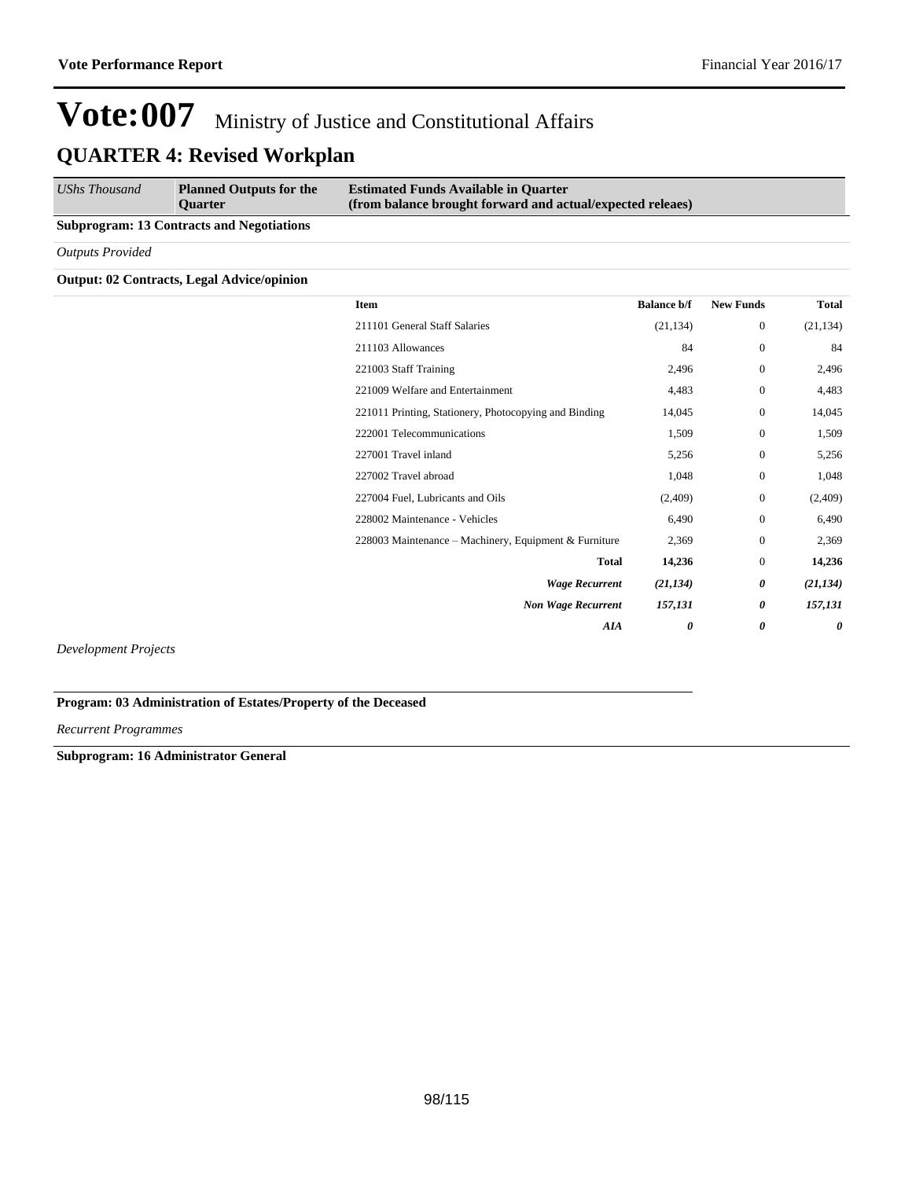# Vote:007 Ministry of Justice and Constitutional Affairs

## QUARTER 4: Revised Workplan

| *UShs Thousand* | **Planned Outputs for the Quarter** | **Estimated Funds Available in Quarter (from balance brought forward and actual/expected releaes)** |
|---|---|---|

**Subprogram: 13 Contracts and Negotiations**

*Outputs Provided*

**Output: 02 Contracts, Legal Advice/opinion**

| Item | Balance b/f | New Funds | Total |
|---|---|---|---|
| 211101 General Staff Salaries | (21,134) | 0 | (21,134) |
| 211103 Allowances | 84 | 0 | 84 |
| 221003 Staff Training | 2,496 | 0 | 2,496 |
| 221009 Welfare and Entertainment | 4,483 | 0 | 4,483 |
| 221011 Printing, Stationery, Photocopying and Binding | 14,045 | 0 | 14,045 |
| 222001 Telecommunications | 1,509 | 0 | 1,509 |
| 227001 Travel inland | 5,256 | 0 | 5,256 |
| 227002 Travel abroad | 1,048 | 0 | 1,048 |
| 227004 Fuel, Lubricants and Oils | (2,409) | 0 | (2,409) |
| 228002 Maintenance - Vehicles | 6,490 | 0 | 6,490 |
| 228003 Maintenance – Machinery, Equipment & Furniture | 2,369 | 0 | 2,369 |
| **Total** | **14,236** | 0 | **14,236** |
| ***Wage Recurrent*** | ***(21,134)*** | ***0*** | ***(21,134)*** |
| ***Non Wage Recurrent*** | ***157,131*** | ***0*** | ***157,131*** |
| ***AIA*** | ***0*** | ***0*** | ***0*** |

*Development Projects*

**Program: 03 Administration of Estates/Property of the Deceased**

*Recurrent Programmes*

**Subprogram: 16 Administrator General**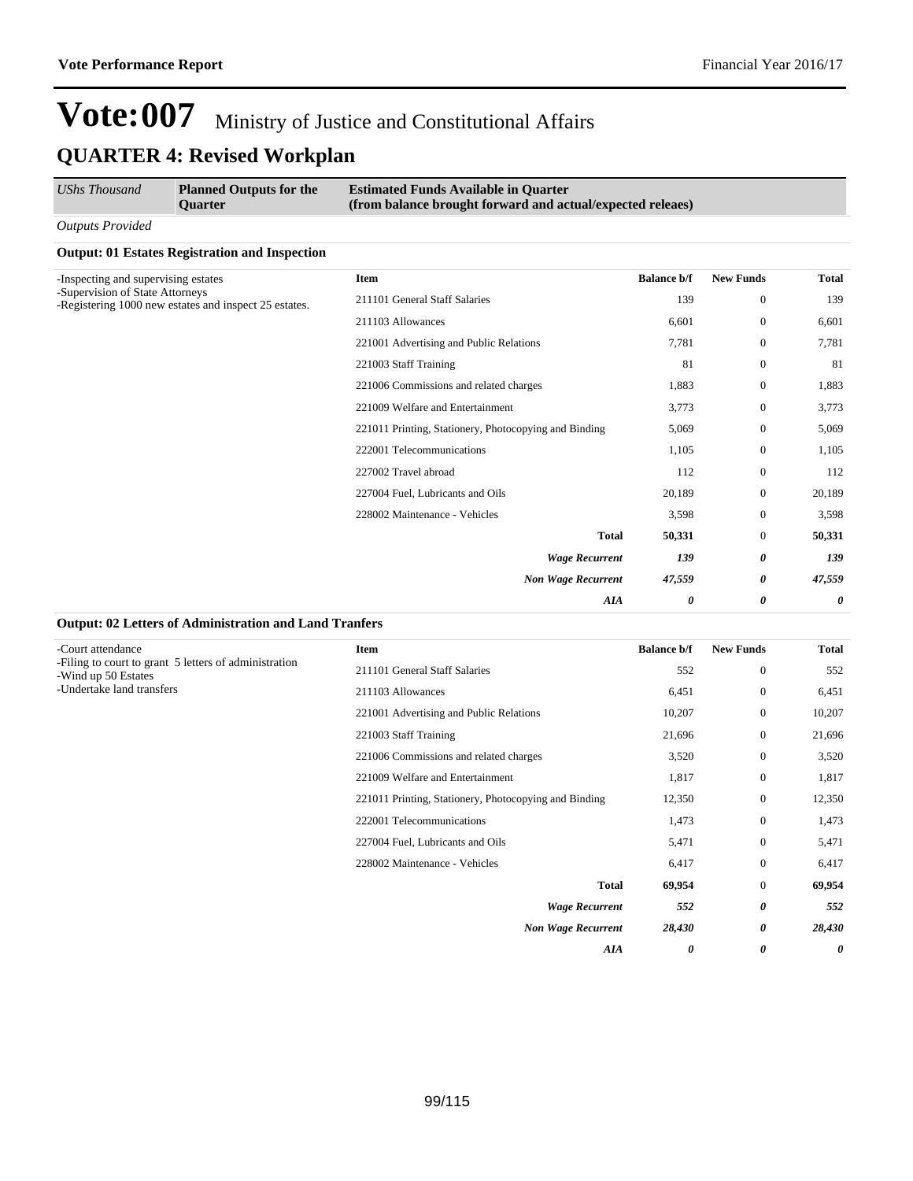# Vote:007 Ministry of Justice and Constitutional Affairs

## QUARTER 4: Revised Workplan

| *UShs Thousand* | **Planned Outputs for the Quarter** | **Estimated Funds Available in Quarter (from balance brought forward and actual/expected releaes)** |
|---|---|---|

*Outputs Provided*

### Output: 01 Estates Registration and Inspection

-Inspecting and supervising estates
-Supervision of State Attorneys
-Registering 1000 new estates and inspect 25 estates.

| Item | Balance b/f | New Funds | Total |
|---|---|---|---|
| 211101 General Staff Salaries | 139 | 0 | 139 |
| 211103 Allowances | 6,601 | 0 | 6,601 |
| 221001 Advertising and Public Relations | 7,781 | 0 | 7,781 |
| 221003 Staff Training | 81 | 0 | 81 |
| 221006 Commissions and related charges | 1,883 | 0 | 1,883 |
| 221009 Welfare and Entertainment | 3,773 | 0 | 3,773 |
| 221011 Printing, Stationery, Photocopying and Binding | 5,069 | 0 | 5,069 |
| 222001 Telecommunications | 1,105 | 0 | 1,105 |
| 227002 Travel abroad | 112 | 0 | 112 |
| 227004 Fuel, Lubricants and Oils | 20,189 | 0 | 20,189 |
| 228002 Maintenance - Vehicles | 3,598 | 0 | 3,598 |
| **Total** | **50,331** | 0 | **50,331** |
| ***Wage Recurrent*** | ***139*** | ***0*** | ***139*** |
| ***Non Wage Recurrent*** | ***47,559*** | ***0*** | ***47,559*** |
| ***AIA*** | ***0*** | ***0*** | ***0*** |

### Output: 02 Letters of Administration and Land Tranfers

-Court attendance
-Filing to court to grant 5 letters of administration
-Wind up 50 Estates
-Undertake land transfers

| Item | Balance b/f | New Funds | Total |
|---|---|---|---|
| 211101 General Staff Salaries | 552 | 0 | 552 |
| 211103 Allowances | 6,451 | 0 | 6,451 |
| 221001 Advertising and Public Relations | 10,207 | 0 | 10,207 |
| 221003 Staff Training | 21,696 | 0 | 21,696 |
| 221006 Commissions and related charges | 3,520 | 0 | 3,520 |
| 221009 Welfare and Entertainment | 1,817 | 0 | 1,817 |
| 221011 Printing, Stationery, Photocopying and Binding | 12,350 | 0 | 12,350 |
| 222001 Telecommunications | 1,473 | 0 | 1,473 |
| 227004 Fuel, Lubricants and Oils | 5,471 | 0 | 5,471 |
| 228002 Maintenance - Vehicles | 6,417 | 0 | 6,417 |
| **Total** | **69,954** | 0 | **69,954** |
| ***Wage Recurrent*** | ***552*** | ***0*** | ***552*** |
| ***Non Wage Recurrent*** | ***28,430*** | ***0*** | ***28,430*** |
| ***AIA*** | ***0*** | ***0*** | ***0*** |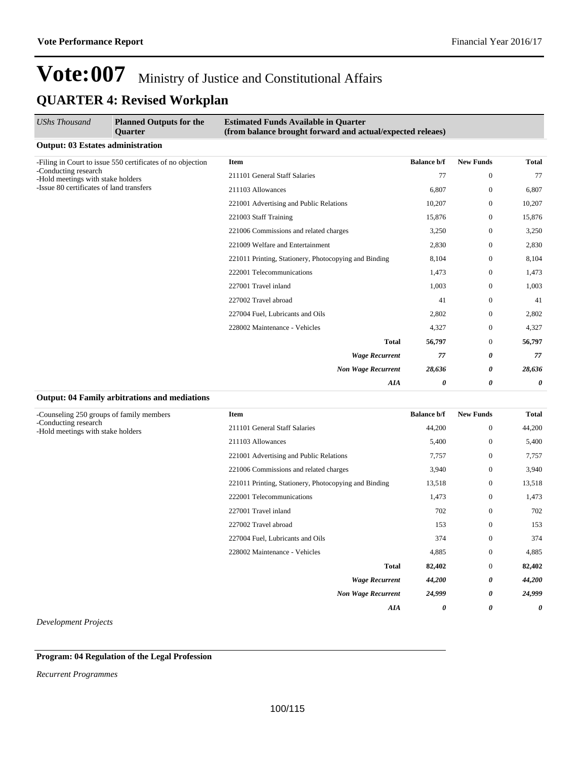# Vote:007 Ministry of Justice and Constitutional Affairs

## QUARTER 4: Revised Workplan

| *UShs Thousand* | **Planned Outputs for the Quarter** | **Estimated Funds Available in Quarter (from balance brought forward and actual/expected releaes)** | | | |
|---|---|---|---|---|---|

**Output: 03 Estates administration**

-Filing in Court to issue 550 certificates of no objection
-Conducting research
-Hold meetings with stake holders
-Issue 80 certificates of land transfers

| Item | Balance b/f | New Funds | Total |
|---|---|---|---|
| 211101 General Staff Salaries | 77 | 0 | 77 |
| 211103 Allowances | 6,807 | 0 | 6,807 |
| 221001 Advertising and Public Relations | 10,207 | 0 | 10,207 |
| 221003 Staff Training | 15,876 | 0 | 15,876 |
| 221006 Commissions and related charges | 3,250 | 0 | 3,250 |
| 221009 Welfare and Entertainment | 2,830 | 0 | 2,830 |
| 221011 Printing, Stationery, Photocopying and Binding | 8,104 | 0 | 8,104 |
| 222001 Telecommunications | 1,473 | 0 | 1,473 |
| 227001 Travel inland | 1,003 | 0 | 1,003 |
| 227002 Travel abroad | 41 | 0 | 41 |
| 227004 Fuel, Lubricants and Oils | 2,802 | 0 | 2,802 |
| 228002 Maintenance - Vehicles | 4,327 | 0 | 4,327 |
| **Total** | **56,797** | 0 | **56,797** |
| ***Wage Recurrent*** | ***77*** | ***0*** | ***77*** |
| ***Non Wage Recurrent*** | ***28,636*** | ***0*** | ***28,636*** |
| ***AIA*** | ***0*** | ***0*** | ***0*** |

**Output: 04 Family arbitrations and mediations**

-Counseling 250 groups of family members
-Conducting research
-Hold meetings with stake holders

| Item | Balance b/f | New Funds | Total |
|---|---|---|---|
| 211101 General Staff Salaries | 44,200 | 0 | 44,200 |
| 211103 Allowances | 5,400 | 0 | 5,400 |
| 221001 Advertising and Public Relations | 7,757 | 0 | 7,757 |
| 221006 Commissions and related charges | 3,940 | 0 | 3,940 |
| 221011 Printing, Stationery, Photocopying and Binding | 13,518 | 0 | 13,518 |
| 222001 Telecommunications | 1,473 | 0 | 1,473 |
| 227001 Travel inland | 702 | 0 | 702 |
| 227002 Travel abroad | 153 | 0 | 153 |
| 227004 Fuel, Lubricants and Oils | 374 | 0 | 374 |
| 228002 Maintenance - Vehicles | 4,885 | 0 | 4,885 |
| **Total** | **82,402** | 0 | **82,402** |
| ***Wage Recurrent*** | ***44,200*** | ***0*** | ***44,200*** |
| ***Non Wage Recurrent*** | ***24,999*** | ***0*** | ***24,999*** |
| ***AIA*** | ***0*** | ***0*** | ***0*** |

*Development Projects*

**Program: 04 Regulation of the Legal Profession**

*Recurrent Programmes*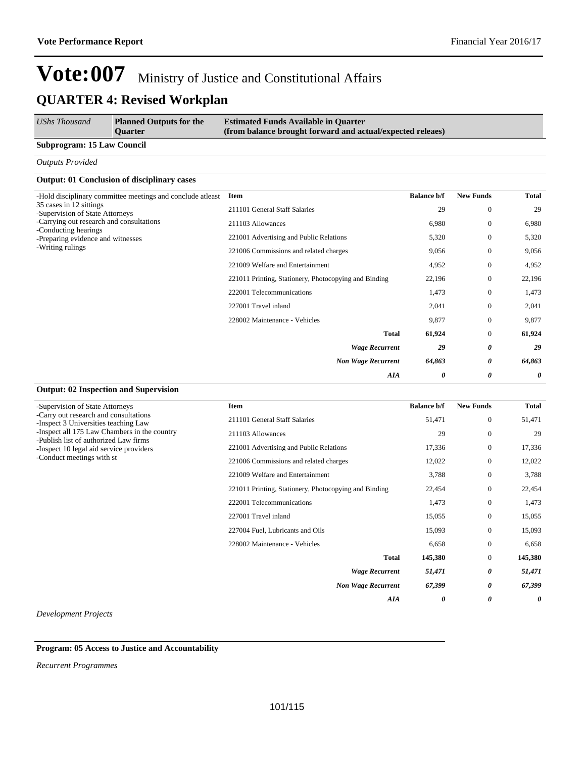# Vote:007 Ministry of Justice and Constitutional Affairs

## QUARTER 4: Revised Workplan

| *UShs Thousand* | **Planned Outputs for the Quarter** | **Estimated Funds Available in Quarter (from balance brought forward and actual/expected releaes)** |
|---|---|---|

**Subprogram: 15 Law Council**

*Outputs Provided*

**Output: 01 Conclusion of disciplinary cases**

-Hold disciplinary committee meetings and conclude atleast 35 cases in 12 sittings
-Supervision of State Attorneys
-Carrying out research and consultations
-Conducting hearings
-Preparing evidence and witnesses
-Writing rulings

| Item | Balance b/f | New Funds | Total |
|---|---|---|---|
| 211101 General Staff Salaries | 29 | 0 | 29 |
| 211103 Allowances | 6,980 | 0 | 6,980 |
| 221001 Advertising and Public Relations | 5,320 | 0 | 5,320 |
| 221006 Commissions and related charges | 9,056 | 0 | 9,056 |
| 221009 Welfare and Entertainment | 4,952 | 0 | 4,952 |
| 221011 Printing, Stationery, Photocopying and Binding | 22,196 | 0 | 22,196 |
| 222001 Telecommunications | 1,473 | 0 | 1,473 |
| 227001 Travel inland | 2,041 | 0 | 2,041 |
| 228002 Maintenance - Vehicles | 9,877 | 0 | 9,877 |
| **Total** | **61,924** | 0 | **61,924** |
| ***Wage Recurrent*** | ***29*** | ***0*** | ***29*** |
| ***Non Wage Recurrent*** | ***64,863*** | ***0*** | ***64,863*** |
| ***AIA*** | ***0*** | ***0*** | ***0*** |

**Output: 02 Inspection and Supervision**

-Supervision of State Attorneys
-Carry out research and consultations
-Inspect 3 Universities teaching Law
-Inspect all 175 Law Chambers in the country
-Publish list of authorized Law firms
-Inspect 10 legal aid service providers
-Conduct meetings with st

| Item | Balance b/f | New Funds | Total |
|---|---|---|---|
| 211101 General Staff Salaries | 51,471 | 0 | 51,471 |
| 211103 Allowances | 29 | 0 | 29 |
| 221001 Advertising and Public Relations | 17,336 | 0 | 17,336 |
| 221006 Commissions and related charges | 12,022 | 0 | 12,022 |
| 221009 Welfare and Entertainment | 3,788 | 0 | 3,788 |
| 221011 Printing, Stationery, Photocopying and Binding | 22,454 | 0 | 22,454 |
| 222001 Telecommunications | 1,473 | 0 | 1,473 |
| 227001 Travel inland | 15,055 | 0 | 15,055 |
| 227004 Fuel, Lubricants and Oils | 15,093 | 0 | 15,093 |
| 228002 Maintenance - Vehicles | 6,658 | 0 | 6,658 |
| **Total** | **145,380** | 0 | **145,380** |
| ***Wage Recurrent*** | ***51,471*** | ***0*** | ***51,471*** |
| ***Non Wage Recurrent*** | ***67,399*** | ***0*** | ***67,399*** |
| ***AIA*** | ***0*** | ***0*** | ***0*** |

*Development Projects*

**Program: 05 Access to Justice and Accountability**

*Recurrent Programmes*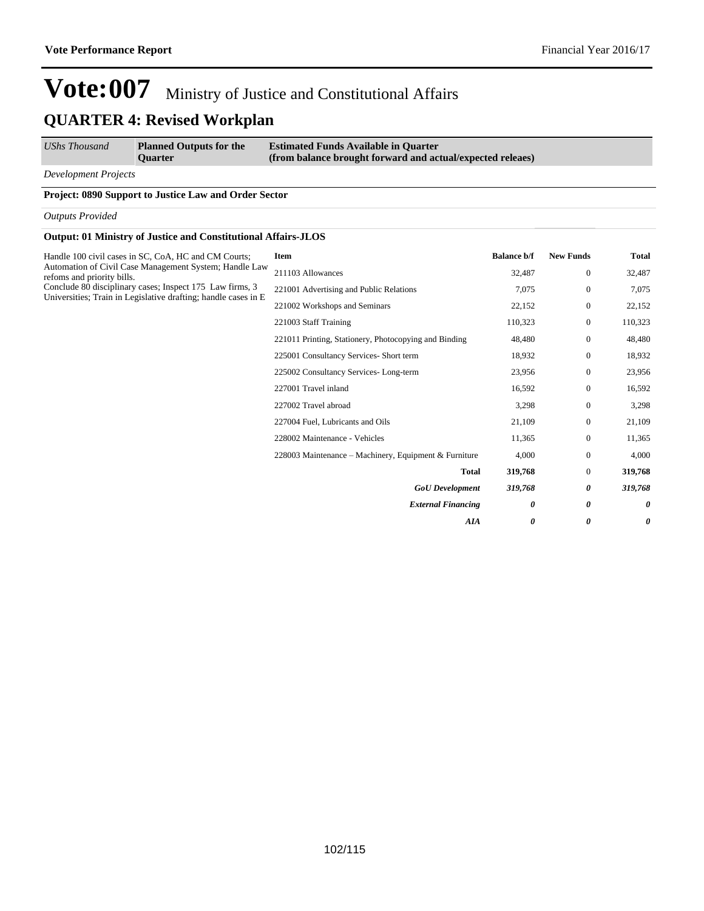# Vote:007 Ministry of Justice and Constitutional Affairs

## QUARTER 4: Revised Workplan

| *UShs Thousand* | **Planned Outputs for the Quarter** | **Estimated Funds Available in Quarter (from balance brought forward and actual/expected releaes)** | | | |
|---|---|---|---|---|---|

*Development Projects*

**Project: 0890 Support to Justice Law and Order Sector**

*Outputs Provided*

**Output: 01 Ministry of Justice and Constitutional Affairs-JLOS**

| Planned Outputs | Item | Balance b/f | New Funds | Total |
|---|---|---|---|---|
| Handle 100 civil cases in SC, CoA, HC and CM Courts; Automation of Civil Case Management System; Handle Law refoms and priority bills. Conclude 80 disciplinary cases; Inspect 175 Law firms, 3 Universities; Train in Legislative drafting; handle cases in E | 211103 Allowances | 32,487 | 0 | 32,487 |
| | 221001 Advertising and Public Relations | 7,075 | 0 | 7,075 |
| | 221002 Workshops and Seminars | 22,152 | 0 | 22,152 |
| | 221003 Staff Training | 110,323 | 0 | 110,323 |
| | 221011 Printing, Stationery, Photocopying and Binding | 48,480 | 0 | 48,480 |
| | 225001 Consultancy Services- Short term | 18,932 | 0 | 18,932 |
| | 225002 Consultancy Services- Long-term | 23,956 | 0 | 23,956 |
| | 227001 Travel inland | 16,592 | 0 | 16,592 |
| | 227002 Travel abroad | 3,298 | 0 | 3,298 |
| | 227004 Fuel, Lubricants and Oils | 21,109 | 0 | 21,109 |
| | 228002 Maintenance - Vehicles | 11,365 | 0 | 11,365 |
| | 228003 Maintenance – Machinery, Equipment & Furniture | 4,000 | 0 | 4,000 |
| | **Total** | **319,768** | 0 | **319,768** |
| | ***GoU Development*** | ***319,768*** | ***0*** | ***319,768*** |
| | ***External Financing*** | ***0*** | ***0*** | ***0*** |
| | ***AIA*** | ***0*** | ***0*** | ***0*** |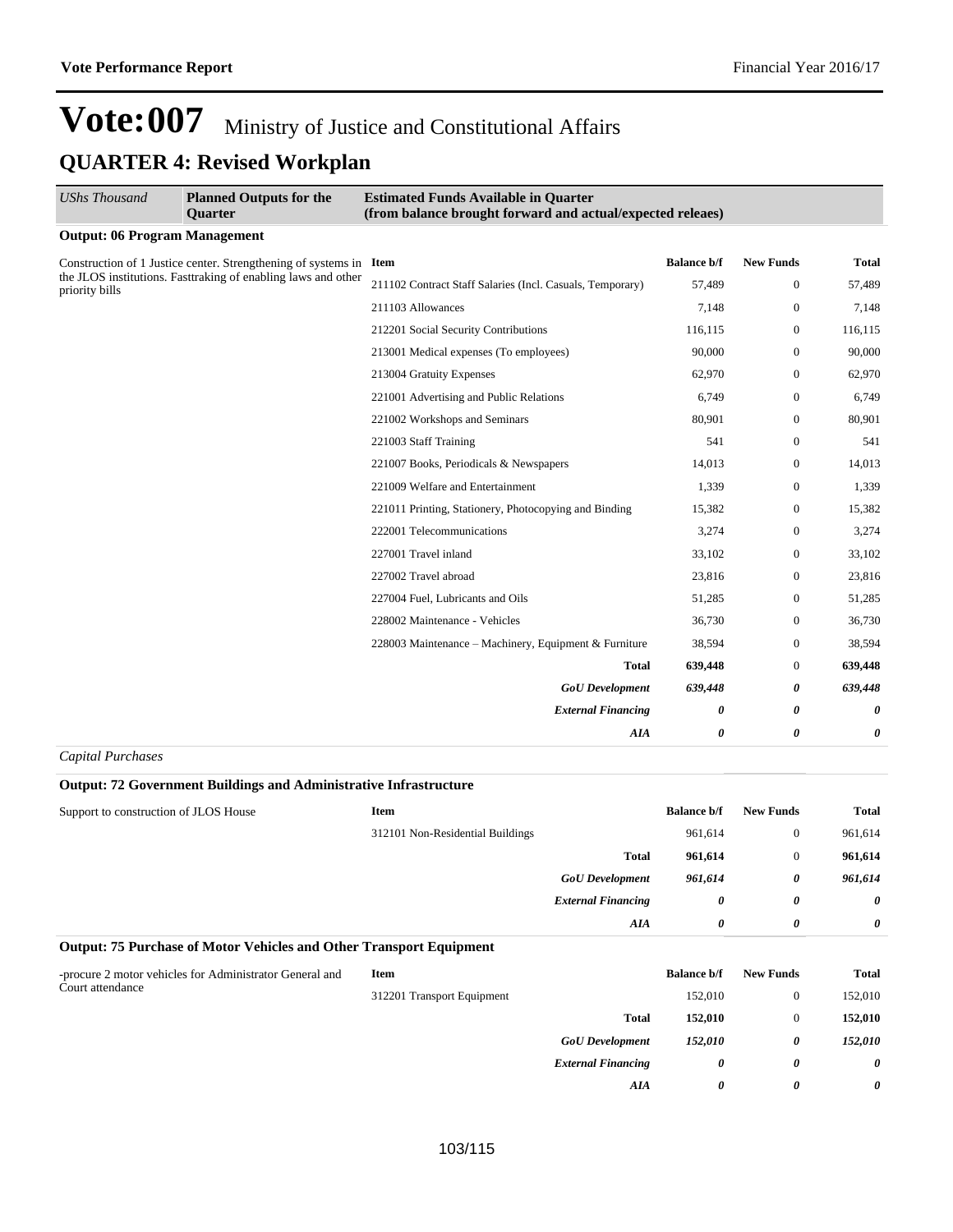# Vote:007 Ministry of Justice and Constitutional Affairs

## QUARTER 4: Revised Workplan

| *UShs Thousand* | **Planned Outputs for the Quarter** | **Estimated Funds Available in Quarter (from balance brought forward and actual/expected releaes)** | | | |
|---|---|---|---|---|---|

**Output: 06 Program Management**

| Planned Outputs | Item | Balance b/f | New Funds | Total |
|---|---|---|---|---|
| Construction of 1 Justice center. Strengthening of systems in the JLOS institutions. Fasttraking of enabling laws and other priority bills | 211102 Contract Staff Salaries (Incl. Casuals, Temporary) | 57,489 | 0 | 57,489 |
| | 211103 Allowances | 7,148 | 0 | 7,148 |
| | 212201 Social Security Contributions | 116,115 | 0 | 116,115 |
| | 213001 Medical expenses (To employees) | 90,000 | 0 | 90,000 |
| | 213004 Gratuity Expenses | 62,970 | 0 | 62,970 |
| | 221001 Advertising and Public Relations | 6,749 | 0 | 6,749 |
| | 221002 Workshops and Seminars | 80,901 | 0 | 80,901 |
| | 221003 Staff Training | 541 | 0 | 541 |
| | 221007 Books, Periodicals & Newspapers | 14,013 | 0 | 14,013 |
| | 221009 Welfare and Entertainment | 1,339 | 0 | 1,339 |
| | 221011 Printing, Stationery, Photocopying and Binding | 15,382 | 0 | 15,382 |
| | 222001 Telecommunications | 3,274 | 0 | 3,274 |
| | 227001 Travel inland | 33,102 | 0 | 33,102 |
| | 227002 Travel abroad | 23,816 | 0 | 23,816 |
| | 227004 Fuel, Lubricants and Oils | 51,285 | 0 | 51,285 |
| | 228002 Maintenance - Vehicles | 36,730 | 0 | 36,730 |
| | 228003 Maintenance – Machinery, Equipment & Furniture | 38,594 | 0 | 38,594 |
| | **Total** | **639,448** | 0 | **639,448** |
| | ***GoU Development*** | ***639,448*** | ***0*** | ***639,448*** |
| | ***External Financing*** | ***0*** | ***0*** | ***0*** |
| | ***AIA*** | ***0*** | ***0*** | ***0*** |

*Capital Purchases*

**Output: 72 Government Buildings and Administrative Infrastructure**

| Planned Outputs | Item | Balance b/f | New Funds | Total |
|---|---|---|---|---|
| Support to construction of JLOS House | 312101 Non-Residential Buildings | 961,614 | 0 | 961,614 |
| | **Total** | **961,614** | 0 | **961,614** |
| | ***GoU Development*** | ***961,614*** | ***0*** | ***961,614*** |
| | ***External Financing*** | ***0*** | ***0*** | ***0*** |
| | ***AIA*** | ***0*** | ***0*** | ***0*** |

**Output: 75 Purchase of Motor Vehicles and Other Transport Equipment**

| Planned Outputs | Item | Balance b/f | New Funds | Total |
|---|---|---|---|---|
| -procure 2 motor vehicles for Administrator General and Court attendance | 312201 Transport Equipment | 152,010 | 0 | 152,010 |
| | **Total** | **152,010** | 0 | **152,010** |
| | ***GoU Development*** | ***152,010*** | ***0*** | ***152,010*** |
| | ***External Financing*** | ***0*** | ***0*** | ***0*** |
| | ***AIA*** | ***0*** | ***0*** | ***0*** |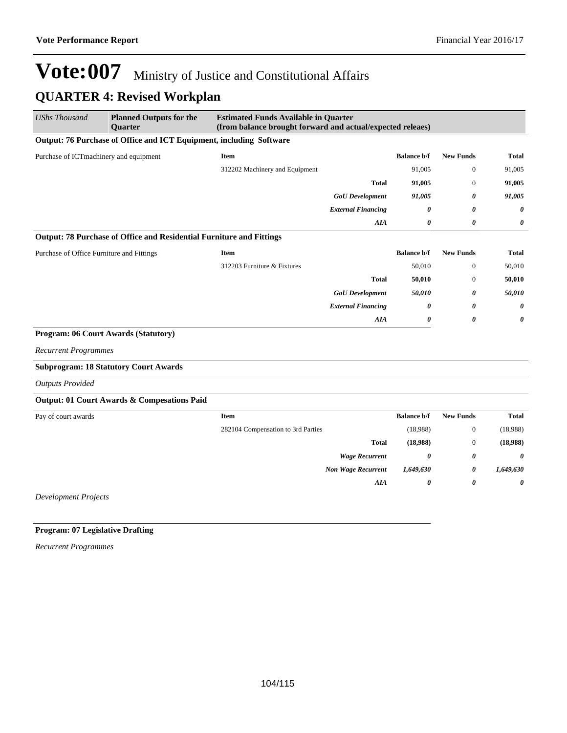# Vote:007 Ministry of Justice and Constitutional Affairs

## QUARTER 4: Revised Workplan

| *UShs Thousand* | **Planned Outputs for the Quarter** | **Estimated Funds Available in Quarter (from balance brought forward and actual/expected releaes)** | | | |
|---|---|---|---|---|---|

**Output: 76 Purchase of Office and ICT Equipment, including Software**

| Purchase of ICTmachinery and equipment | **Item** | **Balance b/f** | **New Funds** | **Total** |
|---|---|---|---|---|
| | 312202 Machinery and Equipment | 91,005 | 0 | 91,005 |
| | **Total** | **91,005** | 0 | **91,005** |
| | ***GoU Development*** | ***91,005*** | ***0*** | ***91,005*** |
| | ***External Financing*** | ***0*** | ***0*** | ***0*** |
| | ***AIA*** | ***0*** | ***0*** | ***0*** |

**Output: 78 Purchase of Office and Residential Furniture and Fittings**

| Purchase of Office Furniture and Fittings | **Item** | **Balance b/f** | **New Funds** | **Total** |
|---|---|---|---|---|
| | 312203 Furniture & Fixtures | 50,010 | 0 | 50,010 |
| | **Total** | **50,010** | 0 | **50,010** |
| | ***GoU Development*** | ***50,010*** | ***0*** | ***50,010*** |
| | ***External Financing*** | ***0*** | ***0*** | ***0*** |
| | ***AIA*** | ***0*** | ***0*** | ***0*** |

**Program: 06 Court Awards (Statutory)**

*Recurrent Programmes*

**Subprogram: 18 Statutory Court Awards**

*Outputs Provided*

**Output: 01 Court Awards & Compesations Paid**

| Pay of court awards | **Item** | **Balance b/f** | **New Funds** | **Total** |
|---|---|---|---|---|
| | 282104 Compensation to 3rd Parties | (18,988) | 0 | (18,988) |
| | **Total** | **(18,988)** | 0 | **(18,988)** |
| | ***Wage Recurrent*** | ***0*** | ***0*** | ***0*** |
| | ***Non Wage Recurrent*** | ***1,649,630*** | ***0*** | ***1,649,630*** |
| | ***AIA*** | ***0*** | ***0*** | ***0*** |

*Development Projects*

**Program: 07 Legislative Drafting**

*Recurrent Programmes*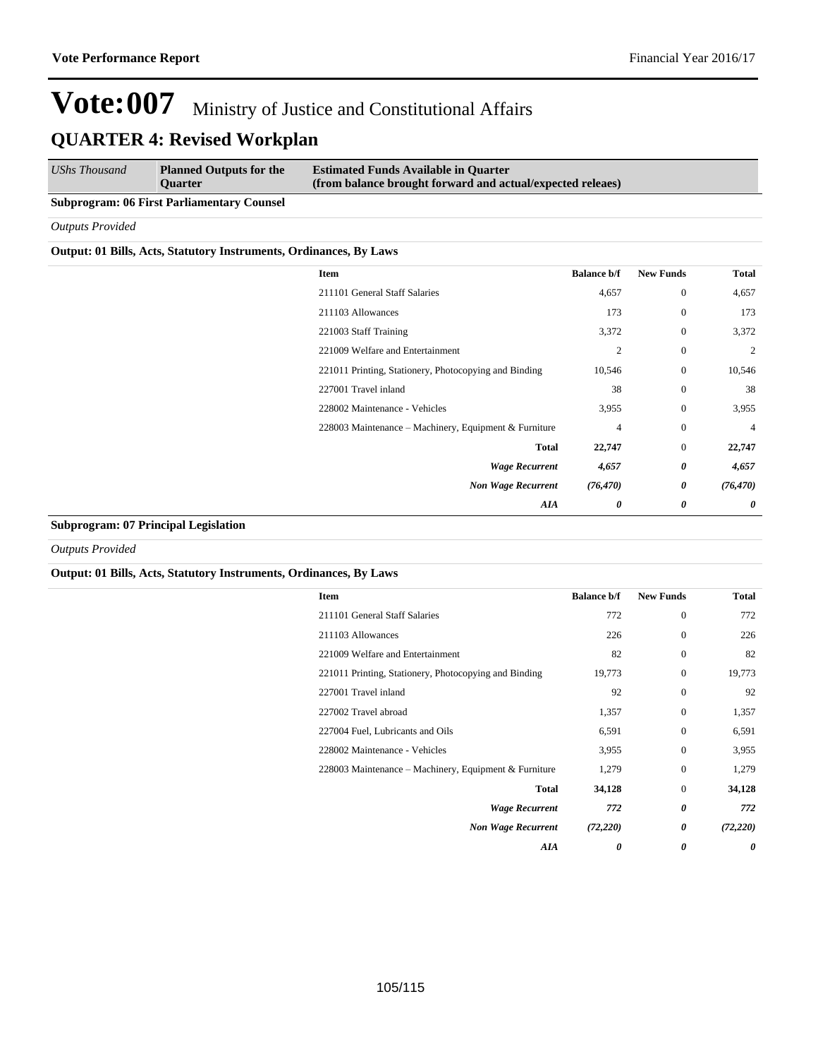# Vote:007 Ministry of Justice and Constitutional Affairs

## QUARTER 4: Revised Workplan

| *UShs Thousand* | **Planned Outputs for the Quarter** | **Estimated Funds Available in Quarter (from balance brought forward and actual/expected releaes)** |
|---|---|---|

**Subprogram: 06 First Parliamentary Counsel**

*Outputs Provided*

**Output: 01 Bills, Acts, Statutory Instruments, Ordinances, By Laws**

| Item | Balance b/f | New Funds | Total |
|---|---|---|---|
| 211101 General Staff Salaries | 4,657 | 0 | 4,657 |
| 211103 Allowances | 173 | 0 | 173 |
| 221003 Staff Training | 3,372 | 0 | 3,372 |
| 221009 Welfare and Entertainment | 2 | 0 | 2 |
| 221011 Printing, Stationery, Photocopying and Binding | 10,546 | 0 | 10,546 |
| 227001 Travel inland | 38 | 0 | 38 |
| 228002 Maintenance - Vehicles | 3,955 | 0 | 3,955 |
| 228003 Maintenance – Machinery, Equipment & Furniture | 4 | 0 | 4 |
| **Total** | **22,747** | 0 | **22,747** |
| ***Wage Recurrent*** | ***4,657*** | ***0*** | ***4,657*** |
| ***Non Wage Recurrent*** | ***(76,470)*** | ***0*** | ***(76,470)*** |
| ***AIA*** | ***0*** | ***0*** | ***0*** |

**Subprogram: 07 Principal Legislation**

*Outputs Provided*

**Output: 01 Bills, Acts, Statutory Instruments, Ordinances, By Laws**

| Item | Balance b/f | New Funds | Total |
|---|---|---|---|
| 211101 General Staff Salaries | 772 | 0 | 772 |
| 211103 Allowances | 226 | 0 | 226 |
| 221009 Welfare and Entertainment | 82 | 0 | 82 |
| 221011 Printing, Stationery, Photocopying and Binding | 19,773 | 0 | 19,773 |
| 227001 Travel inland | 92 | 0 | 92 |
| 227002 Travel abroad | 1,357 | 0 | 1,357 |
| 227004 Fuel, Lubricants and Oils | 6,591 | 0 | 6,591 |
| 228002 Maintenance - Vehicles | 3,955 | 0 | 3,955 |
| 228003 Maintenance – Machinery, Equipment & Furniture | 1,279 | 0 | 1,279 |
| **Total** | **34,128** | 0 | **34,128** |
| ***Wage Recurrent*** | ***772*** | ***0*** | ***772*** |
| ***Non Wage Recurrent*** | ***(72,220)*** | ***0*** | ***(72,220)*** |
| ***AIA*** | ***0*** | ***0*** | ***0*** |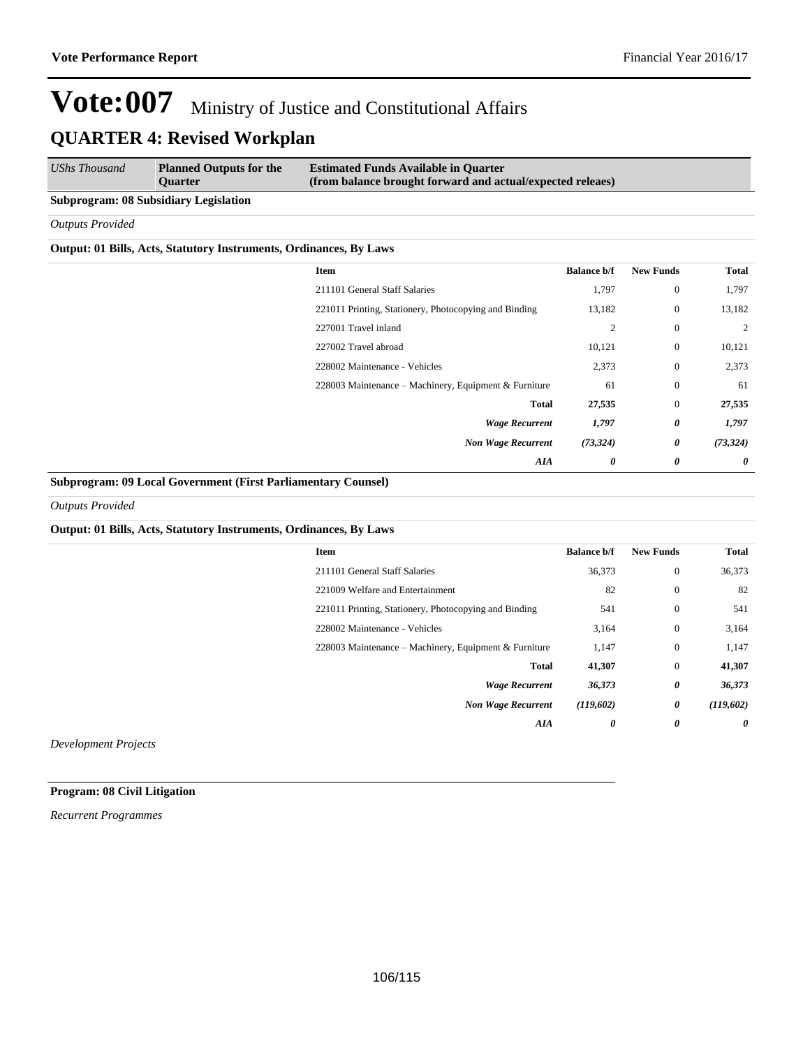# Vote:007 Ministry of Justice and Constitutional Affairs

## QUARTER 4: Revised Workplan

| *UShs Thousand* | **Planned Outputs for the Quarter** | **Estimated Funds Available in Quarter (from balance brought forward and actual/expected releaes)** |
|---|---|---|

**Subprogram: 08 Subsidiary Legislation**

*Outputs Provided*

**Output: 01 Bills, Acts, Statutory Instruments, Ordinances, By Laws**

| Item | Balance b/f | New Funds | Total |
|---|---|---|---|
| 211101 General Staff Salaries | 1,797 | 0 | 1,797 |
| 221011 Printing, Stationery, Photocopying and Binding | 13,182 | 0 | 13,182 |
| 227001 Travel inland | 2 | 0 | 2 |
| 227002 Travel abroad | 10,121 | 0 | 10,121 |
| 228002 Maintenance - Vehicles | 2,373 | 0 | 2,373 |
| 228003 Maintenance – Machinery, Equipment & Furniture | 61 | 0 | 61 |
| **Total** | **27,535** | 0 | **27,535** |
| ***Wage Recurrent*** | ***1,797*** | ***0*** | ***1,797*** |
| ***Non Wage Recurrent*** | ***(73,324)*** | ***0*** | ***(73,324)*** |
| ***AIA*** | ***0*** | ***0*** | ***0*** |

**Subprogram: 09 Local Government (First Parliamentary Counsel)**

*Outputs Provided*

**Output: 01 Bills, Acts, Statutory Instruments, Ordinances, By Laws**

| Item | Balance b/f | New Funds | Total |
|---|---|---|---|
| 211101 General Staff Salaries | 36,373 | 0 | 36,373 |
| 221009 Welfare and Entertainment | 82 | 0 | 82 |
| 221011 Printing, Stationery, Photocopying and Binding | 541 | 0 | 541 |
| 228002 Maintenance - Vehicles | 3,164 | 0 | 3,164 |
| 228003 Maintenance – Machinery, Equipment & Furniture | 1,147 | 0 | 1,147 |
| **Total** | **41,307** | 0 | **41,307** |
| ***Wage Recurrent*** | ***36,373*** | ***0*** | ***36,373*** |
| ***Non Wage Recurrent*** | ***(119,602)*** | ***0*** | ***(119,602)*** |
| ***AIA*** | ***0*** | ***0*** | ***0*** |

*Development Projects*

**Program: 08 Civil Litigation**

*Recurrent Programmes*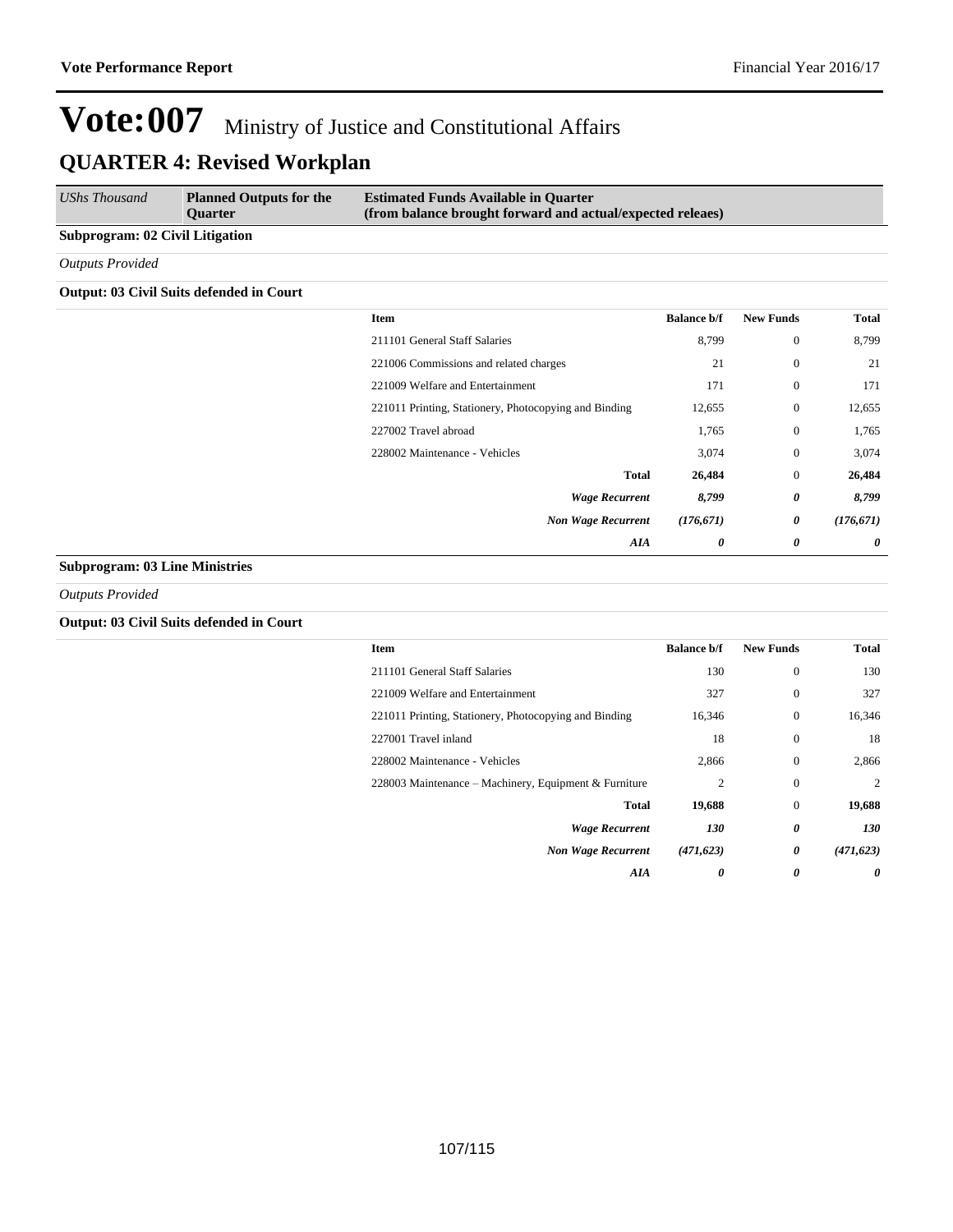# Vote:007 Ministry of Justice and Constitutional Affairs

## QUARTER 4: Revised Workplan

| *UShs Thousand* | **Planned Outputs for the Quarter** | **Estimated Funds Available in Quarter (from balance brought forward and actual/expected releaes)** |
|---|---|---|

**Subprogram: 02 Civil Litigation**

*Outputs Provided*

**Output: 03 Civil Suits defended in Court**

| Item | Balance b/f | New Funds | Total |
|---|---|---|---|
| 211101 General Staff Salaries | 8,799 | 0 | 8,799 |
| 221006 Commissions and related charges | 21 | 0 | 21 |
| 221009 Welfare and Entertainment | 171 | 0 | 171 |
| 221011 Printing, Stationery, Photocopying and Binding | 12,655 | 0 | 12,655 |
| 227002 Travel abroad | 1,765 | 0 | 1,765 |
| 228002 Maintenance - Vehicles | 3,074 | 0 | 3,074 |
| **Total** | **26,484** | 0 | **26,484** |
| ***Wage Recurrent*** | ***8,799*** | ***0*** | ***8,799*** |
| ***Non Wage Recurrent*** | ***(176,671)*** | ***0*** | ***(176,671)*** |
| ***AIA*** | ***0*** | ***0*** | ***0*** |

**Subprogram: 03 Line Ministries**

*Outputs Provided*

**Output: 03 Civil Suits defended in Court**

| Item | Balance b/f | New Funds | Total |
|---|---|---|---|
| 211101 General Staff Salaries | 130 | 0 | 130 |
| 221009 Welfare and Entertainment | 327 | 0 | 327 |
| 221011 Printing, Stationery, Photocopying and Binding | 16,346 | 0 | 16,346 |
| 227001 Travel inland | 18 | 0 | 18 |
| 228002 Maintenance - Vehicles | 2,866 | 0 | 2,866 |
| 228003 Maintenance – Machinery, Equipment & Furniture | 2 | 0 | 2 |
| **Total** | **19,688** | 0 | **19,688** |
| ***Wage Recurrent*** | ***130*** | ***0*** | ***130*** |
| ***Non Wage Recurrent*** | ***(471,623)*** | ***0*** | ***(471,623)*** |
| ***AIA*** | ***0*** | ***0*** | ***0*** |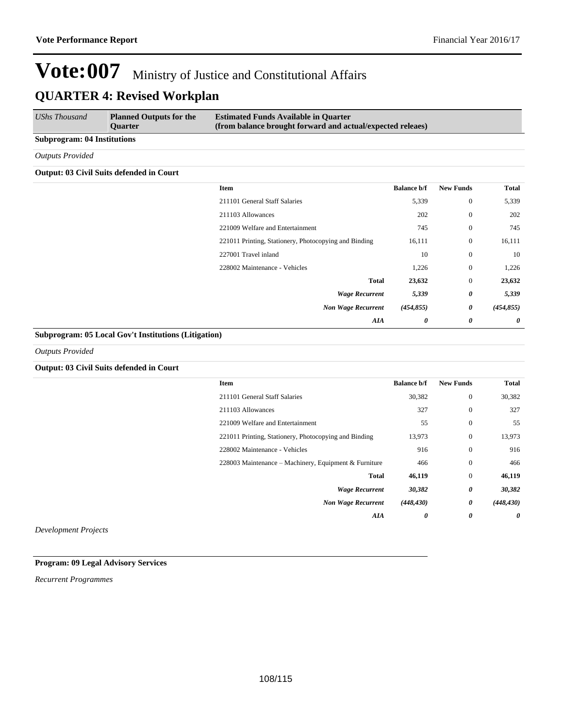# Vote:007 Ministry of Justice and Constitutional Affairs

## QUARTER 4: Revised Workplan

| *UShs Thousand* | **Planned Outputs for the Quarter** | **Estimated Funds Available in Quarter (from balance brought forward and actual/expected releaes)** |
|---|---|---|

**Subprogram: 04 Institutions**

*Outputs Provided*

**Output: 03 Civil Suits defended in Court**

| Item | Balance b/f | New Funds | Total |
|---|---|---|---|
| 211101 General Staff Salaries | 5,339 | 0 | 5,339 |
| 211103 Allowances | 202 | 0 | 202 |
| 221009 Welfare and Entertainment | 745 | 0 | 745 |
| 221011 Printing, Stationery, Photocopying and Binding | 16,111 | 0 | 16,111 |
| 227001 Travel inland | 10 | 0 | 10 |
| 228002 Maintenance - Vehicles | 1,226 | 0 | 1,226 |
| **Total** | **23,632** | 0 | **23,632** |
| ***Wage Recurrent*** | ***5,339*** | ***0*** | ***5,339*** |
| ***Non Wage Recurrent*** | ***(454,855)*** | ***0*** | ***(454,855)*** |
| ***AIA*** | ***0*** | ***0*** | ***0*** |

**Subprogram: 05 Local Gov't Institutions (Litigation)**

*Outputs Provided*

**Output: 03 Civil Suits defended in Court**

| Item | Balance b/f | New Funds | Total |
|---|---|---|---|
| 211101 General Staff Salaries | 30,382 | 0 | 30,382 |
| 211103 Allowances | 327 | 0 | 327 |
| 221009 Welfare and Entertainment | 55 | 0 | 55 |
| 221011 Printing, Stationery, Photocopying and Binding | 13,973 | 0 | 13,973 |
| 228002 Maintenance - Vehicles | 916 | 0 | 916 |
| 228003 Maintenance – Machinery, Equipment & Furniture | 466 | 0 | 466 |
| **Total** | **46,119** | 0 | **46,119** |
| ***Wage Recurrent*** | ***30,382*** | ***0*** | ***30,382*** |
| ***Non Wage Recurrent*** | ***(448,430)*** | ***0*** | ***(448,430)*** |
| ***AIA*** | ***0*** | ***0*** | ***0*** |

*Development Projects*

**Program: 09 Legal Advisory Services**

*Recurrent Programmes*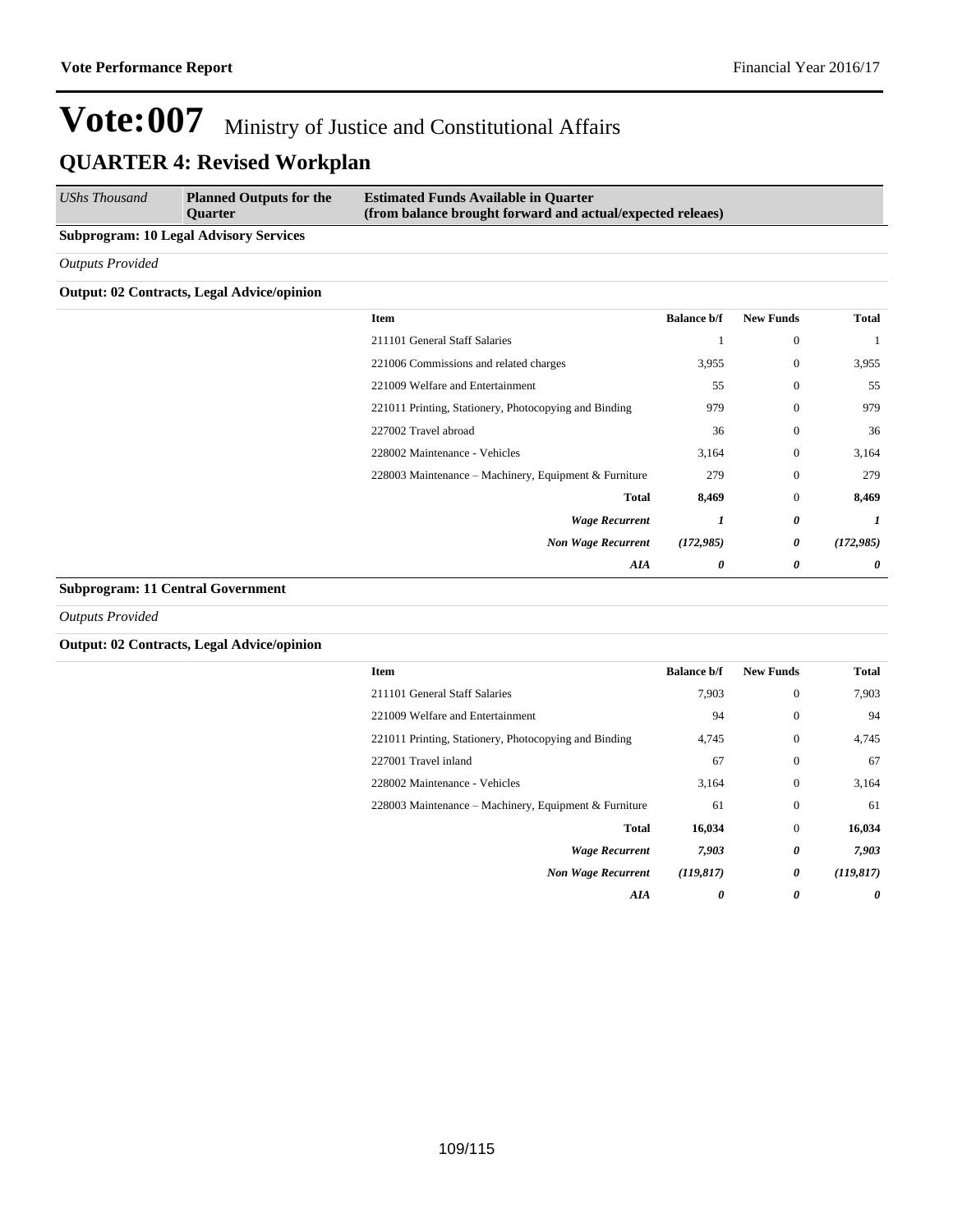# Vote:007 Ministry of Justice and Constitutional Affairs

## QUARTER 4: Revised Workplan

| UShs Thousand | Planned Outputs for the Quarter | Estimated Funds Available in Quarter (from balance brought forward and actual/expected releaes) |
|---|---|---|

**Subprogram: 10 Legal Advisory Services**

*Outputs Provided*

**Output: 02 Contracts, Legal Advice/opinion**

| Item | Balance b/f | New Funds | Total |
|---|---|---|---|
| 211101 General Staff Salaries | 1 | 0 | 1 |
| 221006 Commissions and related charges | 3,955 | 0 | 3,955 |
| 221009 Welfare and Entertainment | 55 | 0 | 55 |
| 221011 Printing, Stationery, Photocopying and Binding | 979 | 0 | 979 |
| 227002 Travel abroad | 36 | 0 | 36 |
| 228002 Maintenance - Vehicles | 3,164 | 0 | 3,164 |
| 228003 Maintenance – Machinery, Equipment & Furniture | 279 | 0 | 279 |
| **Total** | **8,469** | 0 | **8,469** |
| ***Wage Recurrent*** | ***1*** | ***0*** | ***1*** |
| ***Non Wage Recurrent*** | ***(172,985)*** | ***0*** | ***(172,985)*** |
| ***AIA*** | ***0*** | ***0*** | ***0*** |

**Subprogram: 11 Central Government**

*Outputs Provided*

**Output: 02 Contracts, Legal Advice/opinion**

| Item | Balance b/f | New Funds | Total |
|---|---|---|---|
| 211101 General Staff Salaries | 7,903 | 0 | 7,903 |
| 221009 Welfare and Entertainment | 94 | 0 | 94 |
| 221011 Printing, Stationery, Photocopying and Binding | 4,745 | 0 | 4,745 |
| 227001 Travel inland | 67 | 0 | 67 |
| 228002 Maintenance - Vehicles | 3,164 | 0 | 3,164 |
| 228003 Maintenance – Machinery, Equipment & Furniture | 61 | 0 | 61 |
| **Total** | **16,034** | 0 | **16,034** |
| ***Wage Recurrent*** | ***7,903*** | ***0*** | ***7,903*** |
| ***Non Wage Recurrent*** | ***(119,817)*** | ***0*** | ***(119,817)*** |
| ***AIA*** | ***0*** | ***0*** | ***0*** |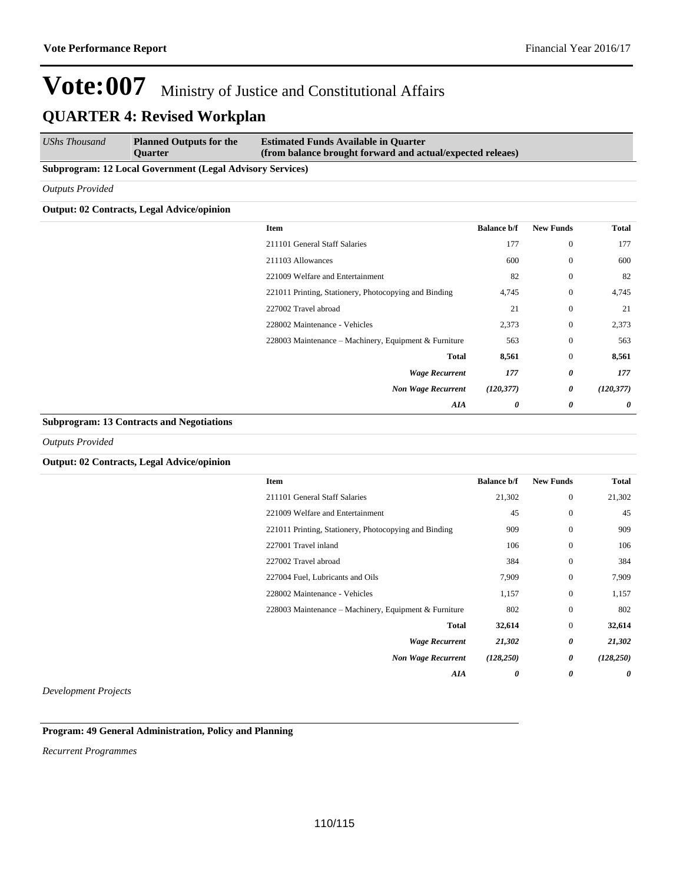# Vote:007 Ministry of Justice and Constitutional Affairs

## QUARTER 4: Revised Workplan

| *UShs Thousand* | **Planned Outputs for the Quarter** | **Estimated Funds Available in Quarter (from balance brought forward and actual/expected releaes)** |
|---|---|---|

**Subprogram: 12 Local Government (Legal Advisory Services)**

*Outputs Provided*

**Output: 02 Contracts, Legal Advice/opinion**

| Item | Balance b/f | New Funds | Total |
|---|---|---|---|
| 211101 General Staff Salaries | 177 | 0 | 177 |
| 211103 Allowances | 600 | 0 | 600 |
| 221009 Welfare and Entertainment | 82 | 0 | 82 |
| 221011 Printing, Stationery, Photocopying and Binding | 4,745 | 0 | 4,745 |
| 227002 Travel abroad | 21 | 0 | 21 |
| 228002 Maintenance - Vehicles | 2,373 | 0 | 2,373 |
| 228003 Maintenance – Machinery, Equipment & Furniture | 563 | 0 | 563 |
| **Total** | **8,561** | 0 | **8,561** |
| ***Wage Recurrent*** | ***177*** | ***0*** | ***177*** |
| ***Non Wage Recurrent*** | ***(120,377)*** | ***0*** | ***(120,377)*** |
| ***AIA*** | ***0*** | ***0*** | ***0*** |

**Subprogram: 13 Contracts and Negotiations**

*Outputs Provided*

**Output: 02 Contracts, Legal Advice/opinion**

| Item | Balance b/f | New Funds | Total |
|---|---|---|---|
| 211101 General Staff Salaries | 21,302 | 0 | 21,302 |
| 221009 Welfare and Entertainment | 45 | 0 | 45 |
| 221011 Printing, Stationery, Photocopying and Binding | 909 | 0 | 909 |
| 227001 Travel inland | 106 | 0 | 106 |
| 227002 Travel abroad | 384 | 0 | 384 |
| 227004 Fuel, Lubricants and Oils | 7,909 | 0 | 7,909 |
| 228002 Maintenance - Vehicles | 1,157 | 0 | 1,157 |
| 228003 Maintenance – Machinery, Equipment & Furniture | 802 | 0 | 802 |
| **Total** | **32,614** | 0 | **32,614** |
| ***Wage Recurrent*** | ***21,302*** | ***0*** | ***21,302*** |
| ***Non Wage Recurrent*** | ***(128,250)*** | ***0*** | ***(128,250)*** |
| ***AIA*** | ***0*** | ***0*** | ***0*** |

*Development Projects*

**Program: 49 General Administration, Policy and Planning**

*Recurrent Programmes*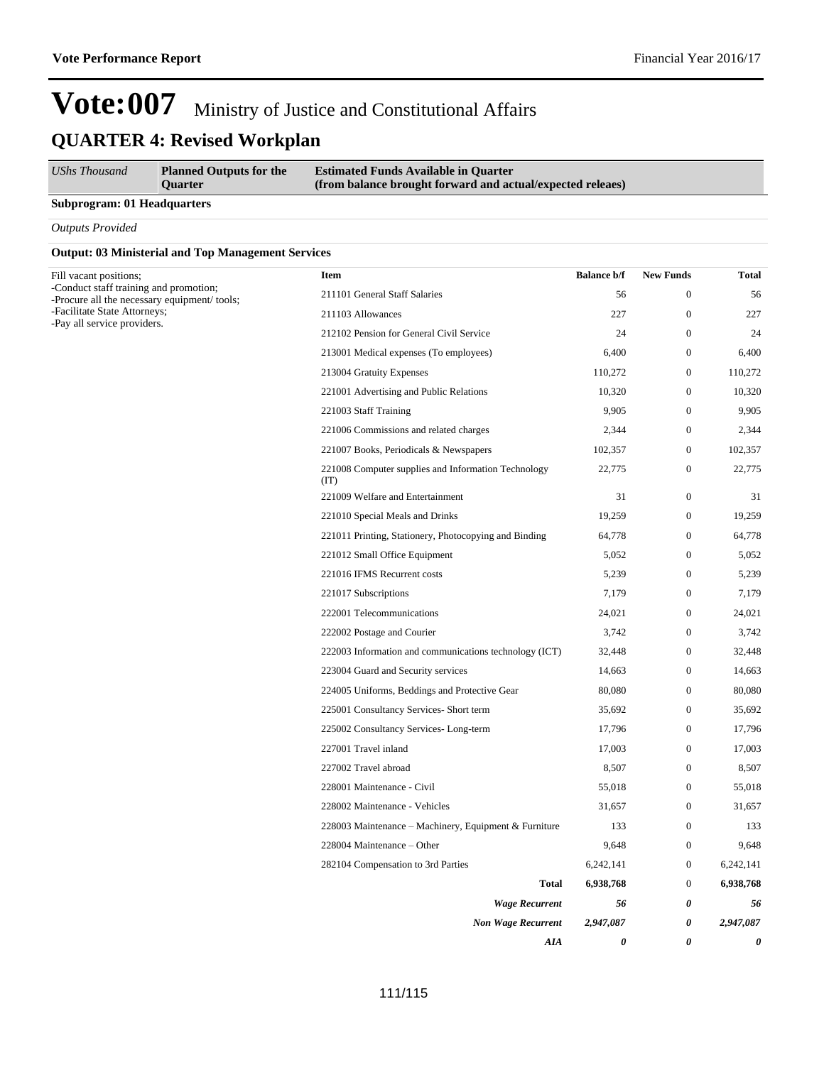# Vote:007 Ministry of Justice and Constitutional Affairs

## QUARTER 4: Revised Workplan

| *UShs Thousand* | **Planned Outputs for the Quarter** | **Estimated Funds Available in Quarter (from balance brought forward and actual/expected releaes)** | | | |
|---|---|---|---|---|---|

**Subprogram: 01 Headquarters**

*Outputs Provided*

**Output: 03 Ministerial and Top Management Services**

| Planned Outputs | **Item** | **Balance b/f** | **New Funds** | **Total** |
|---|---|---|---|---|
| Fill vacant positions;<br>-Conduct staff training and promotion;<br>-Procure all the necessary equipment/ tools;<br>-Facilitate State Attorneys;<br>-Pay all service providers. | 211101 General Staff Salaries | 56 | 0 | 56 |
| | 211103 Allowances | 227 | 0 | 227 |
| | 212102 Pension for General Civil Service | 24 | 0 | 24 |
| | 213001 Medical expenses (To employees) | 6,400 | 0 | 6,400 |
| | 213004 Gratuity Expenses | 110,272 | 0 | 110,272 |
| | 221001 Advertising and Public Relations | 10,320 | 0 | 10,320 |
| | 221003 Staff Training | 9,905 | 0 | 9,905 |
| | 221006 Commissions and related charges | 2,344 | 0 | 2,344 |
| | 221007 Books, Periodicals & Newspapers | 102,357 | 0 | 102,357 |
| | 221008 Computer supplies and Information Technology (IT) | 22,775 | 0 | 22,775 |
| | 221009 Welfare and Entertainment | 31 | 0 | 31 |
| | 221010 Special Meals and Drinks | 19,259 | 0 | 19,259 |
| | 221011 Printing, Stationery, Photocopying and Binding | 64,778 | 0 | 64,778 |
| | 221012 Small Office Equipment | 5,052 | 0 | 5,052 |
| | 221016 IFMS Recurrent costs | 5,239 | 0 | 5,239 |
| | 221017 Subscriptions | 7,179 | 0 | 7,179 |
| | 222001 Telecommunications | 24,021 | 0 | 24,021 |
| | 222002 Postage and Courier | 3,742 | 0 | 3,742 |
| | 222003 Information and communications technology (ICT) | 32,448 | 0 | 32,448 |
| | 223004 Guard and Security services | 14,663 | 0 | 14,663 |
| | 224005 Uniforms, Beddings and Protective Gear | 80,080 | 0 | 80,080 |
| | 225001 Consultancy Services- Short term | 35,692 | 0 | 35,692 |
| | 225002 Consultancy Services- Long-term | 17,796 | 0 | 17,796 |
| | 227001 Travel inland | 17,003 | 0 | 17,003 |
| | 227002 Travel abroad | 8,507 | 0 | 8,507 |
| | 228001 Maintenance - Civil | 55,018 | 0 | 55,018 |
| | 228002 Maintenance - Vehicles | 31,657 | 0 | 31,657 |
| | 228003 Maintenance – Machinery, Equipment & Furniture | 133 | 0 | 133 |
| | 228004 Maintenance – Other | 9,648 | 0 | 9,648 |
| | 282104 Compensation to 3rd Parties | 6,242,141 | 0 | 6,242,141 |
| | **Total** | **6,938,768** | 0 | **6,938,768** |
| | ***Wage Recurrent*** | ***56*** | ***0*** | ***56*** |
| | ***Non Wage Recurrent*** | ***2,947,087*** | ***0*** | ***2,947,087*** |
| | ***AIA*** | ***0*** | ***0*** | ***0*** |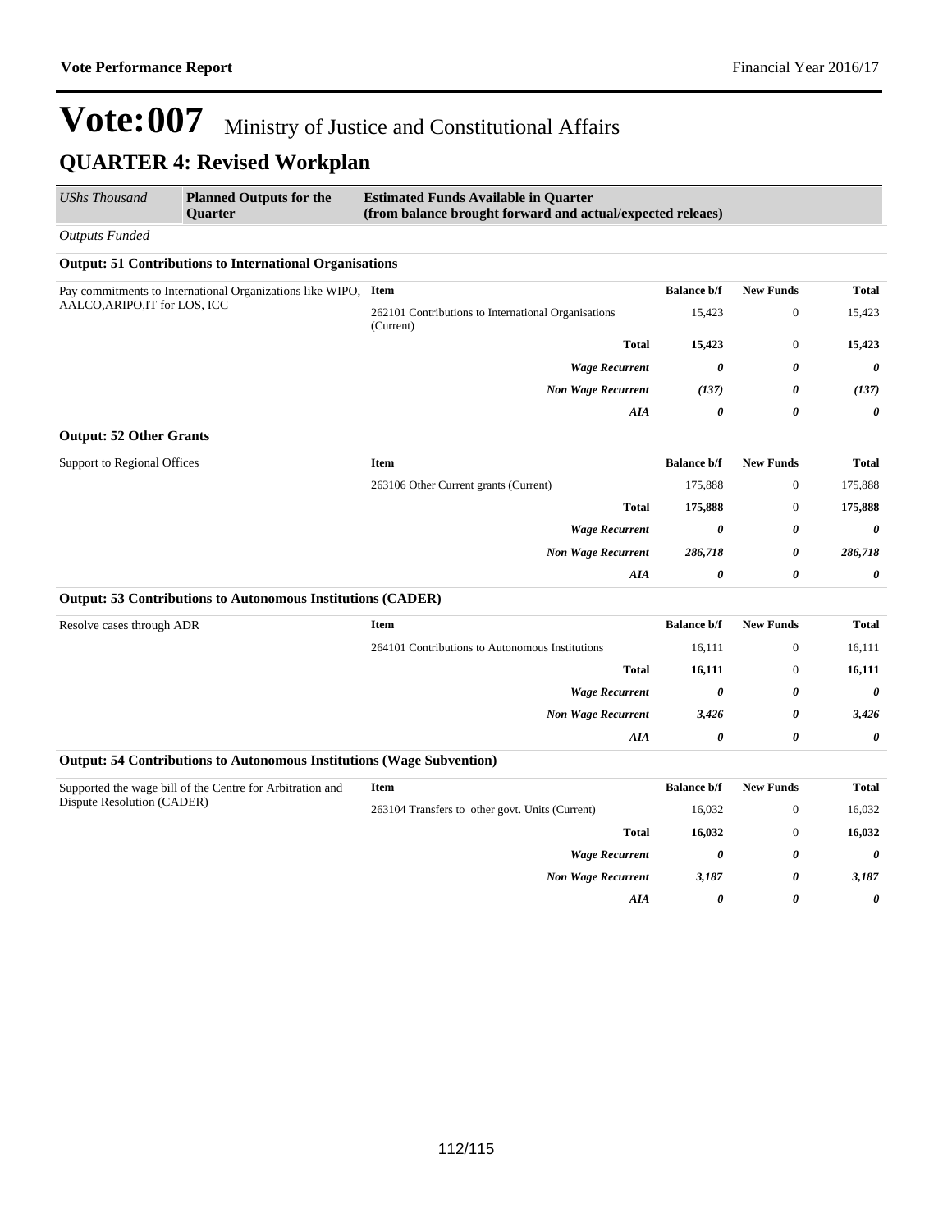# Vote:007 Ministry of Justice and Constitutional Affairs

## QUARTER 4: Revised Workplan

| *UShs Thousand* | **Planned Outputs for the Quarter** | **Estimated Funds Available in Quarter (from balance brought forward and actual/expected releaes)** | | | |
|---|---|---|---|---|---|
| *Outputs Funded* | | | | | |
| **Output: 51 Contributions to International Organisations** | | | | | |
| Pay commitments to International Organizations like WIPO, AALCO,ARIPO,IT for LOS, ICC | | **Item** | **Balance b/f** | **New Funds** | **Total** |
| | | 262101 Contributions to International Organisations (Current) | 15,423 | 0 | 15,423 |
| | | **Total** | **15,423** | 0 | **15,423** |
| | | ***Wage Recurrent*** | ***0*** | ***0*** | ***0*** |
| | | ***Non Wage Recurrent*** | ***(137)*** | ***0*** | ***(137)*** |
| | | ***AIA*** | ***0*** | ***0*** | ***0*** |
| **Output: 52 Other Grants** | | | | | |
| Support to Regional Offices | | **Item** | **Balance b/f** | **New Funds** | **Total** |
| | | 263106 Other Current grants (Current) | 175,888 | 0 | 175,888 |
| | | **Total** | **175,888** | 0 | **175,888** |
| | | ***Wage Recurrent*** | ***0*** | ***0*** | ***0*** |
| | | ***Non Wage Recurrent*** | ***286,718*** | ***0*** | ***286,718*** |
| | | ***AIA*** | ***0*** | ***0*** | ***0*** |
| **Output: 53 Contributions to Autonomous Institutions (CADER)** | | | | | |
| Resolve cases through ADR | | **Item** | **Balance b/f** | **New Funds** | **Total** |
| | | 264101 Contributions to Autonomous Institutions | 16,111 | 0 | 16,111 |
| | | **Total** | **16,111** | 0 | **16,111** |
| | | ***Wage Recurrent*** | ***0*** | ***0*** | ***0*** |
| | | ***Non Wage Recurrent*** | ***3,426*** | ***0*** | ***3,426*** |
| | | ***AIA*** | ***0*** | ***0*** | ***0*** |
| **Output: 54 Contributions to Autonomous Institutions (Wage Subvention)** | | | | | |
| Supported the wage bill of the Centre for Arbitration and Dispute Resolution (CADER) | | **Item** | **Balance b/f** | **New Funds** | **Total** |
| | | 263104 Transfers to other govt. Units (Current) | 16,032 | 0 | 16,032 |
| | | **Total** | **16,032** | 0 | **16,032** |
| | | ***Wage Recurrent*** | ***0*** | ***0*** | ***0*** |
| | | ***Non Wage Recurrent*** | ***3,187*** | ***0*** | ***3,187*** |
| | | ***AIA*** | ***0*** | ***0*** | ***0*** |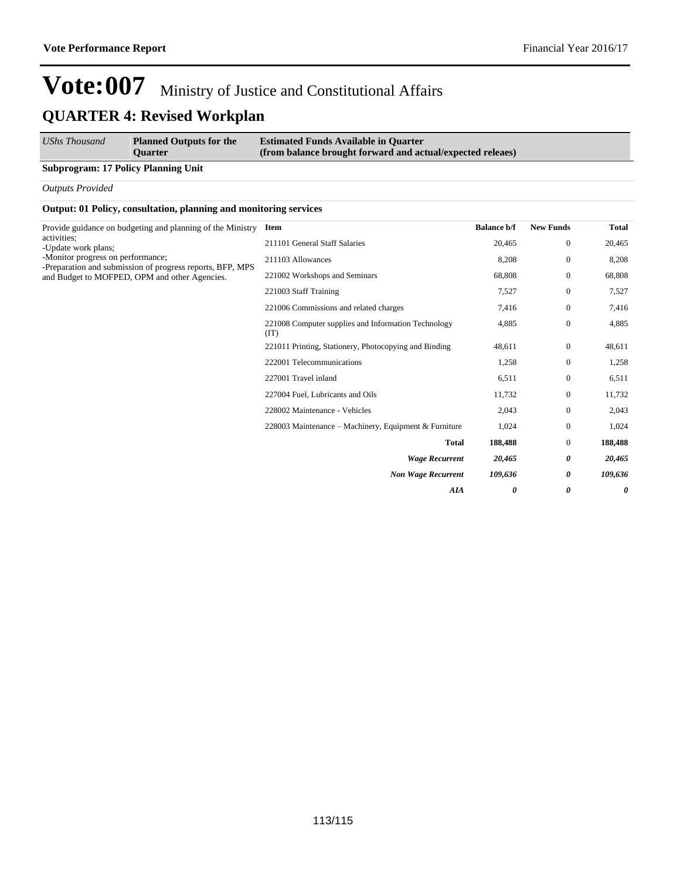# Vote:007 Ministry of Justice and Constitutional Affairs

## QUARTER 4: Revised Workplan

| *UShs Thousand* | **Planned Outputs for the Quarter** | **Estimated Funds Available in Quarter (from balance brought forward and actual/expected releaes)** | | | |
|---|---|---|---|---|---|

**Subprogram: 17 Policy Planning Unit**

*Outputs Provided*

**Output: 01 Policy, consultation, planning and monitoring services**

| Planned Outputs | Item | Balance b/f | New Funds | Total |
|---|---|---|---|---|
| Provide guidance on budgeting and planning of the Ministry activities;<br>-Update work plans;<br>-Monitor progress on performance;<br>-Preparation and submission of progress reports, BFP, MPS and Budget to MOFPED, OPM and other Agencies. | 211101 General Staff Salaries | 20,465 | 0 | 20,465 |
| | 211103 Allowances | 8,208 | 0 | 8,208 |
| | 221002 Workshops and Seminars | 68,808 | 0 | 68,808 |
| | 221003 Staff Training | 7,527 | 0 | 7,527 |
| | 221006 Commissions and related charges | 7,416 | 0 | 7,416 |
| | 221008 Computer supplies and Information Technology (IT) | 4,885 | 0 | 4,885 |
| | 221011 Printing, Stationery, Photocopying and Binding | 48,611 | 0 | 48,611 |
| | 222001 Telecommunications | 1,258 | 0 | 1,258 |
| | 227001 Travel inland | 6,511 | 0 | 6,511 |
| | 227004 Fuel, Lubricants and Oils | 11,732 | 0 | 11,732 |
| | 228002 Maintenance - Vehicles | 2,043 | 0 | 2,043 |
| | 228003 Maintenance – Machinery, Equipment & Furniture | 1,024 | 0 | 1,024 |
| | **Total** | **188,488** | 0 | **188,488** |
| | ***Wage Recurrent*** | ***20,465*** | ***0*** | ***20,465*** |
| | ***Non Wage Recurrent*** | ***109,636*** | ***0*** | ***109,636*** |
| | ***AIA*** | ***0*** | ***0*** | ***0*** |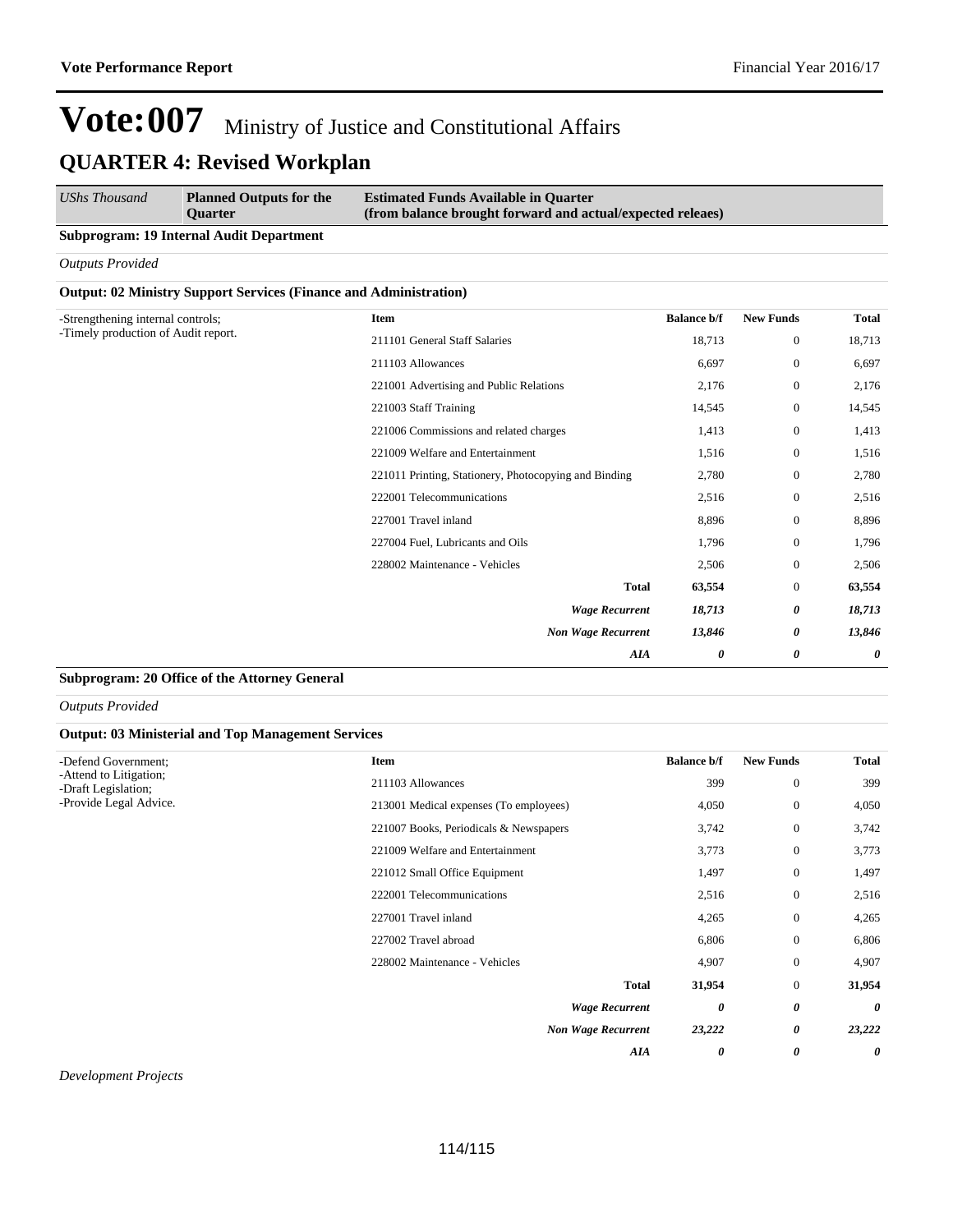# Vote:007 Ministry of Justice and Constitutional Affairs

## QUARTER 4: Revised Workplan

| *UShs Thousand* | **Planned Outputs for the Quarter** | **Estimated Funds Available in Quarter (from balance brought forward and actual/expected releaes)** | | | |
|---|---|---|---|---|---|

**Subprogram: 19 Internal Audit Department**

*Outputs Provided*

**Output: 02 Ministry Support Services (Finance and Administration)**

| Planned Outputs | Item | Balance b/f | New Funds | Total |
|---|---|---|---|---|
| -Strengthening internal controls;<br>-Timely production of Audit report. | 211101 General Staff Salaries | 18,713 | 0 | 18,713 |
| | 211103 Allowances | 6,697 | 0 | 6,697 |
| | 221001 Advertising and Public Relations | 2,176 | 0 | 2,176 |
| | 221003 Staff Training | 14,545 | 0 | 14,545 |
| | 221006 Commissions and related charges | 1,413 | 0 | 1,413 |
| | 221009 Welfare and Entertainment | 1,516 | 0 | 1,516 |
| | 221011 Printing, Stationery, Photocopying and Binding | 2,780 | 0 | 2,780 |
| | 222001 Telecommunications | 2,516 | 0 | 2,516 |
| | 227001 Travel inland | 8,896 | 0 | 8,896 |
| | 227004 Fuel, Lubricants and Oils | 1,796 | 0 | 1,796 |
| | 228002 Maintenance - Vehicles | 2,506 | 0 | 2,506 |
| | **Total** | **63,554** | 0 | **63,554** |
| | ***Wage Recurrent*** | ***18,713*** | ***0*** | ***18,713*** |
| | ***Non Wage Recurrent*** | ***13,846*** | ***0*** | ***13,846*** |
| | ***AIA*** | ***0*** | ***0*** | ***0*** |

**Subprogram: 20 Office of the Attorney General**

*Outputs Provided*

**Output: 03 Ministerial and Top Management Services**

| Planned Outputs | Item | Balance b/f | New Funds | Total |
|---|---|---|---|---|
| -Defend Government;<br>-Attend to Litigation;<br>-Draft Legislation;<br>-Provide Legal Advice. | 211103 Allowances | 399 | 0 | 399 |
| | 213001 Medical expenses (To employees) | 4,050 | 0 | 4,050 |
| | 221007 Books, Periodicals & Newspapers | 3,742 | 0 | 3,742 |
| | 221009 Welfare and Entertainment | 3,773 | 0 | 3,773 |
| | 221012 Small Office Equipment | 1,497 | 0 | 1,497 |
| | 222001 Telecommunications | 2,516 | 0 | 2,516 |
| | 227001 Travel inland | 4,265 | 0 | 4,265 |
| | 227002 Travel abroad | 6,806 | 0 | 6,806 |
| | 228002 Maintenance - Vehicles | 4,907 | 0 | 4,907 |
| | **Total** | **31,954** | 0 | **31,954** |
| | ***Wage Recurrent*** | ***0*** | ***0*** | ***0*** |
| | ***Non Wage Recurrent*** | ***23,222*** | ***0*** | ***23,222*** |
| | ***AIA*** | ***0*** | ***0*** | ***0*** |

*Development Projects*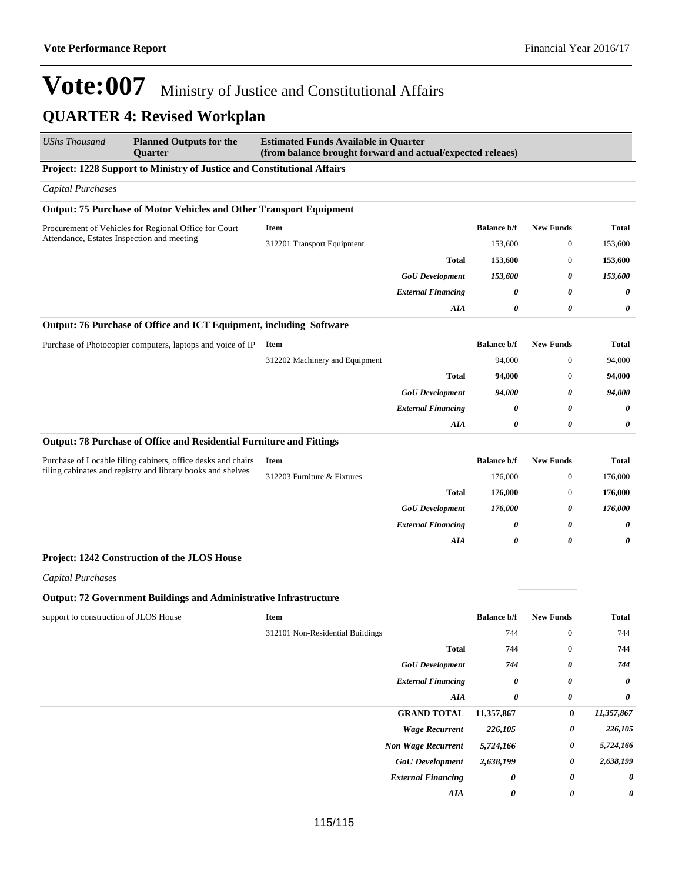# Vote:007 Ministry of Justice and Constitutional Affairs

## QUARTER 4: Revised Workplan

| *UShs Thousand* | **Planned Outputs for the Quarter** | **Estimated Funds Available in Quarter (from balance brought forward and actual/expected releaes)** | | | |
|---|---|---|---|---|---|

**Project: 1228 Support to Ministry of Justice and Constitutional Affairs**

*Capital Purchases*

**Output: 75 Purchase of Motor Vehicles and Other Transport Equipment**

| Planned Outputs | Item | Balance b/f | New Funds | Total |
|---|---|---|---|---|
| Procurement of Vehicles for Regional Office for Court Attendance, Estates Inspection and meeting | 312201 Transport Equipment | 153,600 | 0 | 153,600 |
| | **Total** | **153,600** | 0 | **153,600** |
| | ***GoU Development*** | ***153,600*** | ***0*** | ***153,600*** |
| | ***External Financing*** | ***0*** | ***0*** | ***0*** |
| | ***AIA*** | ***0*** | ***0*** | ***0*** |

**Output: 76 Purchase of Office and ICT Equipment, including Software**

| Planned Outputs | Item | Balance b/f | New Funds | Total |
|---|---|---|---|---|
| Purchase of Photocopier computers, laptops and voice of IP | 312202 Machinery and Equipment | 94,000 | 0 | 94,000 |
| | **Total** | **94,000** | 0 | **94,000** |
| | ***GoU Development*** | ***94,000*** | ***0*** | ***94,000*** |
| | ***External Financing*** | ***0*** | ***0*** | ***0*** |
| | ***AIA*** | ***0*** | ***0*** | ***0*** |

**Output: 78 Purchase of Office and Residential Furniture and Fittings**

| Planned Outputs | Item | Balance b/f | New Funds | Total |
|---|---|---|---|---|
| Purchase of Locable filing cabinets, office desks and chairs filing cabinates and registry and library books and shelves | 312203 Furniture & Fixtures | 176,000 | 0 | 176,000 |
| | **Total** | **176,000** | 0 | **176,000** |
| | ***GoU Development*** | ***176,000*** | ***0*** | ***176,000*** |
| | ***External Financing*** | ***0*** | ***0*** | ***0*** |
| | ***AIA*** | ***0*** | ***0*** | ***0*** |

**Project: 1242 Construction of the JLOS House**

*Capital Purchases*

**Output: 72 Government Buildings and Administrative Infrastructure**

| Planned Outputs | Item | Balance b/f | New Funds | Total |
|---|---|---|---|---|
| support to construction of JLOS House | 312101 Non-Residential Buildings | 744 | 0 | 744 |
| | **Total** | **744** | 0 | **744** |
| | ***GoU Development*** | ***744*** | ***0*** | ***744*** |
| | ***External Financing*** | ***0*** | ***0*** | ***0*** |
| | ***AIA*** | ***0*** | ***0*** | ***0*** |
| | **GRAND TOTAL** | **11,357,867** | **0** | ***11,357,867*** |
| | ***Wage Recurrent*** | ***226,105*** | ***0*** | ***226,105*** |
| | ***Non Wage Recurrent*** | ***5,724,166*** | ***0*** | ***5,724,166*** |
| | ***GoU Development*** | ***2,638,199*** | ***0*** | ***2,638,199*** |
| | ***External Financing*** | ***0*** | ***0*** | ***0*** |
| | ***AIA*** | ***0*** | ***0*** | ***0*** |